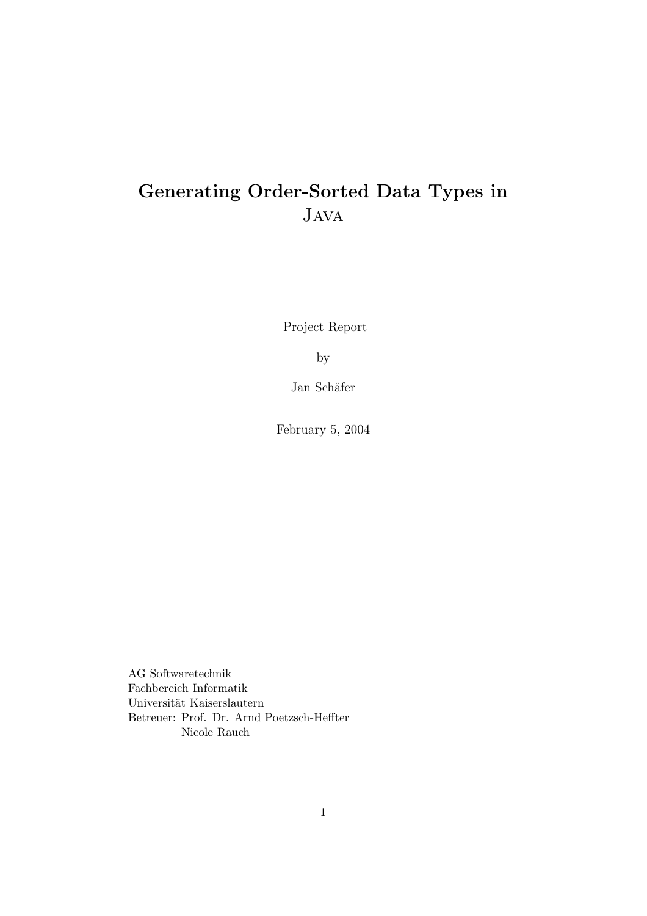# Generating Order-Sorted Data Types in Java

Project Report

by

Jan Schäfer

February 5, 2004

AG Softwaretechnik
Fachbereich Informatik
Universität Kaiserslautern
Betreuer: Prof. Dr. Arnd Poetzsch-Heffter
Nicole Rauch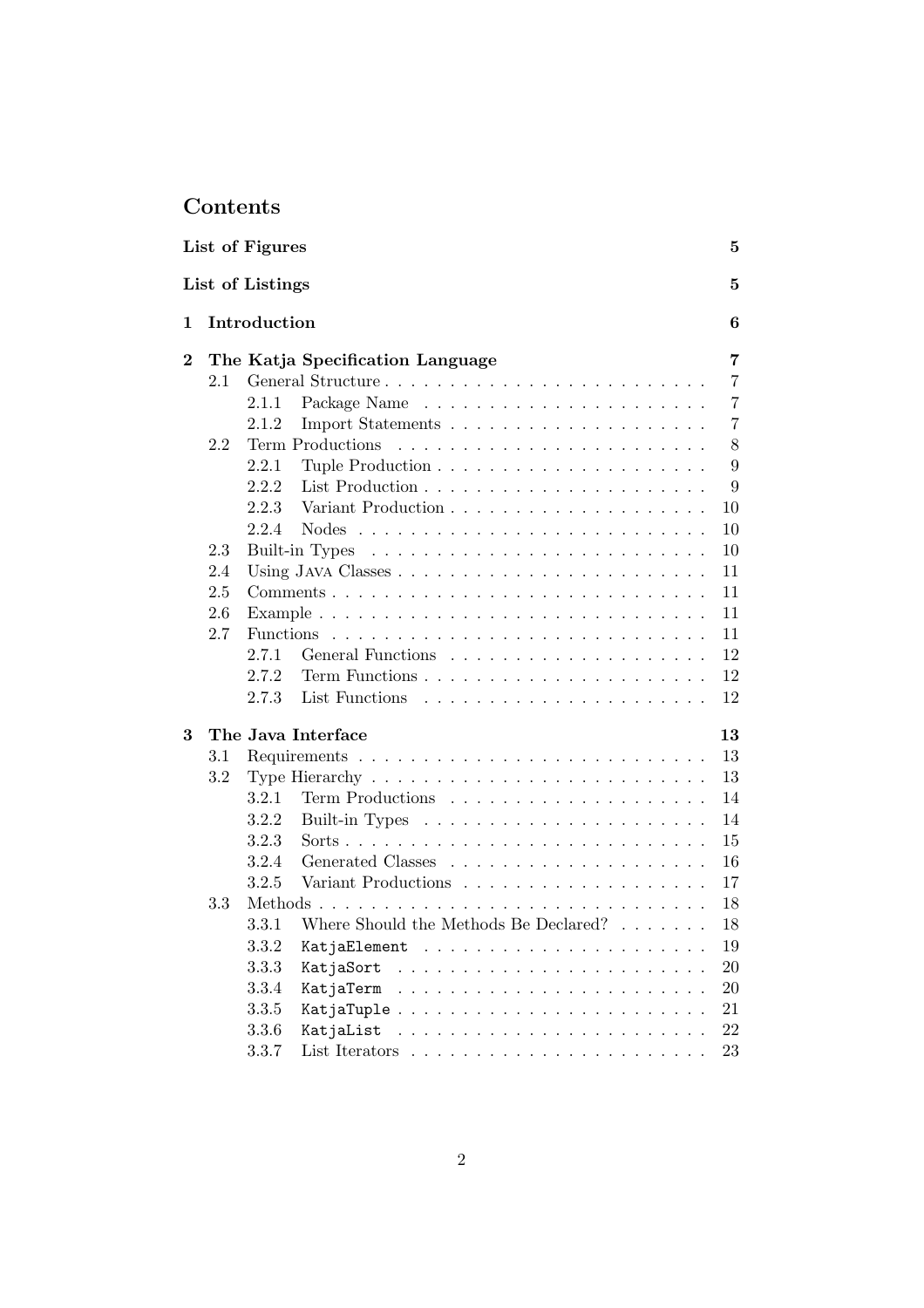# Contents

**List of Figures** **5**

**List of Listings** **5**

**1 Introduction** **6**

**2 The Katja Specification Language** **7**

- 2.1 General Structure . . . . . 7
  - 2.1.1 Package Name . . . . . 7
  - 2.1.2 Import Statements . . . . . 7
- 2.2 Term Productions . . . . . 8
  - 2.2.1 Tuple Production . . . . . 9
  - 2.2.2 List Production . . . . . 9
  - 2.2.3 Variant Production . . . . . 10
  - 2.2.4 Nodes . . . . . 10
- 2.3 Built-in Types . . . . . 10
- 2.4 Using JAVA Classes . . . . . 11
- 2.5 Comments . . . . . 11
- 2.6 Example . . . . . 11
- 2.7 Functions . . . . . 11
  - 2.7.1 General Functions . . . . . 12
  - 2.7.2 Term Functions . . . . . 12
  - 2.7.3 List Functions . . . . . 12

**3 The Java Interface** **13**

- 3.1 Requirements . . . . . 13
- 3.2 Type Hierarchy . . . . . 13
  - 3.2.1 Term Productions . . . . . 14
  - 3.2.2 Built-in Types . . . . . 14
  - 3.2.3 Sorts . . . . . 15
  - 3.2.4 Generated Classes . . . . . 16
  - 3.2.5 Variant Productions . . . . . 17
- 3.3 Methods . . . . . 18
  - 3.3.1 Where Should the Methods Be Declared? . . . . . 18
  - 3.3.2 `KatjaElement` . . . . . 19
  - 3.3.3 `KatjaSort` . . . . . 20
  - 3.3.4 `KatjaTerm` . . . . . 20
  - 3.3.5 `KatjaTuple` . . . . . 21
  - 3.3.6 `KatjaList` . . . . . 22
  - 3.3.7 List Iterators . . . . . 23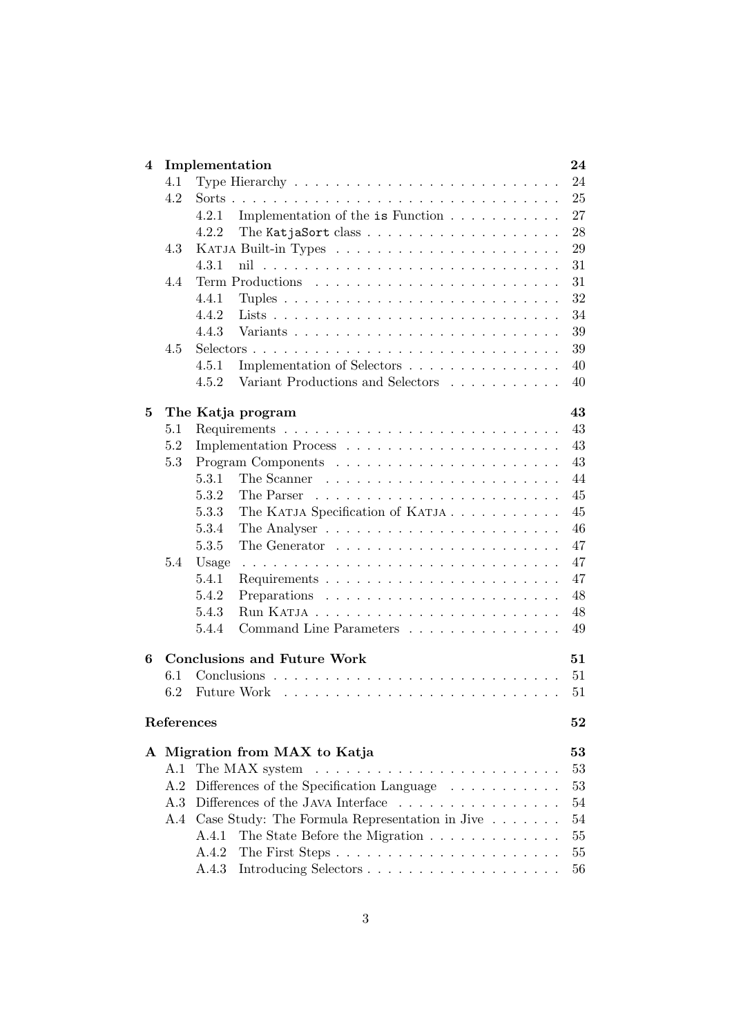**4 Implementation** — 24
- 4.1 Type Hierarchy — 24
- 4.2 Sorts — 25
  - 4.2.1 Implementation of the `is` Function — 27
  - 4.2.2 The `KatjaSort` class — 28
- 4.3 KATJA Built-in Types — 29
  - 4.3.1 nil — 31
- 4.4 Term Productions — 31
  - 4.4.1 Tuples — 32
  - 4.4.2 Lists — 34
  - 4.4.3 Variants — 39
- 4.5 Selectors — 39
  - 4.5.1 Implementation of Selectors — 40
  - 4.5.2 Variant Productions and Selectors — 40

**5 The Katja program** — 43
- 5.1 Requirements — 43
- 5.2 Implementation Process — 43
- 5.3 Program Components — 43
  - 5.3.1 The Scanner — 44
  - 5.3.2 The Parser — 45
  - 5.3.3 The KATJA Specification of KATJA — 45
  - 5.3.4 The Analyser — 46
  - 5.3.5 The Generator — 47
- 5.4 Usage — 47
  - 5.4.1 Requirements — 47
  - 5.4.2 Preparations — 48
  - 5.4.3 Run KATJA — 48
  - 5.4.4 Command Line Parameters — 49

**6 Conclusions and Future Work** — 51
- 6.1 Conclusions — 51
- 6.2 Future Work — 51

**References** — 52

**A Migration from MAX to Katja** — 53
- A.1 The MAX system — 53
- A.2 Differences of the Specification Language — 53
- A.3 Differences of the JAVA Interface — 54
- A.4 Case Study: The Formula Representation in Jive — 54
  - A.4.1 The State Before the Migration — 55
  - A.4.2 The First Steps — 55
  - A.4.3 Introducing Selectors — 56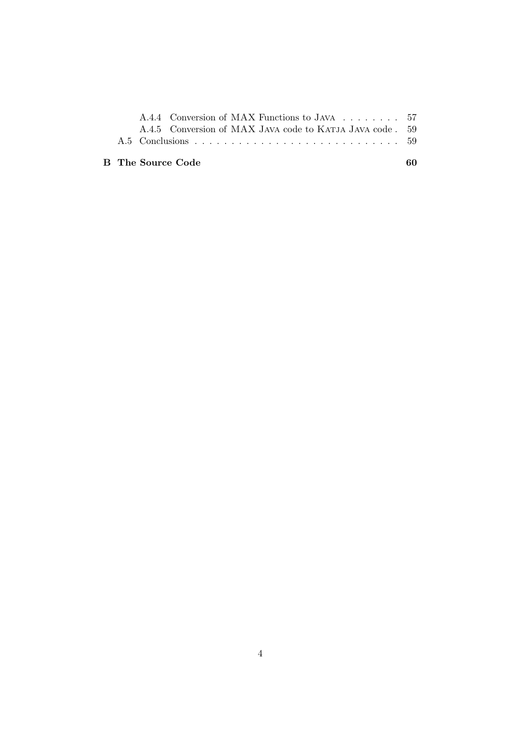A.4.4 Conversion of MAX Functions to JAVA . . . . . . . . 57
A.4.5 Conversion of MAX JAVA code to KATJA JAVA code . 59
A.5 Conclusions . . . . . . . . . . . . . . . . . . . . . . . . . . . . 59

**B The Source Code** **60**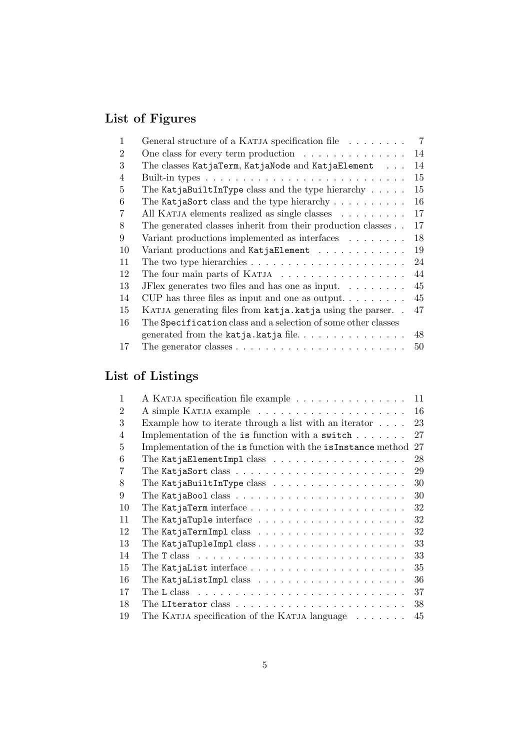## List of Figures

| | | |
|---|---|---|
| 1 | General structure of a KATJA specification file | 7 |
| 2 | One class for every term production | 14 |
| 3 | The classes `KatjaTerm`, `KatjaNode` and `KatjaElement` | 14 |
| 4 | Built-in types | 15 |
| 5 | The `KatjaBuiltInType` class and the type hierarchy | 15 |
| 6 | The `KatjaSort` class and the type hierarchy | 16 |
| 7 | All KATJA elements realized as single classes | 17 |
| 8 | The generated classes inherit from their production classes | 17 |
| 9 | Variant productions implemented as interfaces | 18 |
| 10 | Variant productions and `KatjaElement` | 19 |
| 11 | The two type hierarchies | 24 |
| 12 | The four main parts of KATJA | 44 |
| 13 | JFlex generates two files and has one as input. | 45 |
| 14 | CUP has three files as input and one as output. | 45 |
| 15 | KATJA generating files from `katja.katja` using the parser. | 47 |
| 16 | The `Specification` class and a selection of some other classes generated from the `katja.katja` file. | 48 |
| 17 | The generator classes | 50 |

## List of Listings

| | | |
|---|---|---|
| 1 | A KATJA specification file example | 11 |
| 2 | A simple KATJA example | 16 |
| 3 | Example how to iterate through a list with an iterator | 23 |
| 4 | Implementation of the `is` function with a `switch` | 27 |
| 5 | Implementation of the `is` function with the `isInstance` method | 27 |
| 6 | The `KatjaElementImpl` class | 28 |
| 7 | The `KatjaSort` class | 29 |
| 8 | The `KatjaBuiltInType` class | 30 |
| 9 | The `KatjaBool` class | 30 |
| 10 | The `KatjaTerm` interface | 32 |
| 11 | The `KatjaTuple` interface | 32 |
| 12 | The `KatjaTermImpl` class | 32 |
| 13 | The `KatjaTupleImpl` class | 33 |
| 14 | The `T` class | 33 |
| 15 | The `KatjaList` interface | 35 |
| 16 | The `KatjaListImpl` class | 36 |
| 17 | The `L` class | 37 |
| 18 | The `LIterator` class | 38 |
| 19 | The KATJA specification of the KATJA language | 45 |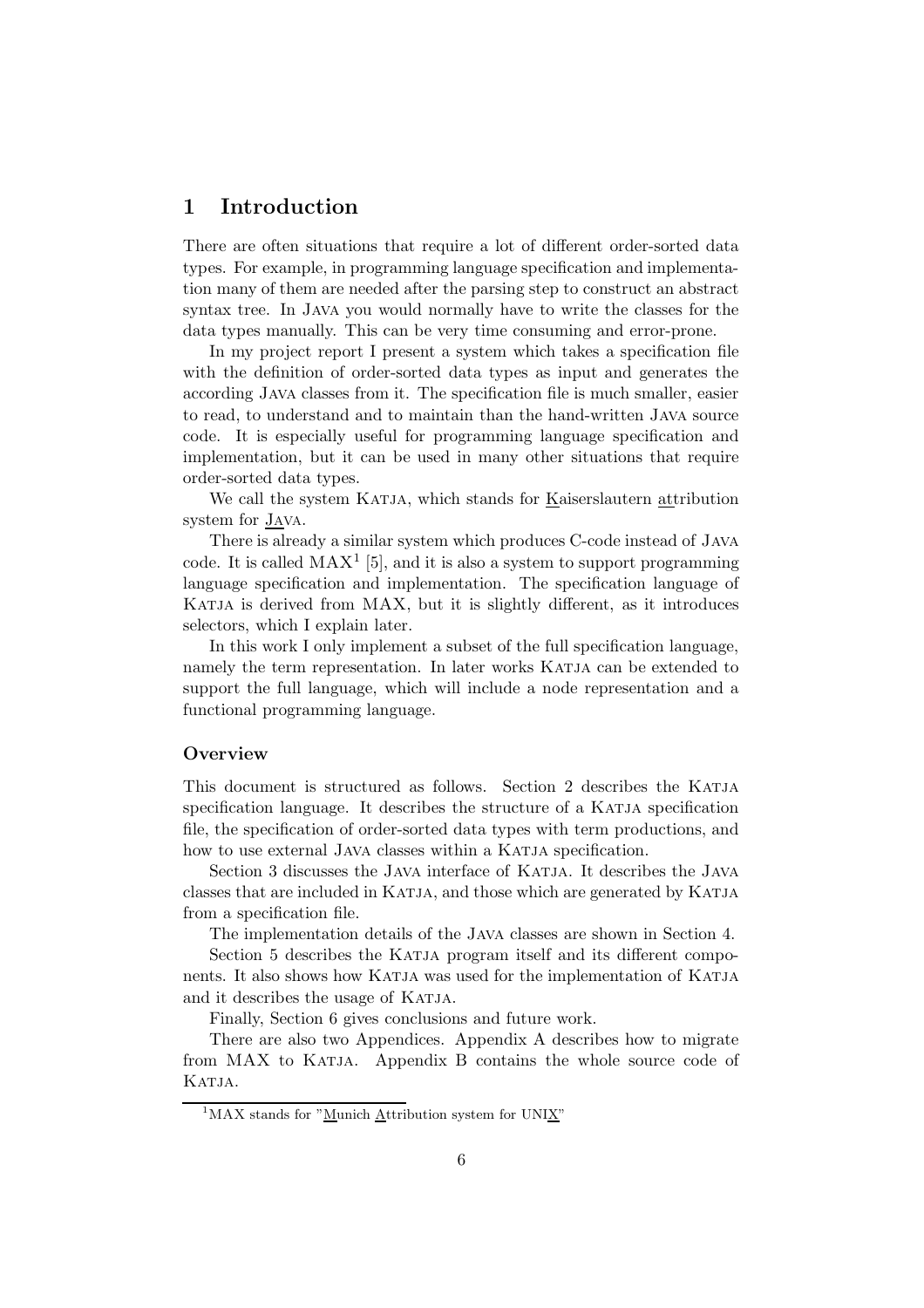# 1 Introduction

There are often situations that require a lot of different order-sorted data types. For example, in programming language specification and implementation many of them are needed after the parsing step to construct an abstract syntax tree. In Java you would normally have to write the classes for the data types manually. This can be very time consuming and error-prone.

In my project report I present a system which takes a specification file with the definition of order-sorted data types as input and generates the according Java classes from it. The specification file is much smaller, easier to read, to understand and to maintain than the hand-written Java source code. It is especially useful for programming language specification and implementation, but it can be used in many other situations that require order-sorted data types.

We call the system Katja, which stands for Kaiserslautern attribution system for Java.

There is already a similar system which produces C-code instead of Java code. It is called MAX[1] [5], and it is also a system to support programming language specification and implementation. The specification language of Katja is derived from MAX, but it is slightly different, as it introduces selectors, which I explain later.

In this work I only implement a subset of the full specification language, namely the term representation. In later works Katja can be extended to support the full language, which will include a node representation and a functional programming language.

### Overview

This document is structured as follows. Section 2 describes the Katja specification language. It describes the structure of a Katja specification file, the specification of order-sorted data types with term productions, and how to use external Java classes within a Katja specification.

Section 3 discusses the Java interface of Katja. It describes the Java classes that are included in Katja, and those which are generated by Katja from a specification file.

The implementation details of the Java classes are shown in Section 4.

Section 5 describes the Katja program itself and its different components. It also shows how Katja was used for the implementation of Katja and it describes the usage of Katja.

Finally, Section 6 gives conclusions and future work.

There are also two Appendices. Appendix A describes how to migrate from MAX to Katja. Appendix B contains the whole source code of Katja.

[1] MAX stands for "Munich Attribution system for UNIX"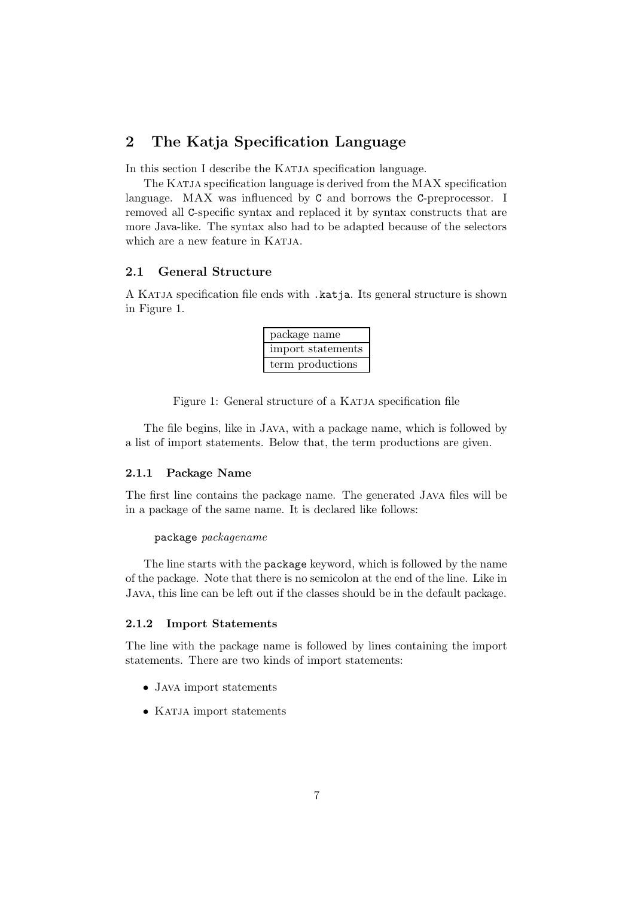## 2 The Katja Specification Language

In this section I describe the KATJA specification language.

The KATJA specification language is derived from the MAX specification language. MAX was influenced by `C` and borrows the `C`-preprocessor. I removed all `C`-specific syntax and replaced it by syntax constructs that are more Java-like. The syntax also had to be adapted because of the selectors which are a new feature in KATJA.

### 2.1 General Structure

A KATJA specification file ends with `.katja`. Its general structure is shown in Figure 1.

| package name |
|---|
| import statements |
| term productions |

Figure 1: General structure of a KATJA specification file

The file begins, like in JAVA, with a package name, which is followed by a list of import statements. Below that, the term productions are given.

#### 2.1.1 Package Name

The first line contains the package name. The generated JAVA files will be in a package of the same name. It is declared like follows:

`package` *packagename*

The line starts with the `package` keyword, which is followed by the name of the package. Note that there is no semicolon at the end of the line. Like in JAVA, this line can be left out if the classes should be in the default package.

#### 2.1.2 Import Statements

The line with the package name is followed by lines containing the import statements. There are two kinds of import statements:

- JAVA import statements
- KATJA import statements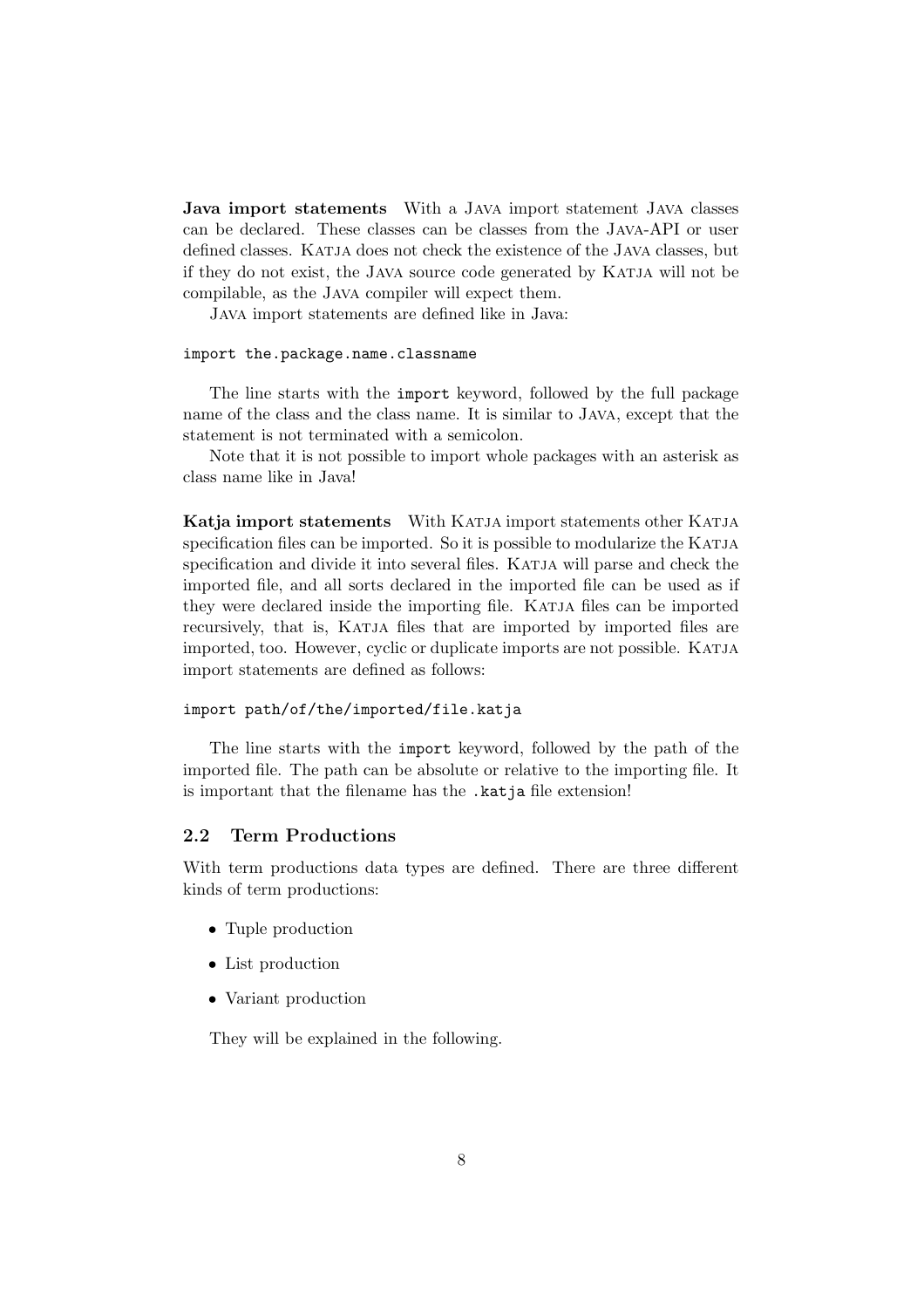**Java import statements** With a JAVA import statement JAVA classes can be declared. These classes can be classes from the JAVA-API or user defined classes. KATJA does not check the existence of the JAVA classes, but if they do not exist, the JAVA source code generated by KATJA will not be compilable, as the JAVA compiler will expect them.

JAVA import statements are defined like in Java:

```
import the.package.name.classname
```

The line starts with the `import` keyword, followed by the full package name of the class and the class name. It is similar to JAVA, except that the statement is not terminated with a semicolon.

Note that it is not possible to import whole packages with an asterisk as class name like in Java!

**Katja import statements** With KATJA import statements other KATJA specification files can be imported. So it is possible to modularize the KATJA specification and divide it into several files. KATJA will parse and check the imported file, and all sorts declared in the imported file can be used as if they were declared inside the importing file. KATJA files can be imported recursively, that is, KATJA files that are imported by imported files are imported, too. However, cyclic or duplicate imports are not possible. KATJA import statements are defined as follows:

```
import path/of/the/imported/file.katja
```

The line starts with the `import` keyword, followed by the path of the imported file. The path can be absolute or relative to the importing file. It is important that the filename has the `.katja` file extension!

### 2.2 Term Productions

With term productions data types are defined. There are three different kinds of term productions:

- Tuple production
- List production
- Variant production

They will be explained in the following.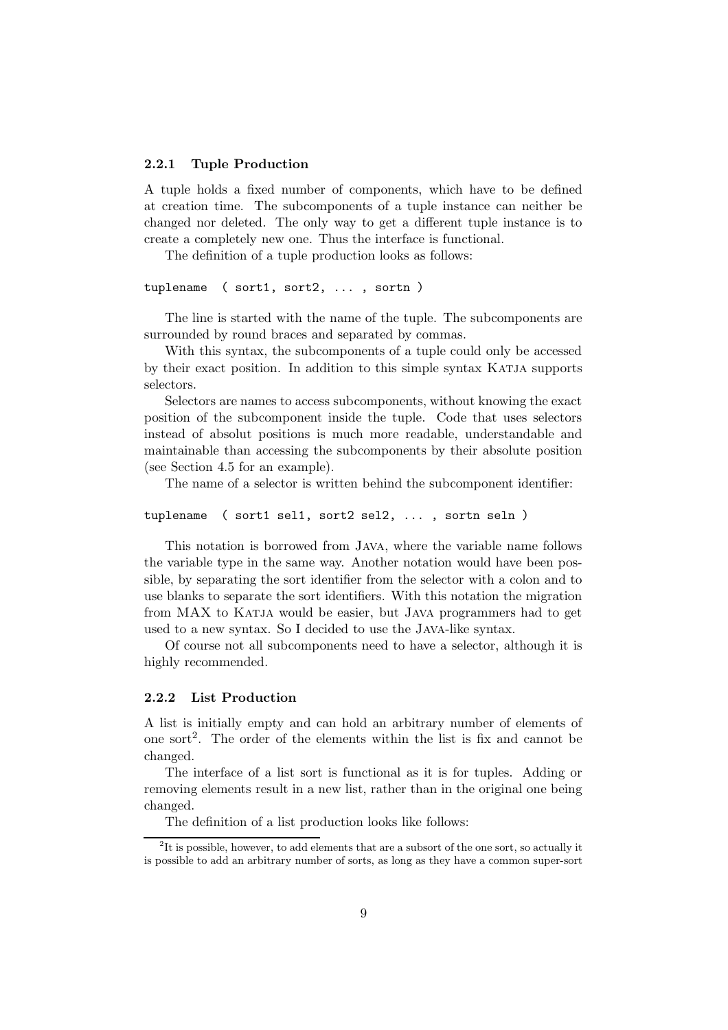### 2.2.1 Tuple Production

A tuple holds a fixed number of components, which have to be defined at creation time. The subcomponents of a tuple instance can neither be changed nor deleted. The only way to get a different tuple instance is to create a completely new one. Thus the interface is functional.

The definition of a tuple production looks as follows:

```
tuplename  ( sort1, sort2, ... , sortn )
```

The line is started with the name of the tuple. The subcomponents are surrounded by round braces and separated by commas.

With this syntax, the subcomponents of a tuple could only be accessed by their exact position. In addition to this simple syntax KATJA supports selectors.

Selectors are names to access subcomponents, without knowing the exact position of the subcomponent inside the tuple. Code that uses selectors instead of absolut positions is much more readable, understandable and maintainable than accessing the subcomponents by their absolute position (see Section 4.5 for an example).

The name of a selector is written behind the subcomponent identifier:

```
tuplename  ( sort1 sel1, sort2 sel2, ... , sortn seln )
```

This notation is borrowed from JAVA, where the variable name follows the variable type in the same way. Another notation would have been possible, by separating the sort identifier from the selector with a colon and to use blanks to separate the sort identifiers. With this notation the migration from MAX to KATJA would be easier, but JAVA programmers had to get used to a new syntax. So I decided to use the JAVA-like syntax.

Of course not all subcomponents need to have a selector, although it is highly recommended.

### 2.2.2 List Production

A list is initially empty and can hold an arbitrary number of elements of one sort[2]. The order of the elements within the list is fix and cannot be changed.

The interface of a list sort is functional as it is for tuples. Adding or removing elements result in a new list, rather than in the original one being changed.

The definition of a list production looks like follows:

[2] It is possible, however, to add elements that are a subsort of the one sort, so actually it is possible to add an arbitrary number of sorts, as long as they have a common super-sort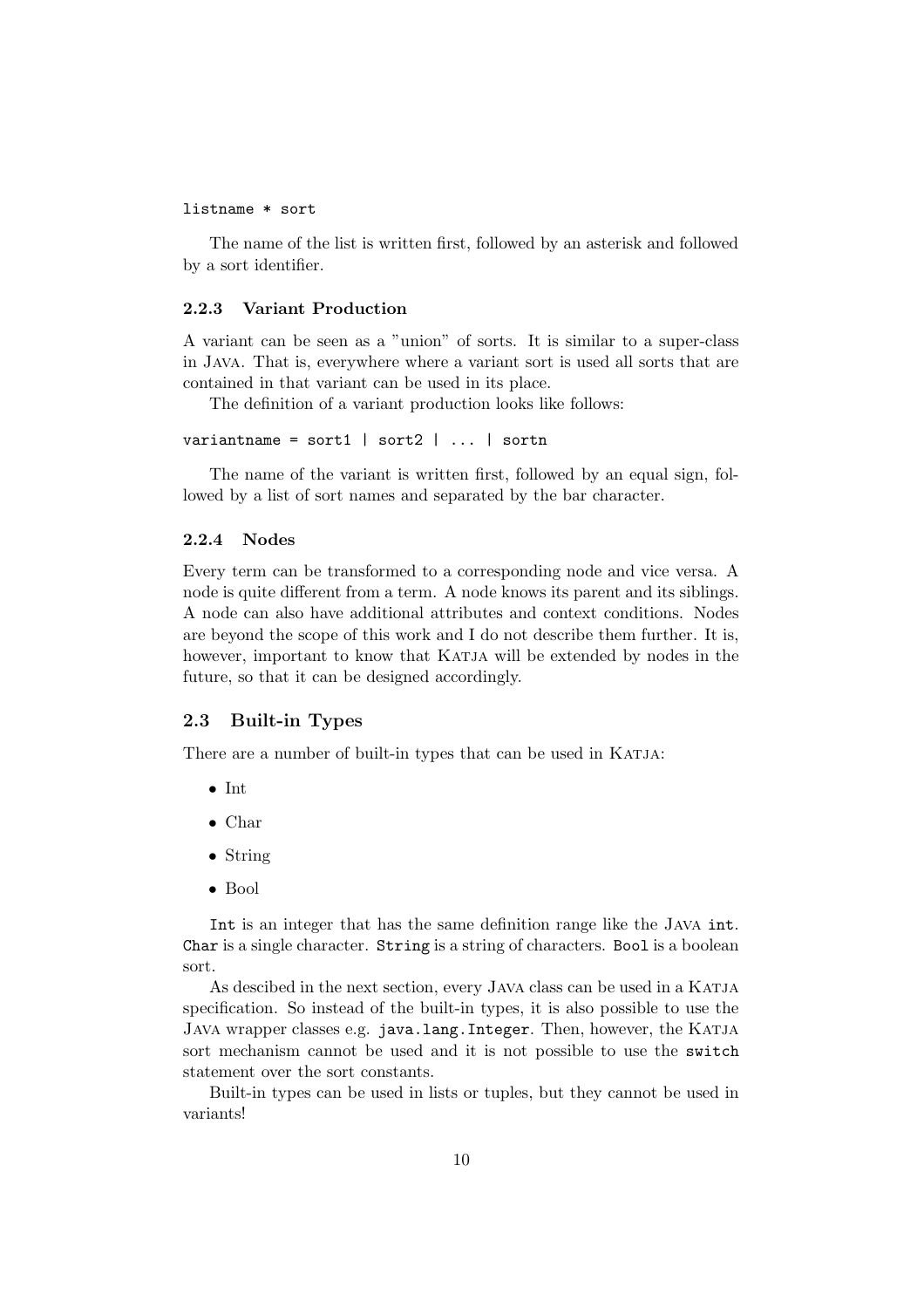```
listname * sort
```

The name of the list is written first, followed by an asterisk and followed by a sort identifier.

### 2.2.3 Variant Production

A variant can be seen as a "union" of sorts. It is similar to a super-class in Java. That is, everywhere where a variant sort is used all sorts that are contained in that variant can be used in its place.

The definition of a variant production looks like follows:

```
variantname = sort1 | sort2 | ... | sortn
```

The name of the variant is written first, followed by an equal sign, followed by a list of sort names and separated by the bar character.

### 2.2.4 Nodes

Every term can be transformed to a corresponding node and vice versa. A node is quite different from a term. A node knows its parent and its siblings. A node can also have additional attributes and context conditions. Nodes are beyond the scope of this work and I do not describe them further. It is, however, important to know that Katja will be extended by nodes in the future, so that it can be designed accordingly.

## 2.3 Built-in Types

There are a number of built-in types that can be used in Katja:

- Int
- Char
- String
- Bool

`Int` is an integer that has the same definition range like the Java `int`. `Char` is a single character. `String` is a string of characters. `Bool` is a boolean sort.

As descibed in the next section, every Java class can be used in a Katja specification. So instead of the built-in types, it is also possible to use the Java wrapper classes e.g. `java.lang.Integer`. Then, however, the Katja sort mechanism cannot be used and it is not possible to use the `switch` statement over the sort constants.

Built-in types can be used in lists or tuples, but they cannot be used in variants!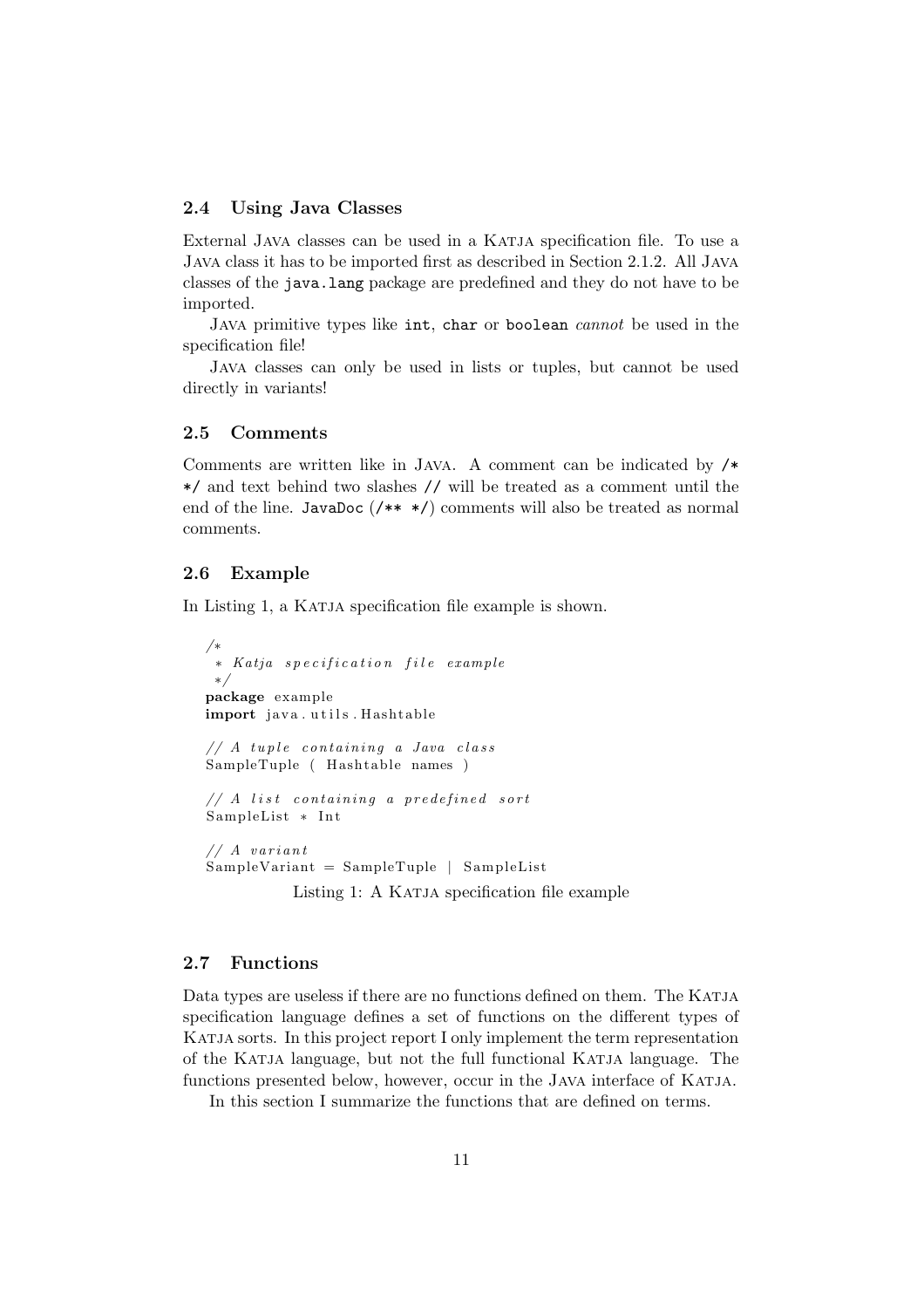### 2.4 Using Java Classes

External Java classes can be used in a Katja specification file. To use a Java class it has to be imported first as described in Section 2.1.2. All Java classes of the `java.lang` package are predefined and they do not have to be imported.

Java primitive types like `int`, `char` or `boolean` *cannot* be used in the specification file!

Java classes can only be used in lists or tuples, but cannot be used directly in variants!

### 2.5 Comments

Comments are written like in Java. A comment can be indicated by `/* */` and text behind two slashes `//` will be treated as a comment until the end of the line. `JavaDoc` (`/** */`) comments will also be treated as normal comments.

### 2.6 Example

In Listing 1, a Katja specification file example is shown.

```
/*
 * Katja specification file example
 */
package example
import java.utils.Hashtable

// A tuple containing a Java class
SampleTuple ( Hashtable names )

// A list containing a predefined sort
SampleList * Int

// A variant
SampleVariant = SampleTuple | SampleList
```

Listing 1: A Katja specification file example

### 2.7 Functions

Data types are useless if there are no functions defined on them. The Katja specification language defines a set of functions on the different types of Katja sorts. In this project report I only implement the term representation of the Katja language, but not the full functional Katja language. The functions presented below, however, occur in the Java interface of Katja.

In this section I summarize the functions that are defined on terms.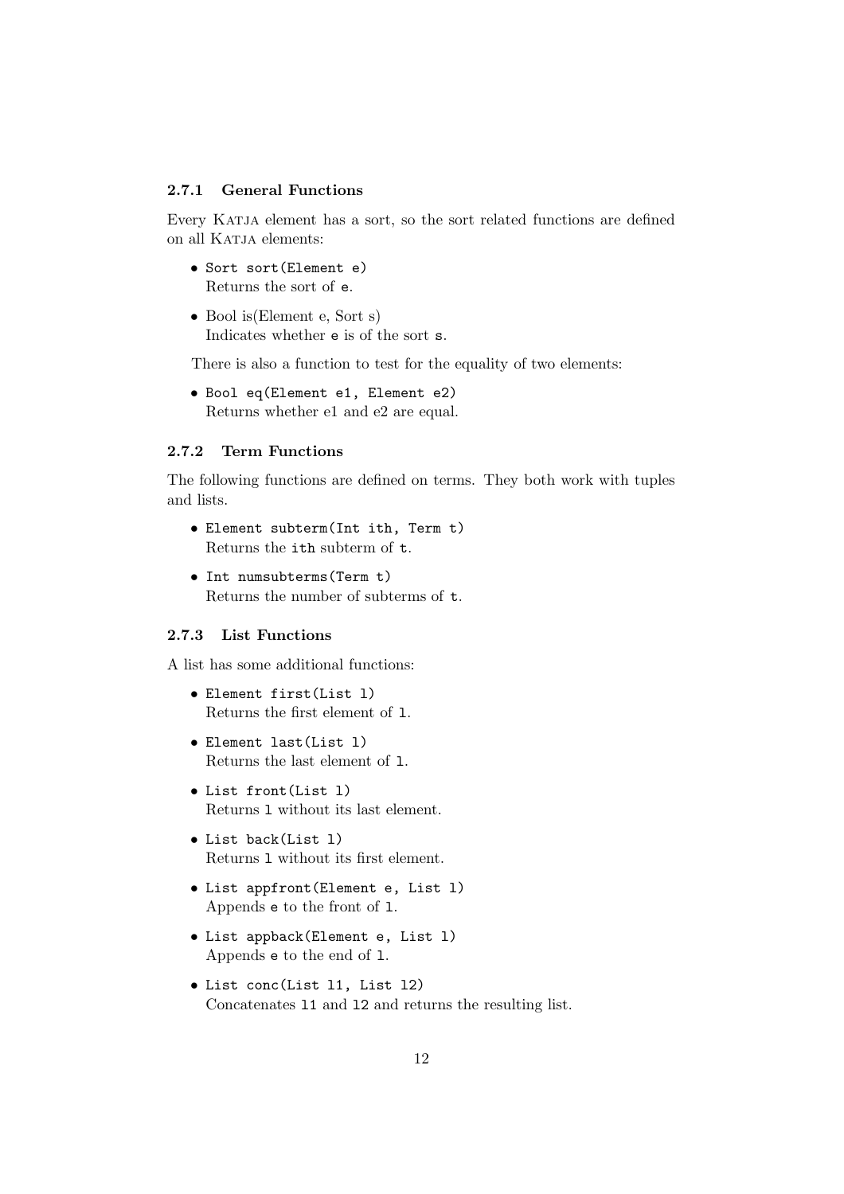### 2.7.1 General Functions

Every KATJA element has a sort, so the sort related functions are defined on all KATJA elements:

- `Sort sort(Element e)`
  Returns the sort of `e`.
- Bool is(Element e, Sort s)
  Indicates whether `e` is of the sort `s`.

There is also a function to test for the equality of two elements:

- `Bool eq(Element e1, Element e2)`
  Returns whether e1 and e2 are equal.

### 2.7.2 Term Functions

The following functions are defined on terms. They both work with tuples and lists.

- `Element subterm(Int ith, Term t)`
  Returns the `ith` subterm of `t`.
- `Int numsubterms(Term t)`
  Returns the number of subterms of `t`.

### 2.7.3 List Functions

A list has some additional functions:

- `Element first(List l)`
  Returns the first element of `l`.
- `Element last(List l)`
  Returns the last element of `l`.
- `List front(List l)`
  Returns `l` without its last element.
- `List back(List l)`
  Returns `l` without its first element.
- `List appfront(Element e, List l)`
  Appends `e` to the front of `l`.
- `List appback(Element e, List l)`
  Appends `e` to the end of `l`.
- `List conc(List l1, List l2)`
  Concatenates `l1` and `l2` and returns the resulting list.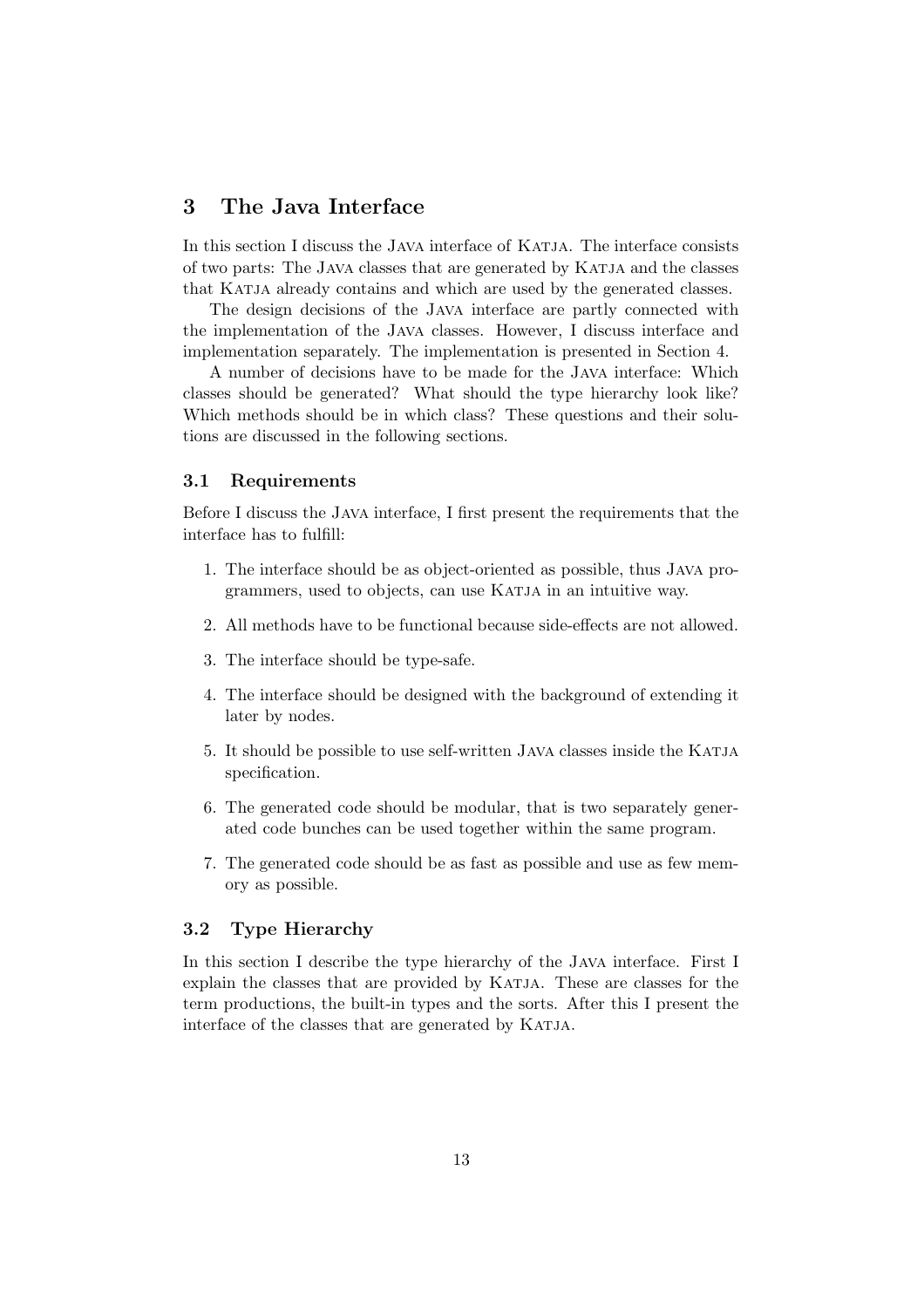# 3 The Java Interface

In this section I discuss the Java interface of Katja. The interface consists of two parts: The Java classes that are generated by Katja and the classes that Katja already contains and which are used by the generated classes.

The design decisions of the Java interface are partly connected with the implementation of the Java classes. However, I discuss interface and implementation separately. The implementation is presented in Section 4.

A number of decisions have to be made for the Java interface: Which classes should be generated? What should the type hierarchy look like? Which methods should be in which class? These questions and their solutions are discussed in the following sections.

## 3.1 Requirements

Before I discuss the Java interface, I first present the requirements that the interface has to fulfill:

1. The interface should be as object-oriented as possible, thus Java programmers, used to objects, can use Katja in an intuitive way.

2. All methods have to be functional because side-effects are not allowed.

3. The interface should be type-safe.

4. The interface should be designed with the background of extending it later by nodes.

5. It should be possible to use self-written Java classes inside the Katja specification.

6. The generated code should be modular, that is two separately generated code bunches can be used together within the same program.

7. The generated code should be as fast as possible and use as few memory as possible.

## 3.2 Type Hierarchy

In this section I describe the type hierarchy of the Java interface. First I explain the classes that are provided by Katja. These are classes for the term productions, the built-in types and the sorts. After this I present the interface of the classes that are generated by Katja.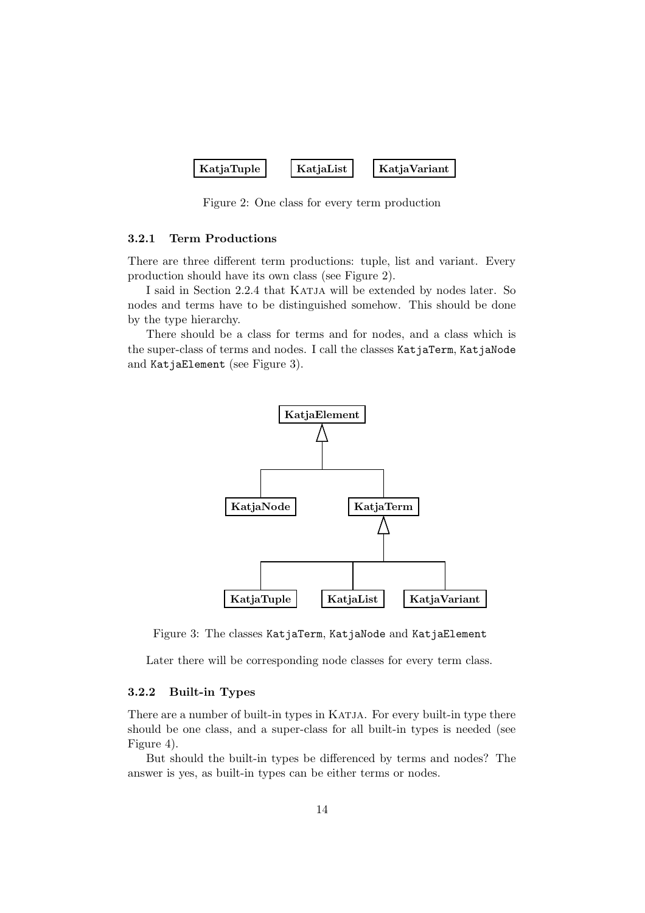KatjaTuple KatjaList KatjaVariant

Figure 2: One class for every term production

### 3.2.1 Term Productions

There are three different term productions: tuple, list and variant. Every production should have its own class (see Figure 2).

I said in Section 2.2.4 that KATJA will be extended by nodes later. So nodes and terms have to be distinguished somehow. This should be done by the type hierarchy.

There should be a class for terms and for nodes, and a class which is the super-class of terms and nodes. I call the classes `KatjaTerm`, `KatjaNode` and `KatjaElement` (see Figure 3).

KatjaElement

KatjaNode KatjaTerm

KatjaTuple KatjaList KatjaVariant

Figure 3: The classes `KatjaTerm`, `KatjaNode` and `KatjaElement`

Later there will be corresponding node classes for every term class.

### 3.2.2 Built-in Types

There are a number of built-in types in KATJA. For every built-in type there should be one class, and a super-class for all built-in types is needed (see Figure 4).

But should the built-in types be differenced by terms and nodes? The answer is yes, as built-in types can be either terms or nodes.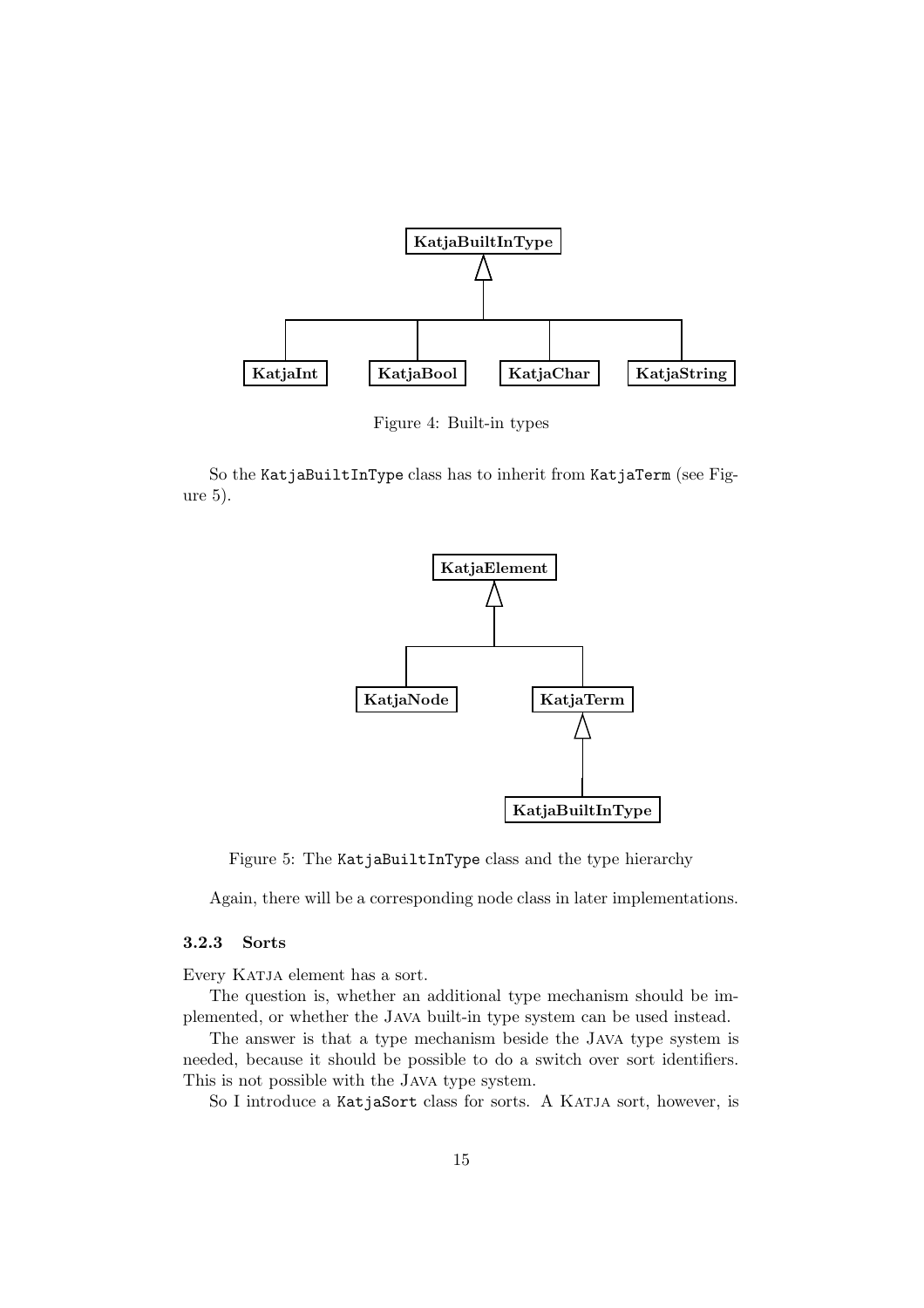Figure 4: Built-in types

So the `KatjaBuiltInType` class has to inherit from `KatjaTerm` (see Figure 5).

Figure 5: The `KatjaBuiltInType` class and the type hierarchy

Again, there will be a corresponding node class in later implementations.

### 3.2.3 Sorts

Every KATJA element has a sort.

The question is, whether an additional type mechanism should be implemented, or whether the JAVA built-in type system can be used instead.

The answer is that a type mechanism beside the JAVA type system is needed, because it should be possible to do a switch over sort identifiers. This is not possible with the JAVA type system.

So I introduce a `KatjaSort` class for sorts. A KATJA sort, however, is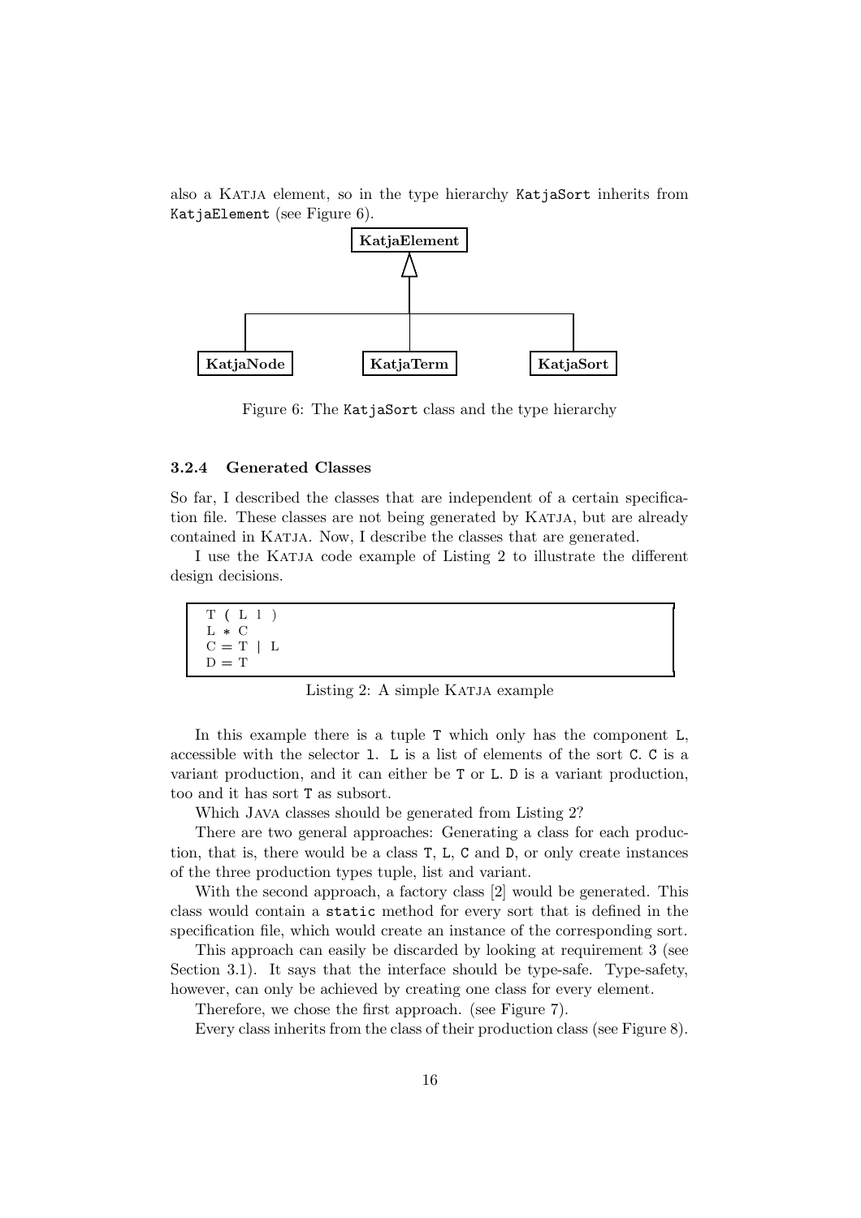also a KATJA element, so in the type hierarchy `KatjaSort` inherits from `KatjaElement` (see Figure 6).

Figure 6: The `KatjaSort` class and the type hierarchy

#### 3.2.4 Generated Classes

So far, I described the classes that are independent of a certain specification file. These classes are not being generated by KATJA, but are already contained in KATJA. Now, I describe the classes that are generated.

I use the KATJA code example of Listing 2 to illustrate the different design decisions.

```
T ( L l )
L * C
C = T | L
D = T
```

Listing 2: A simple KATJA example

In this example there is a tuple `T` which only has the component `L`, accessible with the selector `l`. `L` is a list of elements of the sort `C`. `C` is a variant production, and it can either be `T` or `L`. `D` is a variant production, too and it has sort `T` as subsort.

Which JAVA classes should be generated from Listing 2?

There are two general approaches: Generating a class for each production, that is, there would be a class `T`, `L`, `C` and `D`, or only create instances of the three production types tuple, list and variant.

With the second approach, a factory class [2] would be generated. This class would contain a `static` method for every sort that is defined in the specification file, which would create an instance of the corresponding sort.

This approach can easily be discarded by looking at requirement 3 (see Section 3.1). It says that the interface should be type-safe. Type-safety, however, can only be achieved by creating one class for every element.

Therefore, we chose the first approach. (see Figure 7).

Every class inherits from the class of their production class (see Figure 8).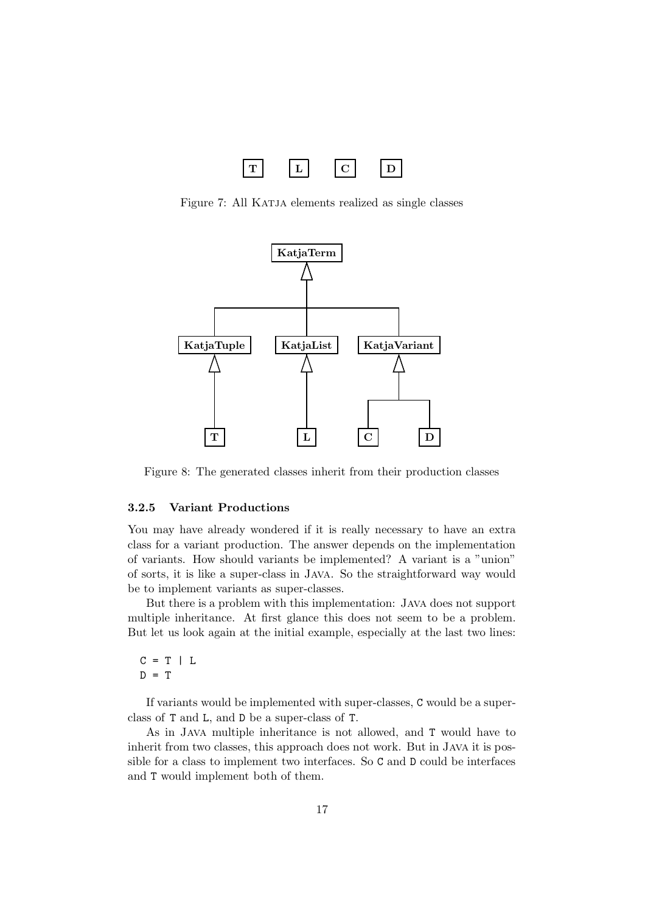T L C D

Figure 7: All KATJA elements realized as single classes

Figure 8: The generated classes inherit from their production classes

### 3.2.5 Variant Productions

You may have already wondered if it is really necessary to have an extra class for a variant production. The answer depends on the implementation of variants. How should variants be implemented? A variant is a "union" of sorts, it is like a super-class in JAVA. So the straightforward way would be to implement variants as super-classes.

But there is a problem with this implementation: JAVA does not support multiple inheritance. At first glance this does not seem to be a problem. But let us look again at the initial example, especially at the last two lines:

```
C = T | L
D = T
```

If variants would be implemented with super-classes, C would be a super-class of T and L, and D be a super-class of T.

As in JAVA multiple inheritance is not allowed, and T would have to inherit from two classes, this approach does not work. But in JAVA it is possible for a class to implement two interfaces. So C and D could be interfaces and T would implement both of them.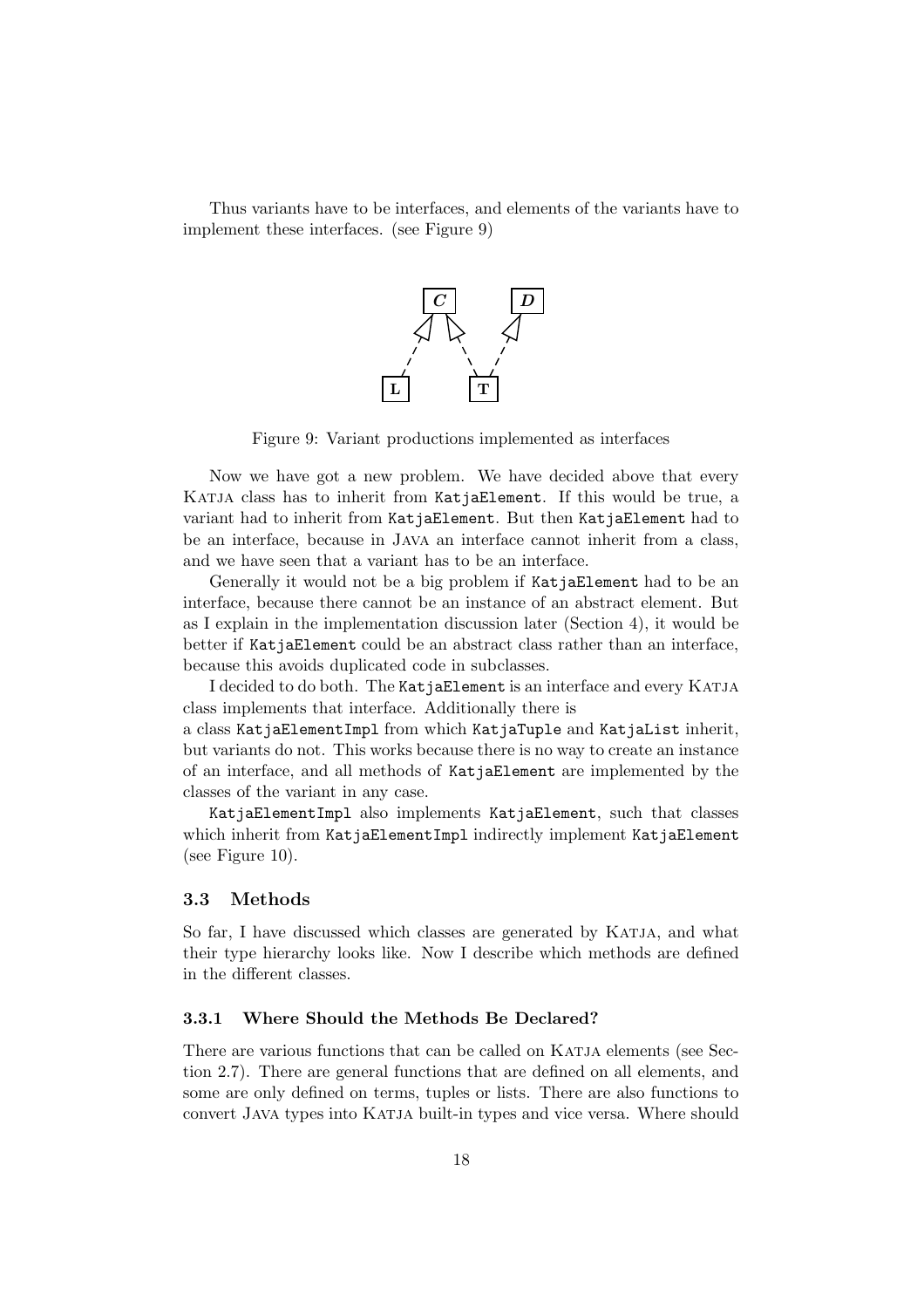Thus variants have to be interfaces, and elements of the variants have to implement these interfaces. (see Figure 9)

Figure 9: Variant productions implemented as interfaces

Now we have got a new problem. We have decided above that every KATJA class has to inherit from `KatjaElement`. If this would be true, a variant had to inherit from `KatjaElement`. But then `KatjaElement` had to be an interface, because in JAVA an interface cannot inherit from a class, and we have seen that a variant has to be an interface.

Generally it would not be a big problem if `KatjaElement` had to be an interface, because there cannot be an instance of an abstract element. But as I explain in the implementation discussion later (Section 4), it would be better if `KatjaElement` could be an abstract class rather than an interface, because this avoids duplicated code in subclasses.

I decided to do both. The `KatjaElement` is an interface and every KATJA class implements that interface. Additionally there is a class `KatjaElementImpl` from which `KatjaTuple` and `KatjaList` inherit, but variants do not. This works because there is no way to create an instance of an interface, and all methods of `KatjaElement` are implemented by the classes of the variant in any case.

`KatjaElementImpl` also implements `KatjaElement`, such that classes which inherit from `KatjaElementImpl` indirectly implement `KatjaElement` (see Figure 10).

## 3.3 Methods

So far, I have discussed which classes are generated by KATJA, and what their type hierarchy looks like. Now I describe which methods are defined in the different classes.

### 3.3.1 Where Should the Methods Be Declared?

There are various functions that can be called on KATJA elements (see Section 2.7). There are general functions that are defined on all elements, and some are only defined on terms, tuples or lists. There are also functions to convert JAVA types into KATJA built-in types and vice versa. Where should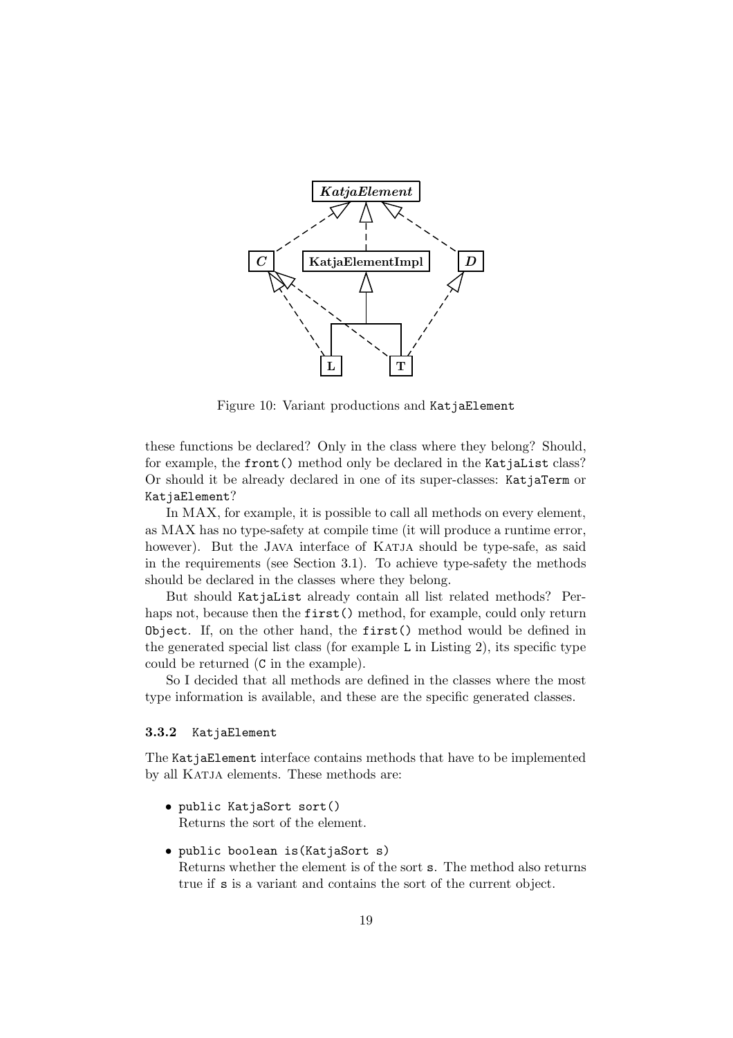Figure 10: Variant productions and `KatjaElement`

these functions be declared? Only in the class where they belong? Should, for example, the `front()` method only be declared in the `KatjaList` class? Or should it be already declared in one of its super-classes: `KatjaTerm` or `KatjaElement`?

In MAX, for example, it is possible to call all methods on every element, as MAX has no type-safety at compile time (it will produce a runtime error, however). But the JAVA interface of KATJA should be type-safe, as said in the requirements (see Section 3.1). To achieve type-safety the methods should be declared in the classes where they belong.

But should `KatjaList` already contain all list related methods? Perhaps not, because then the `first()` method, for example, could only return `Object`. If, on the other hand, the `first()` method would be defined in the generated special list class (for example `L` in Listing 2), its specific type could be returned (`C` in the example).

So I decided that all methods are defined in the classes where the most type information is available, and these are the specific generated classes.

### 3.3.2 KatjaElement

The `KatjaElement` interface contains methods that have to be implemented by all KATJA elements. These methods are:

- `public KatjaSort sort()`
  Returns the sort of the element.
- `public boolean is(KatjaSort s)`
  Returns whether the element is of the sort `s`. The method also returns true if `s` is a variant and contains the sort of the current object.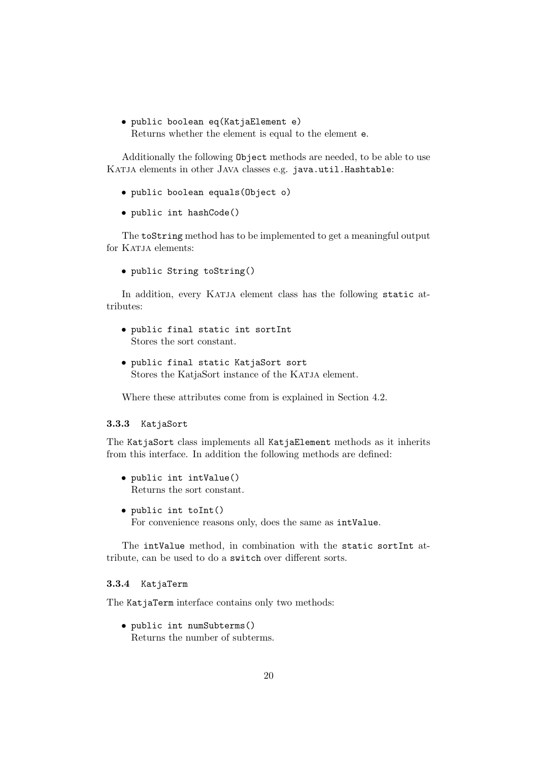- `public boolean eq(KatjaElement e)`
  Returns whether the element is equal to the element `e`.

Additionally the following `Object` methods are needed, to be able to use KATJA elements in other JAVA classes e.g. `java.util.Hashtable`:

- `public boolean equals(Object o)`
- `public int hashCode()`

The `toString` method has to be implemented to get a meaningful output for KATJA elements:

- `public String toString()`

In addition, every KATJA element class has the following `static` attributes:

- `public final static int sortInt`
  Stores the sort constant.
- `public final static KatjaSort sort`
  Stores the KatjaSort instance of the KATJA element.

Where these attributes come from is explained in Section 4.2.

### 3.3.3 KatjaSort

The `KatjaSort` class implements all `KatjaElement` methods as it inherits from this interface. In addition the following methods are defined:

- `public int intValue()`
  Returns the sort constant.
- `public int toInt()`
  For convenience reasons only, does the same as `intValue`.

The `intValue` method, in combination with the `static sortInt` attribute, can be used to do a `switch` over different sorts.

### 3.3.4 KatjaTerm

The `KatjaTerm` interface contains only two methods:

- `public int numSubterms()`
  Returns the number of subterms.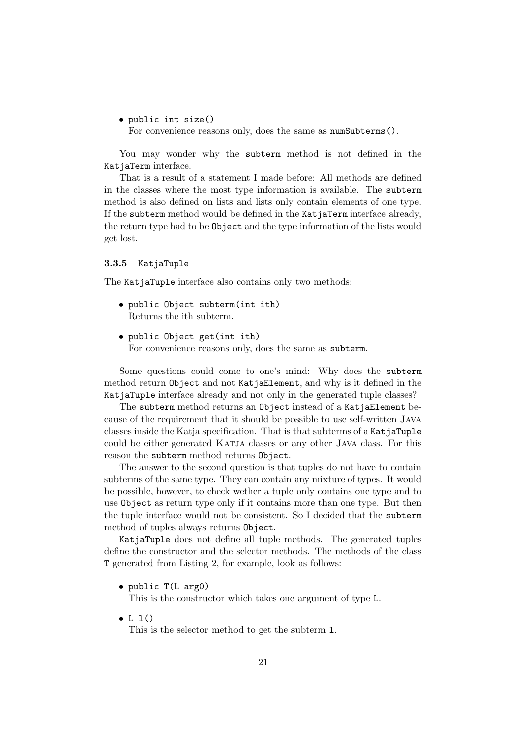- `public int size()`
  For convenience reasons only, does the same as `numSubterms()`.

You may wonder why the `subterm` method is not defined in the `KatjaTerm` interface.

That is a result of a statement I made before: All methods are defined in the classes where the most type information is available. The `subterm` method is also defined on lists and lists only contain elements of one type. If the `subterm` method would be defined in the `KatjaTerm` interface already, the return type had to be `Object` and the type information of the lists would get lost.

### 3.3.5 `KatjaTuple`

The `KatjaTuple` interface also contains only two methods:

- `public Object subterm(int ith)`
  Returns the ith subterm.

- `public Object get(int ith)`
  For convenience reasons only, does the same as `subterm`.

Some questions could come to one's mind: Why does the `subterm` method return `Object` and not `KatjaElement`, and why is it defined in the `KatjaTuple` interface already and not only in the generated tuple classes?

The `subterm` method returns an `Object` instead of a `KatjaElement` because of the requirement that it should be possible to use self-written Java classes inside the Katja specification. That is that subterms of a `KatjaTuple` could be either generated Katja classes or any other Java class. For this reason the `subterm` method returns `Object`.

The answer to the second question is that tuples do not have to contain subterms of the same type. They can contain any mixture of types. It would be possible, however, to check wether a tuple only contains one type and to use `Object` as return type only if it contains more than one type. But then the tuple interface would not be consistent. So I decided that the `subterm` method of tuples always returns `Object`.

`KatjaTuple` does not define all tuple methods. The generated tuples define the constructor and the selector methods. The methods of the class `T` generated from Listing 2, for example, look as follows:

- `public T(L arg0)`
  This is the constructor which takes one argument of type `L`.

- `L l()`
  This is the selector method to get the subterm `l`.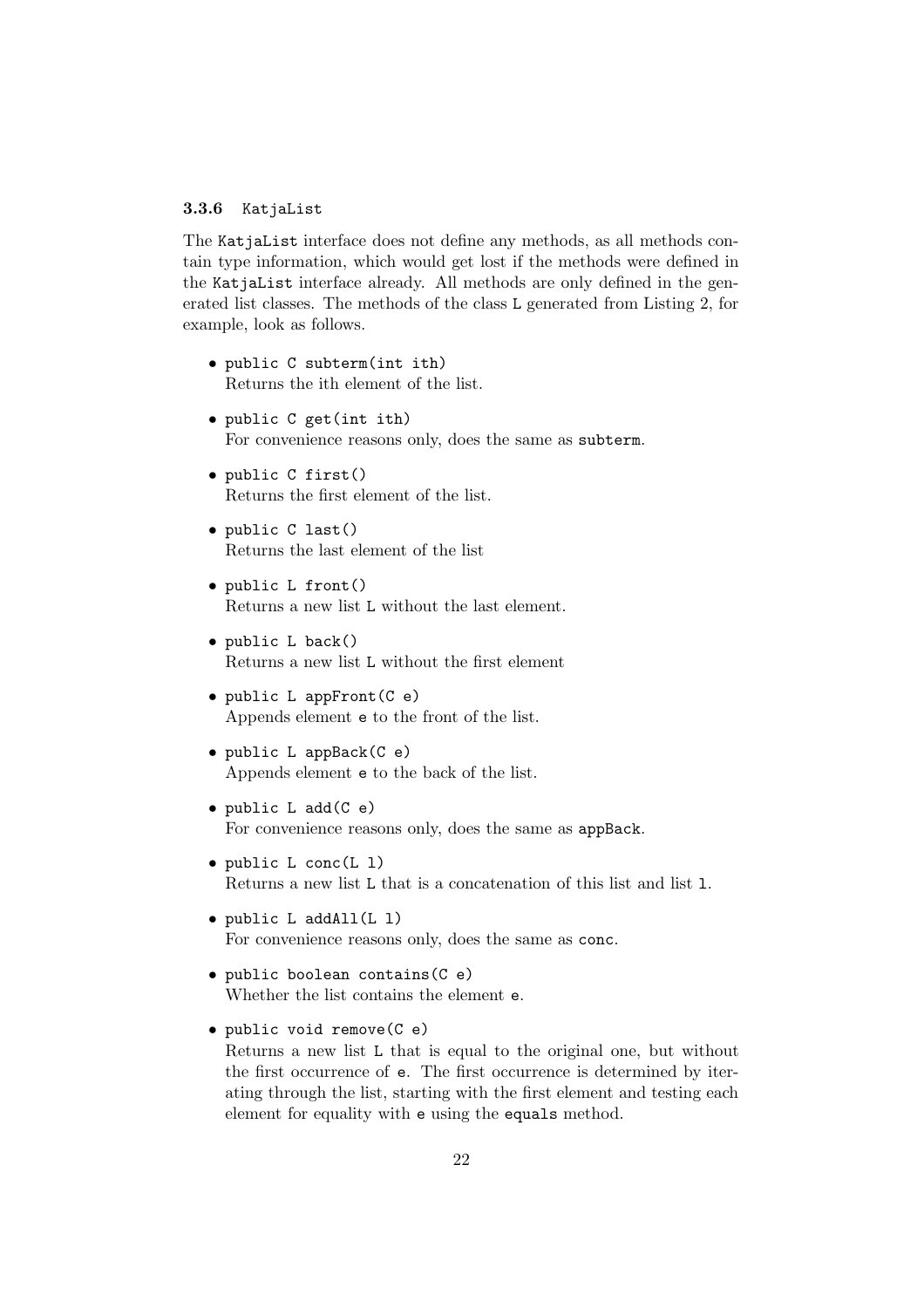### 3.3.6 KatjaList

The `KatjaList` interface does not define any methods, as all methods contain type information, which would get lost if the methods were defined in the `KatjaList` interface already. All methods are only defined in the generated list classes. The methods of the class `L` generated from Listing 2, for example, look as follows.

- `public C subterm(int ith)`
  Returns the ith element of the list.
- `public C get(int ith)`
  For convenience reasons only, does the same as `subterm`.
- `public C first()`
  Returns the first element of the list.
- `public C last()`
  Returns the last element of the list
- `public L front()`
  Returns a new list `L` without the last element.
- `public L back()`
  Returns a new list `L` without the first element
- `public L appFront(C e)`
  Appends element `e` to the front of the list.
- `public L appBack(C e)`
  Appends element `e` to the back of the list.
- `public L add(C e)`
  For convenience reasons only, does the same as `appBack`.
- `public L conc(L l)`
  Returns a new list `L` that is a concatenation of this list and list `l`.
- `public L addAll(L l)`
  For convenience reasons only, does the same as `conc`.
- `public boolean contains(C e)`
  Whether the list contains the element `e`.
- `public void remove(C e)`
  Returns a new list `L` that is equal to the original one, but without the first occurrence of `e`. The first occurrence is determined by iterating through the list, starting with the first element and testing each element for equality with `e` using the `equals` method.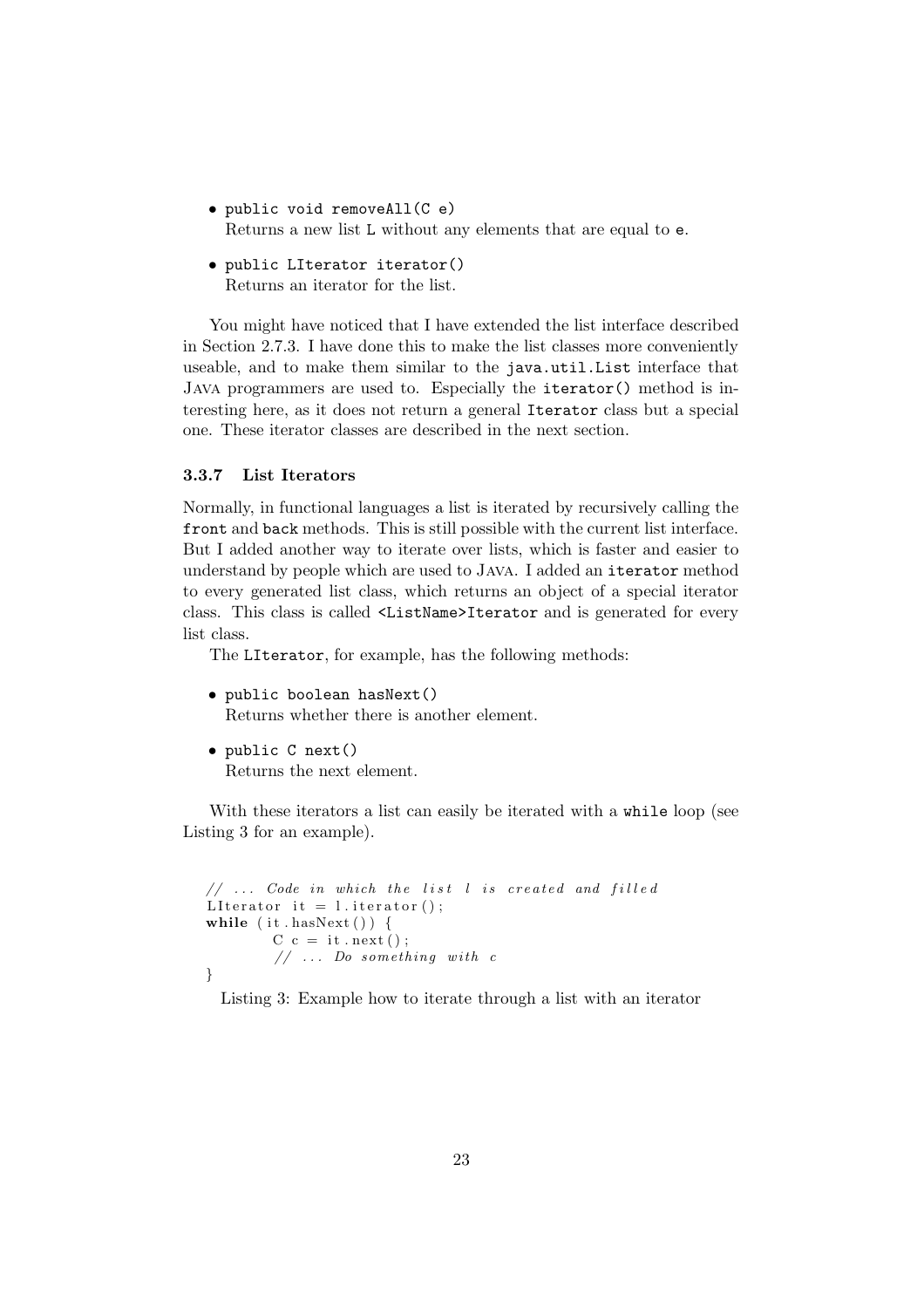- `public void removeAll(C e)`
  Returns a new list `L` without any elements that are equal to `e`.

- `public LIterator iterator()`
  Returns an iterator for the list.

You might have noticed that I have extended the list interface described in Section 2.7.3. I have done this to make the list classes more conveniently useable, and to make them similar to the `java.util.List` interface that JAVA programmers are used to. Especially the `iterator()` method is interesting here, as it does not return a general `Iterator` class but a special one. These iterator classes are described in the next section.

### 3.3.7 List Iterators

Normally, in functional languages a list is iterated by recursively calling the `front` and `back` methods. This is still possible with the current list interface. But I added another way to iterate over lists, which is faster and easier to understand by people which are used to JAVA. I added an `iterator` method to every generated list class, which returns an object of a special iterator class. This class is called `<ListName>Iterator` and is generated for every list class.

The `LIterator`, for example, has the following methods:

- `public boolean hasNext()`
  Returns whether there is another element.

- `public C next()`
  Returns the next element.

With these iterators a list can easily be iterated with a `while` loop (see Listing 3 for an example).

```
// ... Code in which the list l is created and filled
LIterator it = l.iterator();
while (it.hasNext()) {
        C c = it.next();
        // ... Do something with c
}
```

Listing 3: Example how to iterate through a list with an iterator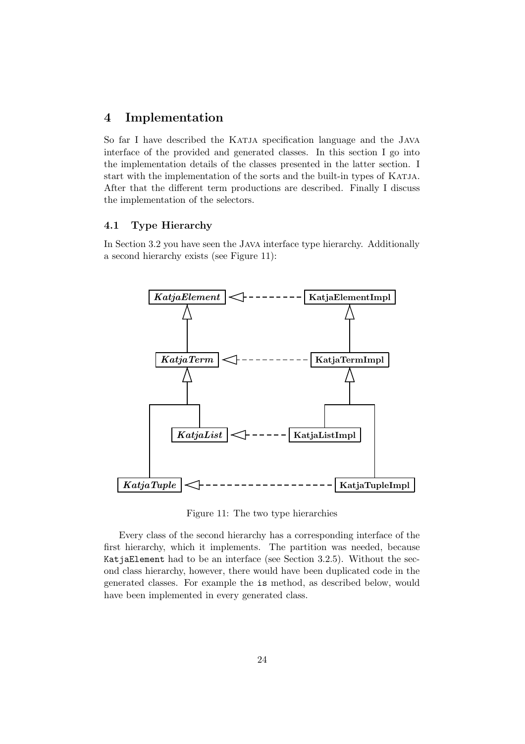# 4 Implementation

So far I have described the KATJA specification language and the JAVA interface of the provided and generated classes. In this section I go into the implementation details of the classes presented in the latter section. I start with the implementation of the sorts and the built-in types of KATJA. After that the different term productions are described. Finally I discuss the implementation of the selectors.

## 4.1 Type Hierarchy

In Section 3.2 you have seen the JAVA interface type hierarchy. Additionally a second hierarchy exists (see Figure 11):

Figure 11: The two type hierarchies

Every class of the second hierarchy has a corresponding interface of the first hierarchy, which it implements. The partition was needed, because `KatjaElement` had to be an interface (see Section 3.2.5). Without the second class hierarchy, however, there would have been duplicated code in the generated classes. For example the `is` method, as described below, would have been implemented in every generated class.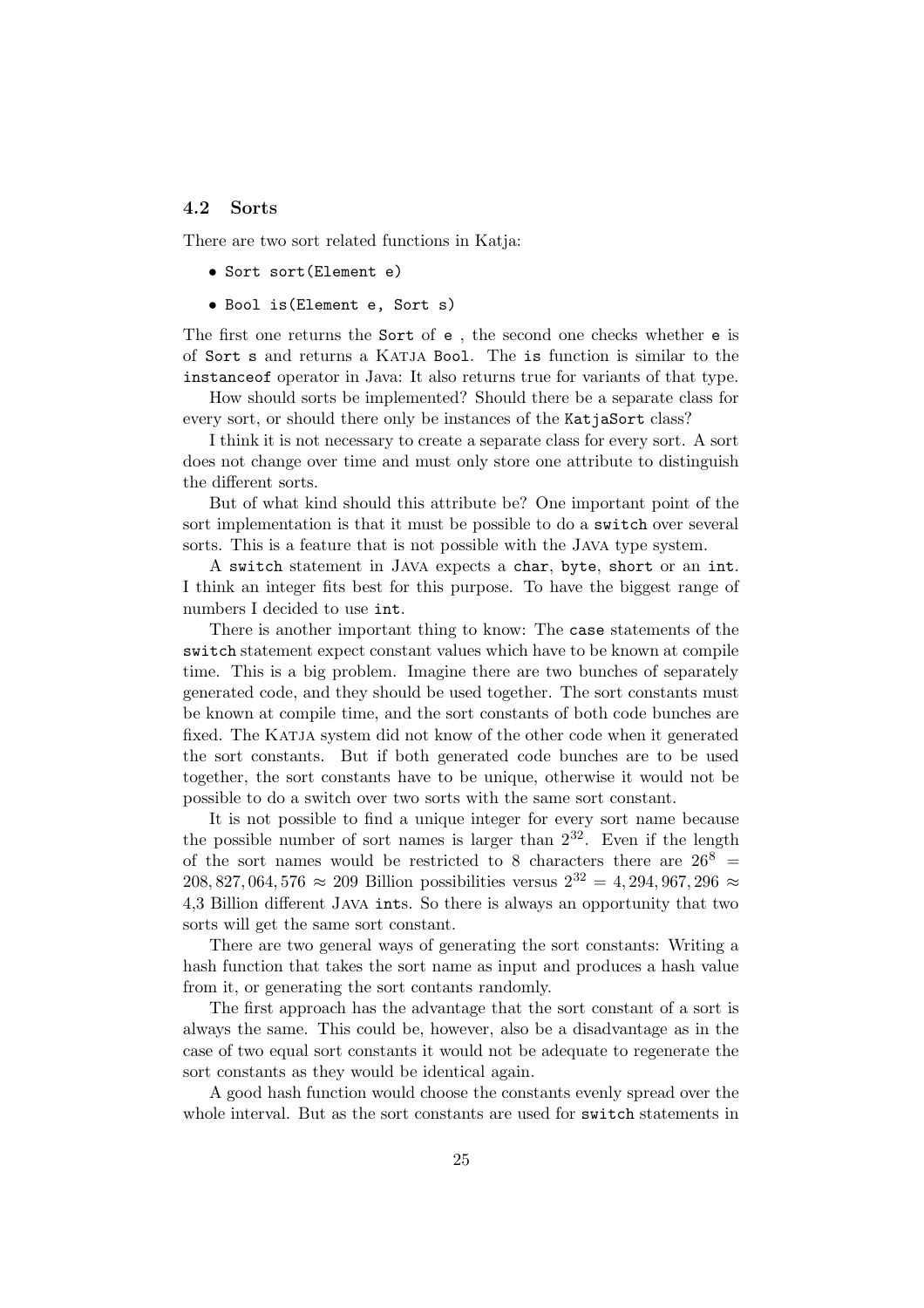### 4.2 Sorts

There are two sort related functions in Katja:

- `Sort sort(Element e)`
- `Bool is(Element e, Sort s)`

The first one returns the `Sort` of `e` , the second one checks whether `e` is of `Sort s` and returns a KATJA `Bool`. The `is` function is similar to the `instanceof` operator in Java: It also returns true for variants of that type.

How should sorts be implemented? Should there be a separate class for every sort, or should there only be instances of the `KatjaSort` class?

I think it is not necessary to create a separate class for every sort. A sort does not change over time and must only store one attribute to distinguish the different sorts.

But of what kind should this attribute be? One important point of the sort implementation is that it must be possible to do a `switch` over several sorts. This is a feature that is not possible with the JAVA type system.

A `switch` statement in JAVA expects a `char`, `byte`, `short` or an `int`. I think an integer fits best for this purpose. To have the biggest range of numbers I decided to use `int`.

There is another important thing to know: The `case` statements of the `switch` statement expect constant values which have to be known at compile time. This is a big problem. Imagine there are two bunches of separately generated code, and they should be used together. The sort constants must be known at compile time, and the sort constants of both code bunches are fixed. The KATJA system did not know of the other code when it generated the sort constants. But if both generated code bunches are to be used together, the sort constants have to be unique, otherwise it would not be possible to do a switch over two sorts with the same sort constant.

It is not possible to find a unique integer for every sort name because the possible number of sort names is larger than $2^{32}$. Even if the length of the sort names would be restricted to 8 characters there are $26^8 = 208,827,064,576 \approx 209$ Billion possibilities versus $2^{32} = 4,294,967,296 \approx$ 4,3 Billion different JAVA `int`s. So there is always an opportunity that two sorts will get the same sort constant.

There are two general ways of generating the sort constants: Writing a hash function that takes the sort name as input and produces a hash value from it, or generating the sort contants randomly.

The first approach has the advantage that the sort constant of a sort is always the same. This could be, however, also be a disadvantage as in the case of two equal sort constants it would not be adequate to regenerate the sort constants as they would be identical again.

A good hash function would choose the constants evenly spread over the whole interval. But as the sort constants are used for `switch` statements in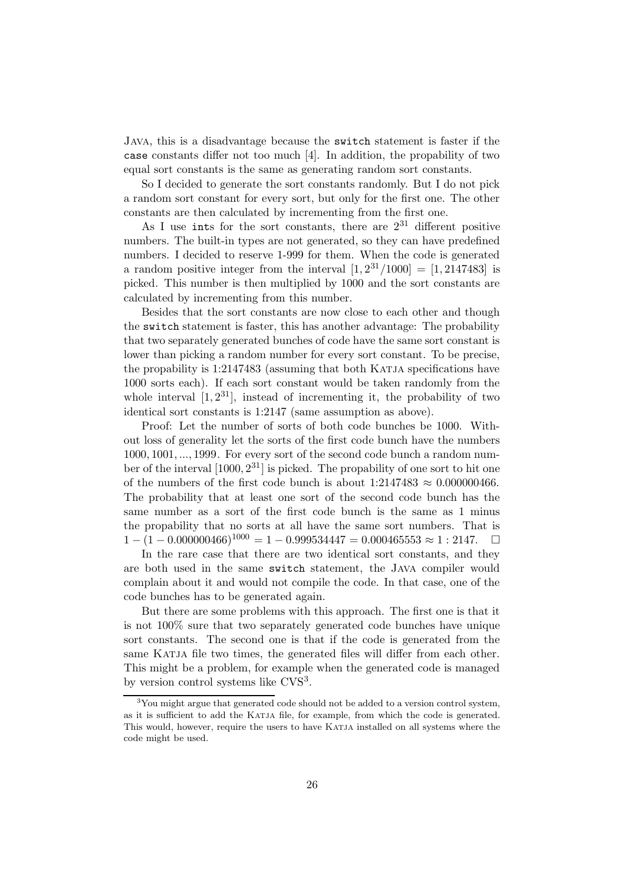JAVA, this is a disadvantage because the `switch` statement is faster if the `case` constants differ not too much [4]. In addition, the propability of two equal sort constants is the same as generating random sort constants.

So I decided to generate the sort constants randomly. But I do not pick a random sort constant for every sort, but only for the first one. The other constants are then calculated by incrementing from the first one.

As I use `int`s for the sort constants, there are $2^{31}$ different positive numbers. The built-in types are not generated, so they can have predefined numbers. I decided to reserve 1-999 for them. When the code is generated a random positive integer from the interval $[1, 2^{31}/1000] = [1, 2147483]$ is picked. This number is then multiplied by 1000 and the sort constants are calculated by incrementing from this number.

Besides that the sort constants are now close to each other and though the `switch` statement is faster, this has another advantage: The probability that two separately generated bunches of code have the same sort constant is lower than picking a random number for every sort constant. To be precise, the propability is 1:2147483 (assuming that both KATJA specifications have 1000 sorts each). If each sort constant would be taken randomly from the whole interval $[1, 2^{31}]$, instead of incrementing it, the probability of two identical sort constants is 1:2147 (same assumption as above).

Proof: Let the number of sorts of both code bunches be 1000. Without loss of generality let the sorts of the first code bunch have the numbers $1000, 1001, ..., 1999$. For every sort of the second code bunch a random number of the interval $[1000, 2^{31}]$ is picked. The propability of one sort to hit one of the numbers of the first code bunch is about $1{:}2147483 \approx 0.000000466$. The probability that at least one sort of the second code bunch has the same number as a sort of the first code bunch is the same as 1 minus the propability that no sorts at all have the same sort numbers. That is $1 - (1 - 0.000000466)^{1000} = 1 - 0.999534447 = 0.000465553 \approx 1:2147$. □

In the rare case that there are two identical sort constants, and they are both used in the same `switch` statement, the JAVA compiler would complain about it and would not compile the code. In that case, one of the code bunches has to be generated again.

But there are some problems with this approach. The first one is that it is not 100% sure that two separately generated code bunches have unique sort constants. The second one is that if the code is generated from the same KATJA file two times, the generated files will differ from each other. This might be a problem, for example when the generated code is managed by version control systems like CVS[3].

[3] You might argue that generated code should not be added to a version control system, as it is sufficient to add the KATJA file, for example, from which the code is generated. This would, however, require the users to have KATJA installed on all systems where the code might be used.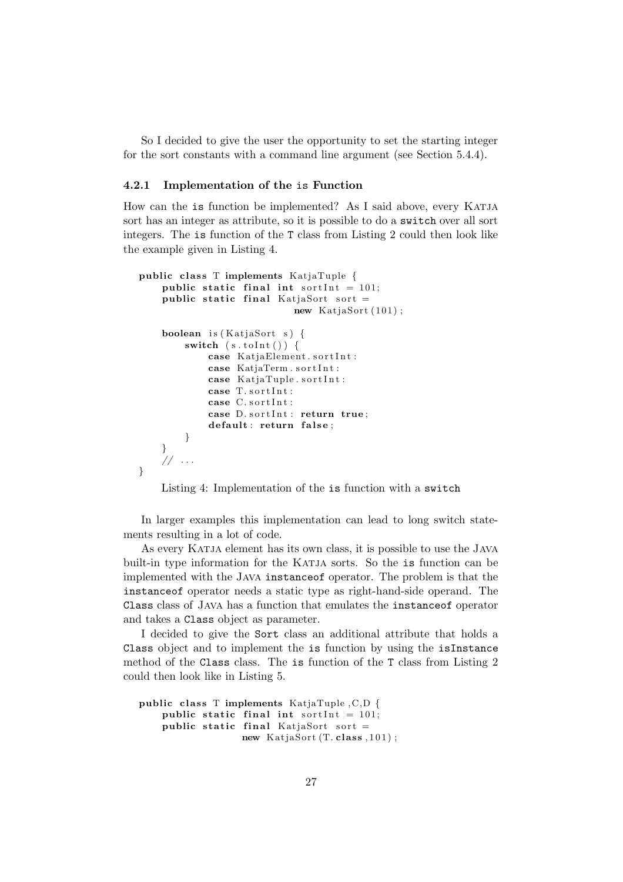So I decided to give the user the opportunity to set the starting integer for the sort constants with a command line argument (see Section 5.4.4).

### 4.2.1 Implementation of the `is` Function

How can the `is` function be implemented? As I said above, every Katja sort has an integer as attribute, so it is possible to do a `switch` over all sort integers. The `is` function of the `T` class from Listing 2 could then look like the example given in Listing 4.

```
public class T implements KatjaTuple {
    public static final int sortInt = 101;
    public static final KatjaSort sort =
                            new KatjaSort(101);

    boolean is(KatjaSort s) {
        switch (s.toInt()) {
            case KatjaElement.sortInt:
            case KatjaTerm.sortInt:
            case KatjaTuple.sortInt:
            case T.sortInt:
            case C.sortInt:
            case D.sortInt: return true;
            default: return false;
        }
    }
    // ...
}
```

Listing 4: Implementation of the `is` function with a `switch`

In larger examples this implementation can lead to long switch statements resulting in a lot of code.

As every Katja element has its own class, it is possible to use the Java built-in type information for the Katja sorts. So the `is` function can be implemented with the Java `instanceof` operator. The problem is that the `instanceof` operator needs a static type as right-hand-side operand. The `Class` class of Java has a function that emulates the `instanceof` operator and takes a `Class` object as parameter.

I decided to give the `Sort` class an additional attribute that holds a `Class` object and to implement the `is` function by using the `isInstance` method of the `Class` class. The `is` function of the `T` class from Listing 2 could then look like in Listing 5.

```
public class T implements KatjaTuple,C,D {
    public static final int sortInt = 101;
    public static final KatjaSort sort =
                new KatjaSort(T.class,101);
```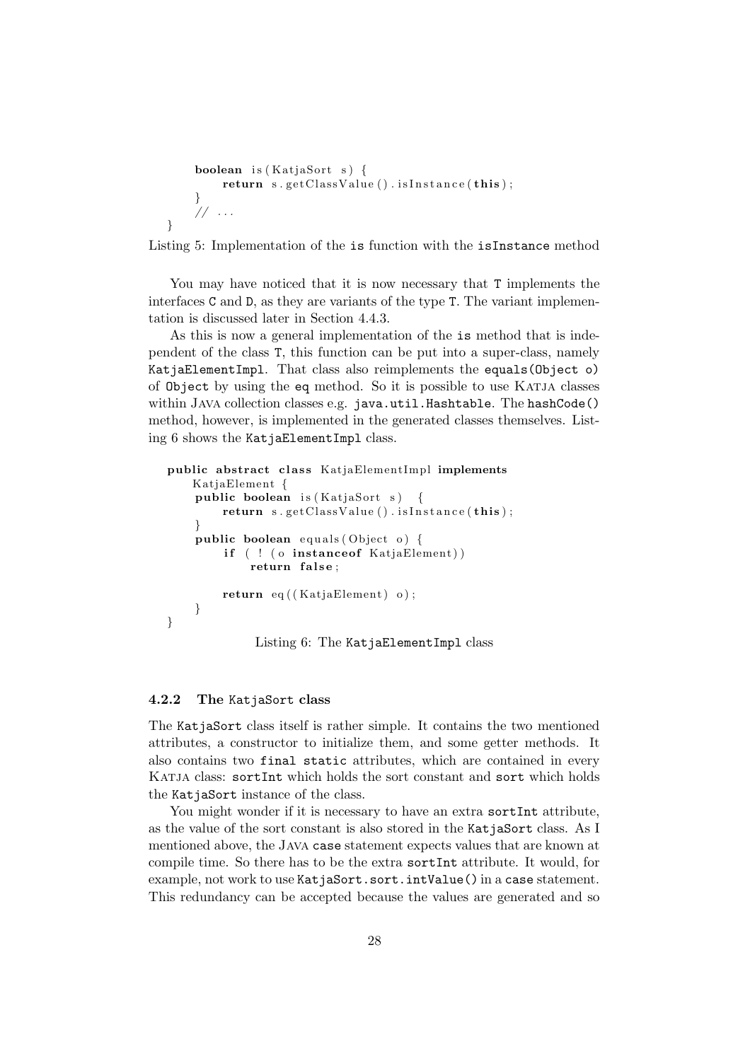```
    boolean is(KatjaSort s) {
        return s.getClassValue().isInstance(this);
    }
    // ...
}
```

Listing 5: Implementation of the `is` function with the `isInstance` method

You may have noticed that it is now necessary that `T` implements the interfaces `C` and `D`, as they are variants of the type `T`. The variant implementation is discussed later in Section 4.4.3.

As this is now a general implementation of the `is` method that is independent of the class `T`, this function can be put into a super-class, namely `KatjaElementImpl`. That class also reimplements the `equals(Object o)` of `Object` by using the `eq` method. So it is possible to use KATJA classes within JAVA collection classes e.g. `java.util.Hashtable`. The `hashCode()` method, however, is implemented in the generated classes themselves. Listing 6 shows the `KatjaElementImpl` class.

```
public abstract class KatjaElementImpl implements
    KatjaElement {
    public boolean is(KatjaSort s)  {
        return s.getClassValue().isInstance(this);
    }
    public boolean equals(Object o) {
        if (!(o instanceof KatjaElement))
            return false;

        return eq((KatjaElement) o);
    }
}
```

Listing 6: The `KatjaElementImpl` class

#### 4.2.2 The `KatjaSort` class

The `KatjaSort` class itself is rather simple. It contains the two mentioned attributes, a constructor to initialize them, and some getter methods. It also contains two `final static` attributes, which are contained in every KATJA class: `sortInt` which holds the sort constant and `sort` which holds the `KatjaSort` instance of the class.

You might wonder if it is necessary to have an extra `sortInt` attribute, as the value of the sort constant is also stored in the `KatjaSort` class. As I mentioned above, the JAVA `case` statement expects values that are known at compile time. So there has to be the extra `sortInt` attribute. It would, for example, not work to use `KatjaSort.sort.intValue()` in a `case` statement. This redundancy can be accepted because the values are generated and so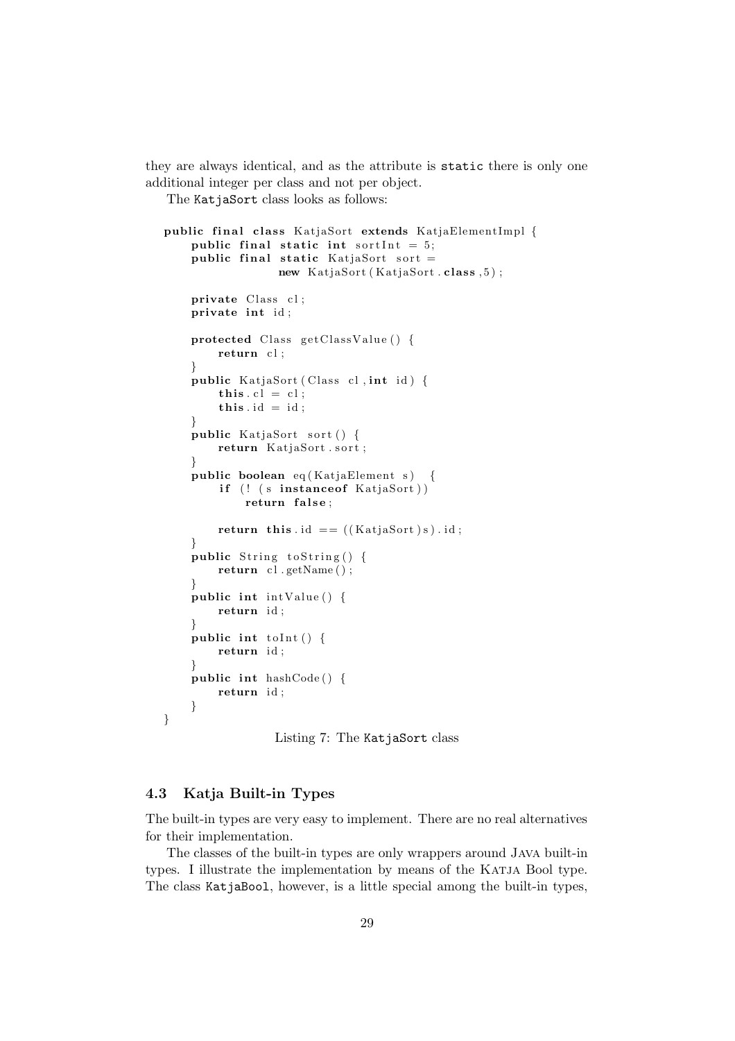they are always identical, and as the attribute is `static` there is only one additional integer per class and not per object.

The `KatjaSort` class looks as follows:

```java
public final class KatjaSort extends KatjaElementImpl {
    public final static int sortInt = 5;
    public final static KatjaSort sort =
                new KatjaSort(KatjaSort.class,5);

    private Class cl;
    private int id;

    protected Class getClassValue() {
        return cl;
    }
    public KatjaSort(Class cl,int id) {
        this.cl = cl;
        this.id = id;
    }
    public KatjaSort sort() {
        return KatjaSort.sort;
    }
    public boolean eq(KatjaElement s)  {
         if (! (s instanceof KatjaSort))
             return false;

        return this.id == ((KatjaSort)s).id;
    }
    public String toString() {
        return cl.getName();
    }
    public int intValue() {
        return id;
    }
    public int toInt() {
        return id;
    }
    public int hashCode() {
        return id;
    }
}
```

Listing 7: The `KatjaSort` class

### 4.3 Katja Built-in Types

The built-in types are very easy to implement. There are no real alternatives for their implementation.

The classes of the built-in types are only wrappers around Java built-in types. I illustrate the implementation by means of the Katja Bool type. The class `KatjaBool`, however, is a little special among the built-in types,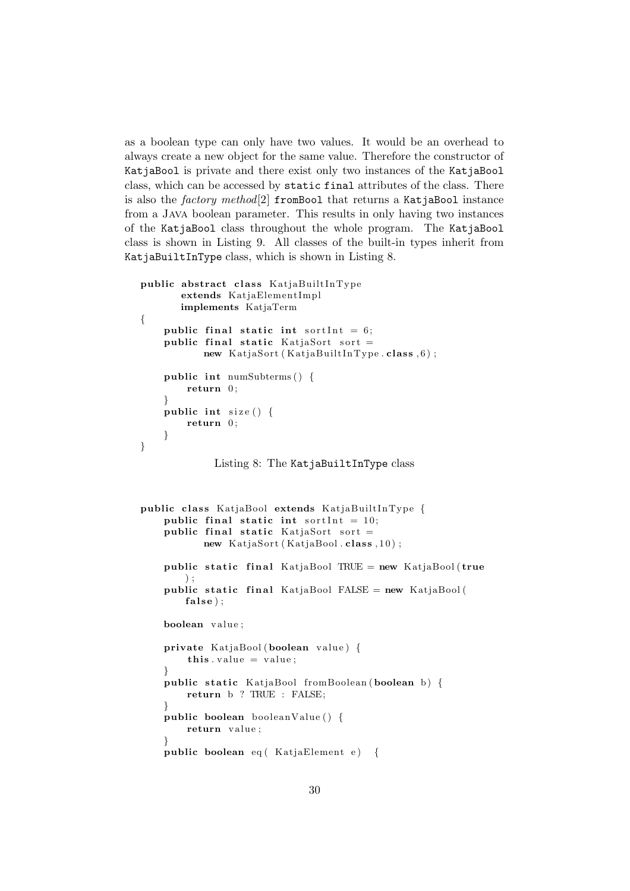as a boolean type can only have two values. It would be an overhead to always create a new object for the same value. Therefore the constructor of `KatjaBool` is private and there exist only two instances of the `KatjaBool` class, which can be accessed by `static final` attributes of the class. There is also the *factory method*[2] `fromBool` that returns a `KatjaBool` instance from a JAVA boolean parameter. This results in only having two instances of the `KatjaBool` class throughout the whole program. The `KatjaBool` class is shown in Listing 9. All classes of the built-in types inherit from `KatjaBuiltInType` class, which is shown in Listing 8.

```
public abstract class KatjaBuiltInType
       extends KatjaElementImpl
       implements KatjaTerm
{
    public final static int sortInt = 6;
    public final static KatjaSort sort =
           new KatjaSort(KatjaBuiltInType.class,6);

    public int numSubterms() {
        return 0;
    }
    public int size() {
        return 0;
    }
}
```

Listing 8: The `KatjaBuiltInType` class

```
public class KatjaBool extends KatjaBuiltInType {
    public final static int sortInt = 10;
    public final static KatjaSort sort =
           new KatjaSort(KatjaBool.class,10);

    public static final KatjaBool TRUE = new KatjaBool(true
        );
    public static final KatjaBool FALSE = new KatjaBool(
        false);

    boolean value;

    private KatjaBool(boolean value) {
        this.value = value;
    }
    public static KatjaBool fromBoolean(boolean b) {
        return b ? TRUE : FALSE;
    }
    public boolean booleanValue() {
        return value;
    }
    public boolean eq( KatjaElement e)  {
```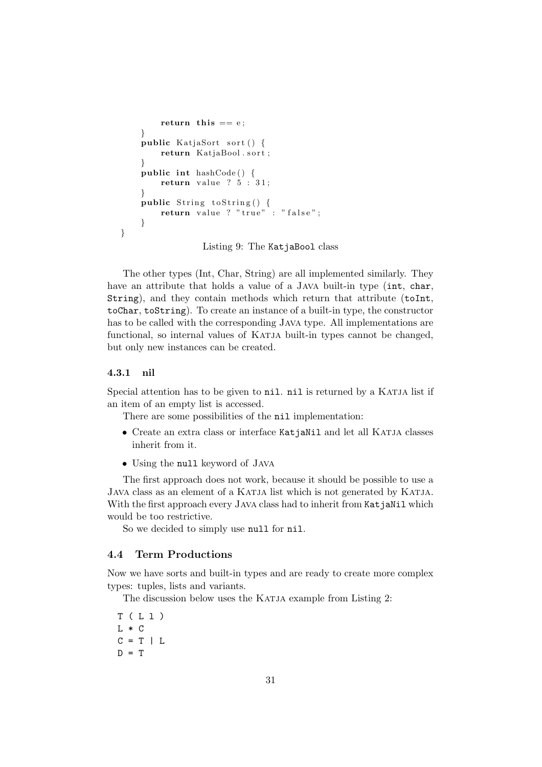```
        return this == e;
    }
    public KatjaSort sort() {
        return KatjaBool.sort;
    }
    public int hashCode() {
        return value ? 5 : 31;
    }
    public String toString() {
        return value ? "true" : "false";
    }
}
```

Listing 9: The `KatjaBool` class

The other types (Int, Char, String) are all implemented similarly. They have an attribute that holds a value of a Java built-in type (`int`, `char`, `String`), and they contain methods which return that attribute (`toInt`, `toChar`, `toString`). To create an instance of a built-in type, the constructor has to be called with the corresponding Java type. All implementations are functional, so internal values of Katja built-in types cannot be changed, but only new instances can be created.

### 4.3.1 nil

Special attention has to be given to `nil`. `nil` is returned by a Katja list if an item of an empty list is accessed.

There are some possibilities of the `nil` implementation:

- Create an extra class or interface `KatjaNil` and let all Katja classes inherit from it.
- Using the `null` keyword of Java

The first approach does not work, because it should be possible to use a Java class as an element of a Katja list which is not generated by Katja. With the first approach every Java class had to inherit from `KatjaNil` which would be too restrictive.

So we decided to simply use `null` for `nil`.

## 4.4 Term Productions

Now we have sorts and built-in types and are ready to create more complex types: tuples, lists and variants.

The discussion below uses the Katja example from Listing 2:

```
T ( L l )
L * C
C = T | L
D = T
```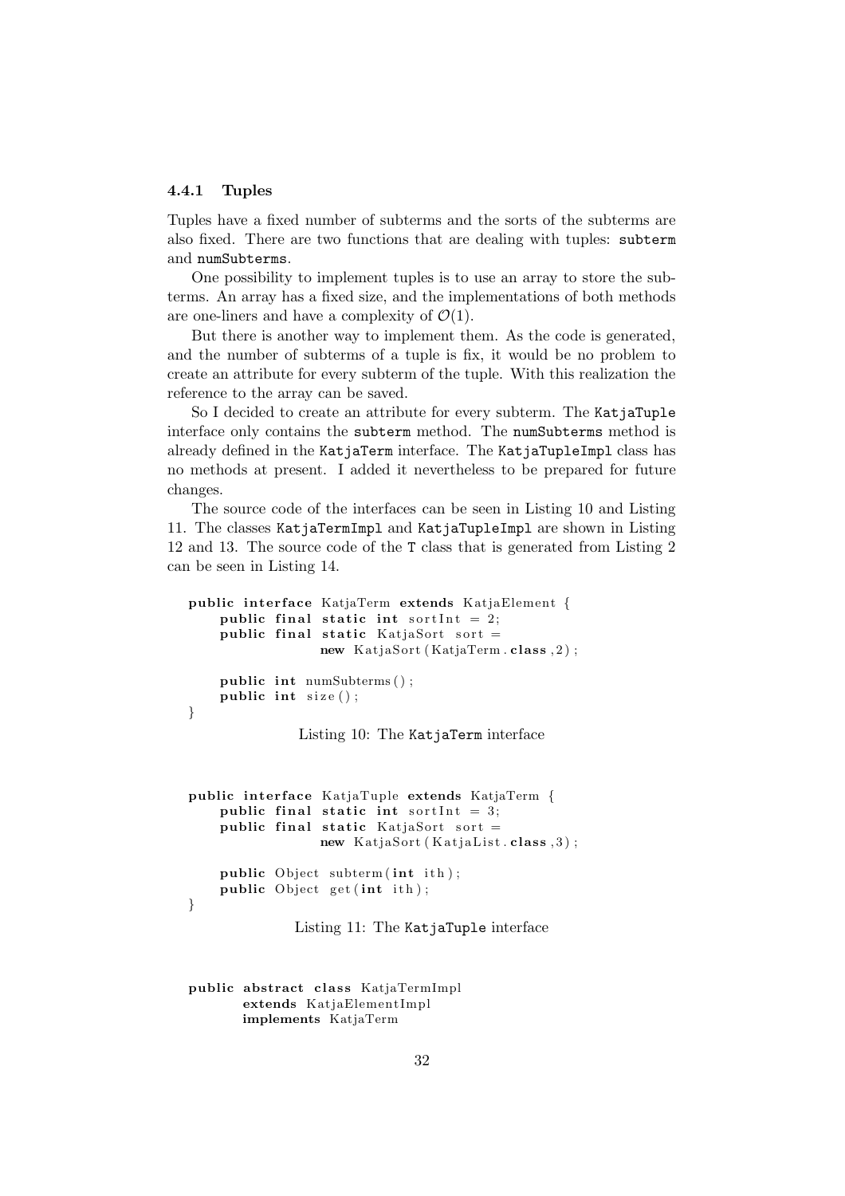### 4.4.1 Tuples

Tuples have a fixed number of subterms and the sorts of the subterms are also fixed. There are two functions that are dealing with tuples: `subterm` and `numSubterms`.

One possibility to implement tuples is to use an array to store the subterms. An array has a fixed size, and the implementations of both methods are one-liners and have a complexity of $\mathcal{O}(1)$.

But there is another way to implement them. As the code is generated, and the number of subterms of a tuple is fix, it would be no problem to create an attribute for every subterm of the tuple. With this realization the reference to the array can be saved.

So I decided to create an attribute for every subterm. The `KatjaTuple` interface only contains the `subterm` method. The `numSubterms` method is already defined in the `KatjaTerm` interface. The `KatjaTupleImpl` class has no methods at present. I added it nevertheless to be prepared for future changes.

The source code of the interfaces can be seen in Listing 10 and Listing 11. The classes `KatjaTermImpl` and `KatjaTupleImpl` are shown in Listing 12 and 13. The source code of the `T` class that is generated from Listing 2 can be seen in Listing 14.

```
public interface KatjaTerm extends KatjaElement {
    public final static int sortInt = 2;
    public final static KatjaSort sort =
                new KatjaSort(KatjaTerm.class,2);

    public int numSubterms();
    public int size();
}
```

Listing 10: The `KatjaTerm` interface

```
public interface KatjaTuple extends KatjaTerm {
    public final static int sortInt = 3;
    public final static KatjaSort sort =
                new KatjaSort(KatjaList.class,3);

    public Object subterm(int ith);
    public Object get(int ith);
}
```

Listing 11: The `KatjaTuple` interface

```
public abstract class KatjaTermImpl
       extends KatjaElementImpl
       implements KatjaTerm
```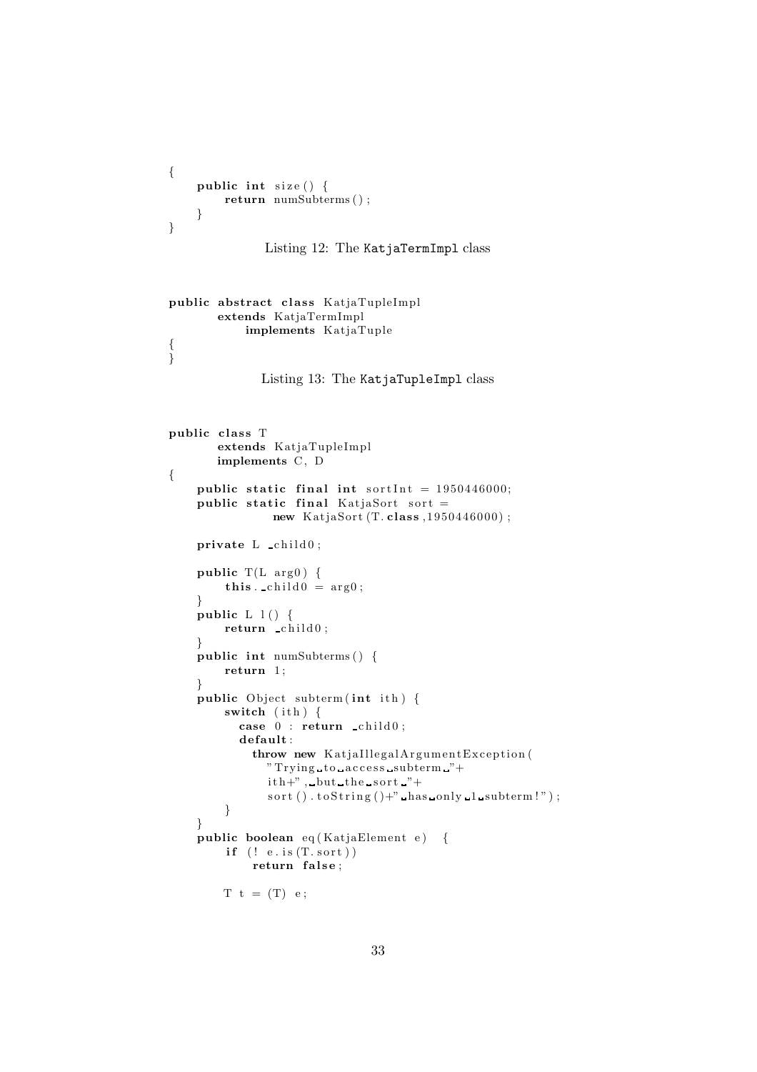```
{
    public int size() {
        return numSubterms();
    }
}
```

Listing 12: The `KatjaTermImpl` class

```
public abstract class KatjaTupleImpl
        extends KatjaTermImpl
            implements KatjaTuple
{
}
```

Listing 13: The `KatjaTupleImpl` class

```
public class T
        extends KatjaTupleImpl
        implements C, D
{
    public static final int sortInt = 1950446000;
    public static final KatjaSort sort =
                new KatjaSort(T.class,1950446000);

    private L _child0;

    public T(L arg0) {
        this._child0 = arg0;
    }
    public L l() {
        return _child0;
    }
    public int numSubterms() {
        return 1;
    }
    public Object subterm(int ith) {
        switch (ith) {
          case 0 : return _child0;
          default:
            throw new KatjaIllegalArgumentException(
              "Trying to access subterm "+
              ith+", but the sort "+
              sort().toString()+" has only 1 subterm!");
        }
    }
    public boolean eq(KatjaElement e)  {
        if (! e.is(T.sort))
            return false;

        T t = (T) e;
```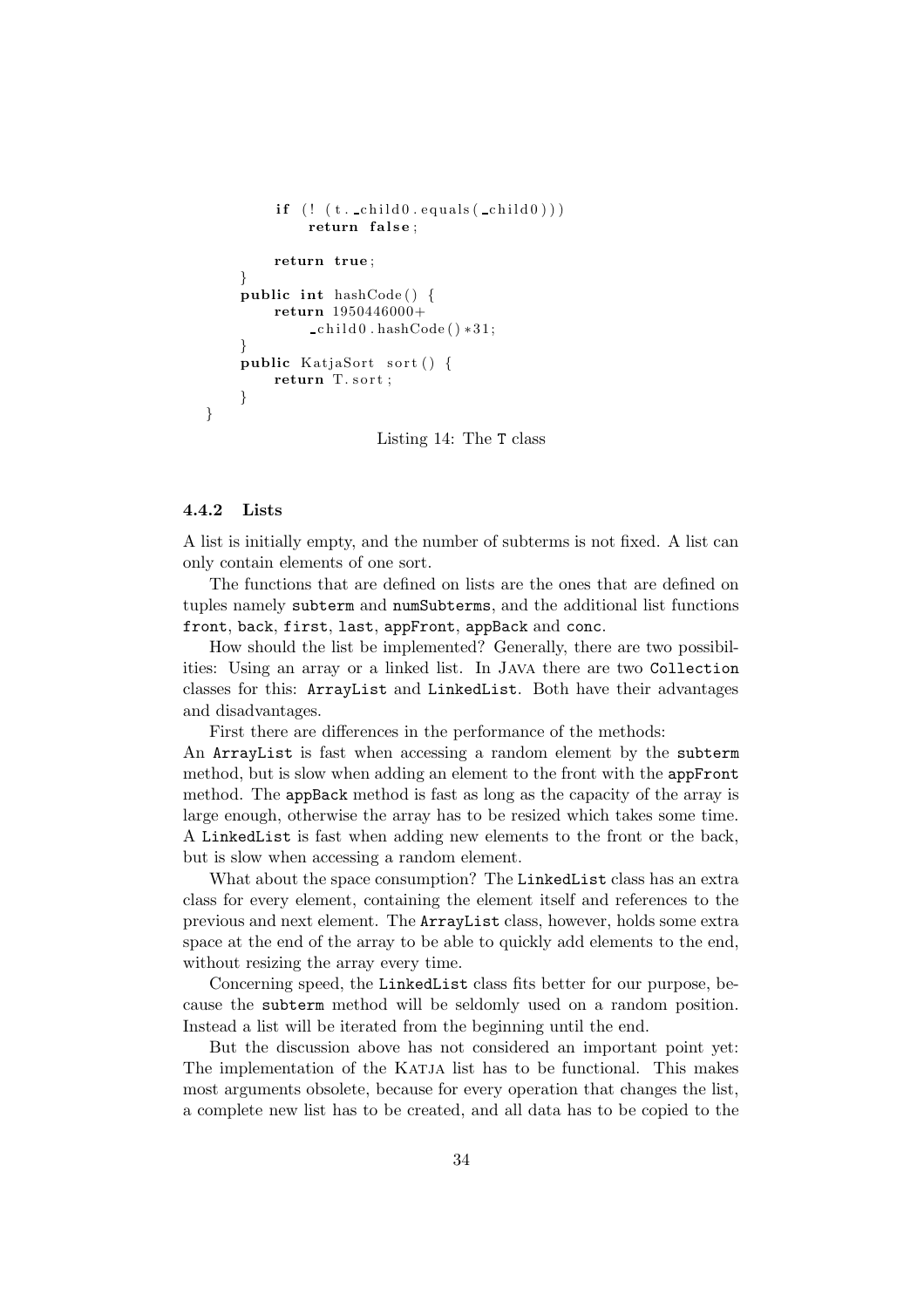```
        if (! (t._child0.equals(_child0)))
            return false;

        return true;
    }
    public int hashCode() {
        return 1950446000+
            _child0.hashCode()*31;
    }
    public KatjaSort sort() {
        return T.sort;
    }
}
```

Listing 14: The `T` class

### 4.4.2 Lists

A list is initially empty, and the number of subterms is not fixed. A list can only contain elements of one sort.

The functions that are defined on lists are the ones that are defined on tuples namely `subterm` and `numSubterms`, and the additional list functions `front`, `back`, `first`, `last`, `appFront`, `appBack` and `conc`.

How should the list be implemented? Generally, there are two possibilities: Using an array or a linked list. In Java there are two `Collection` classes for this: `ArrayList` and `LinkedList`. Both have their advantages and disadvantages.

First there are differences in the performance of the methods:
An `ArrayList` is fast when accessing a random element by the `subterm` method, but is slow when adding an element to the front with the `appFront` method. The `appBack` method is fast as long as the capacity of the array is large enough, otherwise the array has to be resized which takes some time. A `LinkedList` is fast when adding new elements to the front or the back, but is slow when accessing a random element.

What about the space consumption? The `LinkedList` class has an extra class for every element, containing the element itself and references to the previous and next element. The `ArrayList` class, however, holds some extra space at the end of the array to be able to quickly add elements to the end, without resizing the array every time.

Concerning speed, the `LinkedList` class fits better for our purpose, because the `subterm` method will be seldomly used on a random position. Instead a list will be iterated from the beginning until the end.

But the discussion above has not considered an important point yet: The implementation of the Katja list has to be functional. This makes most arguments obsolete, because for every operation that changes the list, a complete new list has to be created, and all data has to be copied to the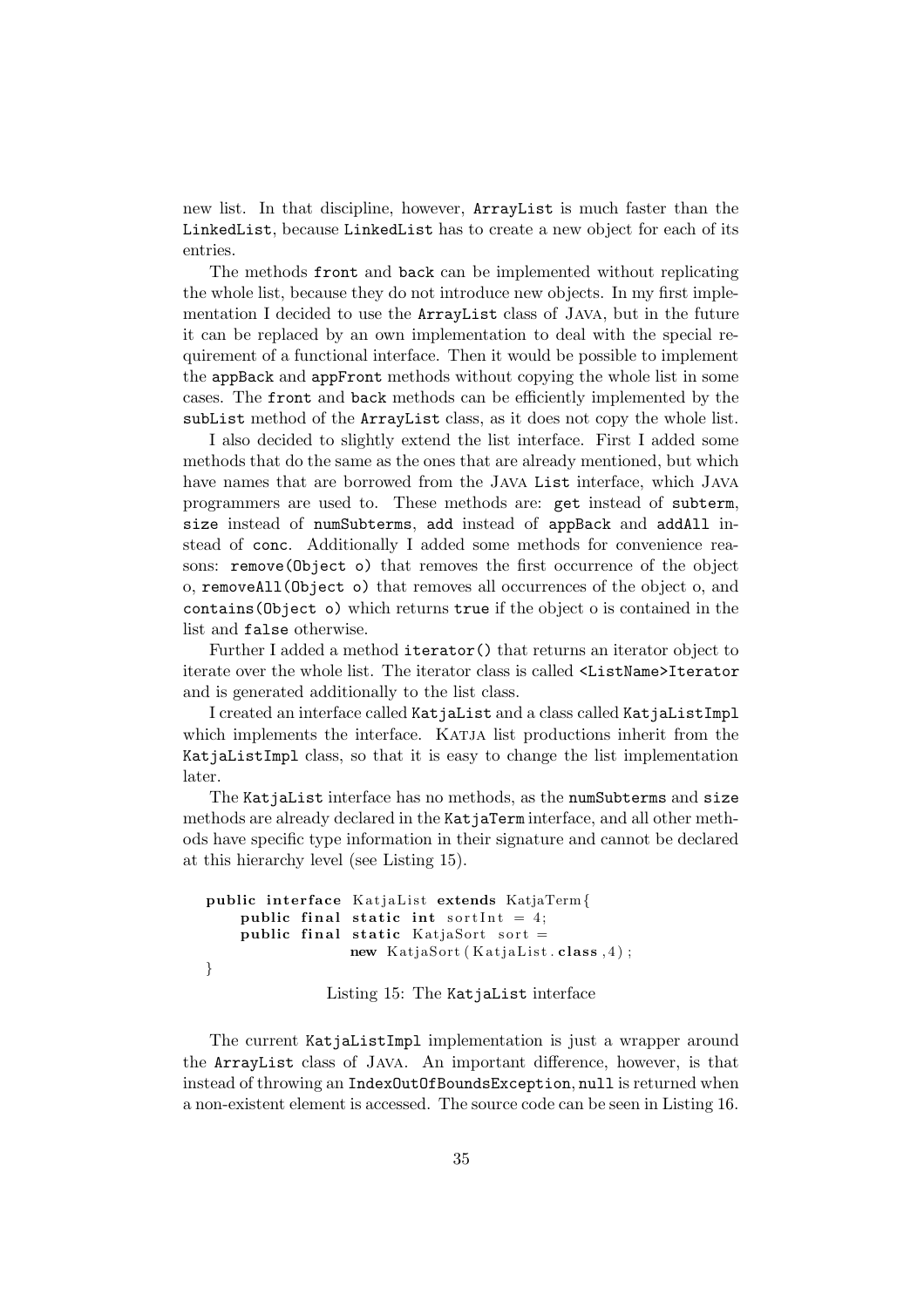new list. In that discipline, however, `ArrayList` is much faster than the `LinkedList`, because `LinkedList` has to create a new object for each of its entries.

The methods `front` and `back` can be implemented without replicating the whole list, because they do not introduce new objects. In my first implementation I decided to use the `ArrayList` class of Java, but in the future it can be replaced by an own implementation to deal with the special requirement of a functional interface. Then it would be possible to implement the `appBack` and `appFront` methods without copying the whole list in some cases. The `front` and `back` methods can be efficiently implemented by the `subList` method of the `ArrayList` class, as it does not copy the whole list.

I also decided to slightly extend the list interface. First I added some methods that do the same as the ones that are already mentioned, but which have names that are borrowed from the Java `List` interface, which Java programmers are used to. These methods are: `get` instead of `subterm`, `size` instead of `numSubterms`, `add` instead of `appBack` and `addAll` instead of `conc`. Additionally I added some methods for convenience reasons: `remove(Object o)` that removes the first occurrence of the object o, `removeAll(Object o)` that removes all occurrences of the object o, and `contains(Object o)` which returns `true` if the object o is contained in the list and `false` otherwise.

Further I added a method `iterator()` that returns an iterator object to iterate over the whole list. The iterator class is called `<ListName>Iterator` and is generated additionally to the list class.

I created an interface called `KatjaList` and a class called `KatjaListImpl` which implements the interface. Katja list productions inherit from the `KatjaListImpl` class, so that it is easy to change the list implementation later.

The `KatjaList` interface has no methods, as the `numSubterms` and `size` methods are already declared in the `KatjaTerm` interface, and all other methods have specific type information in their signature and cannot be declared at this hierarchy level (see Listing 15).

```
public interface KatjaList extends KatjaTerm{
    public final static int sortInt = 4;
    public final static KatjaSort sort =
                new KatjaSort(KatjaList.class,4);
}
```

Listing 15: The `KatjaList` interface

The current `KatjaListImpl` implementation is just a wrapper around the `ArrayList` class of Java. An important difference, however, is that instead of throwing an `IndexOutOfBoundsException`, `null` is returned when a non-existent element is accessed. The source code can be seen in Listing 16.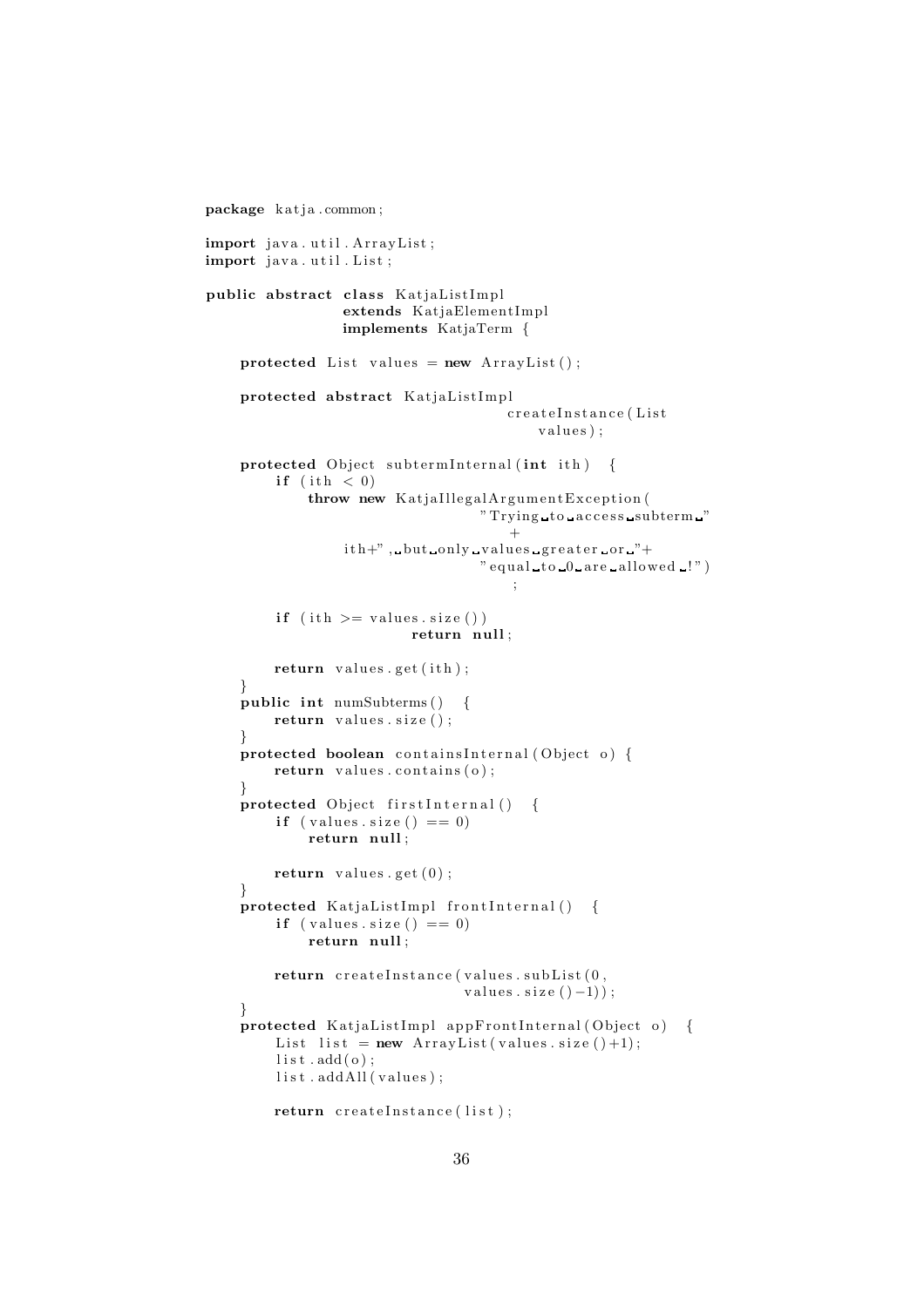```java
package katja.common;

import java.util.ArrayList;
import java.util.List;

public abstract class KatjaListImpl
                extends KatjaElementImpl
                implements KatjaTerm {

    protected List values = new ArrayList();

    protected abstract KatjaListImpl
                                    createInstance(List
                                        values);

    protected Object subtermInternal(int ith) {
        if (ith < 0)
            throw new KatjaIllegalArgumentException(
                                "Trying to access subterm "
                                    +
                ith+", but only values greater or "+
                                "equal to 0 are allowed!")
                                    ;

        if (ith >= values.size())
                        return null;

        return values.get(ith);
    }
    public int numSubterms() {
        return values.size();
    }
    protected boolean containsInternal(Object o) {
        return values.contains(o);
    }
    protected Object firstInternal() {
        if (values.size() == 0)
            return null;

        return values.get(0);
    }
    protected KatjaListImpl frontInternal() {
        if (values.size() == 0)
            return null;

        return createInstance(values.subList(0,
                                values.size()-1));
    }
    protected KatjaListImpl appFrontInternal(Object o) {
        List list = new ArrayList(values.size()+1);
        list.add(o);
        list.addAll(values);

        return createInstance(list);
```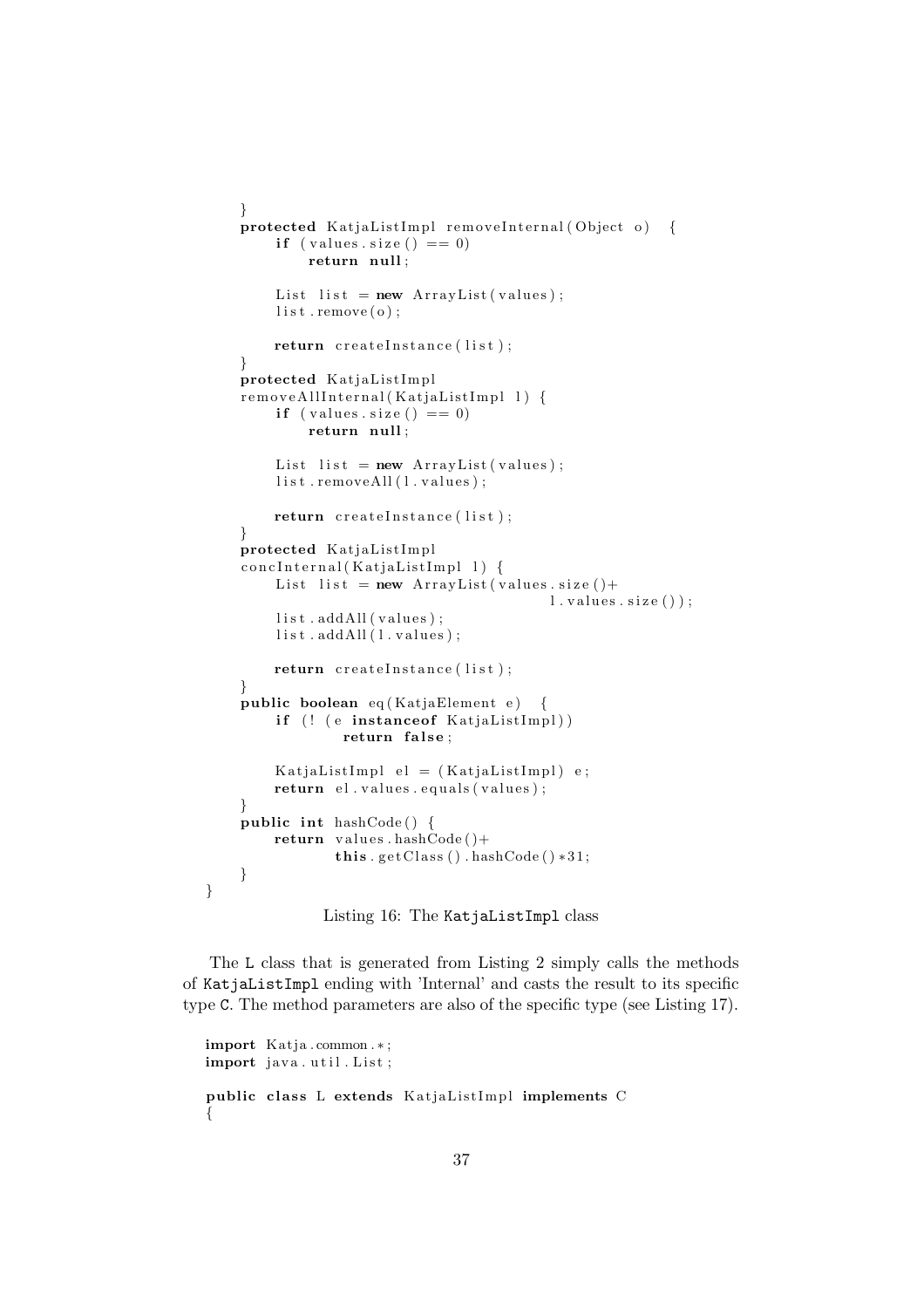```
    }
    protected KatjaListImpl removeInternal(Object o)  {
        if (values.size() == 0)
            return null;

        List list = new ArrayList(values);
        list.remove(o);

        return createInstance(list);
    }
    protected KatjaListImpl
    removeAllInternal(KatjaListImpl l) {
        if (values.size() == 0)
            return null;

        List list = new ArrayList(values);
        list.removeAll(l.values);

        return createInstance(list);
    }
    protected KatjaListImpl
    concInternal(KatjaListImpl l) {
        List list = new ArrayList(values.size()+
                                  l.values.size());
        list.addAll(values);
        list.addAll(l.values);

        return createInstance(list);
    }
    public boolean eq(KatjaElement e)  {
        if (! (e instanceof KatjaListImpl))
                return false;

        KatjaListImpl el = (KatjaListImpl) e;
        return el.values.equals(values);
    }
    public int hashCode() {
        return values.hashCode()+
               this.getClass().hashCode()*31;
    }
}
```

Listing 16: The `KatjaListImpl` class

The `L` class that is generated from Listing 2 simply calls the methods of `KatjaListImpl` ending with 'Internal' and casts the result to its specific type `C`. The method parameters are also of the specific type (see Listing 17).

```
import Katja.common.*;
import java.util.List;

public class L extends KatjaListImpl implements C
{
```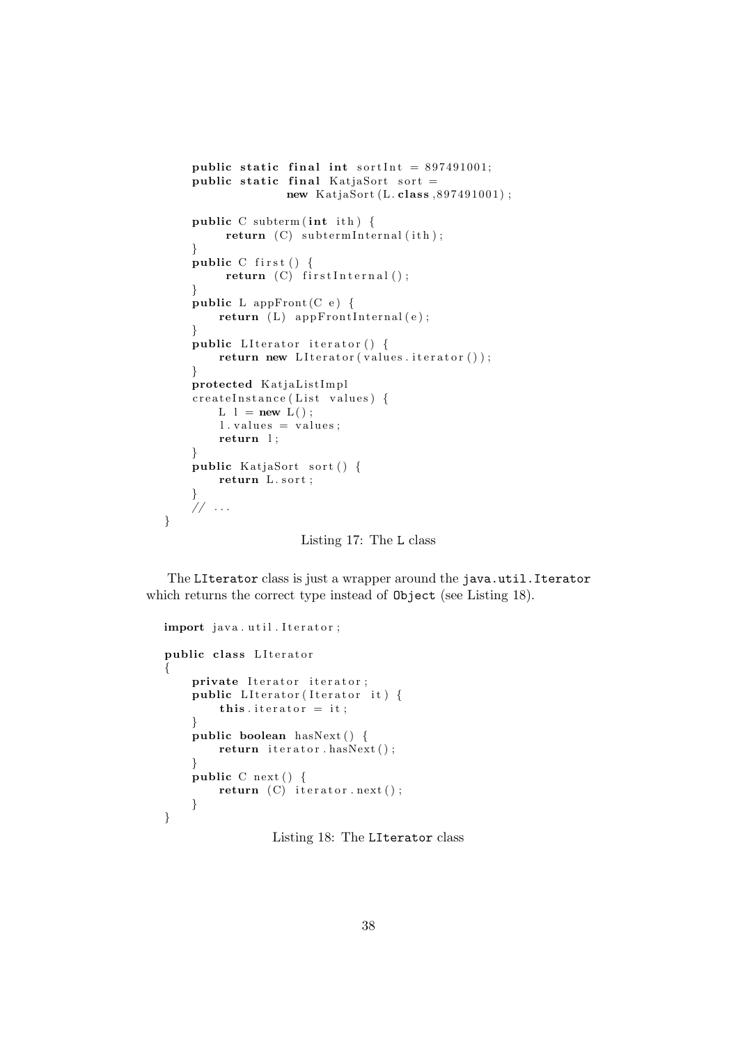```
    public static final int sortInt = 897491001;
    public static final KatjaSort sort =
                new KatjaSort(L.class,897491001);

    public C subterm(int ith) {
         return (C) subtermInternal(ith);
    }
    public C first() {
         return (C) firstInternal();
    }
    public L appFront(C e) {
        return (L) appFrontInternal(e);
    }
    public LIterator iterator() {
        return new LIterator(values.iterator());
    }
    protected KatjaListImpl
    createInstance(List values) {
        L l = new L();
        l.values = values;
        return l;
    }
    public KatjaSort sort() {
        return L.sort;
    }
    // ...
}
```

Listing 17: The L class

The LIterator class is just a wrapper around the java.util.Iterator which returns the correct type instead of Object (see Listing 18).

```
import java.util.Iterator;

public class LIterator
{
    private Iterator iterator;
    public LIterator(Iterator it) {
        this.iterator = it;
    }
    public boolean hasNext() {
        return iterator.hasNext();
    }
    public C next() {
        return (C) iterator.next();
    }
}
```

Listing 18: The LIterator class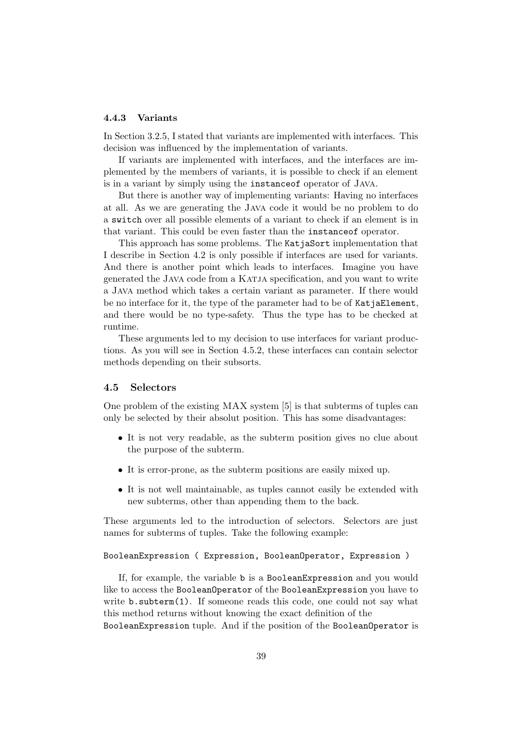### 4.4.3 Variants

In Section 3.2.5, I stated that variants are implemented with interfaces. This decision was influenced by the implementation of variants.

If variants are implemented with interfaces, and the interfaces are implemented by the members of variants, it is possible to check if an element is in a variant by simply using the `instanceof` operator of JAVA.

But there is another way of implementing variants: Having no interfaces at all. As we are generating the JAVA code it would be no problem to do a `switch` over all possible elements of a variant to check if an element is in that variant. This could be even faster than the `instanceof` operator.

This approach has some problems. The `KatjaSort` implementation that I describe in Section 4.2 is only possible if interfaces are used for variants. And there is another point which leads to interfaces. Imagine you have generated the JAVA code from a KATJA specification, and you want to write a JAVA method which takes a certain variant as parameter. If there would be no interface for it, the type of the parameter had to be of `KatjaElement`, and there would be no type-safety. Thus the type has to be checked at runtime.

These arguments led to my decision to use interfaces for variant productions. As you will see in Section 4.5.2, these interfaces can contain selector methods depending on their subsorts.

## 4.5 Selectors

One problem of the existing MAX system [5] is that subterms of tuples can only be selected by their absolut position. This has some disadvantages:

- It is not very readable, as the subterm position gives no clue about the purpose of the subterm.
- It is error-prone, as the subterm positions are easily mixed up.
- It is not well maintainable, as tuples cannot easily be extended with new subterms, other than appending them to the back.

These arguments led to the introduction of selectors. Selectors are just names for subterms of tuples. Take the following example:

```
BooleanExpression ( Expression, BooleanOperator, Expression )
```

If, for example, the variable `b` is a `BooleanExpression` and you would like to access the `BooleanOperator` of the `BooleanExpression` you have to write `b.subterm(1)`. If someone reads this code, one could not say what this method returns without knowing the exact definition of the `BooleanExpression` tuple. And if the position of the `BooleanOperator` is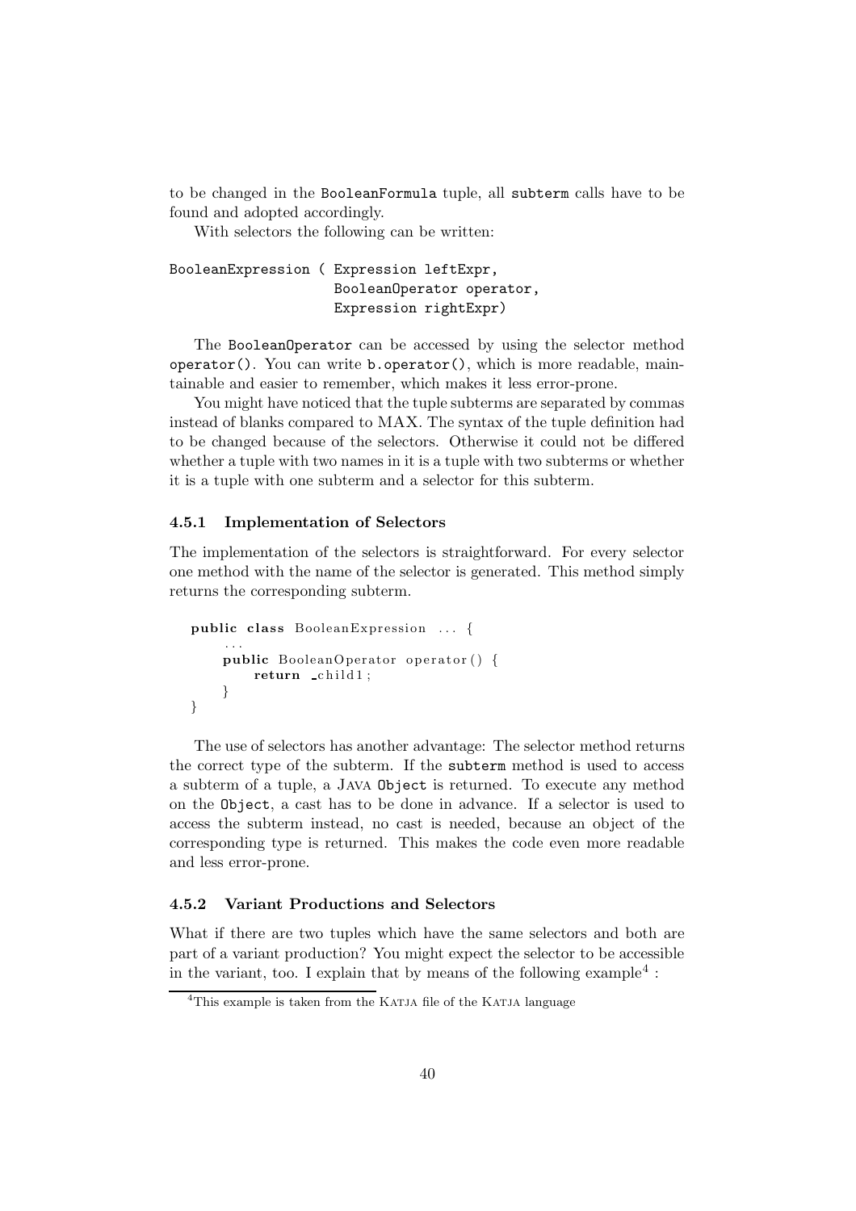to be changed in the `BooleanFormula` tuple, all `subterm` calls have to be found and adopted accordingly.

With selectors the following can be written:

```
BooleanExpression ( Expression leftExpr,
                    BooleanOperator operator,
                    Expression rightExpr)
```

The `BooleanOperator` can be accessed by using the selector method `operator()`. You can write `b.operator()`, which is more readable, maintainable and easier to remember, which makes it less error-prone.

You might have noticed that the tuple subterms are separated by commas instead of blanks compared to MAX. The syntax of the tuple definition had to be changed because of the selectors. Otherwise it could not be differed whether a tuple with two names in it is a tuple with two subterms or whether it is a tuple with one subterm and a selector for this subterm.

### 4.5.1 Implementation of Selectors

The implementation of the selectors is straightforward. For every selector one method with the name of the selector is generated. This method simply returns the corresponding subterm.

```
public class BooleanExpression ... {
    ...
    public BooleanOperator operator() {
        return _child1;
    }
}
```

The use of selectors has another advantage: The selector method returns the correct type of the subterm. If the `subterm` method is used to access a subterm of a tuple, a JAVA `Object` is returned. To execute any method on the `Object`, a cast has to be done in advance. If a selector is used to access the subterm instead, no cast is needed, because an object of the corresponding type is returned. This makes the code even more readable and less error-prone.

### 4.5.2 Variant Productions and Selectors

What if there are two tuples which have the same selectors and both are part of a variant production? You might expect the selector to be accessible in the variant, too. I explain that by means of the following example[4] :

[4]This example is taken from the KATJA file of the KATJA language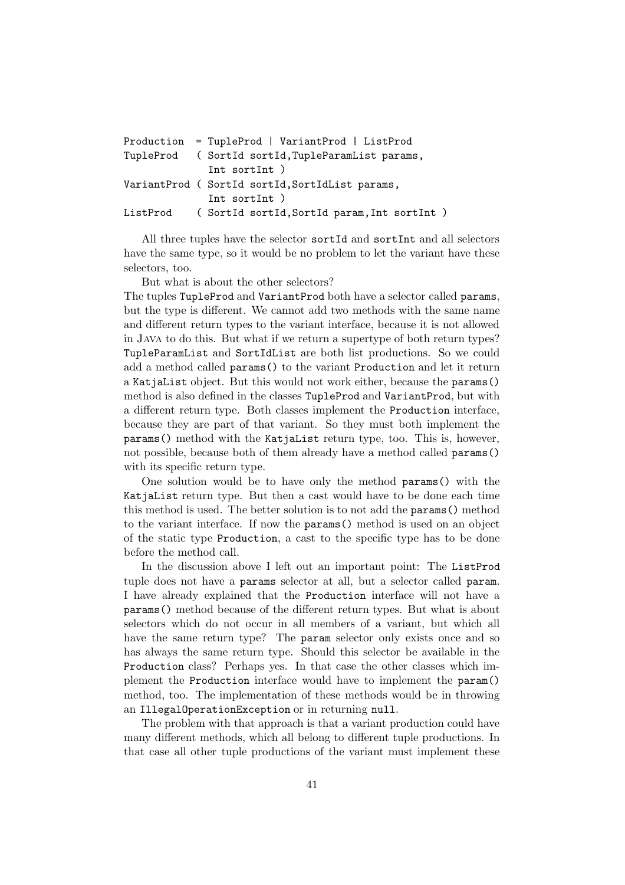```
Production  = TupleProd | VariantProd | ListProd
TupleProd   ( SortId sortId,TupleParamList params,
              Int sortInt )
VariantProd ( SortId sortId,SortIdList params,
              Int sortInt )
ListProd    ( SortId sortId,SortId param,Int sortInt )
```

All three tuples have the selector `sortId` and `sortInt` and all selectors have the same type, so it would be no problem to let the variant have these selectors, too.

But what is about the other selectors?
The tuples `TupleProd` and `VariantProd` both have a selector called `params`, but the type is different. We cannot add two methods with the same name and different return types to the variant interface, because it is not allowed in Java to do this. But what if we return a supertype of both return types? `TupleParamList` and `SortIdList` are both list productions. So we could add a method called `params()` to the variant `Production` and let it return a `KatjaList` object. But this would not work either, because the `params()` method is also defined in the classes `TupleProd` and `VariantProd`, but with a different return type. Both classes implement the `Production` interface, because they are part of that variant. So they must both implement the `params()` method with the `KatjaList` return type, too. This is, however, not possible, because both of them already have a method called `params()` with its specific return type.

One solution would be to have only the method `params()` with the `KatjaList` return type. But then a cast would have to be done each time this method is used. The better solution is to not add the `params()` method to the variant interface. If now the `params()` method is used on an object of the static type `Production`, a cast to the specific type has to be done before the method call.

In the discussion above I left out an important point: The `ListProd` tuple does not have a `params` selector at all, but a selector called `param`. I have already explained that the `Production` interface will not have a `params()` method because of the different return types. But what is about selectors which do not occur in all members of a variant, but which all have the same return type? The `param` selector only exists once and so has always the same return type. Should this selector be available in the `Production` class? Perhaps yes. In that case the other classes which implement the `Production` interface would have to implement the `param()` method, too. The implementation of these methods would be in throwing an `IllegalOperationException` or in returning `null`.

The problem with that approach is that a variant production could have many different methods, which all belong to different tuple productions. In that case all other tuple productions of the variant must implement these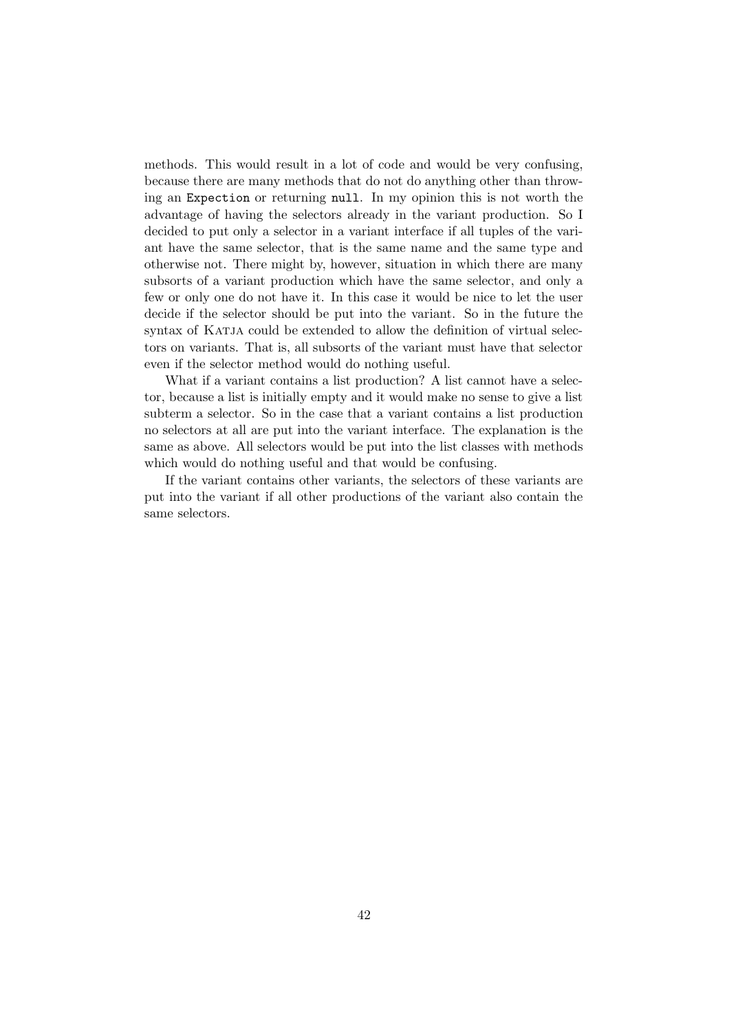methods. This would result in a lot of code and would be very confusing, because there are many methods that do not do anything other than throwing an `Expection` or returning `null`. In my opinion this is not worth the advantage of having the selectors already in the variant production. So I decided to put only a selector in a variant interface if all tuples of the variant have the same selector, that is the same name and the same type and otherwise not. There might by, however, situation in which there are many subsorts of a variant production which have the same selector, and only a few or only one do not have it. In this case it would be nice to let the user decide if the selector should be put into the variant. So in the future the syntax of Katja could be extended to allow the definition of virtual selectors on variants. That is, all subsorts of the variant must have that selector even if the selector method would do nothing useful.

What if a variant contains a list production? A list cannot have a selector, because a list is initially empty and it would make no sense to give a list subterm a selector. So in the case that a variant contains a list production no selectors at all are put into the variant interface. The explanation is the same as above. All selectors would be put into the list classes with methods which would do nothing useful and that would be confusing.

If the variant contains other variants, the selectors of these variants are put into the variant if all other productions of the variant also contain the same selectors.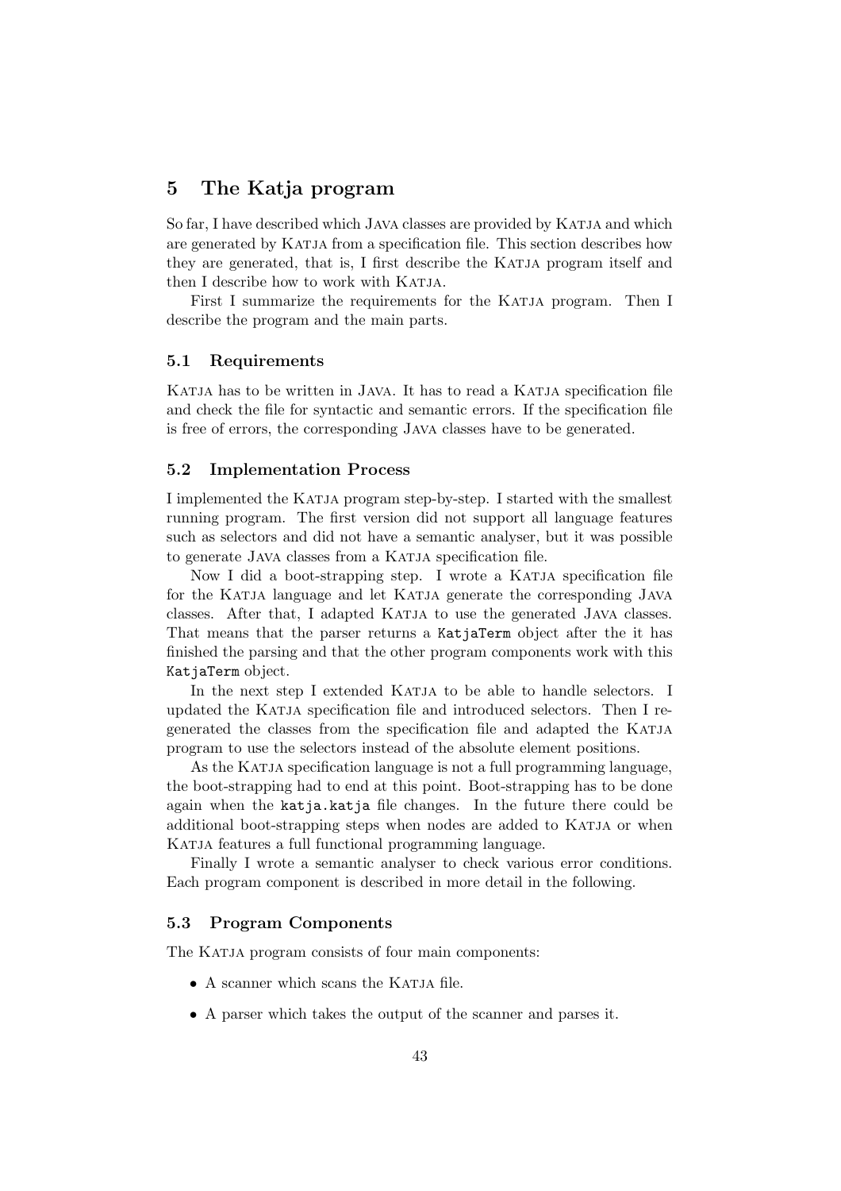# 5 The Katja program

So far, I have described which Java classes are provided by Katja and which are generated by Katja from a specification file. This section describes how they are generated, that is, I first describe the Katja program itself and then I describe how to work with Katja.

First I summarize the requirements for the Katja program. Then I describe the program and the main parts.

## 5.1 Requirements

Katja has to be written in Java. It has to read a Katja specification file and check the file for syntactic and semantic errors. If the specification file is free of errors, the corresponding Java classes have to be generated.

## 5.2 Implementation Process

I implemented the Katja program step-by-step. I started with the smallest running program. The first version did not support all language features such as selectors and did not have a semantic analyser, but it was possible to generate Java classes from a Katja specification file.

Now I did a boot-strapping step. I wrote a Katja specification file for the Katja language and let Katja generate the corresponding Java classes. After that, I adapted Katja to use the generated Java classes. That means that the parser returns a `KatjaTerm` object after the it has finished the parsing and that the other program components work with this `KatjaTerm` object.

In the next step I extended Katja to be able to handle selectors. I updated the Katja specification file and introduced selectors. Then I re-generated the classes from the specification file and adapted the Katja program to use the selectors instead of the absolute element positions.

As the Katja specification language is not a full programming language, the boot-strapping had to end at this point. Boot-strapping has to be done again when the `katja.katja` file changes. In the future there could be additional boot-strapping steps when nodes are added to Katja or when Katja features a full functional programming language.

Finally I wrote a semantic analyser to check various error conditions. Each program component is described in more detail in the following.

## 5.3 Program Components

The Katja program consists of four main components:

- A scanner which scans the Katja file.
- A parser which takes the output of the scanner and parses it.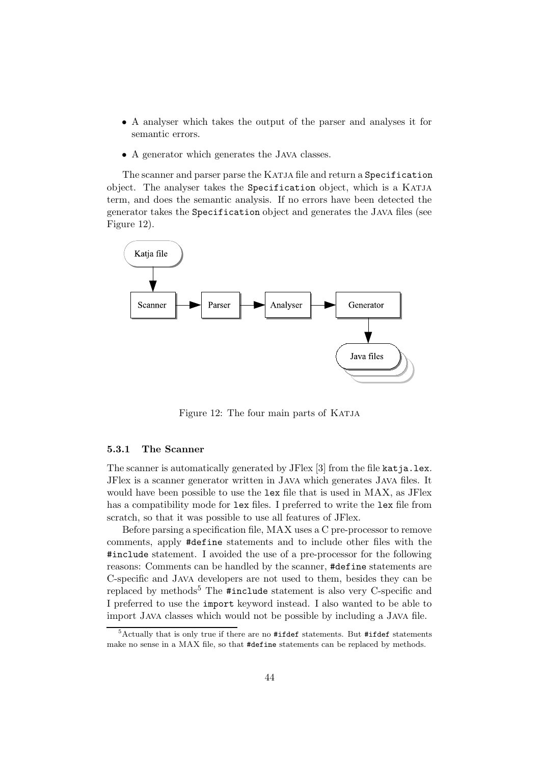- A analyser which takes the output of the parser and analyses it for semantic errors.
- A generator which generates the Java classes.

The scanner and parser parse the Katja file and return a `Specification` object. The analyser takes the `Specification` object, which is a Katja term, and does the semantic analysis. If no errors have been detected the generator takes the `Specification` object and generates the Java files (see Figure 12).

Figure 12: The four main parts of Katja

#### 5.3.1 The Scanner

The scanner is automatically generated by JFlex [3] from the file `katja.lex`. JFlex is a scanner generator written in Java which generates Java files. It would have been possible to use the `lex` file that is used in MAX, as JFlex has a compatibility mode for `lex` files. I preferred to write the `lex` file from scratch, so that it was possible to use all features of JFlex.

Before parsing a specification file, MAX uses a C pre-processor to remove comments, apply `#define` statements and to include other files with the `#include` statement. I avoided the use of a pre-processor for the following reasons: Comments can be handled by the scanner, `#define` statements are C-specific and Java developers are not used to them, besides they can be replaced by methods[5] The `#include` statement is also very C-specific and I preferred to use the `import` keyword instead. I also wanted to be able to import Java classes which would not be possible by including a Java file.

[5] Actually that is only true if there are no `#ifdef` statements. But `#ifdef` statements make no sense in a MAX file, so that `#define` statements can be replaced by methods.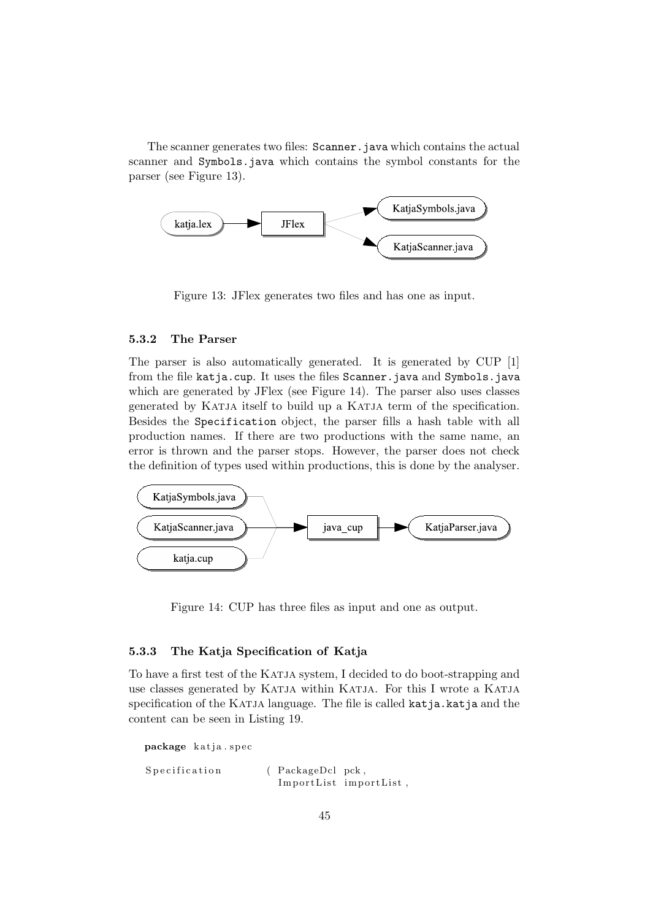The scanner generates two files: `Scanner.java` which contains the actual scanner and `Symbols.java` which contains the symbol constants for the parser (see Figure 13).

Figure 13: JFlex generates two files and has one as input.

### 5.3.2 The Parser

The parser is also automatically generated. It is generated by CUP [1] from the file `katja.cup`. It uses the files `Scanner.java` and `Symbols.java` which are generated by JFlex (see Figure 14). The parser also uses classes generated by KATJA itself to build up a KATJA term of the specification. Besides the `Specification` object, the parser fills a hash table with all production names. If there are two productions with the same name, an error is thrown and the parser stops. However, the parser does not check the definition of types used within productions, this is done by the analyser.

Figure 14: CUP has three files as input and one as output.

### 5.3.3 The Katja Specification of Katja

To have a first test of the KATJA system, I decided to do boot-strapping and use classes generated by KATJA within KATJA. For this I wrote a KATJA specification of the KATJA language. The file is called `katja.katja` and the content can be seen in Listing 19.

```
package katja.spec

Specification          ( PackageDcl pck,
                         ImportList importList,
```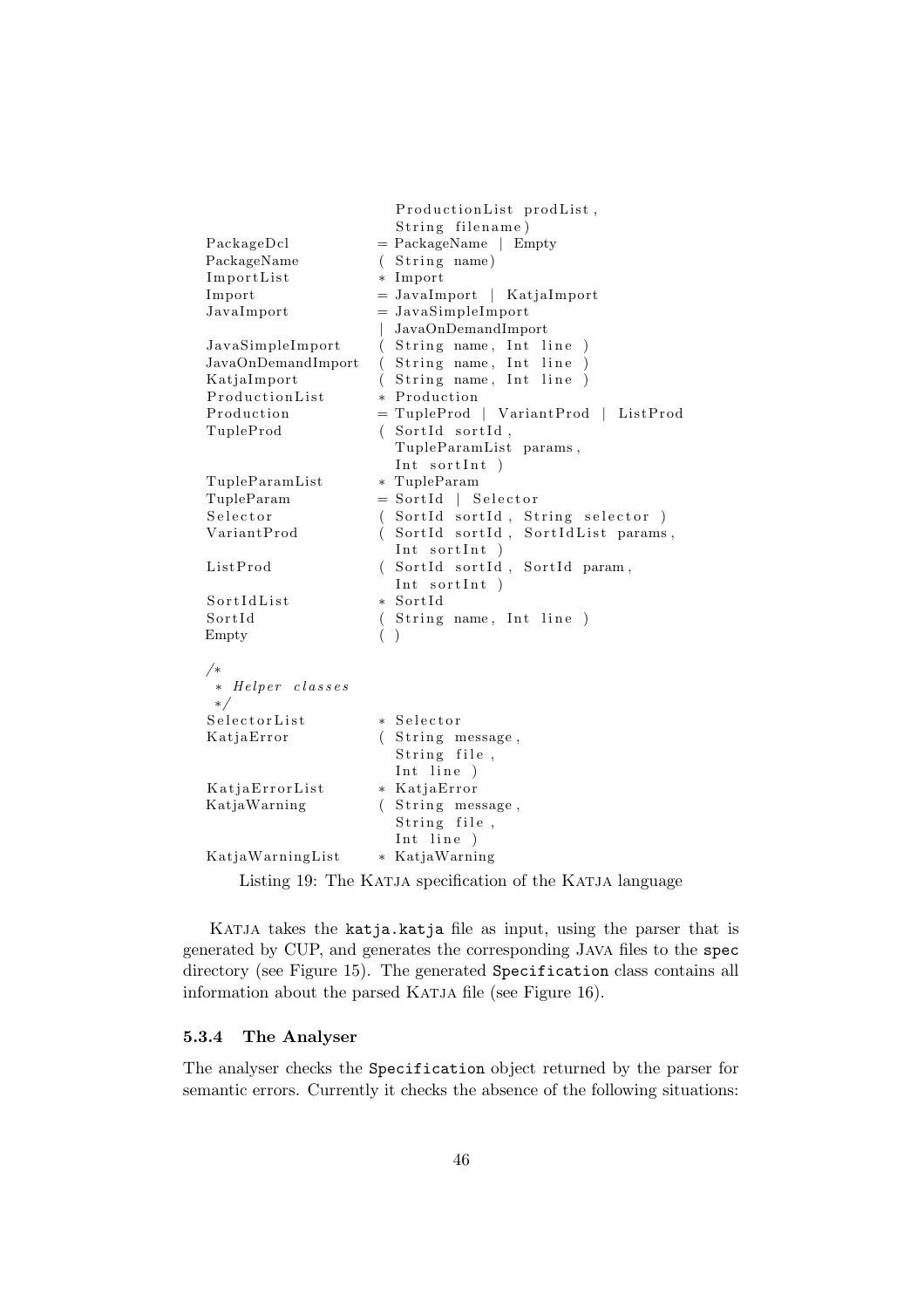```
                      ProductionList prodList,
                      String filename)
PackageDcl          = PackageName | Empty
PackageName         ( String name)
ImportList          * Import
Import              = JavaImport | KatjaImport
JavaImport          = JavaSimpleImport
                    | JavaOnDemandImport
JavaSimpleImport    ( String name, Int line )
JavaOnDemandImport  ( String name, Int line )
KatjaImport         ( String name, Int line )
ProductionList      * Production
Production          = TupleProd | VariantProd | ListProd
TupleProd           ( SortId sortId,
                      TupleParamList params,
                      Int sortInt )
TupleParamList      * TupleParam
TupleParam          = SortId | Selector
Selector            ( SortId sortId, String selector )
VariantProd         ( SortId sortId, SortIdList params,
                      Int sortInt )
ListProd            ( SortId sortId, SortId param,
                      Int sortInt )
SortIdList          * SortId
SortId              ( String name, Int line )
Empty               ( )

/*
 * Helper classes
 */
SelectorList        * Selector
KatjaError          ( String message,
                      String file,
                      Int line )
KatjaErrorList      * KatjaError
KatjaWarning        ( String message,
                      String file,
                      Int line )
KatjaWarningList    * KatjaWarning
```

Listing 19: The KATJA specification of the KATJA language

KATJA takes the `katja.katja` file as input, using the parser that is generated by CUP, and generates the corresponding JAVA files to the `spec` directory (see Figure 15). The generated `Specification` class contains all information about the parsed KATJA file (see Figure 16).

#### 5.3.4 The Analyser

The analyser checks the `Specification` object returned by the parser for semantic errors. Currently it checks the absence of the following situations: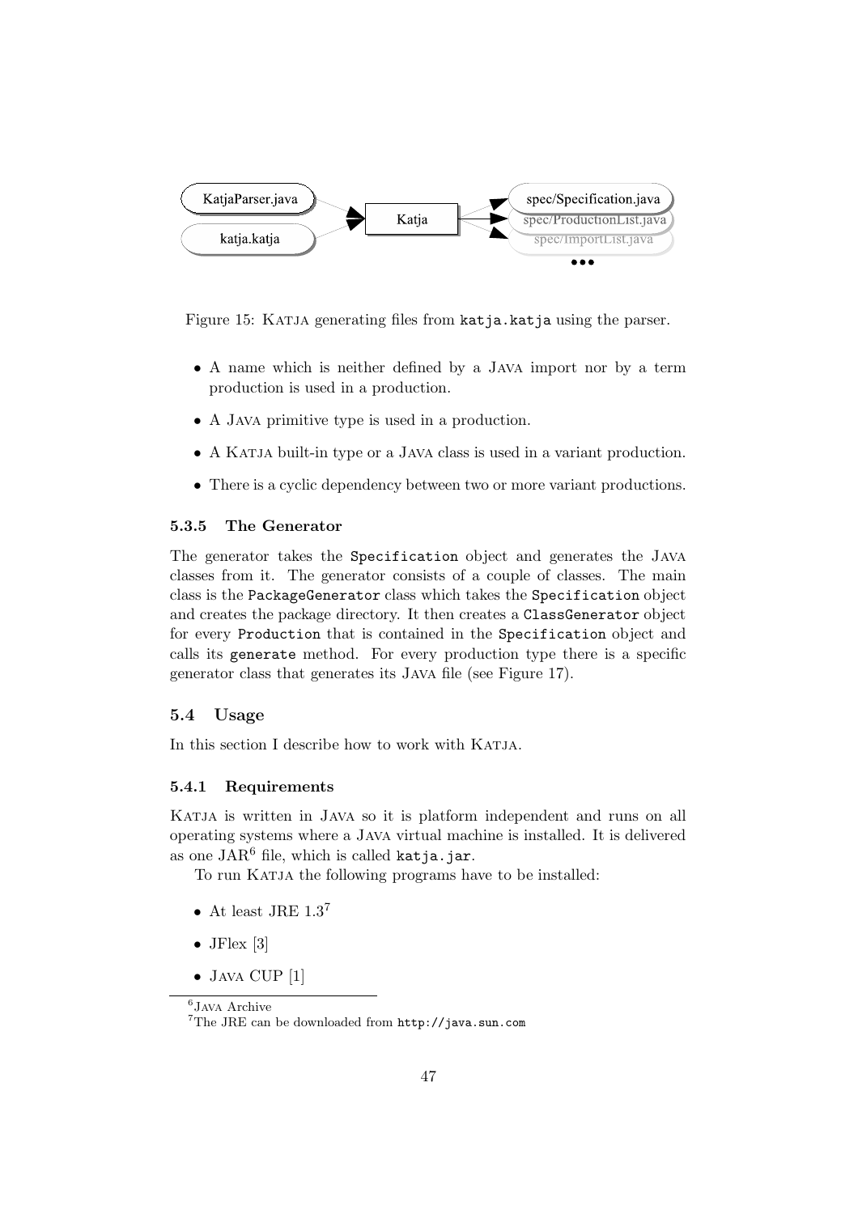Figure 15: KATJA generating files from `katja.katja` using the parser.

- A name which is neither defined by a JAVA import nor by a term production is used in a production.
- A JAVA primitive type is used in a production.
- A KATJA built-in type or a JAVA class is used in a variant production.
- There is a cyclic dependency between two or more variant productions.

#### 5.3.5 The Generator

The generator takes the `Specification` object and generates the JAVA classes from it. The generator consists of a couple of classes. The main class is the `PackageGenerator` class which takes the `Specification` object and creates the package directory. It then creates a `ClassGenerator` object for every `Production` that is contained in the `Specification` object and calls its `generate` method. For every production type there is a specific generator class that generates its JAVA file (see Figure 17).

### 5.4 Usage

In this section I describe how to work with KATJA.

#### 5.4.1 Requirements

KATJA is written in JAVA so it is platform independent and runs on all operating systems where a JAVA virtual machine is installed. It is delivered as one JAR[6] file, which is called `katja.jar`.

To run KATJA the following programs have to be installed:

- At least JRE 1.3[7]
- JFlex [3]
- JAVA CUP [1]

[6] JAVA Archive

[7] The JRE can be downloaded from `http://java.sun.com`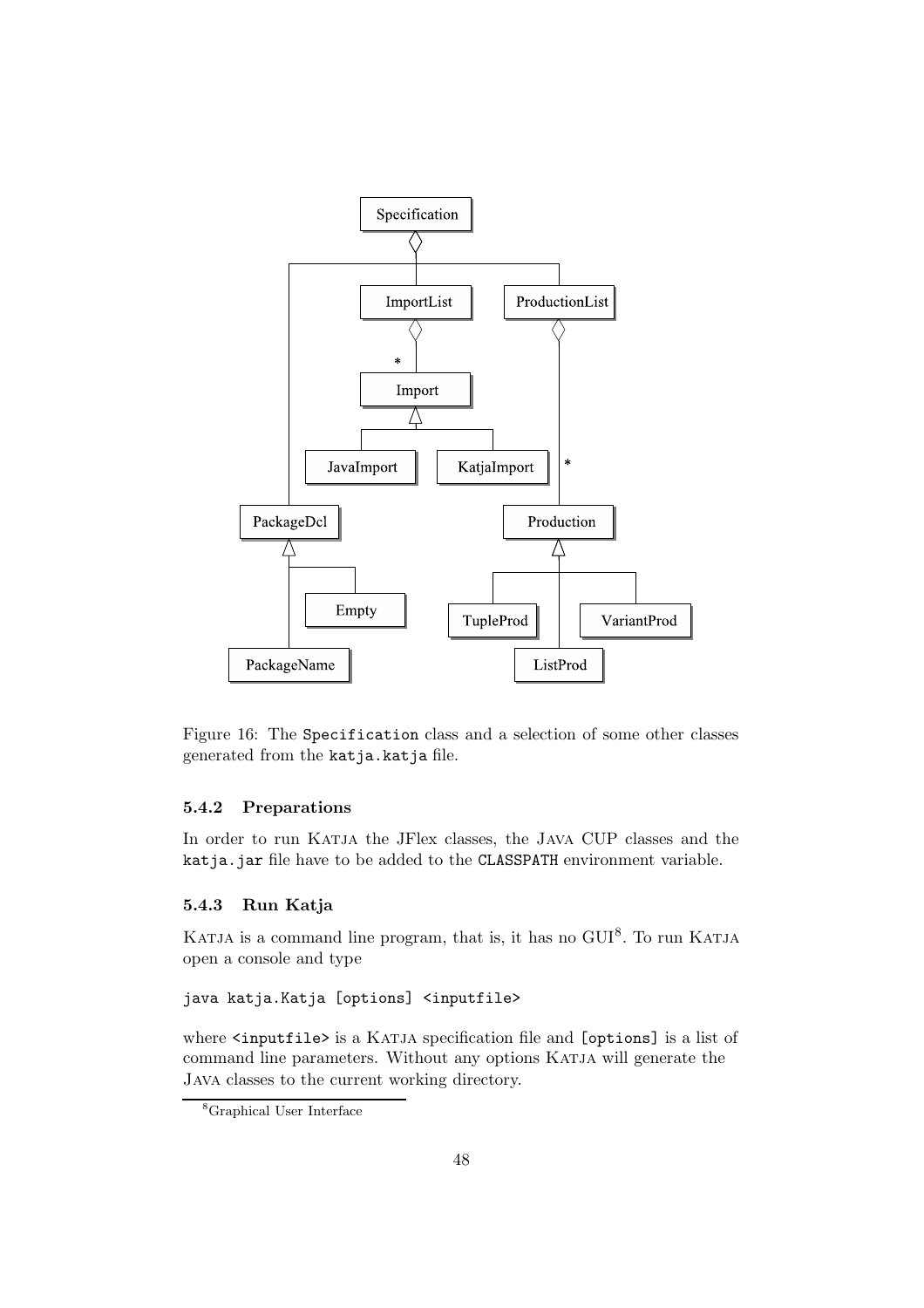Figure 16: The `Specification` class and a selection of some other classes generated from the `katja.katja` file.

### 5.4.2 Preparations

In order to run Katja the JFlex classes, the Java CUP classes and the `katja.jar` file have to be added to the `CLASSPATH` environment variable.

### 5.4.3 Run Katja

Katja is a command line program, that is, it has no GUI[8]. To run Katja open a console and type

```
java katja.Katja [options] <inputfile>
```

where `<inputfile>` is a Katja specification file and `[options]` is a list of command line parameters. Without any options Katja will generate the Java classes to the current working directory.

[8]Graphical User Interface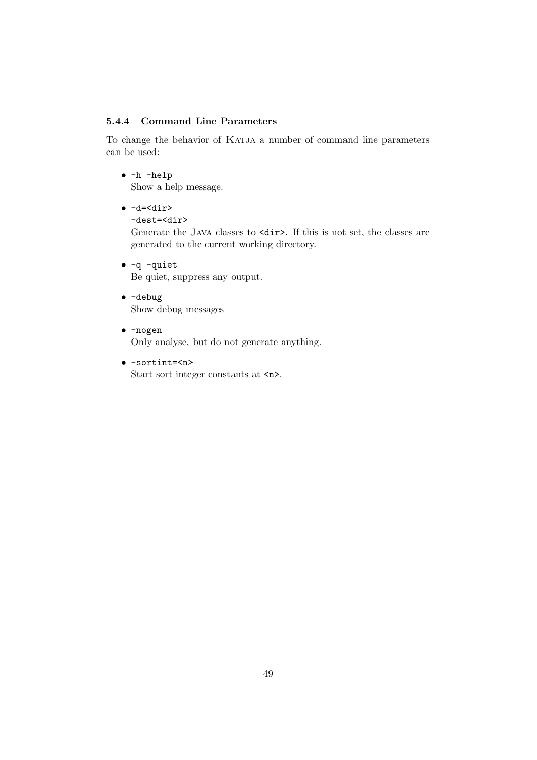### 5.4.4 Command Line Parameters

To change the behavior of KATJA a number of command line parameters can be used:

- `-h -help`
  Show a help message.
- `-d=<dir>`
  `-dest=<dir>`
  Generate the JAVA classes to `<dir>`. If this is not set, the classes are generated to the current working directory.
- `-q -quiet`
  Be quiet, suppress any output.
- `-debug`
  Show debug messages
- `-nogen`
  Only analyse, but do not generate anything.
- `-sortint=<n>`
  Start sort integer constants at `<n>`.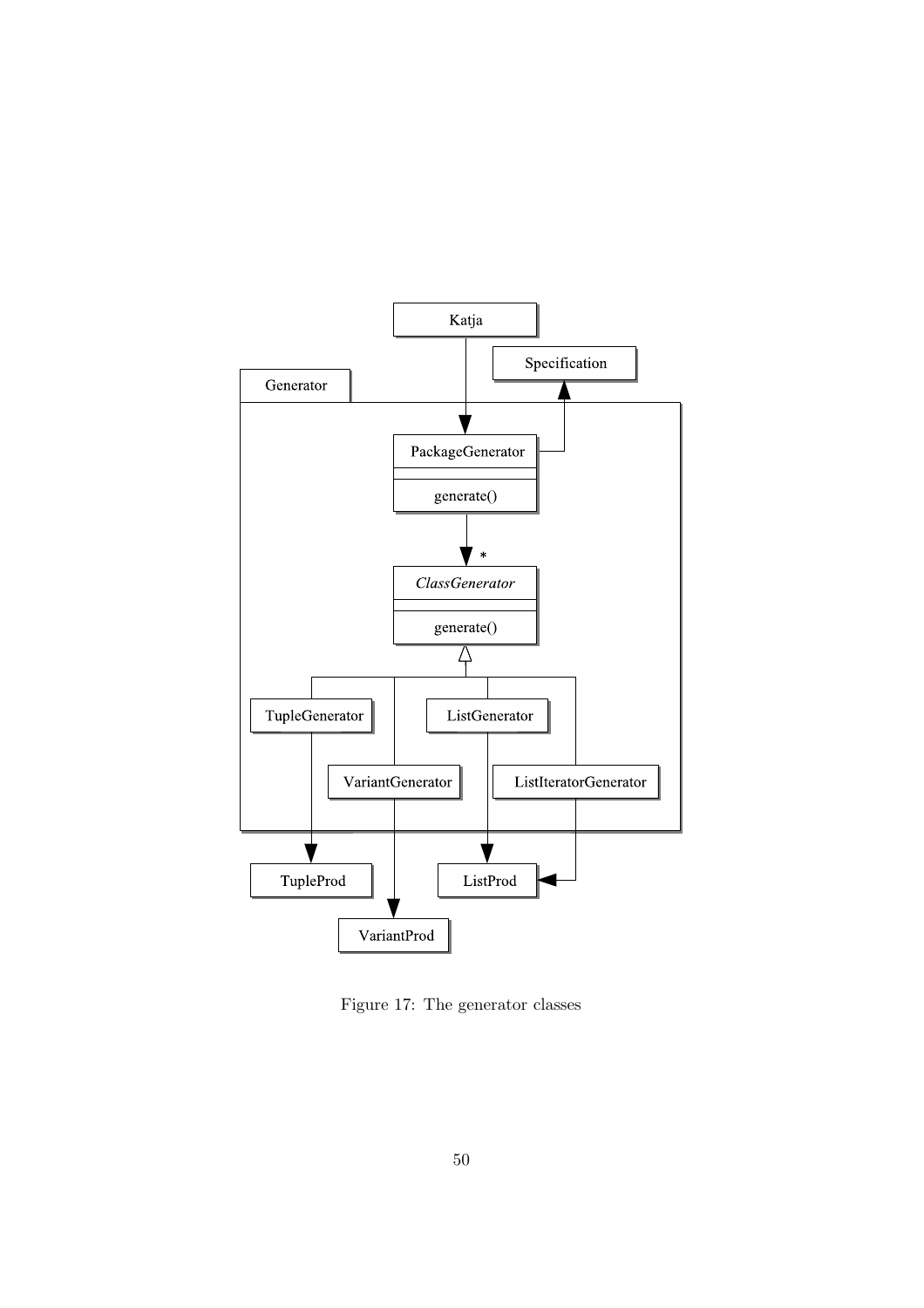Figure 17: The generator classes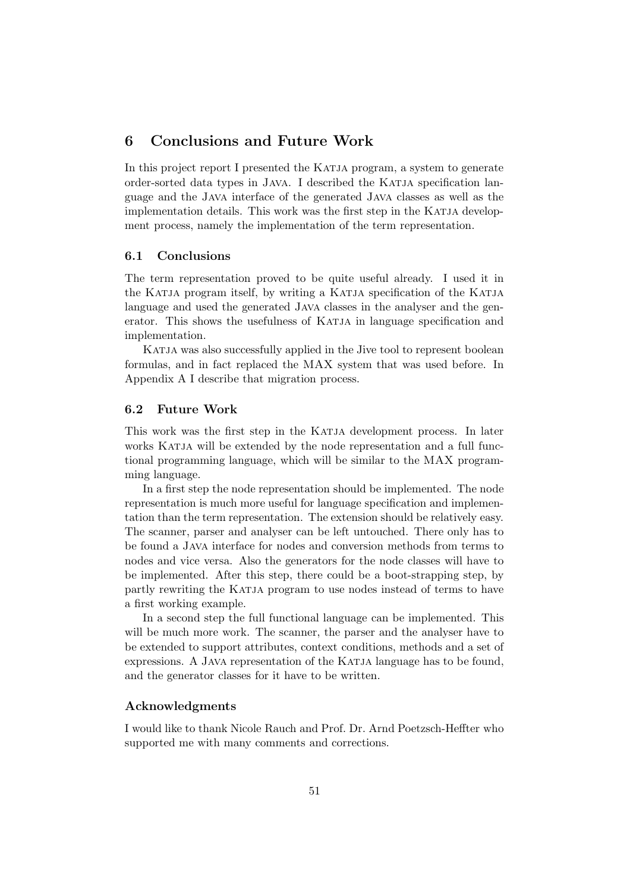# 6 Conclusions and Future Work

In this project report I presented the Katja program, a system to generate order-sorted data types in Java. I described the Katja specification language and the Java interface of the generated Java classes as well as the implementation details. This work was the first step in the Katja development process, namely the implementation of the term representation.

## 6.1 Conclusions

The term representation proved to be quite useful already. I used it in the Katja program itself, by writing a Katja specification of the Katja language and used the generated Java classes in the analyser and the generator. This shows the usefulness of Katja in language specification and implementation.

Katja was also successfully applied in the Jive tool to represent boolean formulas, and in fact replaced the MAX system that was used before. In Appendix A I describe that migration process.

## 6.2 Future Work

This work was the first step in the Katja development process. In later works Katja will be extended by the node representation and a full functional programming language, which will be similar to the MAX programming language.

In a first step the node representation should be implemented. The node representation is much more useful for language specification and implementation than the term representation. The extension should be relatively easy. The scanner, parser and analyser can be left untouched. There only has to be found a Java interface for nodes and conversion methods from terms to nodes and vice versa. Also the generators for the node classes will have to be implemented. After this step, there could be a boot-strapping step, by partly rewriting the Katja program to use nodes instead of terms to have a first working example.

In a second step the full functional language can be implemented. This will be much more work. The scanner, the parser and the analyser have to be extended to support attributes, context conditions, methods and a set of expressions. A Java representation of the Katja language has to be found, and the generator classes for it have to be written.

### Acknowledgments

I would like to thank Nicole Rauch and Prof. Dr. Arnd Poetzsch-Heffter who supported me with many comments and corrections.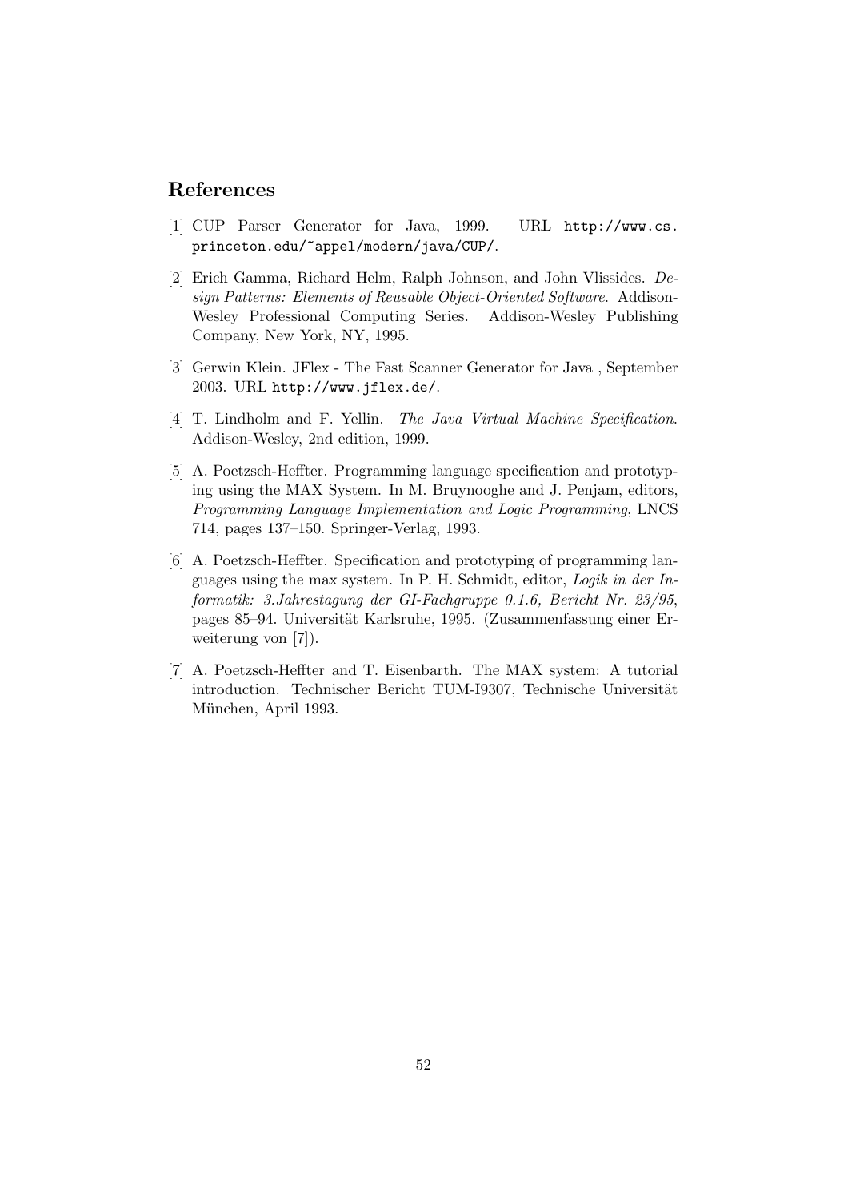# References

[1] CUP Parser Generator for Java, 1999. URL `http://www.cs.princeton.edu/~appel/modern/java/CUP/`.

[2] Erich Gamma, Richard Helm, Ralph Johnson, and John Vlissides. *Design Patterns: Elements of Reusable Object-Oriented Software*. Addison-Wesley Professional Computing Series. Addison-Wesley Publishing Company, New York, NY, 1995.

[3] Gerwin Klein. JFlex - The Fast Scanner Generator for Java , September 2003. URL `http://www.jflex.de/`.

[4] T. Lindholm and F. Yellin. *The Java Virtual Machine Specification*. Addison-Wesley, 2nd edition, 1999.

[5] A. Poetzsch-Heffter. Programming language specification and prototyping using the MAX System. In M. Bruynooghe and J. Penjam, editors, *Programming Language Implementation and Logic Programming*, LNCS 714, pages 137–150. Springer-Verlag, 1993.

[6] A. Poetzsch-Heffter. Specification and prototyping of programming languages using the max system. In P. H. Schmidt, editor, *Logik in der Informatik: 3.Jahrestagung der GI-Fachgruppe 0.1.6, Bericht Nr. 23/95*, pages 85–94. Universität Karlsruhe, 1995. (Zusammenfassung einer Erweiterung von [7]).

[7] A. Poetzsch-Heffter and T. Eisenbarth. The MAX system: A tutorial introduction. Technischer Bericht TUM-I9307, Technische Universität München, April 1993.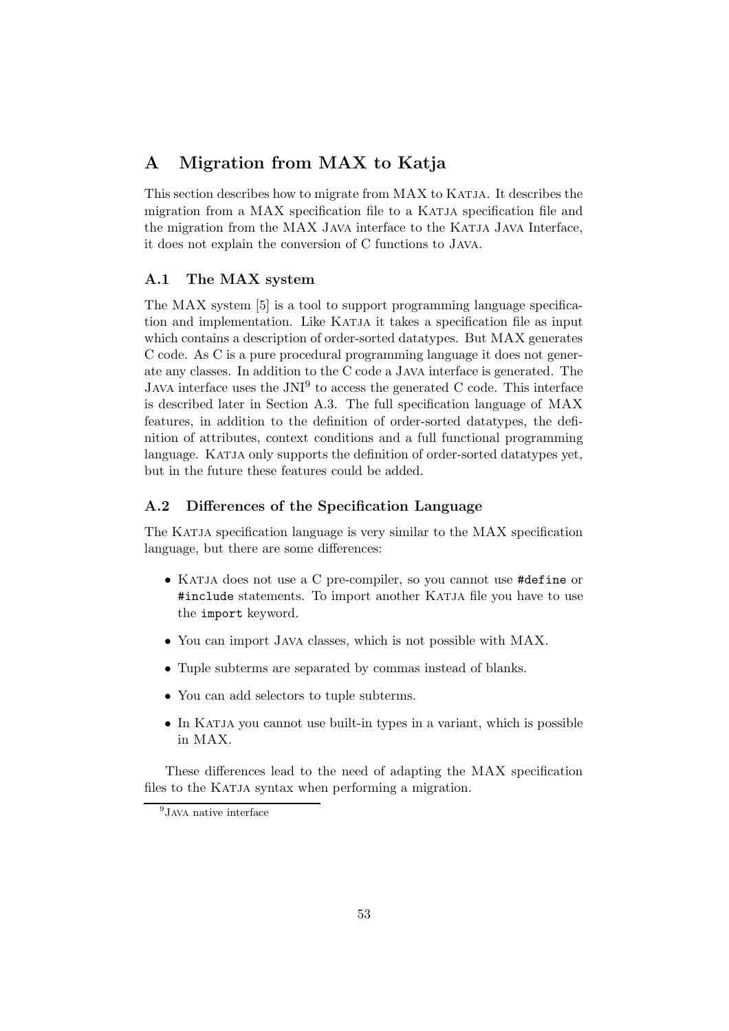# A Migration from MAX to Katja

This section describes how to migrate from MAX to Katja. It describes the migration from a MAX specification file to a Katja specification file and the migration from the MAX Java interface to the Katja Java Interface, it does not explain the conversion of C functions to Java.

## A.1 The MAX system

The MAX system [5] is a tool to support programming language specification and implementation. Like Katja it takes a specification file as input which contains a description of order-sorted datatypes. But MAX generates C code. As C is a pure procedural programming language it does not generate any classes. In addition to the C code a Java interface is generated. The Java interface uses the JNI[9] to access the generated C code. This interface is described later in Section A.3. The full specification language of MAX features, in addition to the definition of order-sorted datatypes, the definition of attributes, context conditions and a full functional programming language. Katja only supports the definition of order-sorted datatypes yet, but in the future these features could be added.

## A.2 Differences of the Specification Language

The Katja specification language is very similar to the MAX specification language, but there are some differences:

- Katja does not use a C pre-compiler, so you cannot use `#define` or `#include` statements. To import another Katja file you have to use the `import` keyword.
- You can import Java classes, which is not possible with MAX.
- Tuple subterms are separated by commas instead of blanks.
- You can add selectors to tuple subterms.
- In Katja you cannot use built-in types in a variant, which is possible in MAX.

These differences lead to the need of adapting the MAX specification files to the Katja syntax when performing a migration.

[9] Java native interface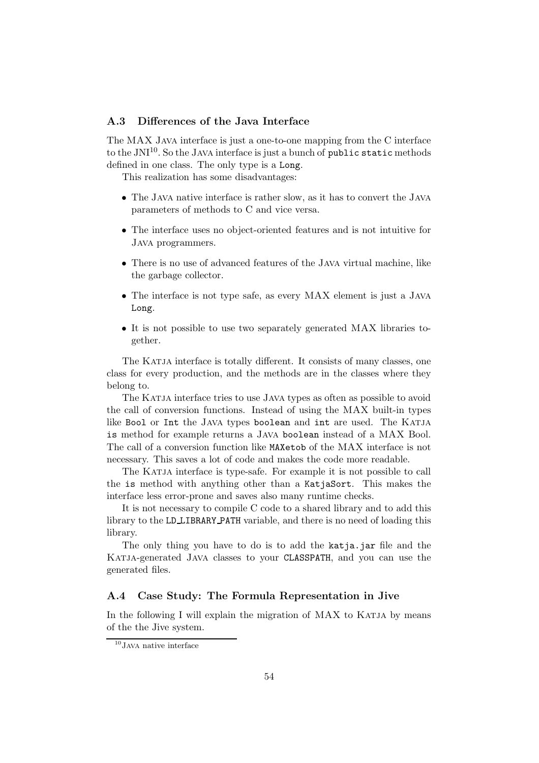### A.3 Differences of the Java Interface

The MAX Java interface is just a one-to-one mapping from the C interface to the JNI[10]. So the Java interface is just a bunch of `public static` methods defined in one class. The only type is a `Long`.

This realization has some disadvantages:

- The Java native interface is rather slow, as it has to convert the Java parameters of methods to C and vice versa.
- The interface uses no object-oriented features and is not intuitive for Java programmers.
- There is no use of advanced features of the Java virtual machine, like the garbage collector.
- The interface is not type safe, as every MAX element is just a Java `Long`.
- It is not possible to use two separately generated MAX libraries together.

The Katja interface is totally different. It consists of many classes, one class for every production, and the methods are in the classes where they belong to.

The Katja interface tries to use Java types as often as possible to avoid the call of conversion functions. Instead of using the MAX built-in types like `Bool` or `Int` the Java types `boolean` and `int` are used. The Katja `is` method for example returns a Java `boolean` instead of a MAX Bool. The call of a conversion function like `MAXetob` of the MAX interface is not necessary. This saves a lot of code and makes the code more readable.

The Katja interface is type-safe. For example it is not possible to call the `is` method with anything other than a `KatjaSort`. This makes the interface less error-prone and saves also many runtime checks.

It is not necessary to compile C code to a shared library and to add this library to the `LD_LIBRARY_PATH` variable, and there is no need of loading this library.

The only thing you have to do is to add the `katja.jar` file and the Katja-generated Java classes to your `CLASSPATH`, and you can use the generated files.

### A.4 Case Study: The Formula Representation in Jive

In the following I will explain the migration of MAX to Katja by means of the the Jive system.

[10] Java native interface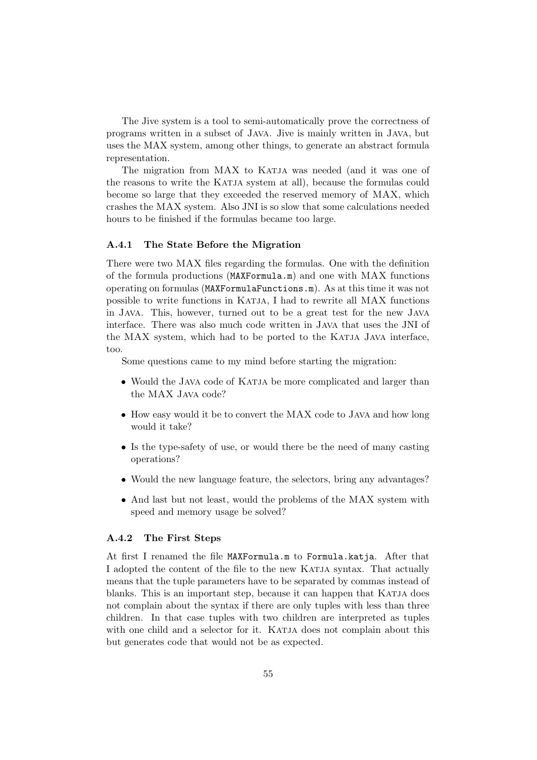The Jive system is a tool to semi-automatically prove the correctness of programs written in a subset of Java. Jive is mainly written in Java, but uses the MAX system, among other things, to generate an abstract formula representation.

The migration from MAX to Katja was needed (and it was one of the reasons to write the Katja system at all), because the formulas could become so large that they exceeded the reserved memory of MAX, which crashes the MAX system. Also JNI is so slow that some calculations needed hours to be finished if the formulas became too large.

### A.4.1 The State Before the Migration

There were two MAX files regarding the formulas. One with the definition of the formula productions (`MAXFormula.m`) and one with MAX functions operating on formulas (`MAXFormulaFunctions.m`). As at this time it was not possible to write functions in Katja, I had to rewrite all MAX functions in Java. This, however, turned out to be a great test for the new Java interface. There was also much code written in Java that uses the JNI of the MAX system, which had to be ported to the Katja Java interface, too.

Some questions came to my mind before starting the migration:

- Would the Java code of Katja be more complicated and larger than the MAX Java code?
- How easy would it be to convert the MAX code to Java and how long would it take?
- Is the type-safety of use, or would there be the need of many casting operations?
- Would the new language feature, the selectors, bring any advantages?
- And last but not least, would the problems of the MAX system with speed and memory usage be solved?

### A.4.2 The First Steps

At first I renamed the file `MAXFormula.m` to `Formula.katja`. After that I adopted the content of the file to the new Katja syntax. That actually means that the tuple parameters have to be separated by commas instead of blanks. This is an important step, because it can happen that Katja does not complain about the syntax if there are only tuples with less than three children. In that case tuples with two children are interpreted as tuples with one child and a selector for it. Katja does not complain about this but generates code that would not be as expected.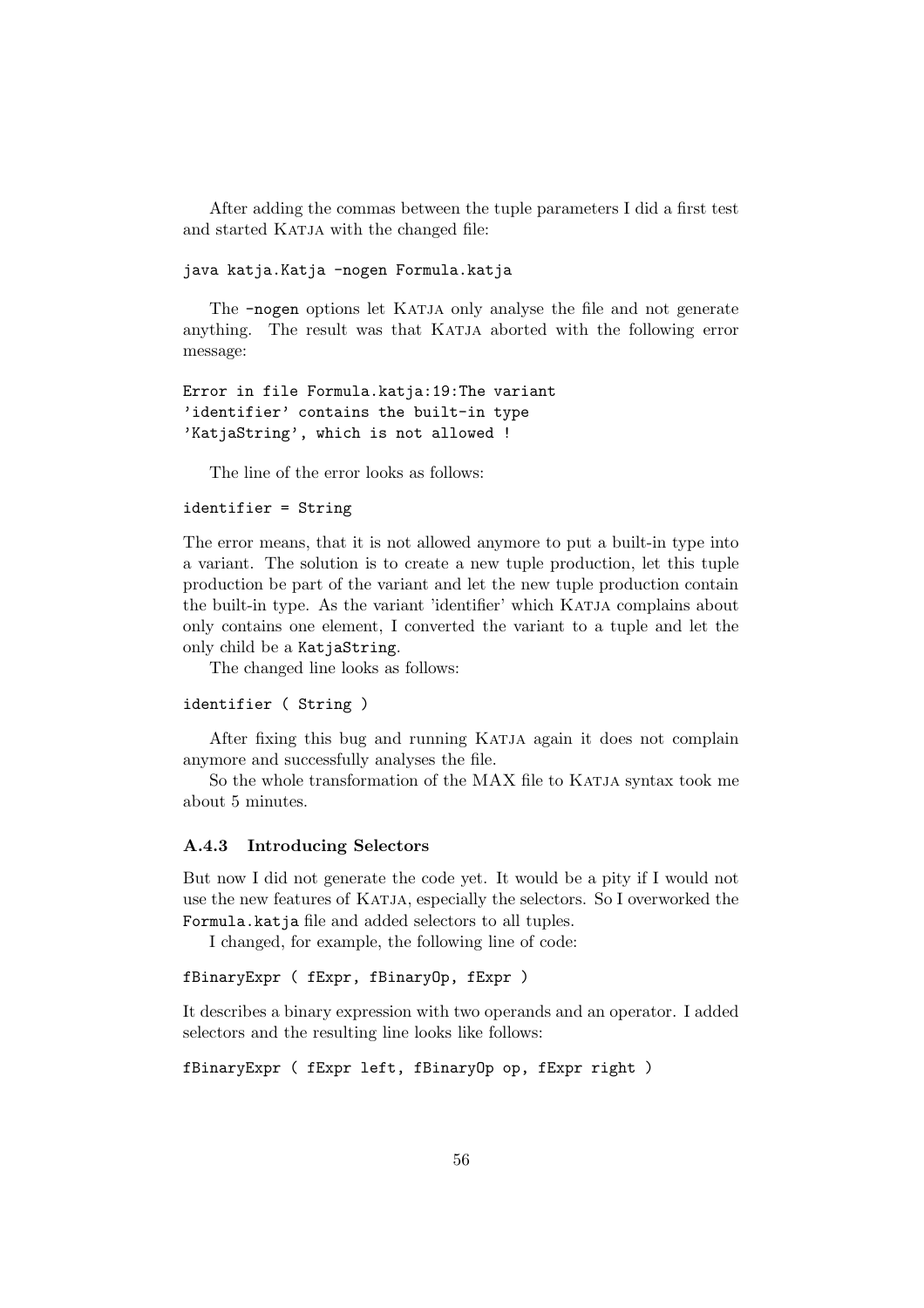After adding the commas between the tuple parameters I did a first test and started KATJA with the changed file:

```
java katja.Katja -nogen Formula.katja
```

The `-nogen` options let KATJA only analyse the file and not generate anything. The result was that KATJA aborted with the following error message:

```
Error in file Formula.katja:19:The variant
'identifier' contains the built-in type
'KatjaString', which is not allowed !
```

The line of the error looks as follows:

```
identifier = String
```

The error means, that it is not allowed anymore to put a built-in type into a variant. The solution is to create a new tuple production, let this tuple production be part of the variant and let the new tuple production contain the built-in type. As the variant 'identifier' which KATJA complains about only contains one element, I converted the variant to a tuple and let the only child be a `KatjaString`.

The changed line looks as follows:

```
identifier ( String )
```

After fixing this bug and running KATJA again it does not complain anymore and successfully analyses the file.

So the whole transformation of the MAX file to KATJA syntax took me about 5 minutes.

### A.4.3 Introducing Selectors

But now I did not generate the code yet. It would be a pity if I would not use the new features of KATJA, especially the selectors. So I overworked the `Formula.katja` file and added selectors to all tuples.

I changed, for example, the following line of code:

```
fBinaryExpr ( fExpr, fBinaryOp, fExpr )
```

It describes a binary expression with two operands and an operator. I added selectors and the resulting line looks like follows:

```
fBinaryExpr ( fExpr left, fBinaryOp op, fExpr right )
```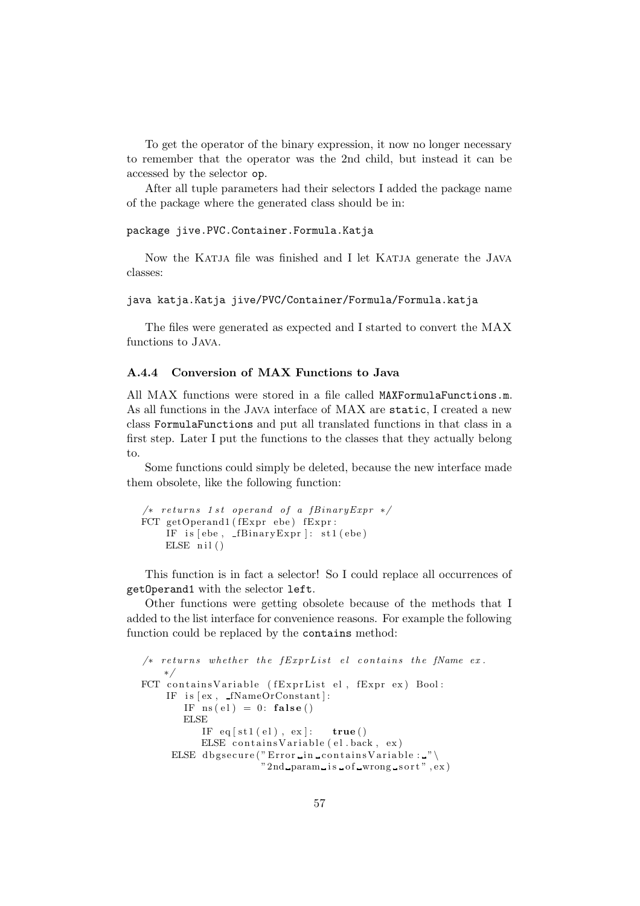To get the operator of the binary expression, it now no longer necessary to remember that the operator was the 2nd child, but instead it can be accessed by the selector `op`.

After all tuple parameters had their selectors I added the package name of the package where the generated class should be in:

```
package jive.PVC.Container.Formula.Katja
```

Now the Katja file was finished and I let Katja generate the Java classes:

```
java katja.Katja jive/PVC/Container/Formula/Formula.katja
```

The files were generated as expected and I started to convert the MAX functions to Java.

### A.4.4 Conversion of MAX Functions to Java

All MAX functions were stored in a file called `MAXFormulaFunctions.m`. As all functions in the Java interface of MAX are `static`, I created a new class `FormulaFunctions` and put all translated functions in that class in a first step. Later I put the functions to the classes that they actually belong to.

Some functions could simply be deleted, because the new interface made them obsolete, like the following function:

```
/* returns 1st operand of a fBinaryExpr */
FCT getOperand1(fExpr ebe) fExpr:
    IF is[ebe, _fBinaryExpr]: st1(ebe)
    ELSE nil()
```

This function is in fact a selector! So I could replace all occurrences of `getOperand1` with the selector `left`.

Other functions were getting obsolete because of the methods that I added to the list interface for convenience reasons. For example the following function could be replaced by the `contains` method:

```
/* returns whether the fExprList el contains the fName ex.
    */
FCT containsVariable (fExprList el, fExpr ex) Bool:
    IF is[ex, _fNameOrConstant]:
        IF ns(el) = 0: false()
        ELSE
            IF eq[st1(el), ex]:    true()
            ELSE containsVariable(el.back, ex)
     ELSE dbgsecure("Error in containsVariable: "\
                    "2nd param is of wrong sort",ex)
```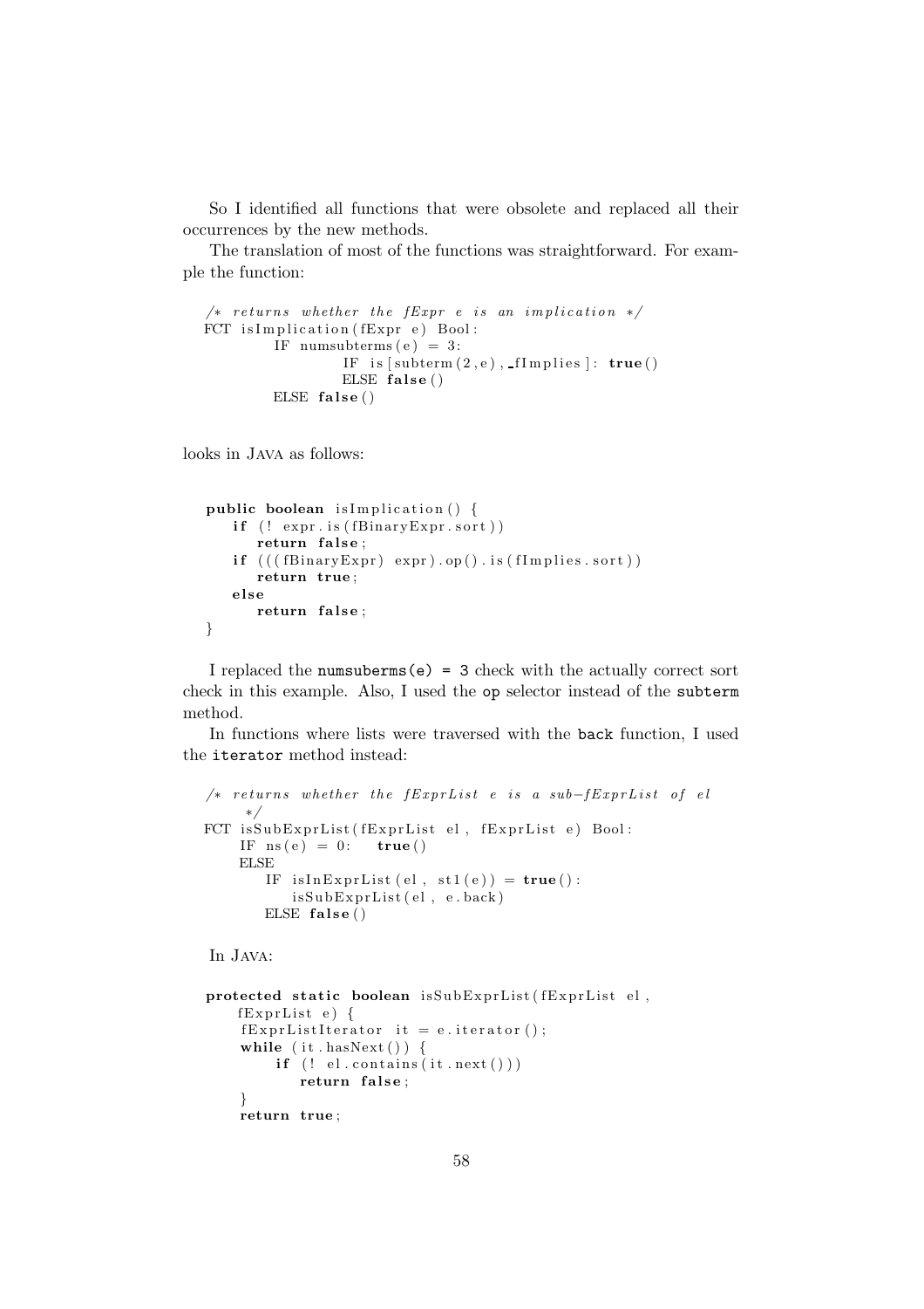So I identified all functions that were obsolete and replaced all their occurrences by the new methods.

The translation of most of the functions was straightforward. For example the function:

```
/* returns whether the fExpr e is an implication */
FCT isImplication(fExpr e) Bool:
        IF numsubterms(e) = 3:
                IF is[subterm(2,e), _fImplies]: true()
                ELSE false()
        ELSE false()
```

looks in Java as follows:

```
public boolean isImplication() {
    if (! expr.is(fBinaryExpr.sort))
        return false;
    if (((fBinaryExpr) expr).op().is(fImplies.sort))
        return true;
    else
        return false;
}
```

I replaced the `numsuberms(e) = 3` check with the actually correct sort check in this example. Also, I used the `op` selector instead of the `subterm` method.

In functions where lists were traversed with the `back` function, I used the `iterator` method instead:

```
/* returns whether the fExprList e is a sub-fExprList of el
   */
FCT isSubExprList(fExprList el, fExprList e) Bool:
    IF ns(e) = 0:   true()
    ELSE
        IF isInExprList(el, st1(e)) = true():
            isSubExprList(el, e.back)
        ELSE false()
```

In Java:

```
protected static boolean isSubExprList(fExprList el,
    fExprList e) {
     fExprListIterator it = e.iterator();
     while (it.hasNext()) {
         if (! el.contains(it.next()))
             return false;
     }
     return true;
```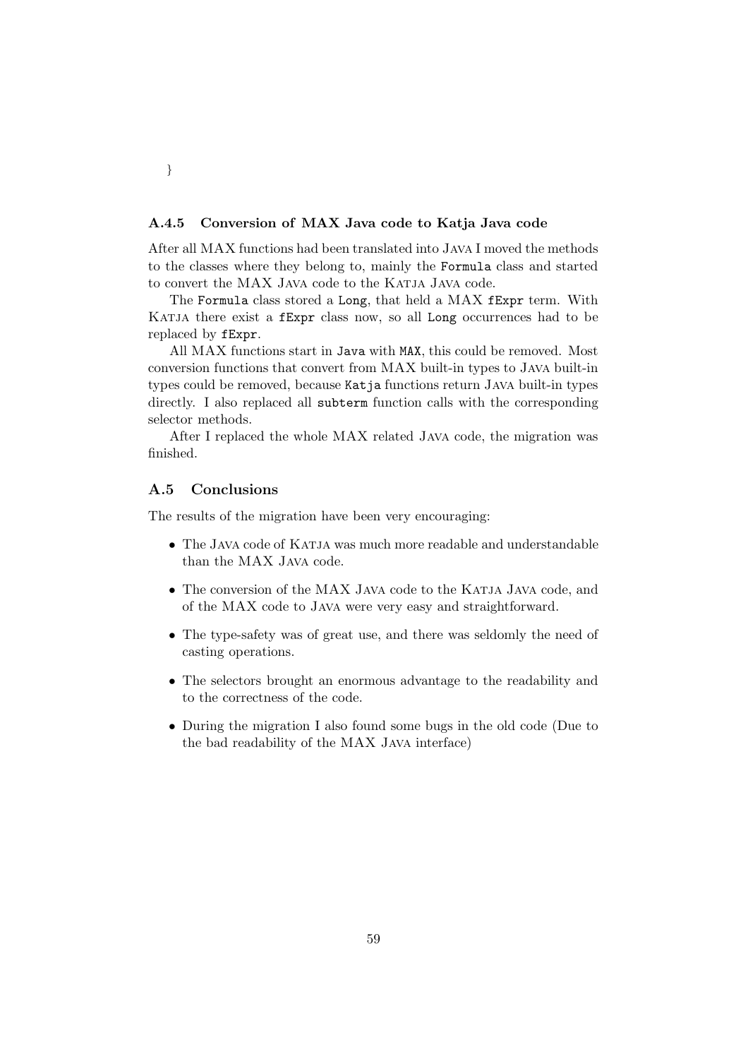```
}
```

### A.4.5 Conversion of MAX Java code to Katja Java code

After all MAX functions had been translated into Java I moved the methods to the classes where they belong to, mainly the `Formula` class and started to convert the MAX Java code to the Katja Java code.

The `Formula` class stored a `Long`, that held a MAX `fExpr` term. With Katja there exist a `fExpr` class now, so all `Long` occurrences had to be replaced by `fExpr`.

All MAX functions start in `Java` with `MAX`, this could be removed. Most conversion functions that convert from MAX built-in types to Java built-in types could be removed, because `Katja` functions return Java built-in types directly. I also replaced all `subterm` function calls with the corresponding selector methods.

After I replaced the whole MAX related Java code, the migration was finished.

## A.5 Conclusions

The results of the migration have been very encouraging:

- The Java code of Katja was much more readable and understandable than the MAX Java code.
- The conversion of the MAX Java code to the Katja Java code, and of the MAX code to Java were very easy and straightforward.
- The type-safety was of great use, and there was seldomly the need of casting operations.
- The selectors brought an enormous advantage to the readability and to the correctness of the code.
- During the migration I also found some bugs in the old code (Due to the bad readability of the MAX Java interface)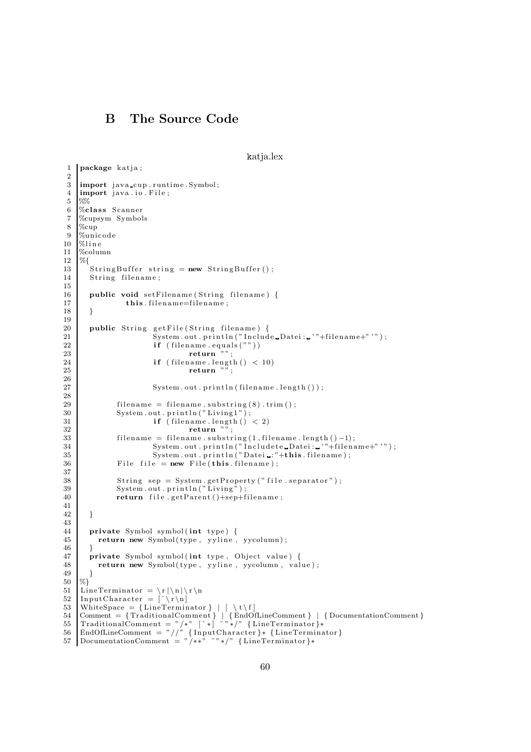## B The Source Code

katja.lex

```
package katja;

import java_cup.runtime.Symbol;
import java.io.File;
%%
%class Scanner
%cupsym Symbols
%cup
%unicode
%line
%column
%{
  StringBuffer string = new StringBuffer();
  String filename;

  public void setFilename(String filename) {
          this.filename=filename;
  }

  public String getFile(String filename) {
                System.out.println("Include Datei: '"+filename+"'");
                if (filename.equals(""))
                        return "";
                if (filename.length() < 10)
                        return "";

                System.out.println(filename.length());

        filename = filename.substring(8).trim();
        System.out.println("Living1");
                if (filename.length() < 2)
                        return "";
        filename = filename.substring(1,filename.length()-1);
                System.out.println("Includete Datei: '"+filename+"'");
                System.out.println("Datei :"+this.filename);
        File file = new File(this.filename);

        String sep = System.getProperty("file.separator");
        System.out.println("Living");
        return file.getParent()+sep+filename;

  }

  private Symbol symbol(int type) {
    return new Symbol(type, yyline, yycolumn);
  }
  private Symbol symbol(int type, Object value) {
    return new Symbol(type, yyline, yycolumn, value);
  }
%}
LineTerminator = \r|\n|\r\n
InputCharacter = [^\r\n]
WhiteSpace = {LineTerminator} | [ \t\f]
Comment = {TraditionalComment} | {EndOfLineComment} | {DocumentationComment}
TraditionalComment = "/*" [^*] ~"*/" {LineTerminator}*
EndOfLineComment = "//" {InputCharacter}* {LineTerminator}
DocumentationComment = "/**" ~"*/" {LineTerminator}*
```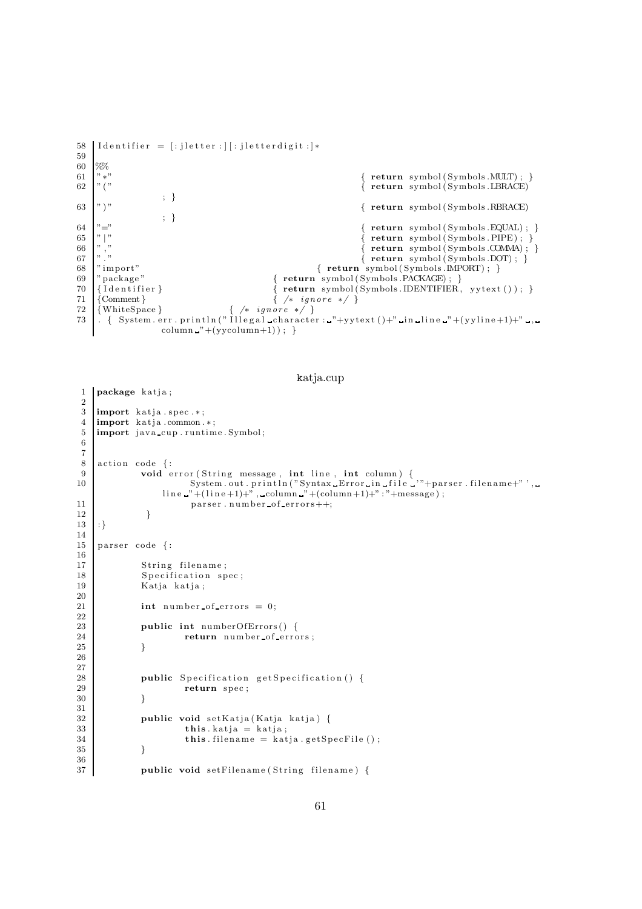```
58  Identifier = [:jletter:][:jletterdigit:]*
59
60  %%
61  "*"                                  { return symbol(Symbols.MULT); }
62  "("                                  { return symbol(Symbols.LBRACE)
         ; }
63  ")"                                  { return symbol(Symbols.RBRACE)
         ; }
64  "="                                  { return symbol(Symbols.EQUAL); }
65  "|"                                  { return symbol(Symbols.PIPE); }
66  ","                                  { return symbol(Symbols.COMMA); }
67  "."                                  { return symbol(Symbols.DOT); }
68  "import"                             { return symbol(Symbols.IMPORT); }
69  "package"                            { return symbol(Symbols.PACKAGE); }
70  {Identifier}                         { return symbol(Symbols.IDENTIFIER, yytext()); }
71  {Comment}                            { /* ignore */ }
72  {WhiteSpace}                         { /* ignore */ }
73  . { System.err.println("Illegal character: "+yytext()+" in line "+(yyline+1)+" ,
         column "+(yycolumn+1)); }
```

katja.cup

```
1   package katja;
2
3   import katja.spec.*;
4   import katja.common.*;
5   import java_cup.runtime.Symbol;
6
7
8   action code {:
9           void error(String message, int line, int column) {
10                  System.out.println("Syntax Error in file '"+parser.filename+"',
         line "+(line+1)+", column "+(column+1)+":"+message);
11                  parser.number_of_errors++;
12          }
13  :}
14
15  parser code {:
16
17          String filename;
18          Specification spec;
19          Katja katja;
20
21          int number_of_errors = 0;
22
23          public int numberOfErrors() {
24                  return number_of_errors;
25          }
26
27
28          public Specification getSpecification() {
29                  return spec;
30          }
31
32          public void setKatja(Katja katja) {
33                  this.katja = katja;
34                  this.filename = katja.getSpecFile();
35          }
36
37          public void setFilename(String filename) {
```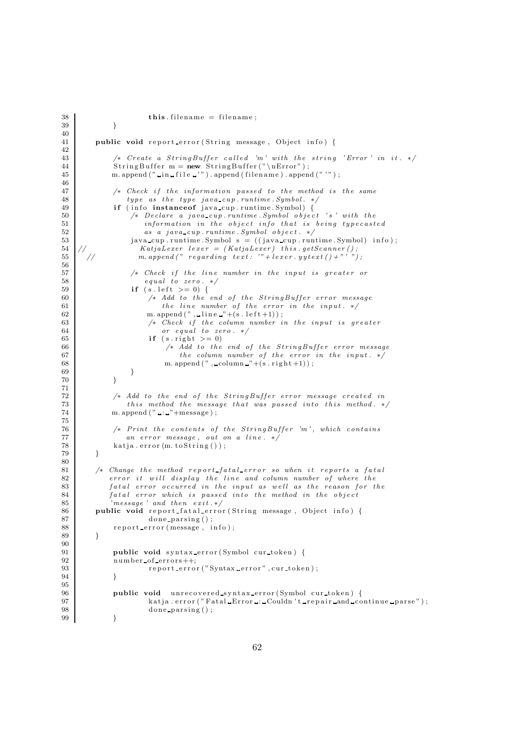```
38                  this.filename = filename;
39          }
40
41      public void report_error(String message, Object info) {
42
43          /* Create a StringBuffer called 'm' with the string 'Error' in it. */
44          StringBuffer m = new StringBuffer("\nError");
45          m.append(" in file '").append(filename).append("'");
46
47          /* Check if the information passed to the method is the same
48             type as the type java_cup.runtime.Symbol. */
49          if (info instanceof java_cup.runtime.Symbol) {
50              /* Declare a java_cup.runtime.Symbol object 's' with the
51                 information in the object info that is being typecasted
52                 as a java_cup.runtime.Symbol object. */
53              java_cup.runtime.Symbol s = ((java_cup.runtime.Symbol) info);
54  //              KatjaLexer lexer = (KatjaLexer) this.getScanner();
55    //            m.append(" regarding text: '"+lexer.yytext()+"'");
56
57              /* Check if the line number in the input is greater or
58                 equal to zero. */
59              if (s.left >= 0) {
60                  /* Add to the end of the StringBuffer error message
61                     the line number of the error in the input. */
62                  m.append(", line "+(s.left+1));
63                  /* Check if the column number in the input is greater
64                     or equal to zero. */
65                  if (s.right >= 0)
66                      /* Add to the end of the StringBuffer error message
67                         the column number of the error in the input. */
68                      m.append(", column "+(s.right+1));
69              }
70          }
71
72          /* Add to the end of the StringBuffer error message created in
73             this method the message that was passed into this method. */
74          m.append(" : "+message);
75
76          /* Print the contents of the StringBuffer 'm', which contains
77             an error message, out on a line. */
78          katja.error(m.toString());
79      }
80
81      /* Change the method report_fatal_error so when it reports a fatal
82         error it will display the line and column number of where the
83         fatal error occurred in the input as well as the reason for the
84         fatal error which is passed into the method in the object
85         'message' and then exit.*/
86      public void report_fatal_error(String message, Object info) {
87                  done_parsing();
88          report_error(message, info);
89      }
90
91          public void syntax_error(Symbol cur_token) {
92          number_of_errors++;
93                  report_error("Syntax error",cur_token);
94          }
95
96          public void  unrecovered_syntax_error(Symbol cur_token) {
97                  katja.error("Fatal Error : Couldn't repair and continue parse");
98                  done_parsing();
99          }
```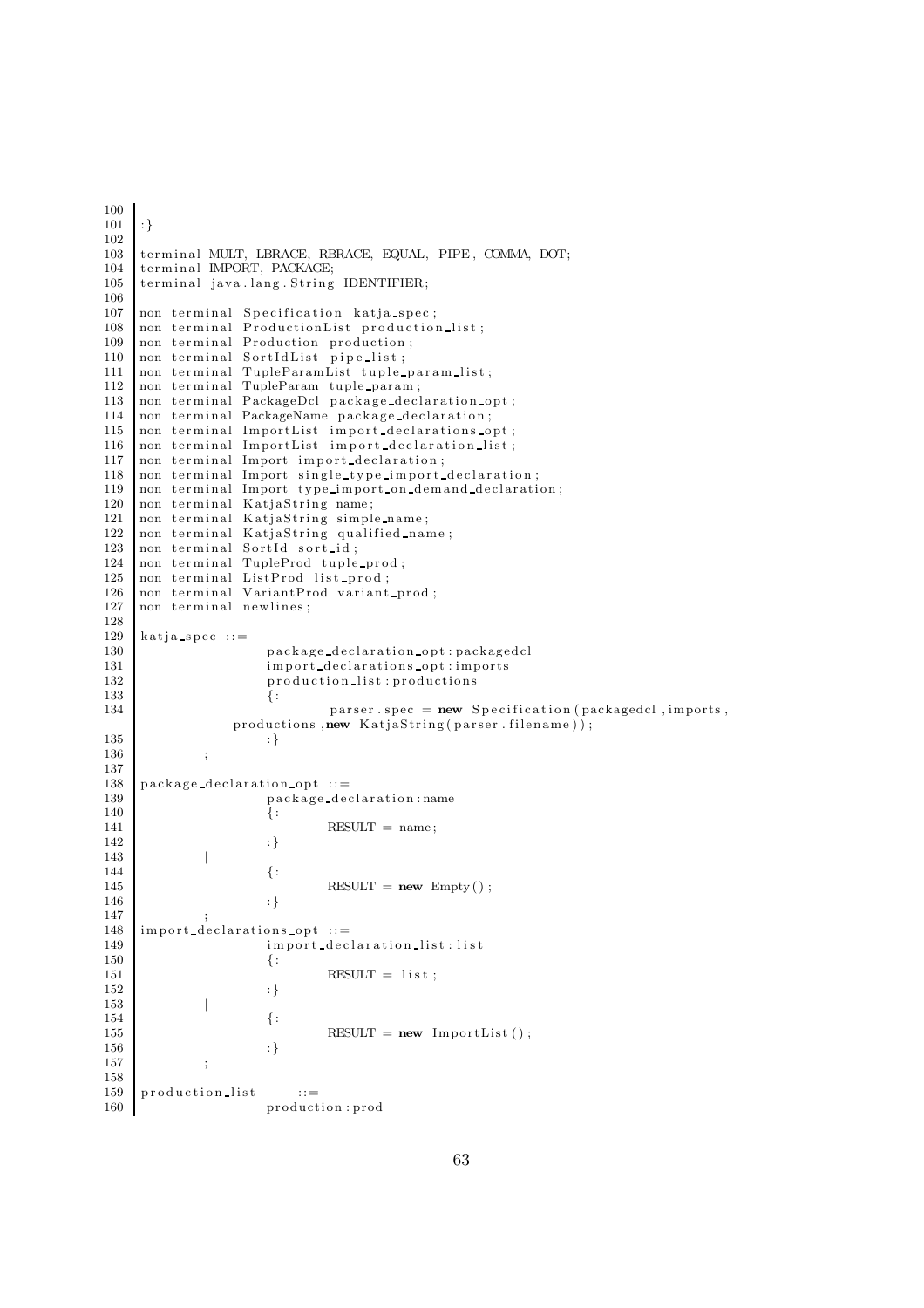```
100
101 :}
102
103 terminal MULT, LBRACE, RBRACE, EQUAL, PIPE, COMMA, DOT;
104 terminal IMPORT, PACKAGE;
105 terminal java.lang.String IDENTIFIER;
106
107 non terminal Specification katja_spec;
108 non terminal ProductionList production_list;
109 non terminal Production production;
110 non terminal SortIdList pipe_list;
111 non terminal TupleParamList tuple_param_list;
112 non terminal TupleParam tuple_param;
113 non terminal PackageDcl package_declaration_opt;
114 non terminal PackageName package_declaration;
115 non terminal ImportList import_declarations_opt;
116 non terminal ImportList import_declaration_list;
117 non terminal Import import_declaration;
118 non terminal Import single_type_import_declaration;
119 non terminal Import type_import_on_demand_declaration;
120 non terminal KatjaString name;
121 non terminal KatjaString simple_name;
122 non terminal KatjaString qualified_name;
123 non terminal SortId sort_id;
124 non terminal TupleProd tuple_prod;
125 non terminal ListProd list_prod;
126 non terminal VariantProd variant_prod;
127 non terminal newlines;
128
129 katja_spec ::=
130                 package_declaration_opt:packagedcl
131                 import_declarations_opt:imports
132                 production_list:productions
133                 {:
134                         parser.spec = new Specification(packagedcl,imports,
            productions,new KatjaString(parser.filename));
135                 :}
136         ;
137
138 package_declaration_opt ::=
139                 package_declaration:name
140                 {:
141                         RESULT = name;
142                 :}
143         |
144                 {:
145                         RESULT = new Empty();
146                 :}
147         ;
148 import_declarations_opt ::=
149                 import_declaration_list:list
150                 {:
151                         RESULT = list;
152                 :}
153         |
154                 {:
155                         RESULT = new ImportList();
156                 :}
157         ;
158
159 production_list     ::=
160                 production:prod
```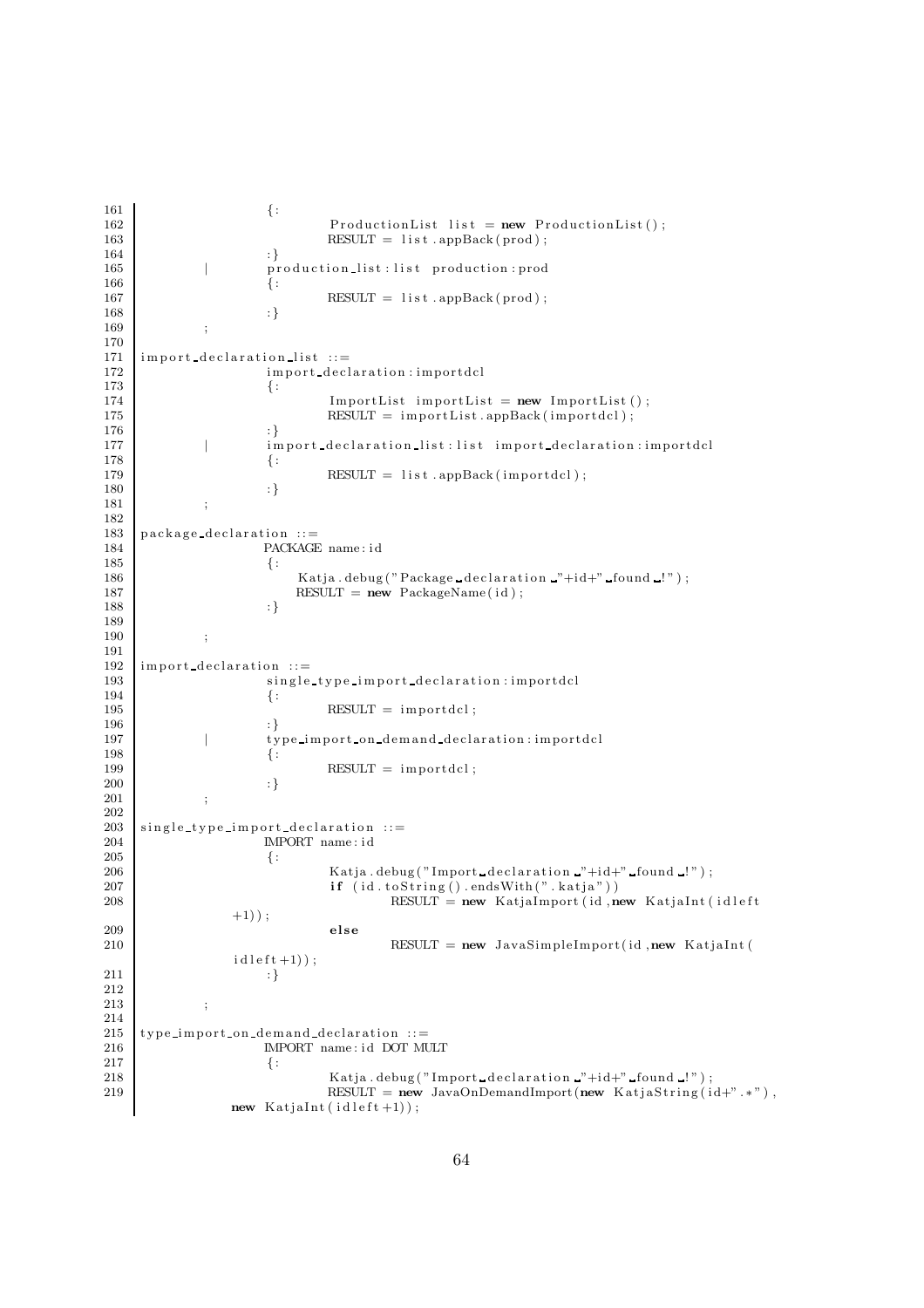```
161                 {:
162                         ProductionList list = new ProductionList();
163                         RESULT = list.appBack(prod);
164                 :}
165         |       production_list:list production:prod
166                 {:
167                         RESULT = list.appBack(prod);
168                 :}
169         ;
170
171 import_declaration_list ::=
172                 import_declaration:importdcl
173                 {:
174                         ImportList importList = new ImportList();
175                         RESULT = importList.appBack(importdcl);
176                 :}
177         |       import_declaration_list:list import_declaration:importdcl
178                 {:
179                         RESULT = list.appBack(importdcl);
180                 :}
181         ;
182
183 package_declaration ::=
184                 PACKAGE name:id
185                 {:
186                     Katja.debug("Package declaration "+id+" found !");
187                     RESULT = new PackageName(id);
188                 :}
189
190         ;
191
192 import_declaration ::=
193                 single_type_import_declaration:importdcl
194                 {:
195                         RESULT = importdcl;
196                 :}
197         |       type_import_on_demand_declaration:importdcl
198                 {:
199                         RESULT = importdcl;
200                 :}
201         ;
202
203 single_type_import_declaration ::=
204                 IMPORT name:id
205                 {:
206                         Katja.debug("Import declaration "+id+" found !");
207                         if (id.toString().endsWith(".katja"))
208                                 RESULT = new KatjaImport(id,new KatjaInt(idleft
            +1));
209                         else
210                                 RESULT = new JavaSimpleImport(id,new KatjaInt(
            idleft+1));
211                 :}
212
213         ;
214
215 type_import_on_demand_declaration ::=
216                 IMPORT name:id DOT MULT
217                 {:
218                         Katja.debug("Import declaration "+id+" found !");
219                         RESULT = new JavaOnDemandImport(new KatjaString(id+".*"),
            new KatjaInt(idleft+1));
```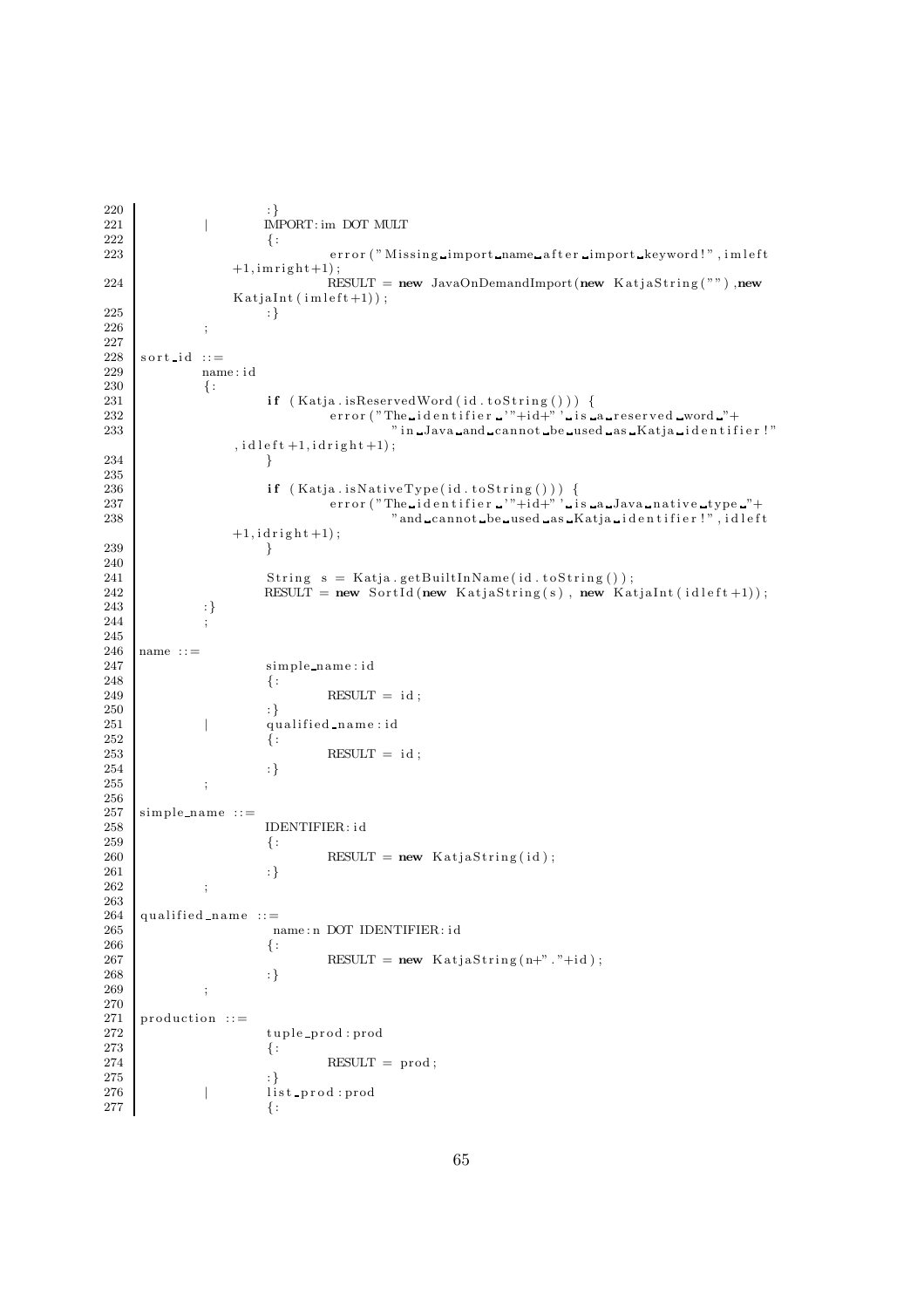```
220                  :}
221          |       IMPORT:im DOT MULT
222                  {:
223                          error("Missing import name after import keyword!",imleft
              +1,imright+1);
224                          RESULT = new JavaOnDemandImport(new KatjaString(""),new
              KatjaInt(imleft+1));
225                  :}
226          ;
227
228  sort_id ::=
229          name:id
230          {:
231                  if (Katja.isReservedWord(id.toString())) {
232                          error("The identifier '"+id+"' is a reserved word "+
233                                  "in Java and cannot be used as Katja identifier!"
              ,idleft+1,idright+1);
234                  }
235
236                  if (Katja.isNativeType(id.toString())) {
237                          error("The identifier '"+id+"' is a Java native type "+
238                                  "and cannot be used as Katja identifier!",idleft
              +1,idright+1);
239                  }
240
241                  String s = Katja.getBuiltInName(id.toString());
242                  RESULT = new SortId(new KatjaString(s), new KatjaInt(idleft+1));
243          :}
244          ;
245
246  name ::=
247                  simple_name:id
248                  {:
249                          RESULT = id;
250                  :}
251          |       qualified_name:id
252                  {:
253                          RESULT = id;
254                  :}
255          ;
256
257  simple_name ::=
258                  IDENTIFIER:id
259                  {:
260                          RESULT = new KatjaString(id);
261                  :}
262          ;
263
264  qualified_name ::=
265                   name:n DOT IDENTIFIER:id
266                  {:
267                          RESULT = new KatjaString(n+"."+id);
268                  :}
269          ;
270
271  production ::=
272                  tuple_prod:prod
273                  {:
274                          RESULT = prod;
275                  :}
276          |       list_prod:prod
277                  {:
```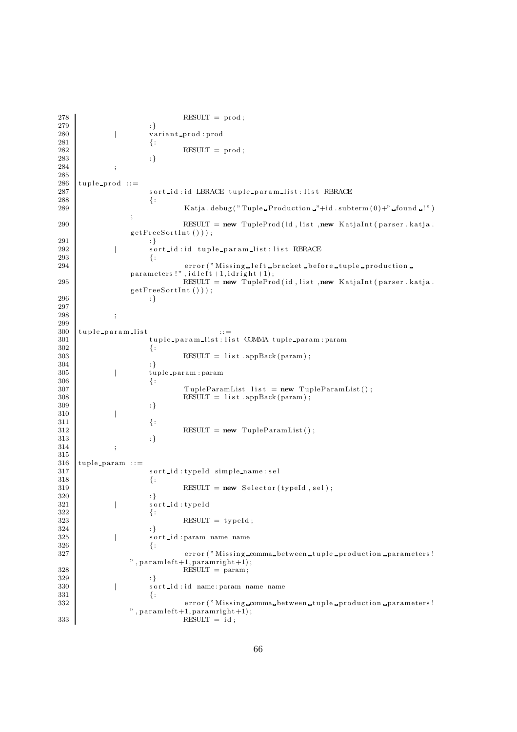```
278                         RESULT = prod;
279                 :}
280         |       variant_prod:prod
281                 {:
282                         RESULT = prod;
283                 :}
284         ;
285 
286 tuple_prod ::=
287                 sort_id:id LBRACE tuple_param_list:list RBRACE
288                 {:
289                         Katja.debug("Tuple Production "+id.subterm(0)+" found !")
            ;
290                         RESULT = new TupleProd(id,list,new KatjaInt(parser.katja.
            getFreeSortInt()));
291                 :}
292         |       sort_id:id tuple_param_list:list RBRACE
293                 {:
294                         error("Missing left bracket before tuple production
            parameters!",idleft+1,idright+1);
295                         RESULT = new TupleProd(id,list,new KatjaInt(parser.katja.
            getFreeSortInt()));
296                 :}
297 
298         ;
299 
300 tuple_param_list                ::=
301                 tuple_param_list:list COMMA tuple_param:param
302                 {:
303                         RESULT = list.appBack(param);
304                 :}
305         |       tuple_param:param
306                 {:
307                         TupleParamList list = new TupleParamList();
308                         RESULT = list.appBack(param);
309                 :}
310         |
311                 {:
312                         RESULT = new TupleParamList();
313                 :}
314         ;
315 
316 tuple_param ::=
317                 sort_id:typeId simple_name:sel
318                 {:
319                         RESULT = new Selector(typeId,sel);
320                 :}
321         |       sort_id:typeId
322                 {:
323                         RESULT = typeId;
324                 :}
325         |       sort_id:param name name
326                 {:
327                         error("Missing comma between tuple production parameters!
            ",paramleft+1,paramright+1);
328                         RESULT = param;
329                 :}
330         |       sort_id:id name:param name name
331                 {:
332                         error("Missing comma between tuple production parameters!
            ",paramleft+1,paramright+1);
333                         RESULT = id;
```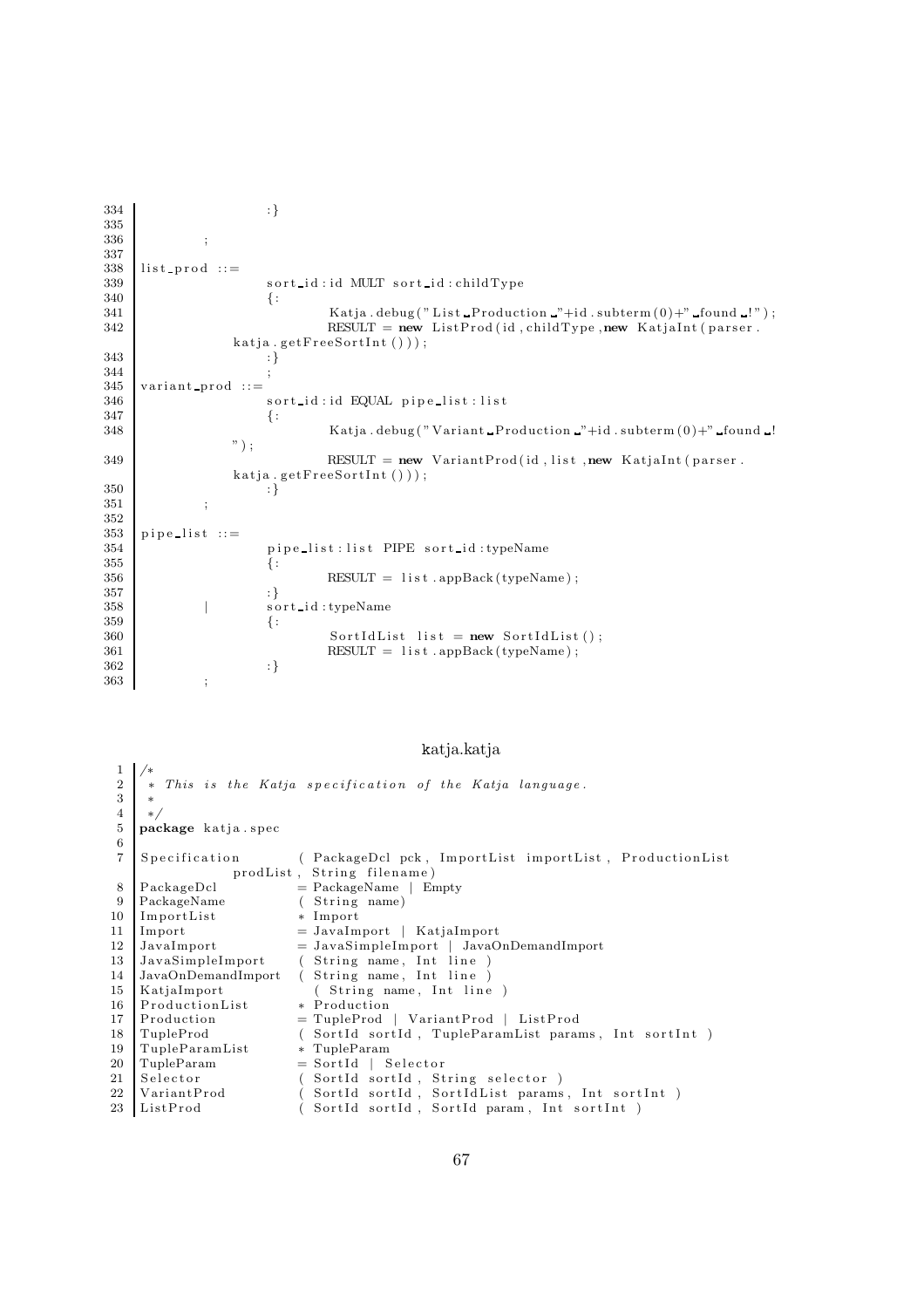```
334                 :}
335 
336         ;
337 
338 list_prod ::=
339                 sort_id:id MULT sort_id:childType
340                 {:
341                         Katja.debug("List Production "+id.subterm(0)+" found !");
342                         RESULT = new ListProd(id,childType,new KatjaInt(parser.
            katja.getFreeSortInt()));
343                 :}
344                 ;
345 variant_prod ::=
346                 sort_id:id EQUAL pipe_list:list
347                 {:
348                         Katja.debug("Variant Production "+id.subterm(0)+" found !
            ");
349                         RESULT = new VariantProd(id,list,new KatjaInt(parser.
            katja.getFreeSortInt()));
350                 :}
351         ;
352 
353 pipe_list ::=
354                 pipe_list:list PIPE sort_id:typeName
355                 {:
356                         RESULT = list.appBack(typeName);
357                 :}
358         |       sort_id:typeName
359                 {:
360                         SortIdList list = new SortIdList();
361                         RESULT = list.appBack(typeName);
362                 :}
363         ;
```

katja.katja

```
 1 /*
 2  * This is the Katja specification of the Katja language.
 3  *
 4  */
 5 package katja.spec
 6 
 7 Specification       ( PackageDcl pck, ImportList importList, ProductionList
            prodList, String filename)
 8 PackageDcl          = PackageName | Empty
 9 PackageName         ( String name)
10 ImportList          * Import
11 Import              = JavaImport | KatjaImport
12 JavaImport          = JavaSimpleImport | JavaOnDemandImport
13 JavaSimpleImport    ( String name, Int line )
14 JavaOnDemandImport  ( String name, Int line )
15 KatjaImport         ( String name, Int line )
16 ProductionList      * Production
17 Production          = TupleProd | VariantProd | ListProd
18 TupleProd           ( SortId sortId, TupleParamList params, Int sortInt )
19 TupleParamList      * TupleParam
20 TupleParam          = SortId | Selector
21 Selector            ( SortId sortId, String selector )
22 VariantProd         ( SortId sortId, SortIdList params, Int sortInt )
23 ListProd            ( SortId sortId, SortId param, Int sortInt )
```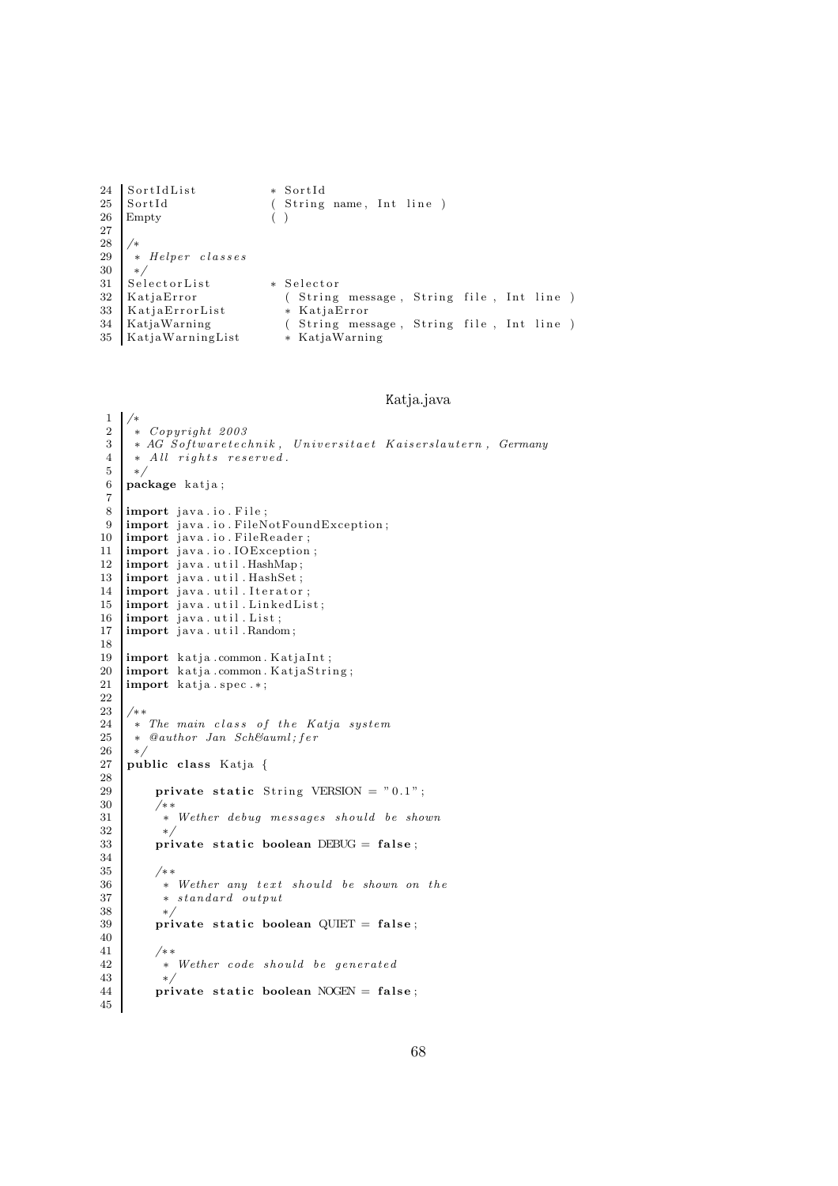```
24  SortIdList           * SortId
25  SortId               ( String name, Int line )
26  Empty                ( )
27
28  /*
29   * Helper classes
30   */
31  SelectorList         * Selector
32  KatjaError             ( String message, String file, Int line )
33  KatjaErrorList         * KatjaError
34  KatjaWarning           ( String message, String file, Int line )
35  KatjaWarningList       * KatjaWarning
```

Katja.java

```java
1   /*
2    * Copyright 2003
3    * AG Softwaretechnik, Universitaet Kaiserslautern, Germany
4    * All rights reserved.
5    */
6   package katja;
7
8   import java.io.File;
9   import java.io.FileNotFoundException;
10  import java.io.FileReader;
11  import java.io.IOException;
12  import java.util.HashMap;
13  import java.util.HashSet;
14  import java.util.Iterator;
15  import java.util.LinkedList;
16  import java.util.List;
17  import java.util.Random;
18
19  import katja.common.KatjaInt;
20  import katja.common.KatjaString;
21  import katja.spec.*;
22
23  /**
24   * The main class of the Katja system
25   * @author Jan Sch&auml;fer
26   */
27  public class Katja {
28
29      private static String VERSION = "0.1";
30      /**
31       * Wether debug messages should be shown
32       */
33      private static boolean DEBUG = false;
34
35      /**
36       * Wether any text should be shown on the
37       * standard output
38       */
39      private static boolean QUIET = false;
40
41      /**
42       * Wether code should be generated
43       */
44      private static boolean NOGEN = false;
45
```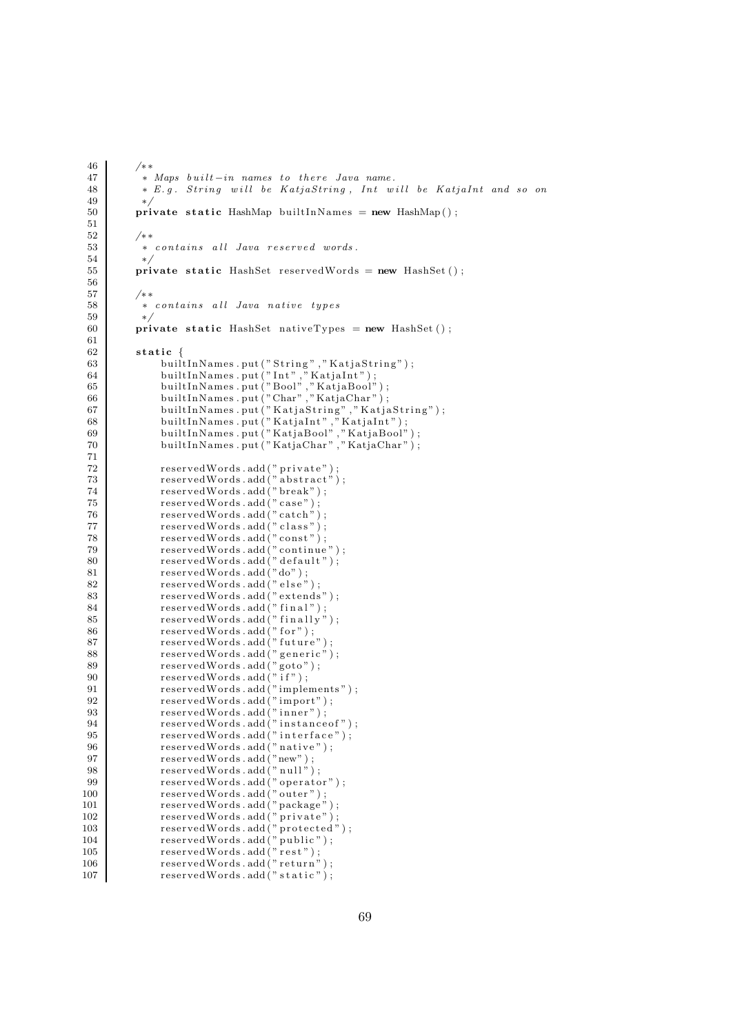```java
    /**
     * Maps built-in names to there Java name.
     * E.g. String will be KatjaString, Int will be KatjaInt and so on
     */
    private static HashMap builtInNames = new HashMap();

    /**
     * contains all Java reserved words.
     */
    private static HashSet reservedWords = new HashSet();

    /**
     * contains all Java native types
     */
    private static HashSet nativeTypes = new HashSet();

    static {
        builtInNames.put("String","KatjaString");
        builtInNames.put("Int","KatjaInt");
        builtInNames.put("Bool","KatjaBool");
        builtInNames.put("Char","KatjaChar");
        builtInNames.put("KatjaString","KatjaString");
        builtInNames.put("KatjaInt","KatjaInt");
        builtInNames.put("KatjaBool","KatjaBool");
        builtInNames.put("KatjaChar","KatjaChar");

        reservedWords.add("private");
        reservedWords.add("abstract");
        reservedWords.add("break");
        reservedWords.add("case");
        reservedWords.add("catch");
        reservedWords.add("class");
        reservedWords.add("const");
        reservedWords.add("continue");
        reservedWords.add("default");
        reservedWords.add("do");
        reservedWords.add("else");
        reservedWords.add("extends");
        reservedWords.add("final");
        reservedWords.add("finally");
        reservedWords.add("for");
        reservedWords.add("future");
        reservedWords.add("generic");
        reservedWords.add("goto");
        reservedWords.add("if");
        reservedWords.add("implements");
        reservedWords.add("import");
        reservedWords.add("inner");
        reservedWords.add("instanceof");
        reservedWords.add("interface");
        reservedWords.add("native");
        reservedWords.add("new");
        reservedWords.add("null");
        reservedWords.add("operator");
        reservedWords.add("outer");
        reservedWords.add("package");
        reservedWords.add("private");
        reservedWords.add("protected");
        reservedWords.add("public");
        reservedWords.add("rest");
        reservedWords.add("return");
        reservedWords.add("static");
```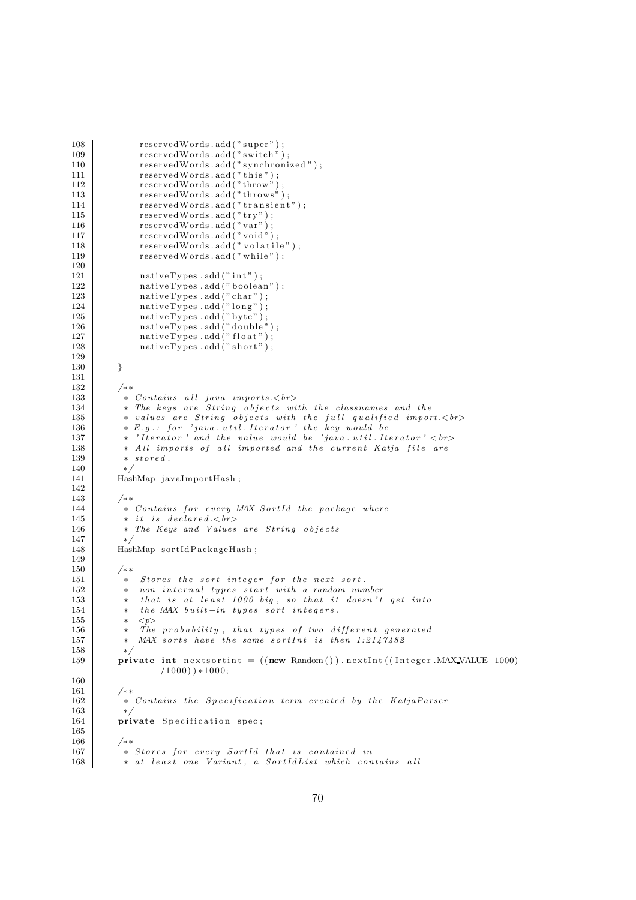```java
108            reservedWords.add("super");
109            reservedWords.add("switch");
110            reservedWords.add("synchronized");
111            reservedWords.add("this");
112            reservedWords.add("throw");
113            reservedWords.add("throws");
114            reservedWords.add("transient");
115            reservedWords.add("try");
116            reservedWords.add("var");
117            reservedWords.add("void");
118            reservedWords.add("volatile");
119            reservedWords.add("while");
120
121            nativeTypes.add("int");
122            nativeTypes.add("boolean");
123            nativeTypes.add("char");
124            nativeTypes.add("long");
125            nativeTypes.add("byte");
126            nativeTypes.add("double");
127            nativeTypes.add("float");
128            nativeTypes.add("short");
129
130        }
131
132        /**
133         * Contains all java imports.<br>
134         * The keys are String objects with the classnames and the
135         * values are String objects with the full qualified import.<br>
136         * E.g.: for 'java.util.Iterator' the key would be
137         * 'Iterator' and the value would be 'java.util.Iterator'<br>
138         * All imports of all imported and the current Katja file are
139         * stored.
140         */
141        HashMap javaImportHash;
142
143        /**
144         * Contains for every MAX SortId the package where
145         * it is declared.<br>
146         * The Keys and Values are String objects
147         */
148        HashMap sortIdPackageHash;
149
150        /**
151         *  Stores the sort integer for the next sort.
152         *  non-internal types start with a random number
153         *  that is at least 1000 big, so that it doesn't get into
154         *  the MAX built-in types sort integers.
155         *  <p>
156         *  The probability, that types of two different generated
157         *  MAX sorts have the same sortInt is then 1:2147482
158         */
159        private int nextsortint = ((new Random()).nextInt((Integer.MAX_VALUE-1000)
               /1000))*1000;
160
161        /**
162         * Contains the Specification term created by the KatjaParser
163         */
164        private Specification spec;
165
166        /**
167         * Stores for every SortId that is contained in
168         * at least one Variant, a SortIdList which contains all
```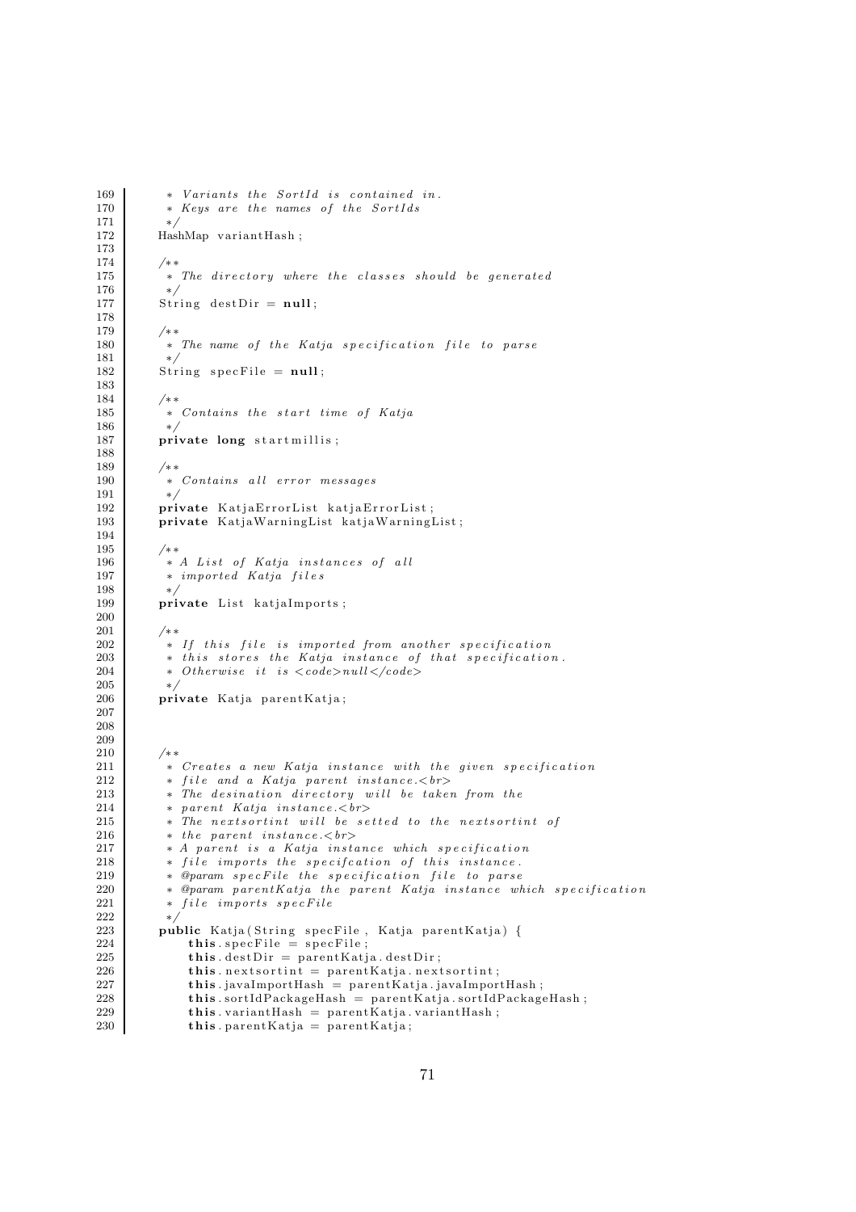```java
169	 * Variants the SortId is contained in.
170	 * Keys are the names of the SortIds
171	 */
172	HashMap variantHash;
173	
174	/**
175	 * The directory where the classes should be generated
176	 */
177	String destDir = null;
178	
179	/**
180	 * The name of the Katja specification file to parse
181	 */
182	String specFile = null;
183	
184	/**
185	 * Contains the start time of Katja
186	 */
187	private long startmillis;
188	
189	/**
190	 * Contains all error messages
191	 */
192	private KatjaErrorList katjaErrorList;
193	private KatjaWarningList katjaWarningList;
194	
195	/**
196	 * A List of Katja instances of all
197	 * imported Katja files
198	 */
199	private List katjaImports;
200	
201	/**
202	 * If this file is imported from another specification
203	 * this stores the Katja instance of that specification.
204	 * Otherwise it is <code>null</code>
205	 */
206	private Katja parentKatja;
207	
208	
209	
210	/**
211	 * Creates a new Katja instance with the given specification
212	 * file and a Katja parent instance.<br>
213	 * The desination directory will be taken from the
214	 * parent Katja instance.<br>
215	 * The nextsortint will be setted to the nextsortint of
216	 * the parent instance.<br>
217	 * A parent is a Katja instance which specification
218	 * file imports the specifcation of this instance.
219	 * @param specFile the specification file to parse
220	 * @param parentKatja the parent Katja instance which specification
221	 * file imports specFile
222	 */
223	public Katja(String specFile, Katja parentKatja) {
224	    this.specFile = specFile;
225	    this.destDir = parentKatja.destDir;
226	    this.nextsortint = parentKatja.nextsortint;
227	    this.javaImportHash = parentKatja.javaImportHash;
228	    this.sortIdPackageHash = parentKatja.sortIdPackageHash;
229	    this.variantHash = parentKatja.variantHash;
230	    this.parentKatja = parentKatja;
```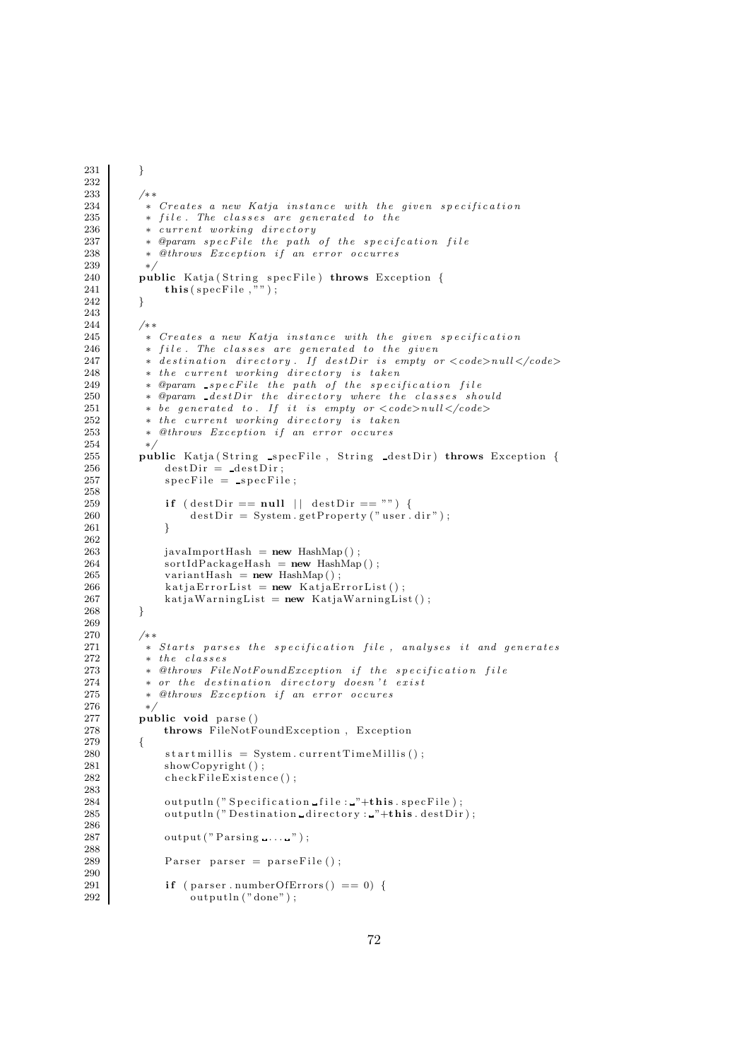```java
231     }
232 
233     /**
234      * Creates a new Katja instance with the given specification
235      * file. The classes are generated to the
236      * current working directory
237      * @param specFile the path of the specifcation file
238      * @throws Exception if an error occurres
239      */
240     public Katja(String specFile) throws Exception {
241         this(specFile,"");
242     }
243 
244     /**
245      * Creates a new Katja instance with the given specification
246      * file. The classes are generated to the given
247      * destination directory. If destDir is empty or <code>null</code>
248      * the current working directory is taken
249      * @param _specFile the path of the specification file
250      * @param _destDir the directory where the classes should
251      * be generated to. If it is empty or <code>null</code>
252      * the current working directory is taken
253      * @throws Exception if an error occures
254      */
255     public Katja(String _specFile, String _destDir) throws Exception {
256         destDir = _destDir;
257         specFile = _specFile;
258 
259         if (destDir == null || destDir == "") {
260             destDir = System.getProperty("user.dir");
261         }
262 
263         javaImportHash = new HashMap();
264         sortIdPackageHash = new HashMap();
265         variantHash = new HashMap();
266         katjaErrorList = new KatjaErrorList();
267         katjaWarningList = new KatjaWarningList();
268     }
269 
270     /**
271      * Starts parses the specification file, analyses it and generates
272      * the classes
273      * @throws FileNotFoundException if the specification file
274      * or the destination directory doesn't exist
275      * @throws Exception if an error occures
276      */
277     public void parse()
278         throws FileNotFoundException, Exception
279     {
280         startmillis = System.currentTimeMillis();
281         showCopyright();
282         checkFileExistence();
283 
284         outputln("Specification file: "+this.specFile);
285         outputln("Destination directory: "+this.destDir);
286 
287         output("Parsing ... ");
288 
289         Parser parser = parseFile();
290 
291         if (parser.numberOfErrors() == 0) {
292             outputln("done");
```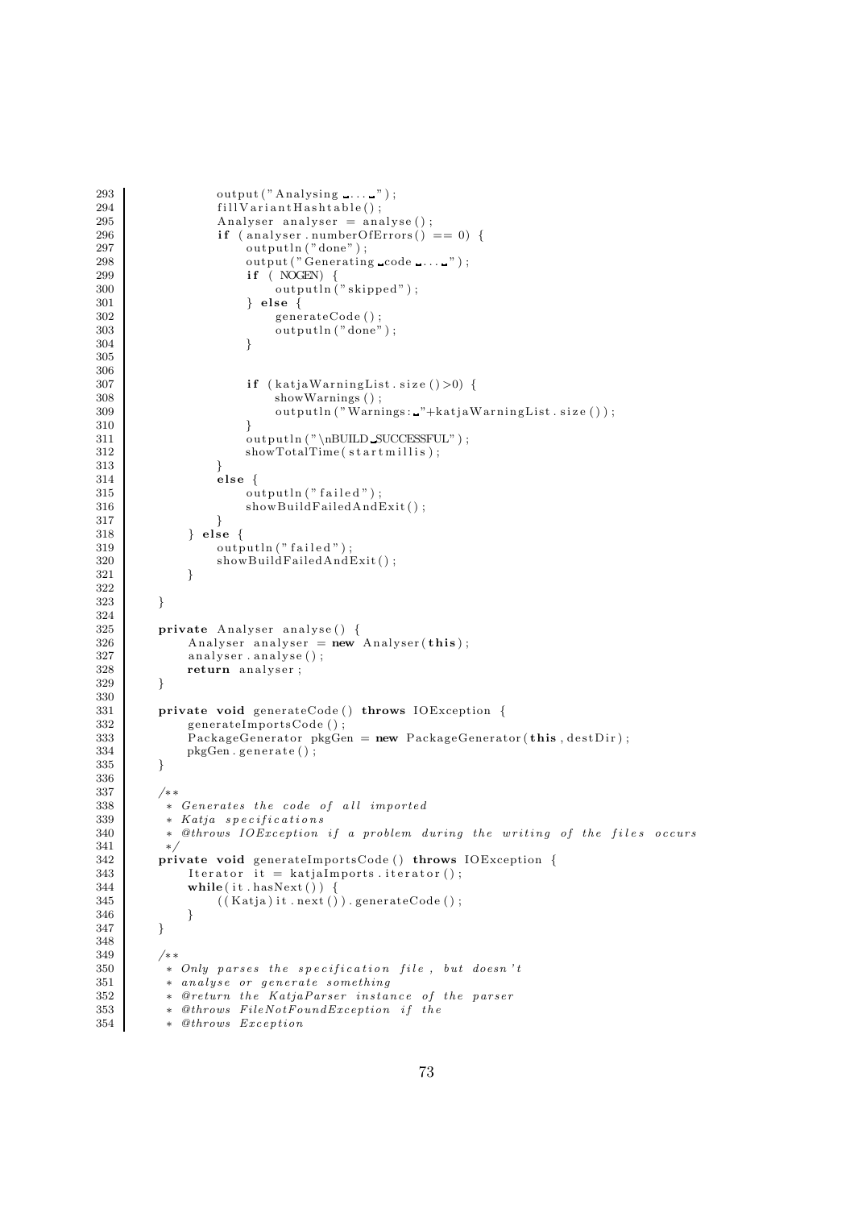```
293             output("Analysing ... ");
294             fillVariantHashtable();
295             Analyser analyser = analyse();
296             if (analyser.numberOfErrors() == 0) {
297                 outputln("done");
298                 output("Generating code ... ");
299                 if ( NOGEN) {
300                     outputln("skipped");
301                 } else {
302                     generateCode();
303                     outputln("done");
304                 }
305 
306 
307                 if (katjaWarningList.size()>0) {
308                     showWarnings();
309                     outputln("Warnings: "+katjaWarningList.size());
310                 }
311                 outputln("\nBUILD SUCCESSFUL");
312                 showTotalTime(startmillis);
313             }
314             else {
315                 outputln("failed");
316                 showBuildFailedAndExit();
317             }
318         } else {
319             outputln("failed");
320             showBuildFailedAndExit();
321         }
322 
323     }
324 
325     private Analyser analyse() {
326         Analyser analyser = new Analyser(this);
327         analyser.analyse();
328         return analyser;
329     }
330 
331     private void generateCode() throws IOException {
332         generateImportsCode();
333         PackageGenerator pkgGen = new PackageGenerator(this, destDir);
334         pkgGen.generate();
335     }
336 
337     /**
338      * Generates the code of all imported
339      * Katja specifications
340      * @throws IOException if a problem during the writing of the files occurs
341      */
342     private void generateImportsCode() throws IOException {
343         Iterator it = katjaImports.iterator();
344         while(it.hasNext()) {
345             ((Katja)it.next()).generateCode();
346         }
347     }
348 
349     /**
350      * Only parses the specification file, but doesn't
351      * analyse or generate something
352      * @return the KatjaParser instance of the parser
353      * @throws FileNotFoundException if the
354      * @throws Exception
```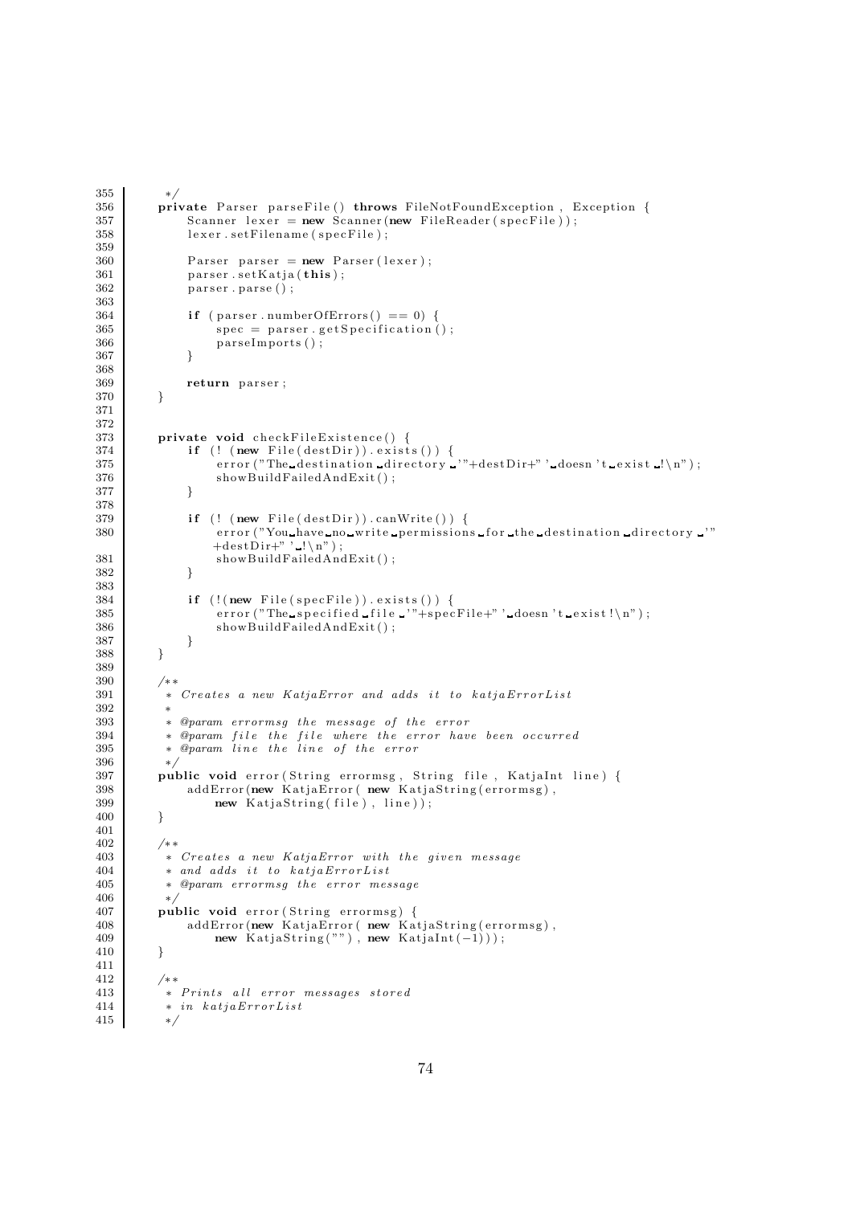```java
355      */
356     private Parser parseFile() throws FileNotFoundException, Exception {
357         Scanner lexer = new Scanner(new FileReader(specFile));
358         lexer.setFilename(specFile);
359 
360         Parser parser = new Parser(lexer);
361         parser.setKatja(this);
362         parser.parse();
363 
364         if (parser.numberOfErrors() == 0) {
365             spec = parser.getSpecification();
366             parseImports();
367         }
368 
369         return parser;
370     }
371 
372 
373     private void checkFileExistence() {
374         if (! (new File(destDir)).exists()) {
375             error("The destination directory '"+destDir+"' doesn't exist !\n");
376             showBuildFailedAndExit();
377         }
378 
379         if (! (new File(destDir)).canWrite()) {
380             error("You have no write permissions for the destination directory '"
                    +destDir+"' !\n");
381             showBuildFailedAndExit();
382         }
383 
384         if (!(new File(specFile)).exists()) {
385             error("The specified file '"+specFile+"' doesn't exist!\n");
386             showBuildFailedAndExit();
387         }
388     }
389 
390     /**
391      * Creates a new KatjaError and adds it to katjaErrorList
392      *
393      * @param errormsg the message of the error
394      * @param file the file where the error have been occurred
395      * @param line the line of the error
396      */
397     public void error(String errormsg, String file, KatjaInt line) {
398         addError(new KatjaError( new KatjaString(errormsg),
399             new KatjaString(file), line));
400     }
401 
402     /**
403      * Creates a new KatjaError with the given message
404      * and adds it to katjaErrorList
405      * @param errormsg the error message
406      */
407     public void error(String errormsg) {
408         addError(new KatjaError( new KatjaString(errormsg),
409             new KatjaString(""), new KatjaInt(-1)));
410     }
411 
412     /**
413      * Prints all error messages stored
414      * in katjaErrorList
415      */
```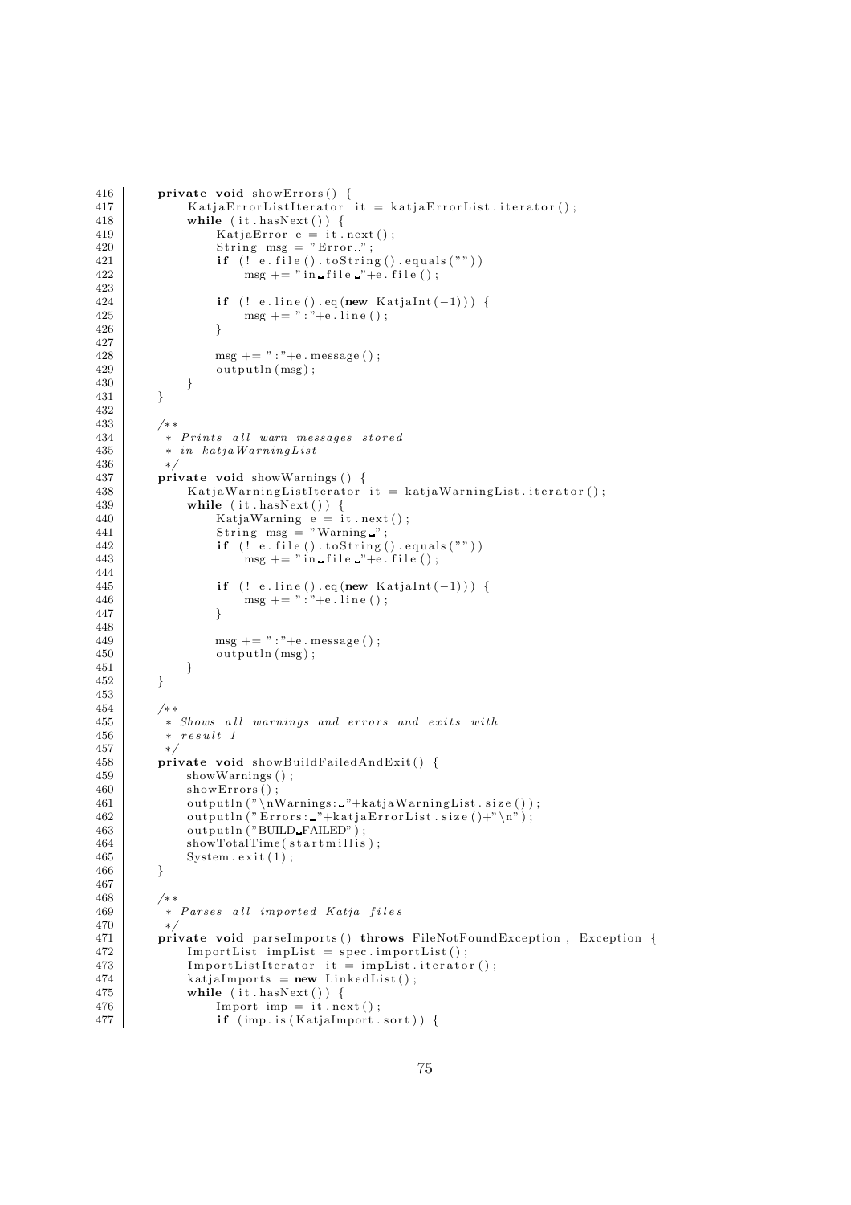```java
416     private void showErrors() {
417         KatjaErrorListIterator it = katjaErrorList.iterator();
418         while (it.hasNext()) {
419             KatjaError e = it.next();
420             String msg = "Error ";
421             if (! e.file().toString().equals(""))
422                 msg += " in file "+e.file();
423 
424             if (! e.line().eq(new KatjaInt(-1))) {
425                 msg += ":"+e.line();
426             }
427 
428             msg += ":"+e.message();
429             outputln(msg);
430         }
431     }
432 
433     /**
434      * Prints all warn messages stored
435      * in katjaWarningList
436      */
437     private void showWarnings() {
438         KatjaWarningListIterator it = katjaWarningList.iterator();
439         while (it.hasNext()) {
440             KatjaWarning e = it.next();
441             String msg = "Warning ";
442             if (! e.file().toString().equals(""))
443                 msg += " in file "+e.file();
444 
445             if (! e.line().eq(new KatjaInt(-1))) {
446                 msg += ":"+e.line();
447             }
448 
449             msg += ":"+e.message();
450             outputln(msg);
451         }
452     }
453 
454     /**
455      * Shows all warnings and errors and exits with
456      * result 1
457      */
458     private void showBuildFailedAndExit() {
459         showWarnings();
460         showErrors();
461         outputln("\nWarnings: "+katjaWarningList.size());
462         outputln("Errors: "+katjaErrorList.size()+"\n");
463         outputln("BUILD FAILED");
464         showTotalTime(startmillis);
465         System.exit(1);
466     }
467 
468     /**
469      * Parses all imported Katja files
470      */
471     private void parseImports() throws FileNotFoundException, Exception {
472         ImportList impList = spec.importList();
473         ImportListIterator it = impList.iterator();
474         katjaImports = new LinkedList();
475         while (it.hasNext()) {
476             Import imp = it.next();
477             if (imp.is(KatjaImport.sort)) {
```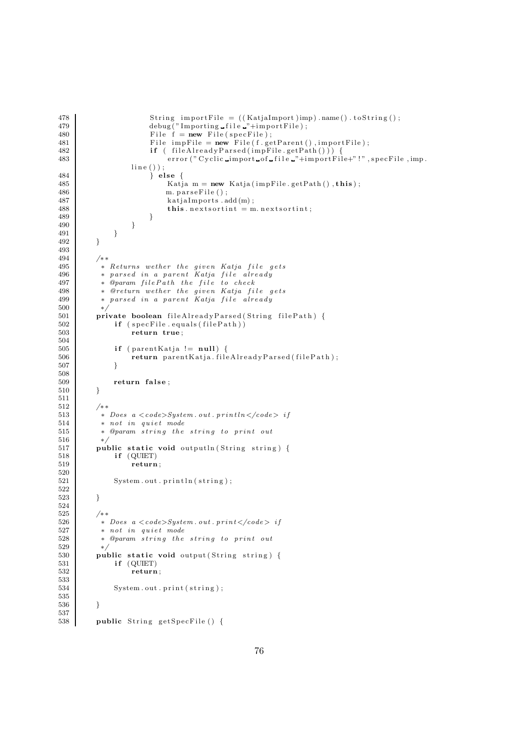```java
478                 String importFile = ((KatjaImport)imp).name().toString();
479                 debug("Importing file "+importFile);
480                 File f = new File(specFile);
481                 File impFile = new File(f.getParent(),importFile);
482                 if ( fileAlreadyParsed(impFile.getPath())) {
483                     error("Cyclic import of file "+importFile+"!",specFile,imp.
            line());
484                 } else {
485                     Katja m = new Katja(impFile.getPath(),this);
486                     m.parseFile();
487                     katjaImports.add(m);
488                     this.nextsortint = m.nextsortint;
489                 }
490             }
491         }
492     }
493 
494     /**
495      * Returns wether the given Katja file gets
496      * parsed in a parent Katja file already
497      * @param filePath the file to check
498      * @return wether the given Katja file gets
499      * parsed in a parent Katja file already
500      */
501     private boolean fileAlreadyParsed(String filePath) {
502         if (specFile.equals(filePath))
503             return true;
504 
505         if (parentKatja != null) {
506             return parentKatja.fileAlreadyParsed(filePath);
507         }
508 
509         return false;
510     }
511 
512     /**
513      * Does a <code>System.out.println</code> if
514      * not in quiet mode
515      * @param string the string to print out
516      */
517     public static void outputln(String string) {
518         if (QUIET)
519             return;
520 
521         System.out.println(string);
522 
523     }
524 
525     /**
526      * Does a <code>System.out.print</code> if
527      * not in quiet mode
528      * @param string the string to print out
529      */
530     public static void output(String string) {
531         if (QUIET)
532             return;
533 
534         System.out.print(string);
535 
536     }
537 
538     public String getSpecFile() {
```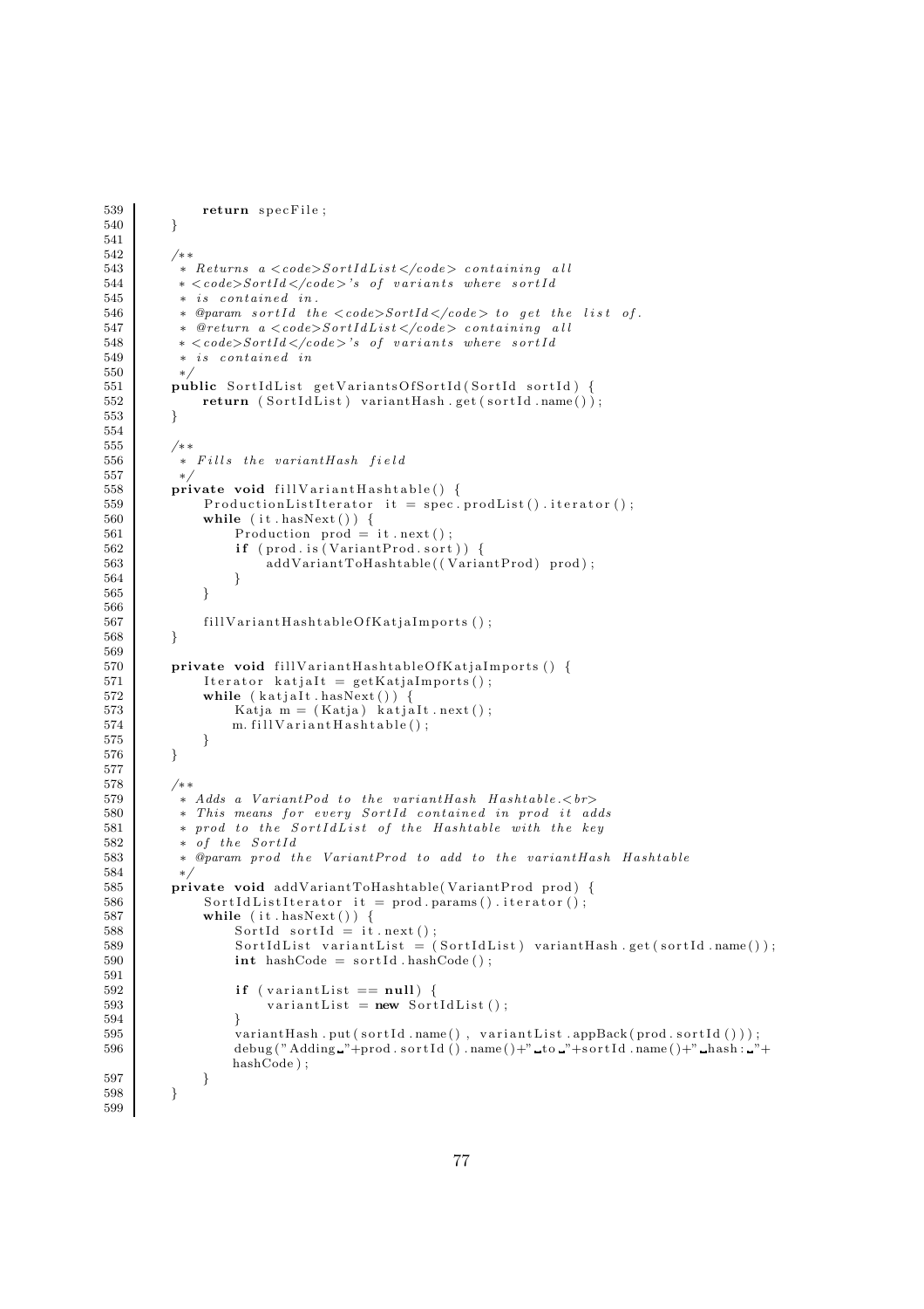```java
539            return specFile;
540        }
541
542        /**
543         * Returns a <code>SortIdList</code> containing all
544         * <code>SortId</code>'s of variants where sortId
545         * is contained in.
546         * @param sortId the <code>SortId</code> to get the list of.
547         * @return a <code>SortIdList</code> containing all
548         * <code>SortId</code>'s of variants where sortId
549         * is contained in
550         */
551        public SortIdList getVariantsOfSortId(SortId sortId) {
552            return (SortIdList) variantHash.get(sortId.name());
553        }
554
555        /**
556         * Fills the variantHash field
557         */
558        private void fillVariantHashtable() {
559            ProductionListIterator it = spec.prodList().iterator();
560            while (it.hasNext()) {
561                Production prod = it.next();
562                if (prod.is(VariantProd.sort)) {
563                    addVariantToHashtable((VariantProd) prod);
564                }
565            }
566
567            fillVariantHashtableOfKatjaImports();
568        }
569
570        private void fillVariantHashtableOfKatjaImports() {
571            Iterator katjaIt = getKatjaImports();
572            while (katjaIt.hasNext()) {
573                Katja m = (Katja) katjaIt.next();
574                m.fillVariantHashtable();
575            }
576        }
577
578        /**
579         * Adds a VariantPod to the variantHash Hashtable.<br>
580         * This means for every SortId contained in prod it adds
581         * prod to the SortIdList of the Hashtable with the key
582         * of the SortId
583         * @param prod the VariantProd to add to the variantHash Hashtable
584         */
585        private void addVariantToHashtable(VariantProd prod) {
586            SortIdListIterator it = prod.params().iterator();
587            while (it.hasNext()) {
588                SortId sortId = it.next();
589                SortIdList variantList = (SortIdList) variantHash.get(sortId.name());
590                int hashCode = sortId.hashCode();
591
592                if (variantList == null) {
593                    variantList = new SortIdList();
594                }
595                variantHash.put(sortId.name(), variantList.appBack(prod.sortId()));
596                debug("Adding "+prod.sortId().name()+" to "+sortId.name()+" hash: "+
                   hashCode);
597            }
598        }
599
```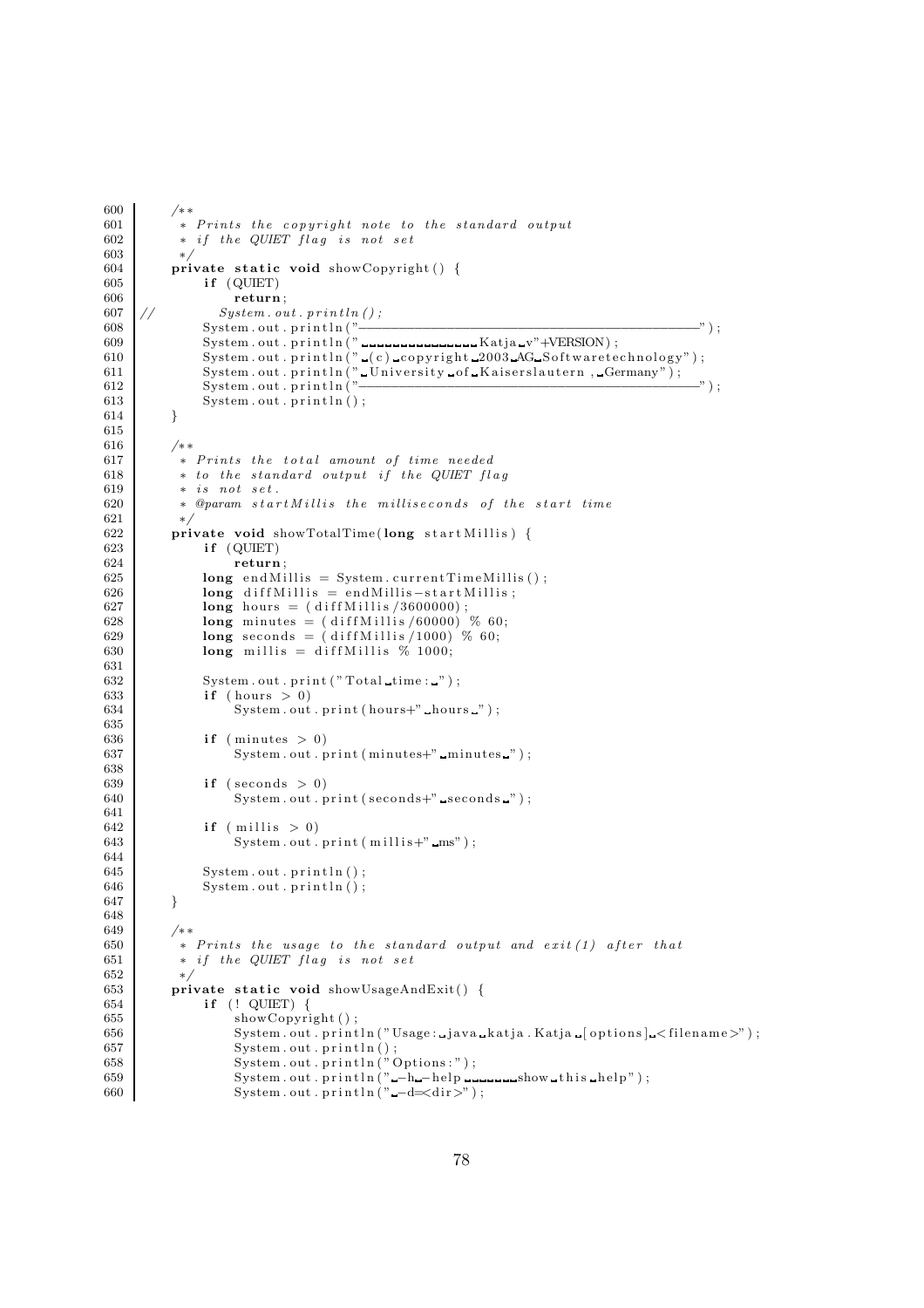```java
600     /**
601      * Prints the copyright note to the standard output
602      * if the QUIET flag is not set
603      */
604     private static void showCopyright() {
605         if (QUIET)
606             return;
607 //          System.out.println();
608         System.out.println("--------------------------------------------------");
609         System.out.println("               Katja v"+VERSION);
610         System.out.println(" (c) copyright 2003 AG Softwaretechnology");
611         System.out.println(" University of Kaiserslautern, Germany");
612         System.out.println("--------------------------------------------------");
613         System.out.println();
614     }
615 
616     /**
617      * Prints the total amount of time needed
618      * to the standard output if the QUIET flag
619      * is not set.
620      * @param startMillis the milliseconds of the start time
621      */
622     private void showTotalTime(long startMillis) {
623         if (QUIET)
624             return;
625         long endMillis = System.currentTimeMillis();
626         long diffMillis = endMillis-startMillis;
627         long hours = (diffMillis/3600000);
628         long minutes = (diffMillis/60000) % 60;
629         long seconds = (diffMillis/1000) % 60;
630         long millis = diffMillis % 1000;
631 
632         System.out.print("Total time: ");
633         if (hours > 0)
634             System.out.print(hours+" hours ");
635 
636         if (minutes > 0)
637             System.out.print(minutes+" minutes ");
638 
639         if (seconds > 0)
640             System.out.print(seconds+" seconds ");
641 
642         if (millis > 0)
643             System.out.print(millis+" ms");
644 
645         System.out.println();
646         System.out.println();
647     }
648 
649     /**
650      * Prints the usage to the standard output and exit(1) after that
651      * if the QUIET flag is not set
652      */
653     private static void showUsageAndExit() {
654         if (! QUIET) {
655             showCopyright();
656             System.out.println("Usage: java katja.Katja [options] <filename>");
657             System.out.println();
658             System.out.println("Options:");
659             System.out.println(" -h -help       show this help");
660             System.out.println(" -d=<dir>");
```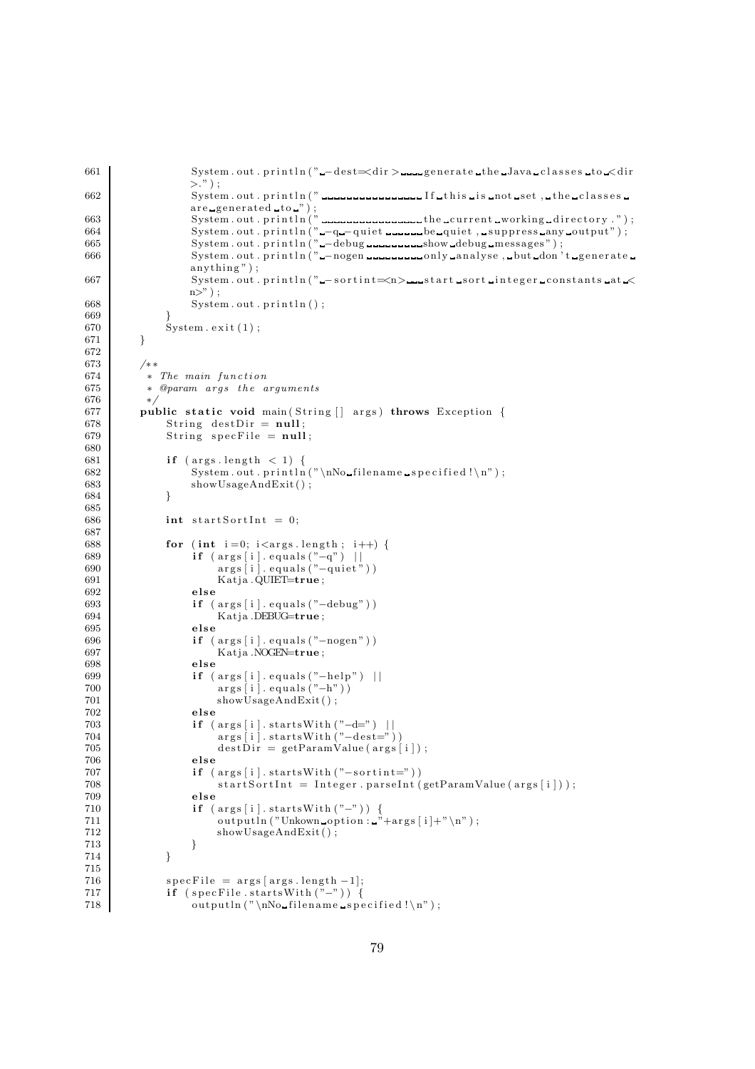```
661                System.out.println(" -dest=<dir>    generate the Java classes to <dir
                   >.");
662                System.out.println("                If this is not set, the classes
                   are generated to ");
663                System.out.println("                the current working directory.");
664                System.out.println(" -q -quiet      be quiet, suppress any output");
665                System.out.println(" -debug         show debug messages");
666                System.out.println(" -nogen         only analyse, but don't generate
                   anything");
667                System.out.println(" -sortint=<n>   start sort integer constants at <
                   n>");
668                System.out.println();
669            }
670            System.exit(1);
671        }
672
673        /**
674         * The main function
675         * @param args the arguments
676         */
677        public static void main(String[] args) throws Exception {
678            String destDir = null;
679            String specFile = null;
680
681            if (args.length < 1) {
682                System.out.println("\nNo filename specified!\n");
683                showUsageAndExit();
684            }
685
686            int startSortInt = 0;
687
688            for (int i=0; i<args.length; i++) {
689                if (args[i].equals("-q") ||
690                    args[i].equals("-quiet"))
691                    Katja.QUIET=true;
692                else
693                if (args[i].equals("-debug"))
694                    Katja.DEBUG=true;
695                else
696                if (args[i].equals("-nogen"))
697                    Katja.NOGEN=true;
698                else
699                if (args[i].equals("-help") ||
700                    args[i].equals("-h"))
701                    showUsageAndExit();
702                else
703                if (args[i].startsWith("-d=") ||
704                    args[i].startsWith("-dest="))
705                    destDir = getParamValue(args[i]);
706                else
707                if (args[i].startsWith("-sortint="))
708                    startSortInt = Integer.parseInt(getParamValue(args[i]));
709                else
710                if (args[i].startsWith("-")) {
711                    outputln("Unkown option: "+args[i]+"\n");
712                    showUsageAndExit();
713                }
714            }
715
716            specFile = args[args.length-1];
717            if (specFile.startsWith("-")) {
718                outputln("\nNo filename specified!\n");
```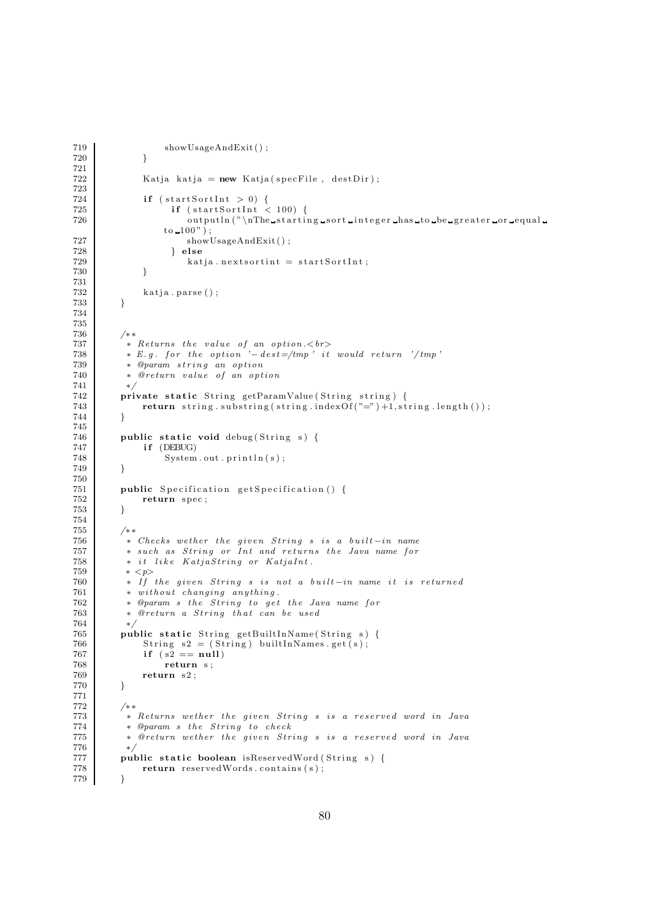```
719                 showUsageAndExit();
720             }
721 
722             Katja katja = new Katja(specFile, destDir);
723 
724             if (startSortInt > 0) {
725                  if (startSortInt < 100) {
726                     outputln("\nThe starting sort integer has to be greater or equal
                 to 100");
727                     showUsageAndExit();
728                  } else
729                     katja.nextsortint = startSortInt;
730             }
731 
732             katja.parse();
733         }
734 
735 
736         /**
737          * Returns the value of an option.<br>
738          * E.g. for the option '-dest=/tmp' it would return '/tmp'
739          * @param string an option
740          * @return value of an option
741          */
742         private static String getParamValue(String string) {
743             return string.substring(string.indexOf("=")+1,string.length());
744         }
745 
746         public static void debug(String s) {
747             if (DEBUG)
748                 System.out.println(s);
749         }
750 
751         public Specification getSpecification() {
752             return spec;
753         }
754 
755         /**
756          * Checks wether the given String s is a built-in name
757          * such as String or Int and returns the Java name for
758          * it like KatjaString or KatjaInt.
759          * <p>
760          * If the given String s is not a built-in name it is returned
761          * without changing anything.
762          * @param s the String to get the Java name for
763          * @return a String that can be used
764          */
765         public static String getBuiltInName(String s) {
766             String s2 = (String) builtInNames.get(s);
767             if (s2 == null)
768                 return s;
769             return s2;
770         }
771 
772         /**
773          * Returns wether the given String s is a reserved word in Java
774          * @param s the String to check
775          * @return wether the given String s is a reserved word in Java
776          */
777         public static boolean isReservedWord(String s) {
778             return reservedWords.contains(s);
779         }
```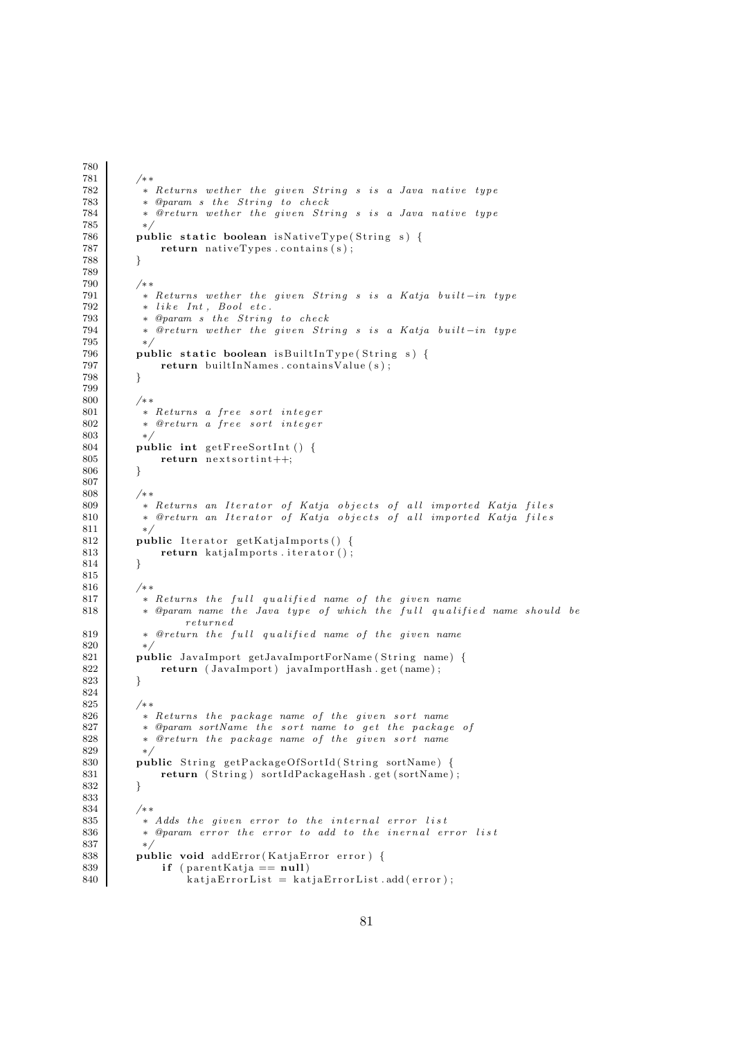```
780
781     /**
782      * Returns wether the given String s is a Java native type
783      * @param s the String to check
784      * @return wether the given String s is a Java native type
785      */
786     public static boolean isNativeType(String s) {
787         return nativeTypes.contains(s);
788     }
789
790     /**
791      * Returns wether the given String s is a Katja built-in type
792      * like Int, Bool etc.
793      * @param s the String to check
794      * @return wether the given String s is a Katja built-in type
795      */
796     public static boolean isBuiltInType(String s) {
797         return builtInNames.containsValue(s);
798     }
799
800     /**
801      * Returns a free sort integer
802      * @return a free sort integer
803      */
804     public int getFreeSortInt() {
805         return nextsortint++;
806     }
807
808     /**
809      * Returns an Iterator of Katja objects of all imported Katja files
810      * @return an Iterator of Katja objects of all imported Katja files
811      */
812     public Iterator getKatjaImports() {
813         return katjaImports.iterator();
814     }
815
816     /**
817      * Returns the full qualified name of the given name
818      * @param name the Java type of which the full qualified name should be
              returned
819      * @return the full qualified name of the given name
820      */
821     public JavaImport getJavaImportForName(String name) {
822         return (JavaImport) javaImportHash.get(name);
823     }
824
825     /**
826      * Returns the package name of the given sort name
827      * @param sortName the sort name to get the package of
828      * @return the package name of the given sort name
829      */
830     public String getPackageOfSortId(String sortName) {
831         return (String) sortIdPackageHash.get(sortName);
832     }
833
834     /**
835      * Adds the given error to the internal error list
836      * @param error the error to add to the inernal error list
837      */
838     public void addError(KatjaError error) {
839         if (parentKatja == null)
840             katjaErrorList = katjaErrorList.add(error);
```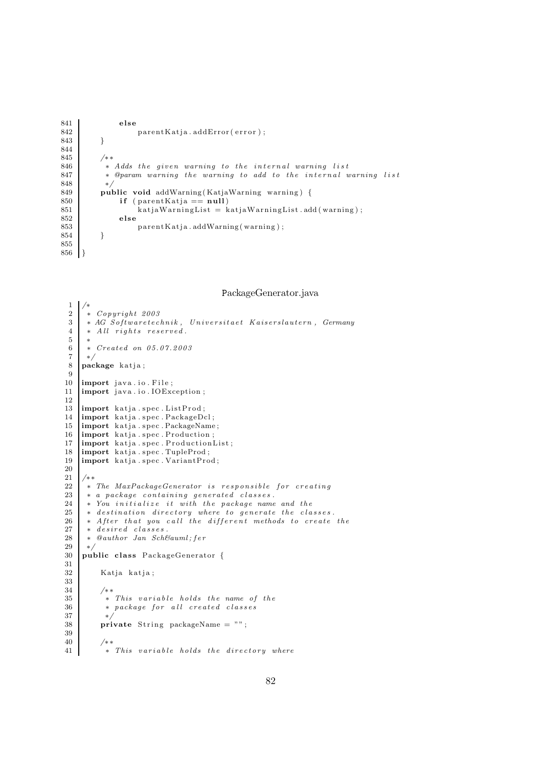```java
        else
            parentKatja.addError(error);
    }

    /**
     * Adds the given warning to the internal warning list
     * @param warning the warning to add to the internal warning list
     */
    public void addWarning(KatjaWarning warning) {
        if (parentKatja == null)
            katjaWarningList = katjaWarningList.add(warning);
        else
            parentKatja.addWarning(warning);
    }

}
```

PackageGenerator.java

```java
/*
 * Copyright 2003
 * AG Softwaretechnik, Universitaet Kaiserslautern, Germany
 * All rights reserved.
 *
 * Created on 05.07.2003
 */
package katja;

import java.io.File;
import java.io.IOException;

import katja.spec.ListProd;
import katja.spec.PackageDcl;
import katja.spec.PackageName;
import katja.spec.Production;
import katja.spec.ProductionList;
import katja.spec.TupleProd;
import katja.spec.VariantProd;

/**
 * The MaxPackageGenerator is responsible for creating
 * a package containing generated classes.
 * You initialize it with the package name and the
 * destination directory where to generate the classes.
 * After that you call the different methods to create the
 * desired classes.
 * @author Jan Sch&auml;fer
 */
public class PackageGenerator {

    Katja katja;

    /**
     * This variable holds the name of the
     * package for all created classes
     */
    private String packageName = "";

    /**
     * This variable holds the directory where
```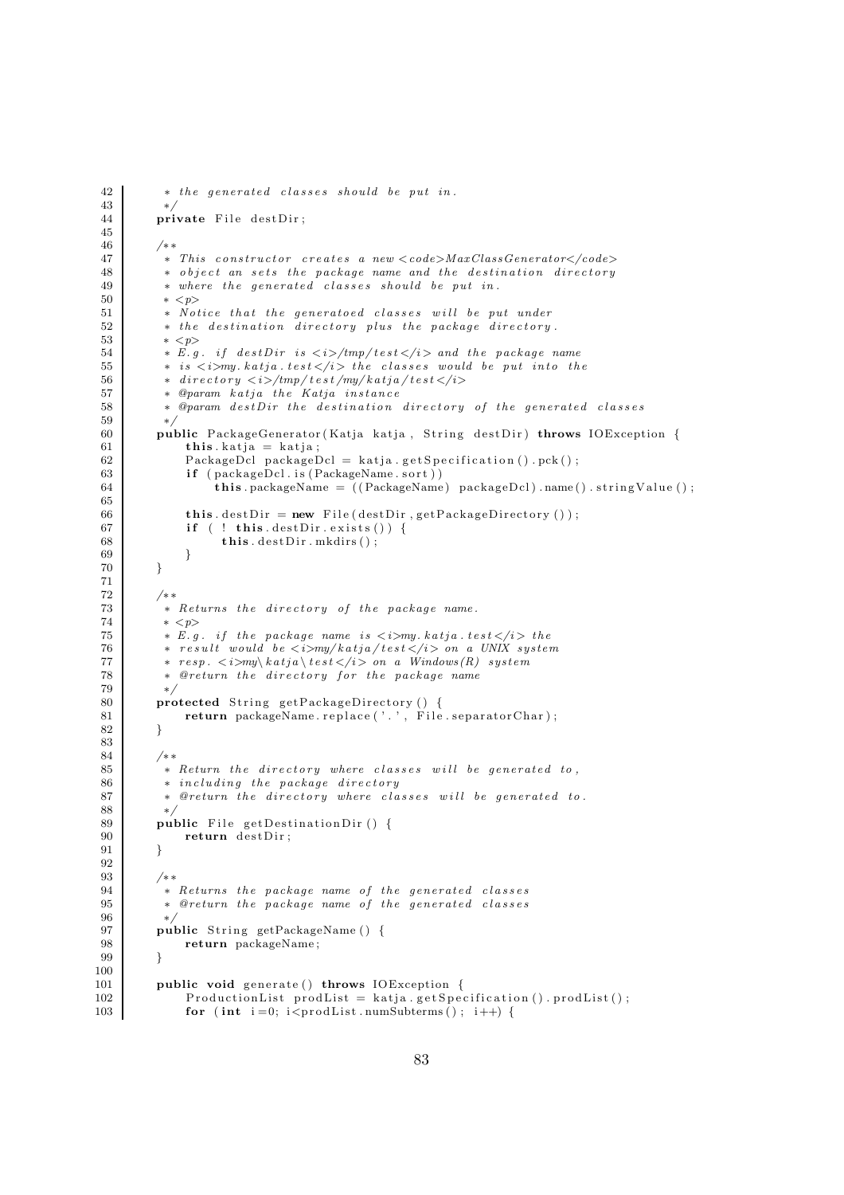```java
42       * the generated classes should be put in.
43       */
44      private File destDir;
45
46      /**
47       * This constructor creates a new <code>MaxClassGenerator</code>
48       * object an sets the package name and the destination directory
49       * where the generated classes should be put in.
50       * <p>
51       * Notice that the generatoed classes will be put under
52       * the destination directory plus the package directory.
53       * <p>
54       * E.g. if destDir is <i>/tmp/test</i> and the package name
55       * is <i>my.katja.test</i> the classes would be put into the
56       * directory <i>/tmp/test/my/katja/test</i>
57       * @param katja the Katja instance
58       * @param destDir the destination directory of the generated classes
59       */
60      public PackageGenerator(Katja katja, String destDir) throws IOException {
61          this.katja = katja;
62          PackageDcl packageDcl = katja.getSpecification().pck();
63          if (packageDcl.is(PackageName.sort))
64              this.packageName = ((PackageName) packageDcl).name().stringValue();
65
66          this.destDir = new File(destDir, getPackageDirectory());
67          if ( ! this.destDir.exists()) {
68              this.destDir.mkdirs();
69          }
70      }
71
72      /**
73       * Returns the directory of the package name.
74       * <p>
75       * E.g. if the package name is <i>my.katja.test</i> the
76       * result would be <i>my/katja/test</i> on a UNIX system
77       * resp. <i>my\katja\test</i> on a Windows(R) system
78       * @return the directory for the package name
79       */
80      protected String getPackageDirectory() {
81          return packageName.replace('.', File.separatorChar);
82      }
83
84      /**
85       * Return the directory where classes will be generated to,
86       * including the package directory
87       * @return the directory where classes will be generated to.
88       */
89      public File getDestinationDir() {
90          return destDir;
91      }
92
93      /**
94       * Returns the package name of the generated classes
95       * @return the package name of the generated classes
96       */
97      public String getPackageName() {
98          return packageName;
99      }
100
101     public void generate() throws IOException {
102         ProductionList prodList = katja.getSpecification().prodList();
103         for (int i=0; i<prodList.numSubterms(); i++) {
```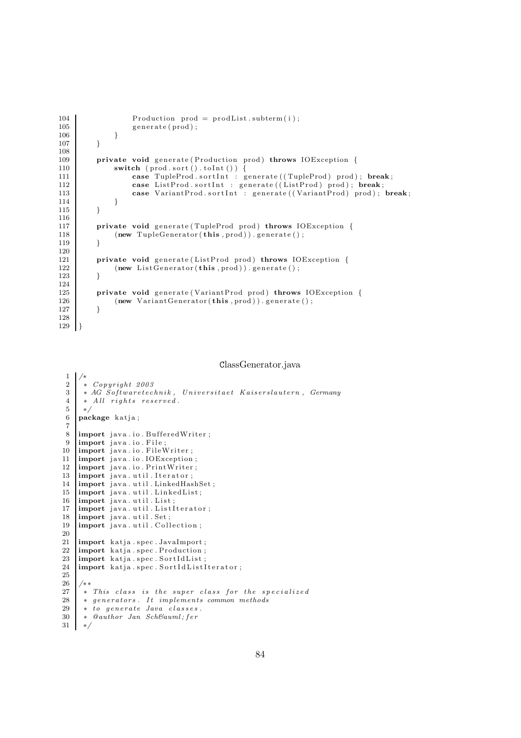```java
            Production prod = prodList.subterm(i);
            generate(prod);
        }
    }

    private void generate(Production prod) throws IOException {
        switch (prod.sort().toInt()) {
            case TupleProd.sortInt : generate((TupleProd) prod); break;
            case ListProd.sortInt : generate((ListProd) prod); break;
            case VariantProd.sortInt : generate((VariantProd) prod); break;
        }
    }

    private void generate(TupleProd prod) throws IOException {
        (new TupleGenerator(this,prod)).generate();
    }

    private void generate(ListProd prod) throws IOException {
        (new ListGenerator(this,prod)).generate();
    }

    private void generate(VariantProd prod) throws IOException {
        (new VariantGenerator(this,prod)).generate();
    }

}
```

ClassGenerator.java

```java
/*
 * Copyright 2003
 * AG Softwaretechnik, Universitaet Kaiserslautern, Germany
 * All rights reserved.
 */
package katja;

import java.io.BufferedWriter;
import java.io.File;
import java.io.FileWriter;
import java.io.IOException;
import java.io.PrintWriter;
import java.util.Iterator;
import java.util.LinkedHashSet;
import java.util.LinkedList;
import java.util.List;
import java.util.ListIterator;
import java.util.Set;
import java.util.Collection;

import katja.spec.JavaImport;
import katja.spec.Production;
import katja.spec.SortIdList;
import katja.spec.SortIdListIterator;

/**
 * This class is the super class for the specialized
 * generators. It implements common methods
 * to generate Java classes.
 * @author Jan Sch&auml;fer
 */
```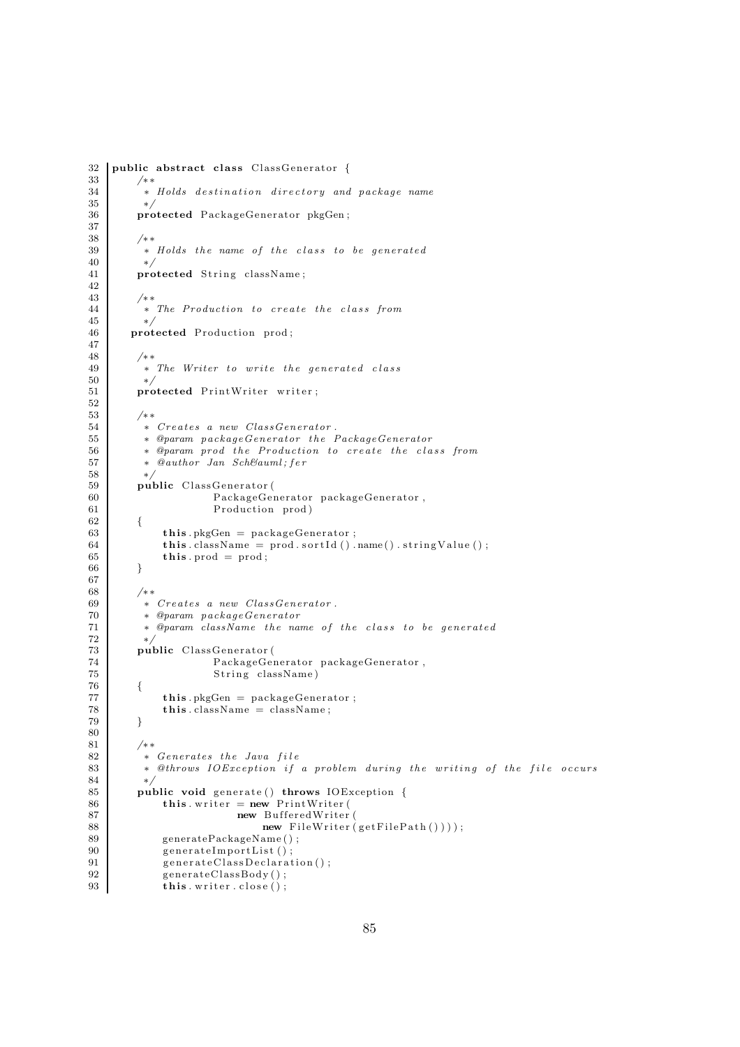```java
32  public abstract class ClassGenerator {
33      /**
34       * Holds destination directory and package name
35       */
36      protected PackageGenerator pkgGen;
37
38      /**
39       * Holds the name of the class to be generated
40       */
41      protected String className;
42
43      /**
44       * The Production to create the class from
45       */
46     protected Production prod;
47
48      /**
49       * The Writer to write the generated class
50       */
51      protected PrintWriter writer;
52
53      /**
54       * Creates a new ClassGenerator.
55       * @param packageGenerator the PackageGenerator
56       * @param prod the Production to create the class from
57       * @author Jan Sch&auml;fer
58       */
59      public ClassGenerator(
60                  PackageGenerator packageGenerator,
61                  Production prod)
62      {
63          this.pkgGen = packageGenerator;
64          this.className = prod.sortId().name().stringValue();
65          this.prod = prod;
66      }
67
68      /**
69       * Creates a new ClassGenerator.
70       * @param packageGenerator
71       * @param className the name of the class to be generated
72       */
73      public ClassGenerator(
74                  PackageGenerator packageGenerator,
75                  String className)
76      {
77          this.pkgGen = packageGenerator;
78          this.className = className;
79      }
80
81      /**
82       * Generates the Java file
83       * @throws IOException if a problem during the writing of the file occurs
84       */
85      public void generate() throws IOException {
86          this.writer = new PrintWriter(
87                      new BufferedWriter(
88                          new FileWriter(getFilePath())));
89          generatePackageName();
90          generateImportList();
91          generateClassDeclaration();
92          generateClassBody();
93          this.writer.close();
```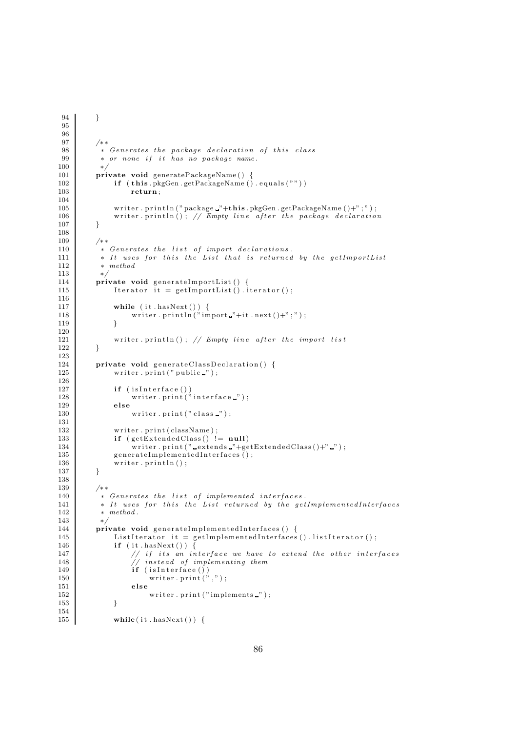```java
    }



    /**
     * Generates the package declaration of this class
     * or none if it has no package name.
     */
    private void generatePackageName() {
        if (this.pkgGen.getPackageName().equals(""))
            return;

        writer.println("package "+this.pkgGen.getPackageName()+";");
        writer.println(); // Empty line after the package declaration
    }

    /**
     * Generates the list of import declarations.
     * It uses for this the List that is returned by the getImportList
     * method
     */
    private void generateImportList() {
        Iterator it = getImportList().iterator();

        while (it.hasNext()) {
            writer.println("import "+it.next()+";");
        }

        writer.println(); // Empty line after the import list
    }

    private void generateClassDeclaration() {
        writer.print("public ");

        if (isInterface())
            writer.print("interface ");
        else
            writer.print("class ");

        writer.print(className);
        if (getExtendedClass() != null)
            writer.print(" extends "+getExtendedClass()+" ");
        generateImplementedInterfaces();
        writer.println();
    }

    /**
     * Generates the list of implemented interfaces.
     * It uses for this the List returned by the getImplementedInterfaces
     * method.
     */
    private void generateImplementedInterfaces() {
        ListIterator it = getImplementedInterfaces().listIterator();
        if (it.hasNext()) {
            // if its an interface we have to extend the other interfaces
            // instead of implementing them
            if (isInterface())
                writer.print(",");
            else
                writer.print("implements ");
        }

        while(it.hasNext()) {
```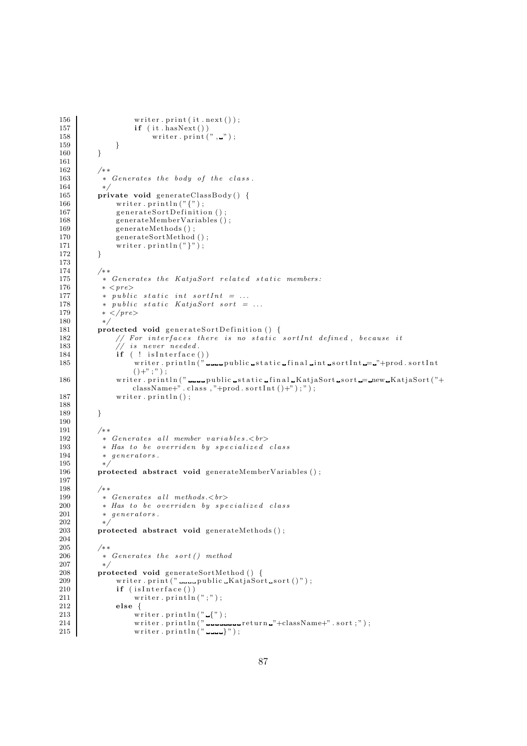```java
156             writer.print(it.next());
157             if (it.hasNext())
158                 writer.print(", ");
159         }
160     }
161 
162     /**
163      * Generates the body of the class.
164      */
165     private void generateClassBody() {
166         writer.println("{");
167         generateSortDefinition();
168         generateMemberVariables();
169         generateMethods();
170         generateSortMethod();
171         writer.println("}");
172     }
173 
174     /**
175      * Generates the KatjaSort related static members:
176      * <pre>
177      * public static int sortInt = ...
178      * public static KatjaSort sort = ...
179      * </pre>
180      */
181     protected void generateSortDefinition() {
182         // For interfaces there is no static sortInt defined, because it
183         // is never needed.
184         if (!isInterface())
185             writer.println("    public static final int sortInt = "+prod.sortInt
                ()+";");
186         writer.println("    public static final KatjaSort sort = new KatjaSort("+
                className+".class,"+prod.sortInt()+");");
187         writer.println();
188 
189     }
190 
191     /**
192      * Generates all member variables.<br>
193      * Has to be overriden by specialized class
194      * generators.
195      */
196     protected abstract void generateMemberVariables();
197 
198     /**
199      * Generates all methods.<br>
200      * Has to be overriden by specialized class
201      * generators.
202      */
203     protected abstract void generateMethods();
204 
205     /**
206      * Generates the sort() method
207      */
208     protected void generateSortMethod() {
209         writer.print("    public KatjaSort sort()");
210         if (isInterface())
211             writer.println(";");
212         else {
213             writer.println(" {");
214             writer.println("        return "+className+".sort;");
215             writer.println("    }");
```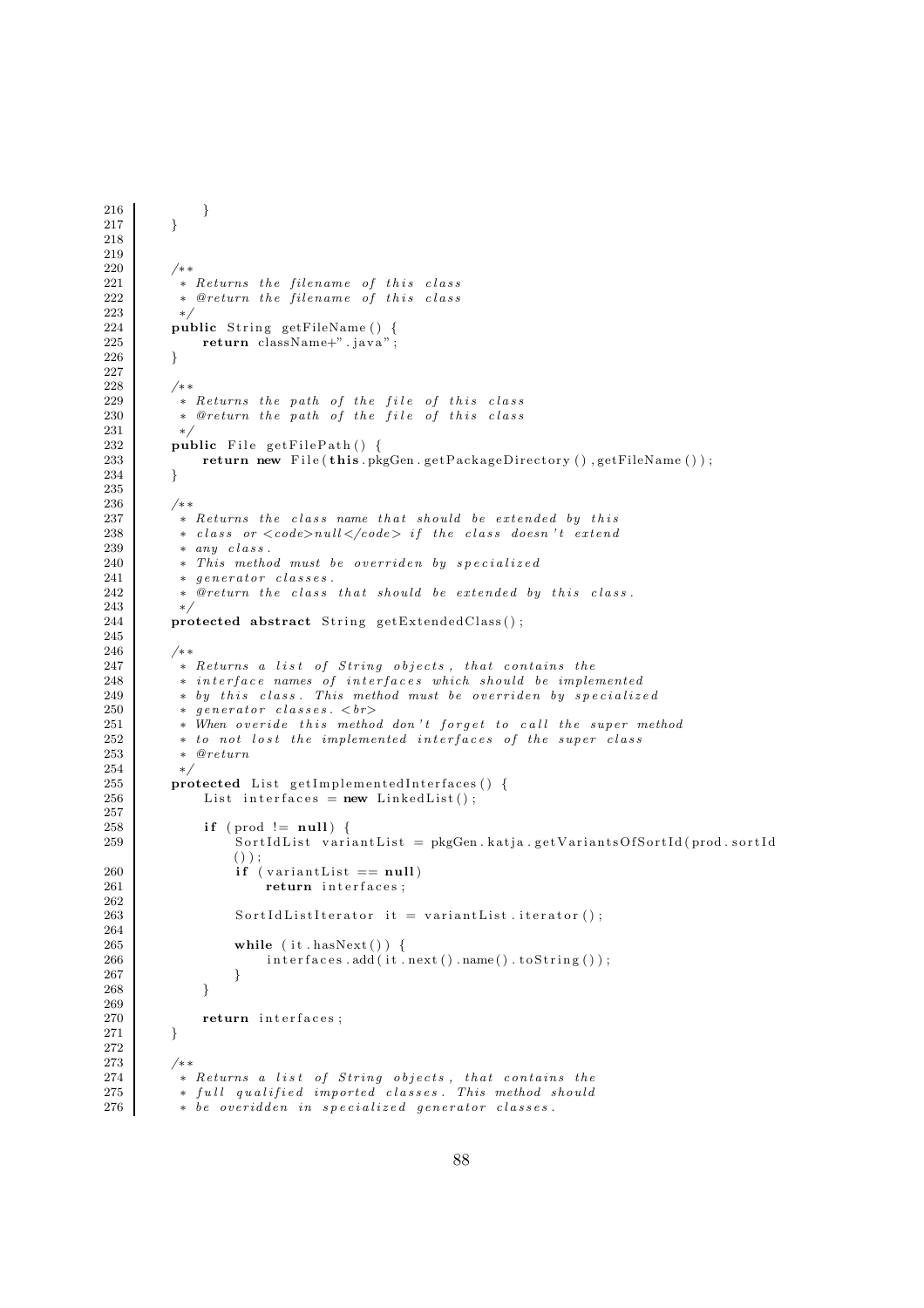```java
216             }
217         }
218 
219 
220         /**
221          * Returns the filename of this class
222          * @return the filename of this class
223          */
224         public String getFileName() {
225             return className+".java";
226         }
227 
228         /**
229          * Returns the path of the file of this class
230          * @return the path of the file of this class
231          */
232         public File getFilePath() {
233             return new File(this.pkgGen.getPackageDirectory(),getFileName());
234         }
235 
236         /**
237          * Returns the class name that should be extended by this
238          * class or <code>null</code> if the class doesn't extend
239          * any class.
240          * This method must be overriden by specialized
241          * generator classes.
242          * @return the class that should be extended by this class.
243          */
244         protected abstract String getExtendedClass();
245 
246         /**
247          * Returns a list of String objects, that contains the
248          * interface names of interfaces which should be implemented
249          * by this class. This method must be overriden by specialized
250          * generator classes. <br>
251          * When overide this method don't forget to call the super method
252          * to not lost the implemented interfaces of the super class
253          * @return
254          */
255         protected List getImplementedInterfaces() {
256             List interfaces = new LinkedList();
257 
258             if (prod != null) {
259                 SortIdList variantList = pkgGen.katja.getVariantsOfSortId(prod.sortId
                    ());
260                 if (variantList == null)
261                     return interfaces;
262 
263                 SortIdListIterator it = variantList.iterator();
264 
265                 while (it.hasNext()) {
266                     interfaces.add(it.next().name().toString());
267                 }
268             }
269 
270             return interfaces;
271         }
272 
273         /**
274          * Returns a list of String objects, that contains the
275          * full qualified imported classes. This method should
276          * be overidden in specialized generator classes.
```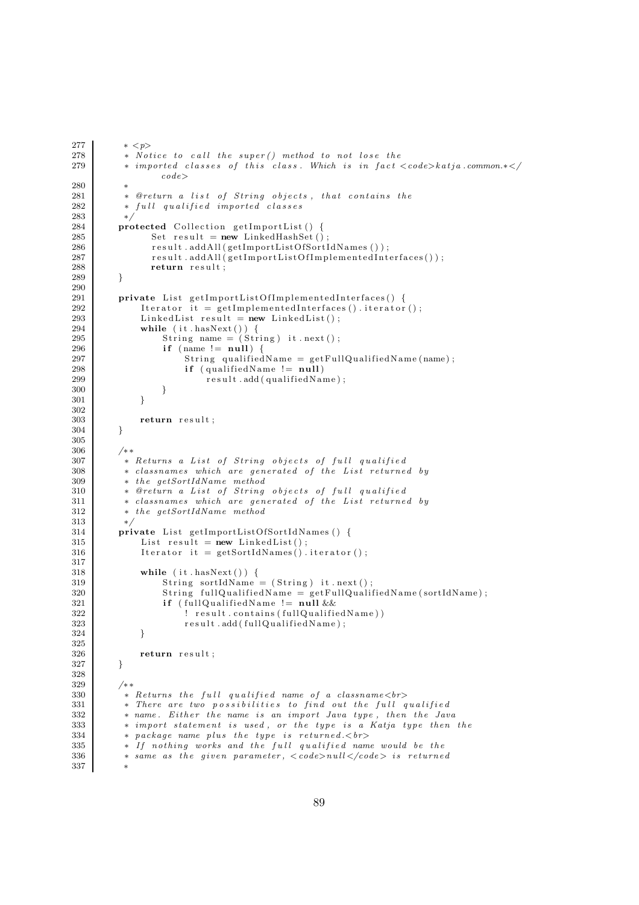```
277          * <p>
278          * Notice to call the super() method to not lose the
279          * imported classes of this class. Which is in fact <code>katja.common.*</
                 code>
280          *
281          * @return a list of String objects, that contains the
282          * full qualified imported classes
283          */
284         protected Collection getImportList() {
285               Set result = new LinkedHashSet();
286               result.addAll(getImportListOfSortIdNames());
287               result.addAll(getImportListOfImplementedInterfaces());
288               return result;
289         }
290
291         private List getImportListOfImplementedInterfaces() {
292              Iterator it = getImplementedInterfaces().iterator();
293              LinkedList result = new LinkedList();
294              while (it.hasNext()) {
295                   String name = (String) it.next();
296                   if (name != null) {
297                        String qualifiedName = getFullQualifiedName(name);
298                        if (qualifiedName != null)
299                             result.add(qualifiedName);
300                   }
301              }
302
303              return result;
304         }
305
306         /**
307          * Returns a List of String objects of full qualified
308          * classnames which are generated of the List returned by
309          * the getSortIdName method
310          * @return a List of String objects of full qualified
311          * classnames which are generated of the List returned by
312          * the getSortIdName method
313          */
314         private List getImportListOfSortIdNames() {
315              List result = new LinkedList();
316              Iterator it = getSortIdNames().iterator();
317
318              while (it.hasNext()) {
319                   String sortIdName = (String) it.next();
320                   String fullQualifiedName = getFullQualifiedName(sortIdName);
321                   if (fullQualifiedName != null &&
322                        ! result.contains(fullQualifiedName))
323                        result.add(fullQualifiedName);
324              }
325
326              return result;
327         }
328
329         /**
330          * Returns the full qualified name of a classname<br>
331          * There are two possibilities to find out the full qualified
332          * name. Either the name is an import Java type, then the Java
333          * import statement is used, or the type is a Katja type then the
334          * package name plus the type is returned.<br>
335          * If nothing works and the full qualified name would be the
336          * same as the given parameter, <code>null</code> is returned
337          *
```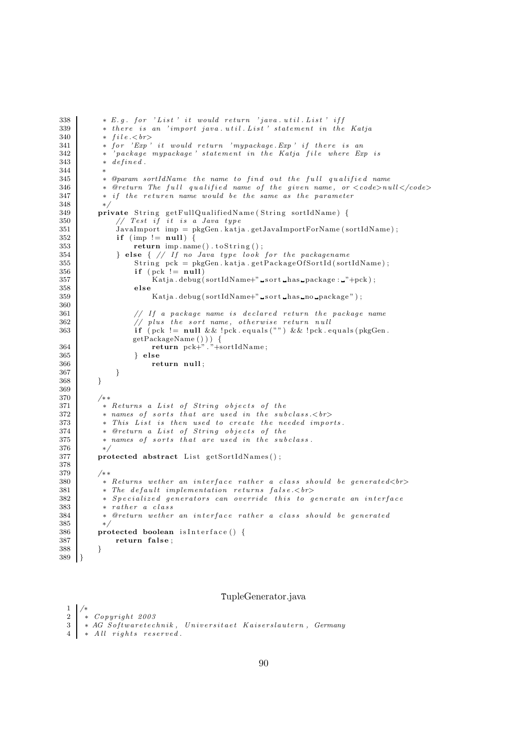```java
338          * E.g. for 'List' it would return 'java.util.List' iff
339          * there is an 'import java.util.List' statement in the Katja
340          * file.<br>
341          * for 'Exp' it would return 'mypackage.Exp' if there is an
342          * 'package mypackage' statement in the Katja file where Exp is
343          * defined.
344          *
345          * @param sortIdName the name to find out the full qualified name
346          * @return The full qualified name of the given name, or <code>null</code>
347          * if the returen name would be the same as the parameter
348          */
349         private String getFullQualifiedName(String sortIdName) {
350             // Test if it is a Java type
351             JavaImport imp = pkgGen.katja.getJavaImportForName(sortIdName);
352             if (imp != null) {
353                 return imp.name().toString();
354             } else { // If no Java type look for the packagename
355                 String pck = pkgGen.katja.getPackageOfSortId(sortIdName);
356                 if (pck != null)
357                     Katja.debug(sortIdName+" sort has package: "+pck);
358                 else
359                     Katja.debug(sortIdName+" sort has no package");
360 
361                 // If a package name is declared return the package name
362                 // plus the sort name, otherwise return null
363                 if (pck != null && !pck.equals("") && !pck.equals(pkgGen.
                        getPackageName())) {
364                     return pck+"."+sortIdName;
365                 } else
366                     return null;
367             }
368         }
369 
370         /**
371          * Returns a List of String objects of the
372          * names of sorts that are used in the subclass.<br>
373          * This List is then used to create the needed imports.
374          * @return a List of String objects of the
375          * names of sorts that are used in the subclass.
376          */
377         protected abstract List getSortIdNames();
378 
379         /**
380          * Returns wether an interface rather a class should be generated<br>
381          * The default implementation returns false.<br>
382          * Specialized generators can override this to generate an interface
383          * rather a class
384          * @return wether an interface rather a class should be generated
385          */
386         protected boolean isInterface() {
387             return false;
388         }
389     }
```

TupleGenerator.java

```java
1   /*
2    * Copyright 2003
3    * AG Softwaretechnik, Universitaet Kaiserslautern, Germany
4    * All rights reserved.
```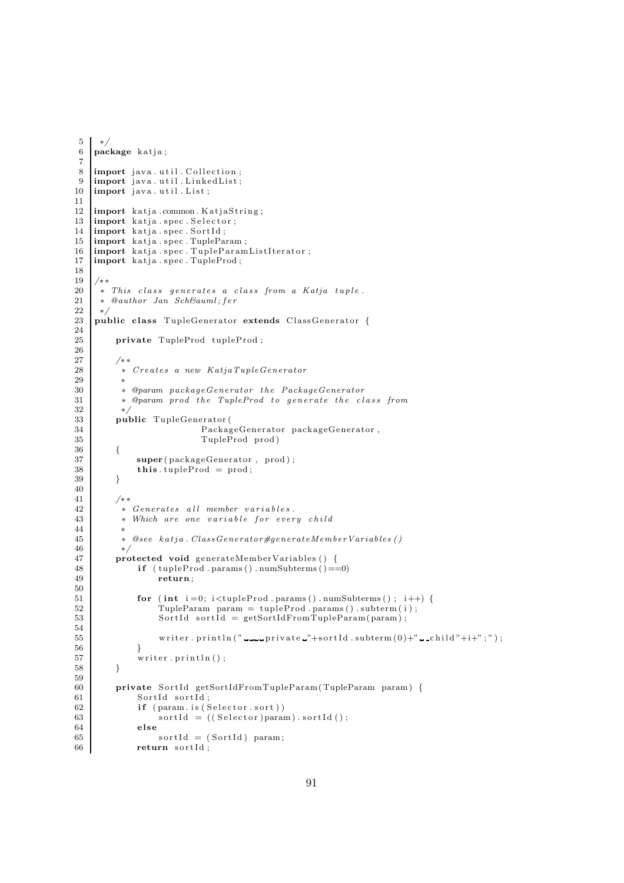```
 */
package katja;

import java.util.Collection;
import java.util.LinkedList;
import java.util.List;

import katja.common.KatjaString;
import katja.spec.Selector;
import katja.spec.SortId;
import katja.spec.TupleParam;
import katja.spec.TupleParamListIterator;
import katja.spec.TupleProd;

/**
 * This class generates a class from a Katja tuple.
 * @author Jan Sch&auml;fer
 */
public class TupleGenerator extends ClassGenerator {

    private TupleProd tupleProd;

    /**
     * Creates a new KatjaTupleGenerator
     *
     * @param packageGenerator the PackageGenerator
     * @param prod the TupleProd to generate the class from
     */
    public TupleGenerator(
                    PackageGenerator packageGenerator,
                    TupleProd prod)
    {
        super(packageGenerator, prod);
        this.tupleProd = prod;
    }

    /**
     * Generates all member variables.
     * Which are one variable for every child
     *
     * @see katja.ClassGenerator#generateMemberVariables()
     */
    protected void generateMemberVariables() {
        if (tupleProd.params().numSubterms()==0)
            return;

        for (int i=0; i<tupleProd.params().numSubterms(); i++) {
            TupleParam param = tupleProd.params().subterm(i);
            SortId sortId = getSortIdFromTupleParam(param);

            writer.println("    private "+sortId.subterm(0)+"  child"+i+";");
        }
        writer.println();
    }

    private SortId getSortIdFromTupleParam(TupleParam param) {
        SortId sortId;
        if (param.is(Selector.sort))
            sortId = ((Selector)param).sortId();
        else
            sortId = (SortId) param;
        return sortId;
```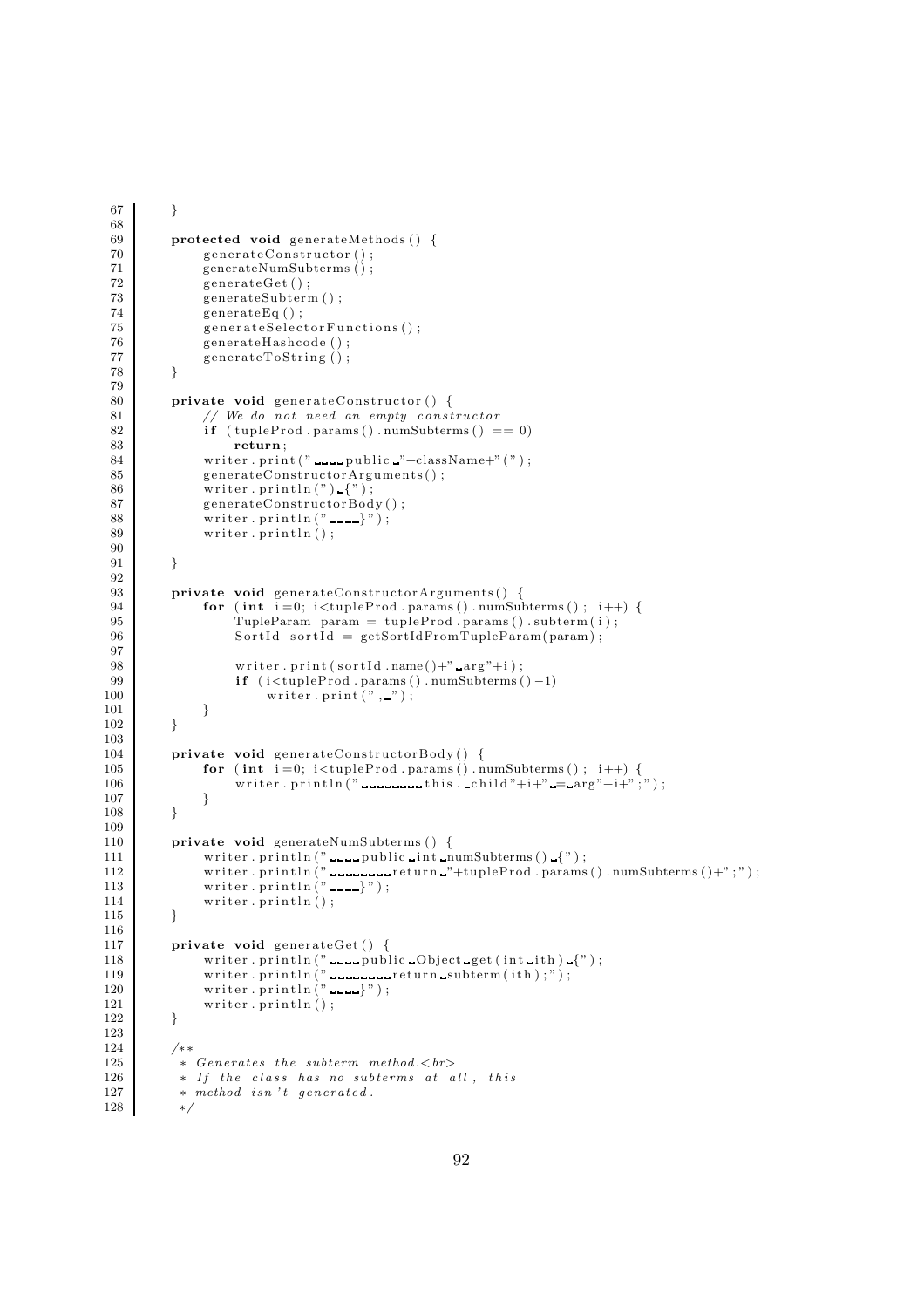```java
    }

    protected void generateMethods() {
        generateConstructor();
        generateNumSubterms();
        generateGet();
        generateSubterm();
        generateEq();
        generateSelectorFunctions();
        generateHashcode();
        generateToString();
    }

    private void generateConstructor() {
        // We do not need an empty constructor
        if (tupleProd.params().numSubterms() == 0)
            return;
        writer.print("    public "+className+"(");
        generateConstructorArguments();
        writer.println(") {");
        generateConstructorBody();
        writer.println("    }");
        writer.println();

    }

    private void generateConstructorArguments() {
        for (int i=0; i<tupleProd.params().numSubterms(); i++) {
            TupleParam param = tupleProd.params().subterm(i);
            SortId sortId = getSortIdFromTupleParam(param);

            writer.print(sortId.name()+" arg"+i);
            if (i<tupleProd.params().numSubterms()-1)
                writer.print(", ");
        }
    }

    private void generateConstructorBody() {
        for (int i=0; i<tupleProd.params().numSubterms(); i++) {
            writer.println("        this._child"+i+" = arg"+i+";");
        }
    }

    private void generateNumSubterms() {
        writer.println("    public int numSubterms() {");
        writer.println("        return "+tupleProd.params().numSubterms()+";");
        writer.println("    }");
        writer.println();
    }

    private void generateGet() {
        writer.println("    public Object get(int ith) {");
        writer.println("        return subterm(ith);");
        writer.println("    }");
        writer.println();
    }

    /**
     * Generates the subterm method.<br>
     * If the class has no subterms at all, this
     * method isn't generated.
     */
```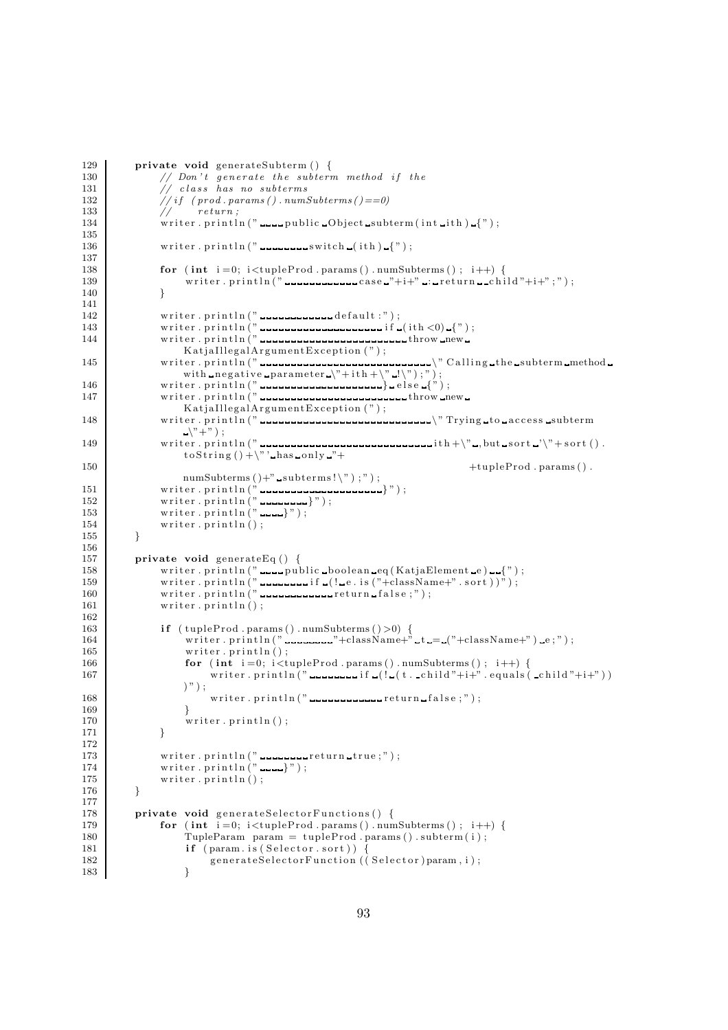```
129    private void generateSubterm() {
130        // Don't generate the subterm method if the
131        // class has no subterms
132        //if (prod.params().numSubterms()==0)
133        //     return;
134        writer.println("    public Object subterm(int ith) {");
135
136        writer.println("        switch (ith) {");
137
138        for (int i=0; i<tupleProd.params().numSubterms(); i++) {
139            writer.println("            case "+i+" : return _child"+i+";");
140        }
141
142        writer.println("            default:");
143        writer.println("                if (ith<0) {");
144        writer.println("                    throw new
                KatjaIllegalArgumentException(");
145        writer.println("                        \"Calling the subterm method
                with negative parameter \"+ith+\" !\");");
146        writer.println("                } else {");
147        writer.println("                    throw new
                KatjaIllegalArgumentException(");
148        writer.println("                        \"Trying to access subterm
                \"+");
149        writer.println("                        ith+\", but sort '\"+sort().
                toString()+\"' has only "+
150                                                            +tupleProd.params().
                numSubterms()+" subterms!\");");
151        writer.println("                }");
152        writer.println("        }");
153        writer.println("    }");
154        writer.println();
155    }
156
157    private void generateEq() {
158        writer.println("    public boolean eq(KatjaElement e)  {");
159        writer.println("        if (!e.is("+className+".sort))");
160        writer.println("            return false;");
161        writer.println();
162
163        if (tupleProd.params().numSubterms()>0) {
164            writer.println("        "+className+" t = ("+className+") e;");
165            writer.println();
166            for (int i=0; i<tupleProd.params().numSubterms(); i++) {
167                writer.println("        if (!(t._child"+i+".equals(_child"+i+"))
            )");
168                writer.println("            return false;");
169            }
170            writer.println();
171        }
172
173        writer.println("        return true;");
174        writer.println("    }");
175        writer.println();
176    }
177
178    private void generateSelectorFunctions() {
179        for (int i=0; i<tupleProd.params().numSubterms(); i++) {
180            TupleParam param = tupleProd.params().subterm(i);
181            if (param.is(Selector.sort)) {
182                generateSelectorFunction((Selector)param, i);
183            }
```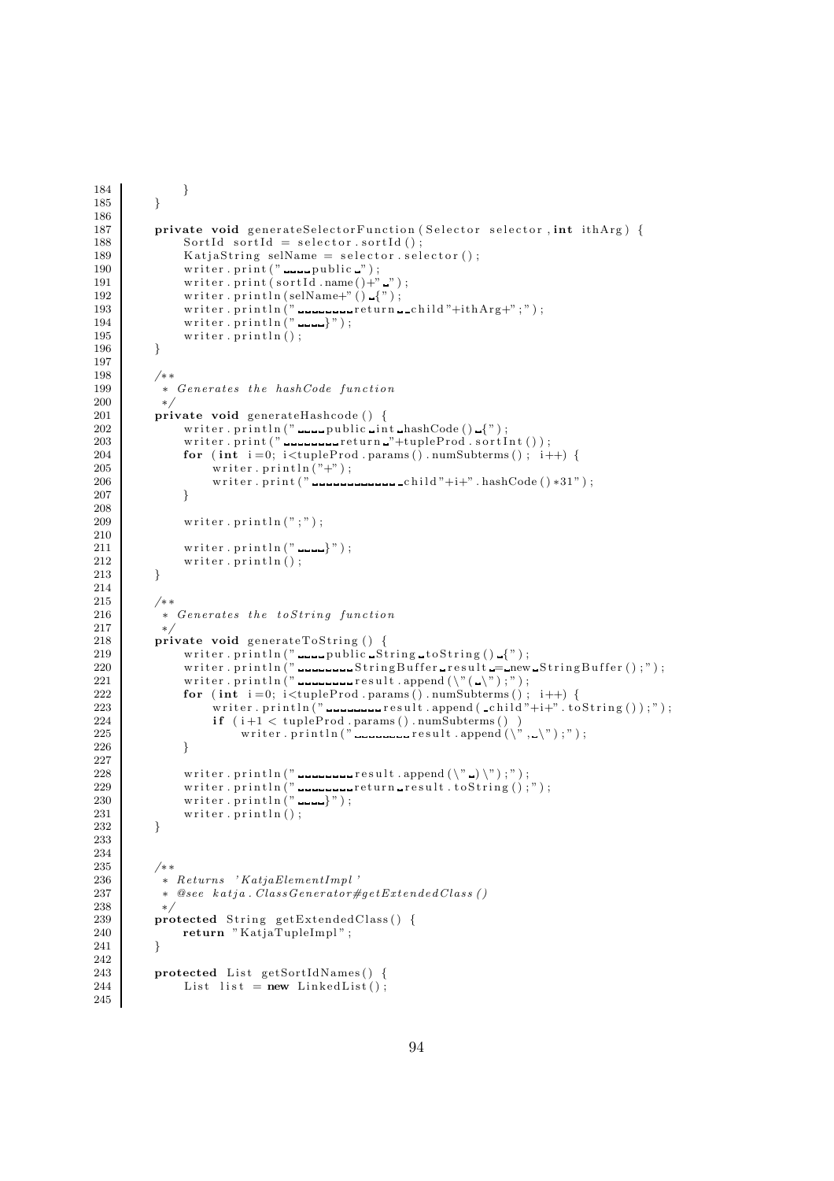```
184         }
185     }
186
187     private void generateSelectorFunction(Selector selector,int ithArg) {
188         SortId sortId = selector.sortId();
189         KatjaString selName = selector.selector();
190         writer.print("    public ");
191         writer.print(sortId.name()+" ");
192         writer.println(selName+"() {");
193         writer.println("        return  child"+ithArg+";");
194         writer.println("    }");
195         writer.println();
196     }
197
198     /**
199      * Generates the hashCode function
200      */
201     private void generateHashcode() {
202         writer.println("    public int hashCode() {");
203         writer.print("        return "+tupleProd.sortInt());
204         for (int i=0; i<tupleProd.params().numSubterms(); i++) {
205             writer.println("+");
206             writer.print("             child"+i+".hashCode()*31");
207         }
208
209         writer.println(";");
210
211         writer.println("    }");
212         writer.println();
213     }
214
215     /**
216      * Generates the toString function
217      */
218     private void generateToString() {
219         writer.println("    public String toString() {");
220         writer.println("        StringBuffer result = new StringBuffer();");
221         writer.println("        result.append(\"( \");");
222         for (int i=0; i<tupleProd.params().numSubterms(); i++) {
223             writer.println("        result.append( child"+i+".toString());");
224             if (i+1 < tupleProd.params().numSubterms() )
225                 writer.println("        result.append(\", \");");
226         }
227
228         writer.println("        result.append(\" )\");");
229         writer.println("        return result.toString();");
230         writer.println("    }");
231         writer.println();
232     }
233
234
235     /**
236      * Returns 'KatjaElementImpl'
237      * @see katja.ClassGenerator#getExtendedClass()
238      */
239     protected String getExtendedClass() {
240         return "KatjaTupleImpl";
241     }
242
243     protected List getSortIdNames() {
244         List list = new LinkedList();
245
```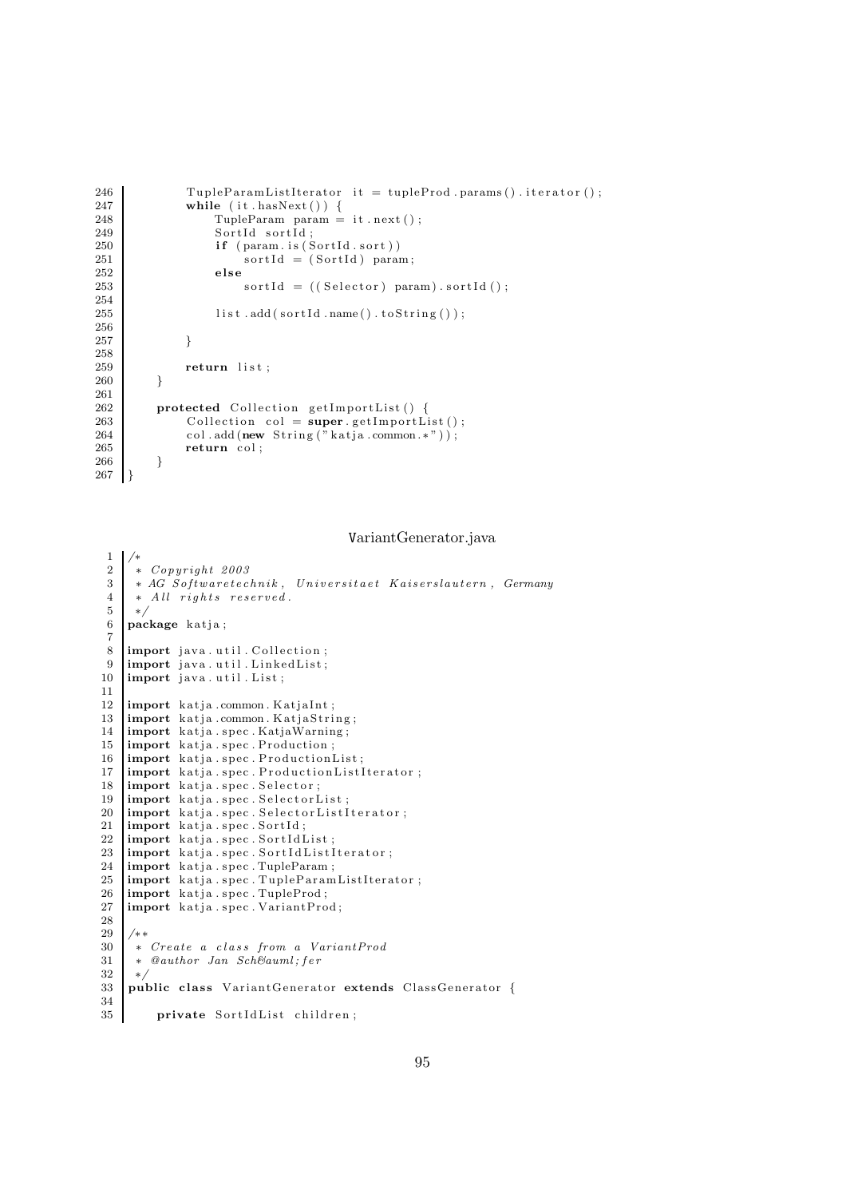```
246         TupleParamListIterator it = tupleProd.params().iterator();
247         while (it.hasNext()) {
248             TupleParam param = it.next();
249             SortId sortId;
250             if (param.is(SortId.sort))
251                 sortId = (SortId) param;
252             else
253                 sortId = ((Selector) param).sortId();
254 
255             list.add(sortId.name().toString());
256 
257         }
258 
259         return list;
260     }
261 
262     protected Collection getImportList() {
263         Collection col = super.getImportList();
264         col.add(new String("katja.common.*"));
265         return col;
266     }
267 }
```

VariantGenerator.java

```
1  /*
2   * Copyright 2003
3   * AG Softwaretechnik, Universitaet Kaiserslautern, Germany
4   * All rights reserved.
5   */
6  package katja;
7  
8  import java.util.Collection;
9  import java.util.LinkedList;
10 import java.util.List;
11 
12 import katja.common.KatjaInt;
13 import katja.common.KatjaString;
14 import katja.spec.KatjaWarning;
15 import katja.spec.Production;
16 import katja.spec.ProductionList;
17 import katja.spec.ProductionListIterator;
18 import katja.spec.Selector;
19 import katja.spec.SelectorList;
20 import katja.spec.SelectorListIterator;
21 import katja.spec.SortId;
22 import katja.spec.SortIdList;
23 import katja.spec.SortIdListIterator;
24 import katja.spec.TupleParam;
25 import katja.spec.TupleParamListIterator;
26 import katja.spec.TupleProd;
27 import katja.spec.VariantProd;
28 
29 /**
30  * Create a class from a VariantProd
31  * @author Jan Sch&auml;fer
32  */
33 public class VariantGenerator extends ClassGenerator {
34 
35     private SortIdList children;
```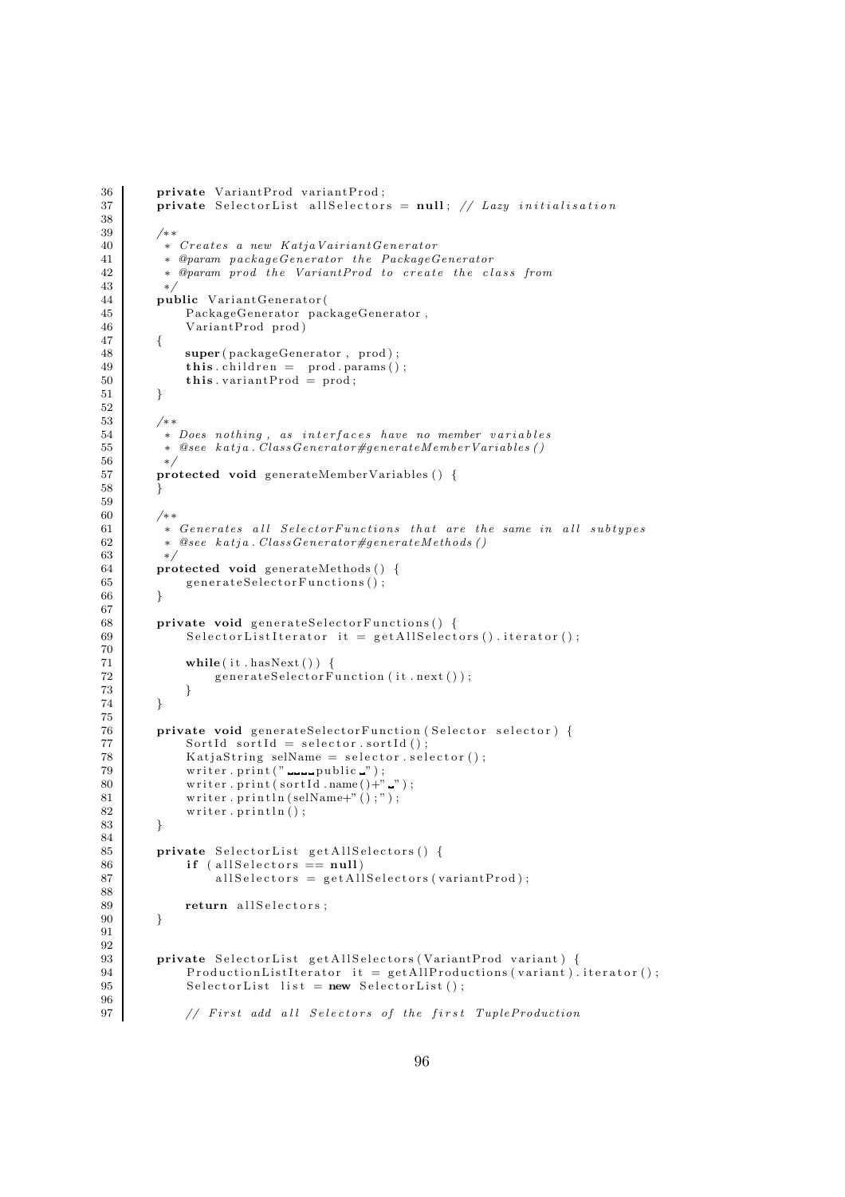```java
    private VariantProd variantProd;
    private SelectorList allSelectors = null; // Lazy initialisation

    /**
     * Creates a new KatjaVairiantGenerator
     * @param packageGenerator the PackageGenerator
     * @param prod the VariantProd to create the class from
     */
    public VariantGenerator(
        PackageGenerator packageGenerator,
        VariantProd prod)
    {
        super(packageGenerator, prod);
        this.children = prod.params();
        this.variantProd = prod;
    }

    /**
     * Does nothing, as interfaces have no member variables
     * @see katja.ClassGenerator#generateMemberVariables()
     */
    protected void generateMemberVariables() {
    }

    /**
     * Generates all SelectorFunctions that are the same in all subtypes
     * @see katja.ClassGenerator#generateMethods()
     */
    protected void generateMethods() {
        generateSelectorFunctions();
    }

    private void generateSelectorFunctions() {
        SelectorListIterator it = getAllSelectors().iterator();

        while(it.hasNext()) {
            generateSelectorFunction(it.next());
        }
    }

    private void generateSelectorFunction(Selector selector) {
        SortId sortId = selector.sortId();
        KatjaString selName = selector.selector();
        writer.print("    public ");
        writer.print(sortId.name()+" ");
        writer.println(selName+"();");
        writer.println();
    }

    private SelectorList getAllSelectors() {
        if (allSelectors == null)
            allSelectors = getAllSelectors(variantProd);

        return allSelectors;
    }


    private SelectorList getAllSelectors(VariantProd variant) {
        ProductionListIterator it = getAllProductions(variant).iterator();
        SelectorList list = new SelectorList();

        // First add all Selectors of the first TupleProduction
```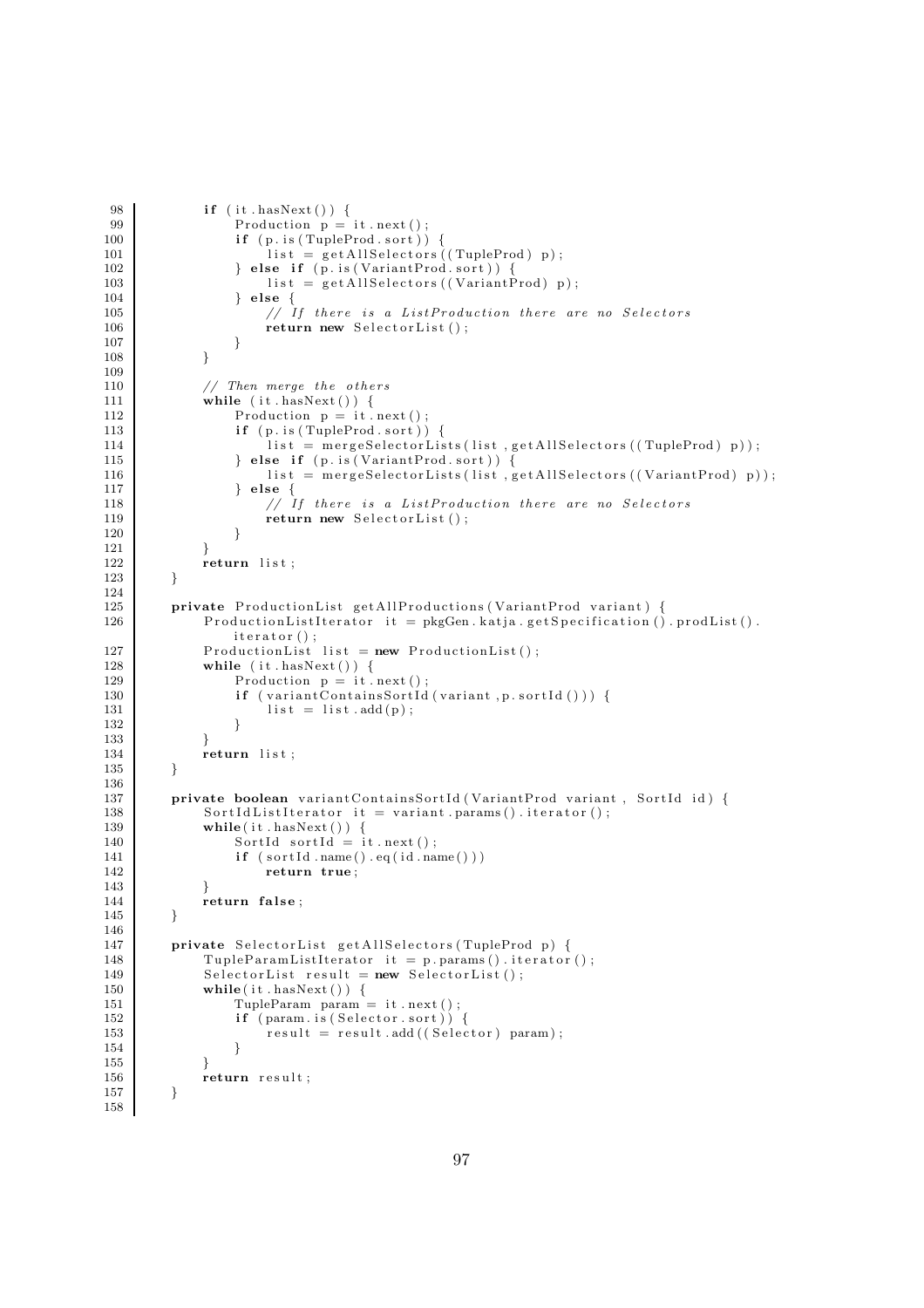```
98          if (it.hasNext()) {
99              Production p = it.next();
100             if (p.is(TupleProd.sort)) {
101                 list = getAllSelectors((TupleProd) p);
102             } else if (p.is(VariantProd.sort)) {
103                 list = getAllSelectors((VariantProd) p);
104             } else {
105                 // If there is a ListProduction there are no Selectors
106                 return new SelectorList();
107             }
108         }
109 
110         // Then merge the others
111         while (it.hasNext()) {
112             Production p = it.next();
113             if (p.is(TupleProd.sort)) {
114                 list = mergeSelectorLists(list, getAllSelectors((TupleProd) p));
115             } else if (p.is(VariantProd.sort)) {
116                 list = mergeSelectorLists(list, getAllSelectors((VariantProd) p));
117             } else {
118                 // If there is a ListProduction there are no Selectors
119                 return new SelectorList();
120             }
121         }
122         return list;
123     }
124 
125     private ProductionList getAllProductions(VariantProd variant) {
126         ProductionListIterator it = pkgGen.katja.getSpecification().prodList().
                iterator();
127         ProductionList list = new ProductionList();
128         while (it.hasNext()) {
129             Production p = it.next();
130             if (variantContainsSortId(variant, p.sortId())) {
131                 list = list.add(p);
132             }
133         }
134         return list;
135     }
136 
137     private boolean variantContainsSortId(VariantProd variant, SortId id) {
138         SortIdListIterator it = variant.params().iterator();
139         while(it.hasNext()) {
140             SortId sortId = it.next();
141             if (sortId.name().eq(id.name()))
142                 return true;
143         }
144         return false;
145     }
146 
147     private SelectorList getAllSelectors(TupleProd p) {
148         TupleParamListIterator it = p.params().iterator();
149         SelectorList result = new SelectorList();
150         while(it.hasNext()) {
151             TupleParam param = it.next();
152             if (param.is(Selector.sort)) {
153                 result = result.add((Selector) param);
154             }
155         }
156         return result;
157     }
158 
```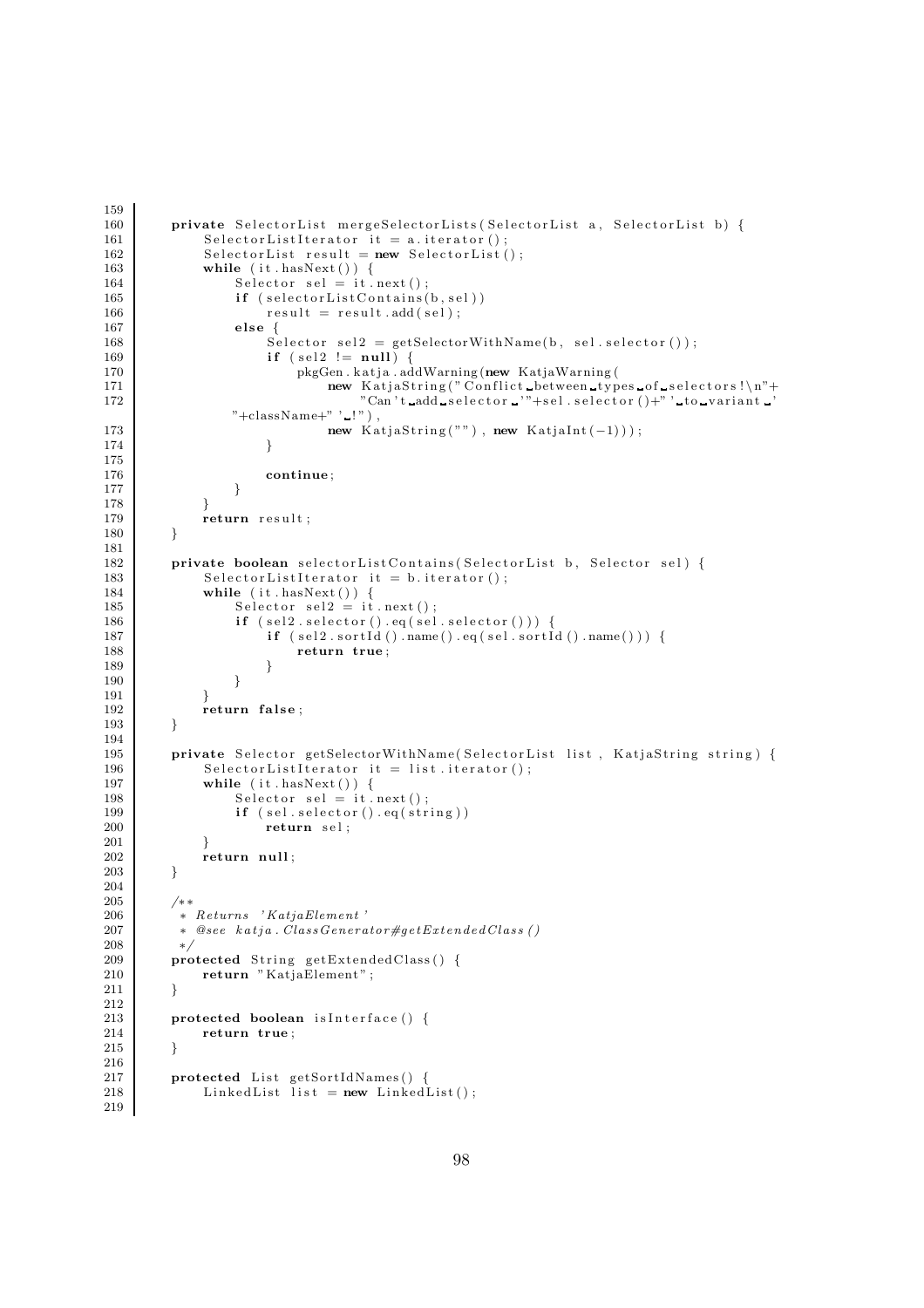```
159
160     private SelectorList mergeSelectorLists(SelectorList a, SelectorList b) {
161         SelectorListIterator it = a.iterator();
162         SelectorList result = new SelectorList();
163         while (it.hasNext()) {
164             Selector sel = it.next();
165             if (selectorListContains(b,sel))
166                 result = result.add(sel);
167             else {
168                 Selector sel2 = getSelectorWithName(b, sel.selector());
169                 if (sel2 != null) {
170                     pkgGen.katja.addWarning(new KatjaWarning(
171                         new KatjaString("Conflict between types of selectors!\n"+
172                             "Can't add selector '"+sel.selector()+"' to variant '
            "+className+"' !"),
173                         new KatjaString(""), new KatjaInt(-1)));
174                 }
175
176                 continue;
177             }
178         }
179         return result;
180     }
181
182     private boolean selectorListContains(SelectorList b, Selector sel) {
183         SelectorListIterator it = b.iterator();
184         while (it.hasNext()) {
185             Selector sel2 = it.next();
186             if (sel2.selector().eq(sel.selector())) {
187                 if (sel2.sortId().name().eq(sel.sortId().name())) {
188                     return true;
189                 }
190             }
191         }
192         return false;
193     }
194
195     private Selector getSelectorWithName(SelectorList list, KatjaString string) {
196         SelectorListIterator it = list.iterator();
197         while (it.hasNext()) {
198             Selector sel = it.next();
199             if (sel.selector().eq(string))
200                 return sel;
201         }
202         return null;
203     }
204
205     /**
206      * Returns 'KatjaElement'
207      * @see katja.ClassGenerator#getExtendedClass()
208      */
209     protected String getExtendedClass() {
210         return "KatjaElement";
211     }
212
213     protected boolean isInterface() {
214         return true;
215     }
216
217     protected List getSortIdNames() {
218         LinkedList list = new LinkedList();
219
```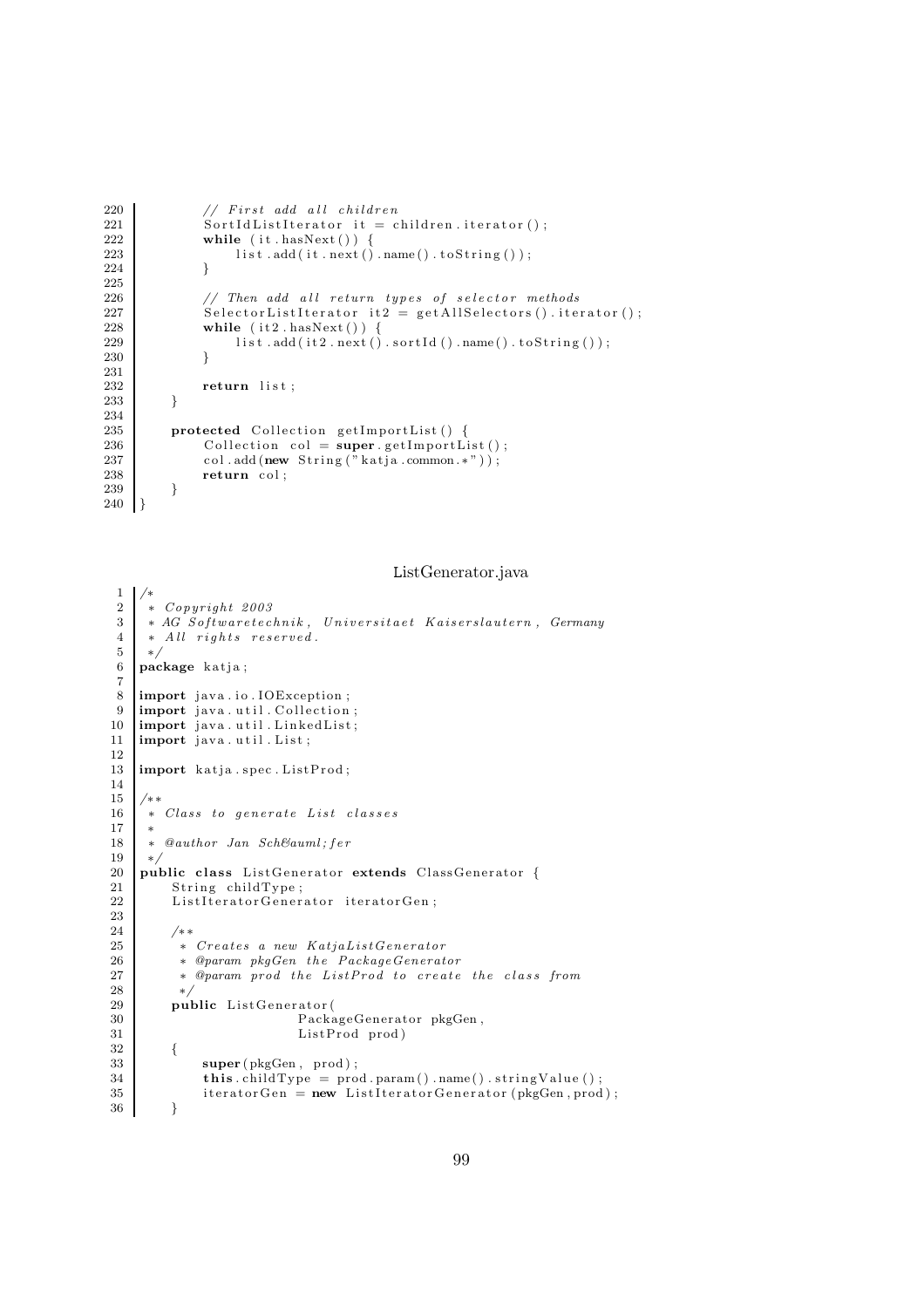```java
        // First add all children
        SortIdListIterator it = children.iterator();
        while (it.hasNext()) {
            list.add(it.next().name().toString());
        }

        // Then add all return types of selector methods
        SelectorListIterator it2 = getAllSelectors().iterator();
        while (it2.hasNext()) {
            list.add(it2.next().sortId().name().toString());
        }

        return list;
    }

    protected Collection getImportList() {
        Collection col = super.getImportList();
        col.add(new String("katja.common.*"));
        return col;
    }
}
```

ListGenerator.java

```java
/*
 * Copyright 2003
 * AG Softwaretechnik, Universitaet Kaiserslautern, Germany
 * All rights reserved.
 */
package katja;

import java.io.IOException;
import java.util.Collection;
import java.util.LinkedList;
import java.util.List;

import katja.spec.ListProd;

/**
 * Class to generate List classes
 *
 * @author Jan Sch&auml;fer
 */
public class ListGenerator extends ClassGenerator {
    String childType;
    ListIteratorGenerator iteratorGen;

    /**
     * Creates a new KatjaListGenerator
     * @param pkgGen the PackageGenerator
     * @param prod the ListProd to create the class from
     */
    public ListGenerator(
                    PackageGenerator pkgGen,
                    ListProd prod)
    {
        super(pkgGen, prod);
        this.childType = prod.param().name().stringValue();
        iteratorGen = new ListIteratorGenerator(pkgGen,prod);
    }
```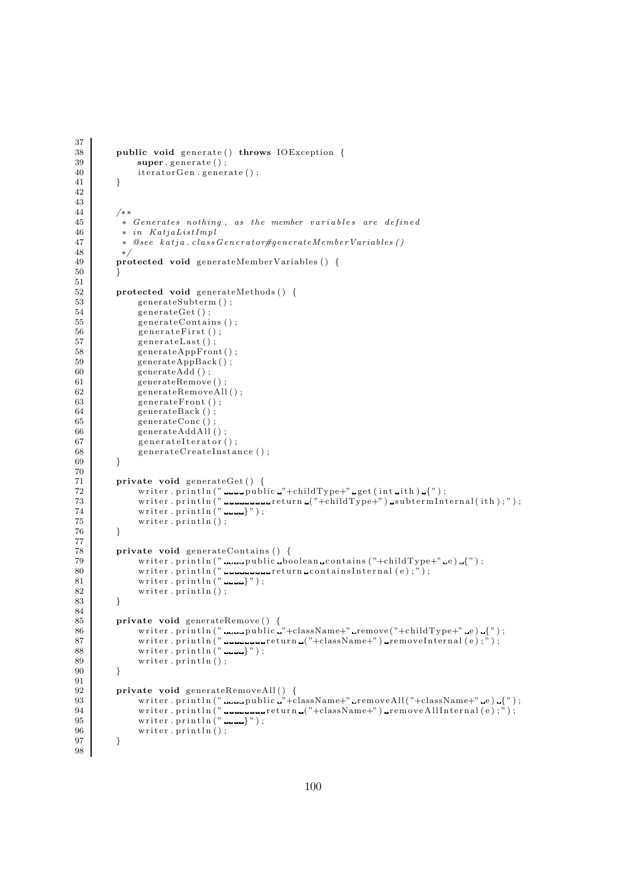```java
37
38      public void generate() throws IOException {
39          super.generate();
40          iteratorGen.generate();
41      }
42
43
44      /**
45       * Generates nothing, as the member variables are defined
46       * in KatjaListImpl
47       * @see katja.classGenerator#generateMemberVariables()
48       */
49      protected void generateMemberVariables() {
50      }
51
52      protected void generateMethods() {
53          generateSubterm();
54          generateGet();
55          generateContains();
56          generateFirst();
57          generateLast();
58          generateAppFront();
59          generateAppBack();
60          generateAdd();
61          generateRemove();
62          generateRemoveAll();
63          generateFront();
64          generateBack();
65          generateConc();
66          generateAddAll();
67          generateIterator();
68          generateCreateInstance();
69      }
70
71      private void generateGet() {
72          writer.println("    public "+childType+" get(int ith) {");
73          writer.println("        return ("+childType+") subtermInternal(ith);");
74          writer.println("    }");
75          writer.println();
76      }
77
78      private void generateContains() {
79          writer.println("    public boolean contains("+childType+" e) {");
80          writer.println("        return containsInternal(e);");
81          writer.println("    }");
82          writer.println();
83      }
84
85      private void generateRemove() {
86          writer.println("    public "+className+" remove("+childType+" e) {");
87          writer.println("        return ("+className+") removeInternal(e);");
88          writer.println("    }");
89          writer.println();
90      }
91
92      private void generateRemoveAll() {
93          writer.println("    public "+className+" removeAll("+className+" e) {");
94          writer.println("        return ("+className+") removeAllInternal(e);");
95          writer.println("    }");
96          writer.println();
97      }
98
```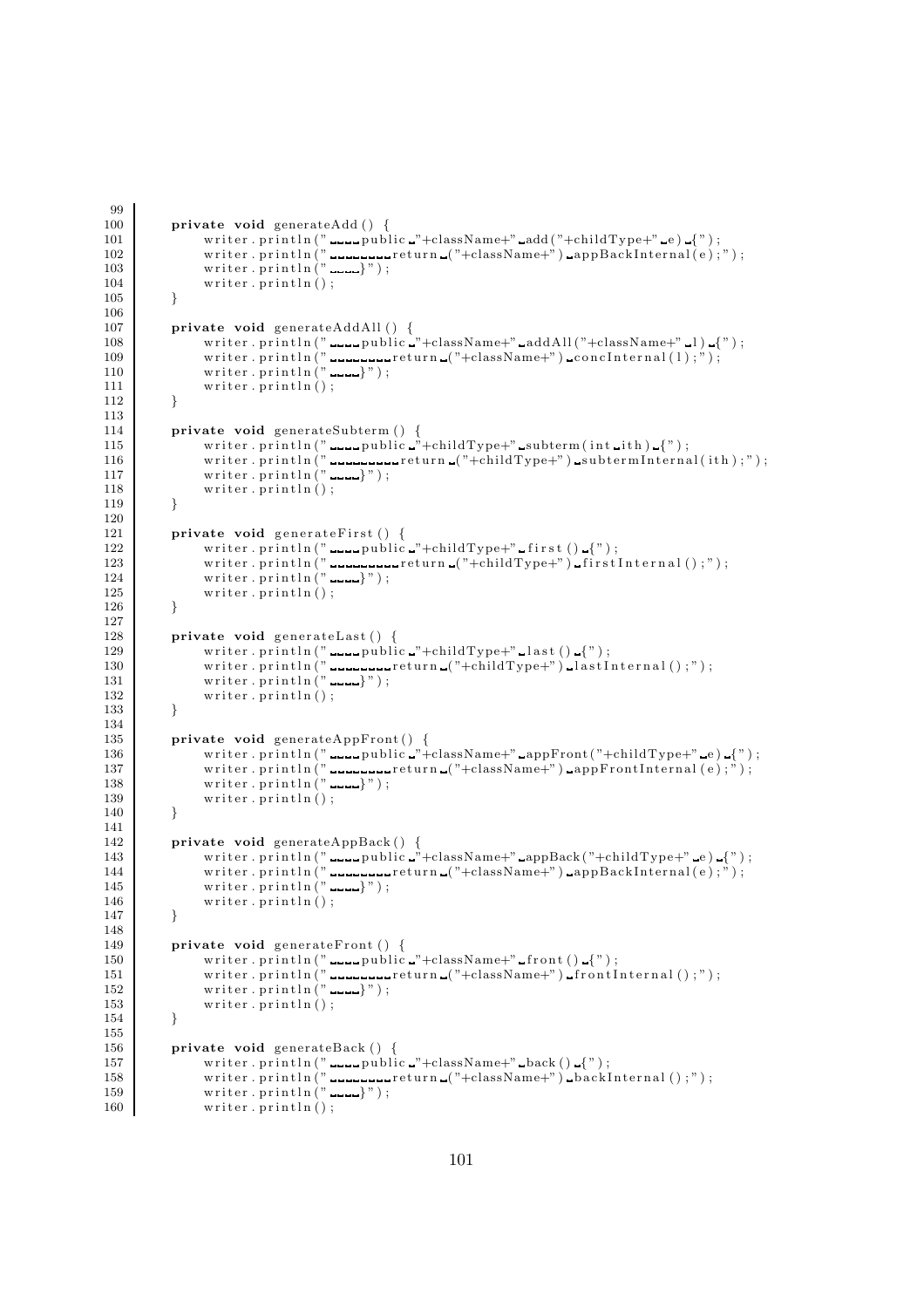```
99
100     private void generateAdd() {
101         writer.println("    public "+className+" add("+childType+" e) {");
102         writer.println("        return ("+className+") appBackInternal(e);");
103         writer.println("    }");
104         writer.println();
105     }
106
107     private void generateAddAll() {
108         writer.println("    public "+className+" addAll("+className+" l) {");
109         writer.println("        return ("+className+") concInternal(l);");
110         writer.println("    }");
111         writer.println();
112     }
113
114     private void generateSubterm() {
115         writer.println("    public "+childType+" subterm(int ith) {");
116         writer.println("        return ("+childType+") subtermInternal(ith);");
117         writer.println("    }");
118         writer.println();
119     }
120
121     private void generateFirst() {
122         writer.println("    public "+childType+" first() {");
123         writer.println("        return ("+childType+") firstInternal();");
124         writer.println("    }");
125         writer.println();
126     }
127
128     private void generateLast() {
129         writer.println("    public "+childType+" last() {");
130         writer.println("        return ("+childType+") lastInternal();");
131         writer.println("    }");
132         writer.println();
133     }
134
135     private void generateAppFront() {
136         writer.println("    public "+className+" appFront("+childType+" e) {");
137         writer.println("        return ("+className+") appFrontInternal(e);");
138         writer.println("    }");
139         writer.println();
140     }
141
142     private void generateAppBack() {
143         writer.println("    public "+className+" appBack("+childType+" e) {");
144         writer.println("        return ("+className+") appBackInternal(e);");
145         writer.println("    }");
146         writer.println();
147     }
148
149     private void generateFront() {
150         writer.println("    public "+className+" front() {");
151         writer.println("        return ("+className+") frontInternal();");
152         writer.println("    }");
153         writer.println();
154     }
155
156     private void generateBack() {
157         writer.println("    public "+className+" back() {");
158         writer.println("        return ("+className+") backInternal();");
159         writer.println("    }");
160         writer.println();
```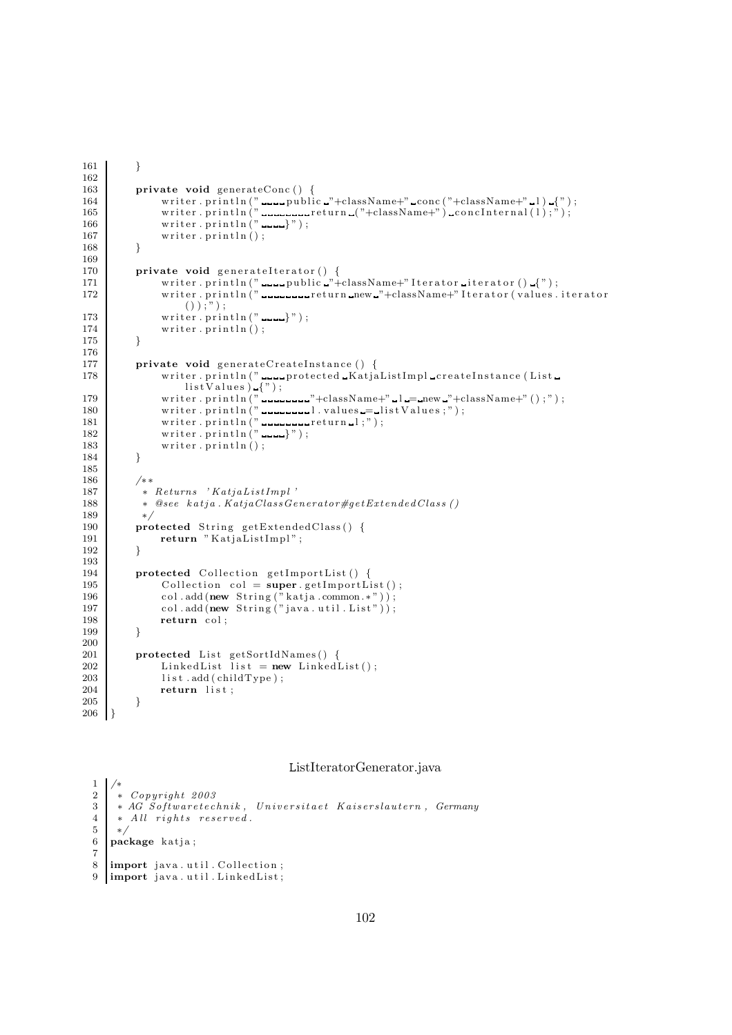```java
    }

    private void generateConc() {
        writer.println("    public "+className+" conc("+className+" l) {");
        writer.println("        return ("+className+") concInternal(l);");
        writer.println("    }");
        writer.println();
    }

    private void generateIterator() {
        writer.println("    public "+className+"Iterator iterator() {");
        writer.println("        return new "+className+"Iterator(values.iterator());");
        writer.println("    }");
        writer.println();
    }

    private void generateCreateInstance() {
        writer.println("    protected KatjaListImpl createInstance(List listValues) {");
        writer.println("        "+className+" l = new "+className+"();");
        writer.println("        l.values = listValues;");
        writer.println("        return l;");
        writer.println("    }");
        writer.println();
    }

    /**
     * Returns 'KatjaListImpl'
     * @see katja.KatjaClassGenerator#getExtendedClass()
     */
    protected String getExtendedClass() {
        return "KatjaListImpl";
    }

    protected Collection getImportList() {
        Collection col = super.getImportList();
        col.add(new String("katja.common.*"));
        col.add(new String("java.util.List"));
        return col;
    }

    protected List getSortIdNames() {
        LinkedList list = new LinkedList();
        list.add(childType);
        return list;
    }
}
```

ListIteratorGenerator.java

```java
/*
 * Copyright 2003
 * AG Softwaretechnik, Universitaet Kaiserslautern, Germany
 * All rights reserved.
 */
package katja;

import java.util.Collection;
import java.util.LinkedList;
```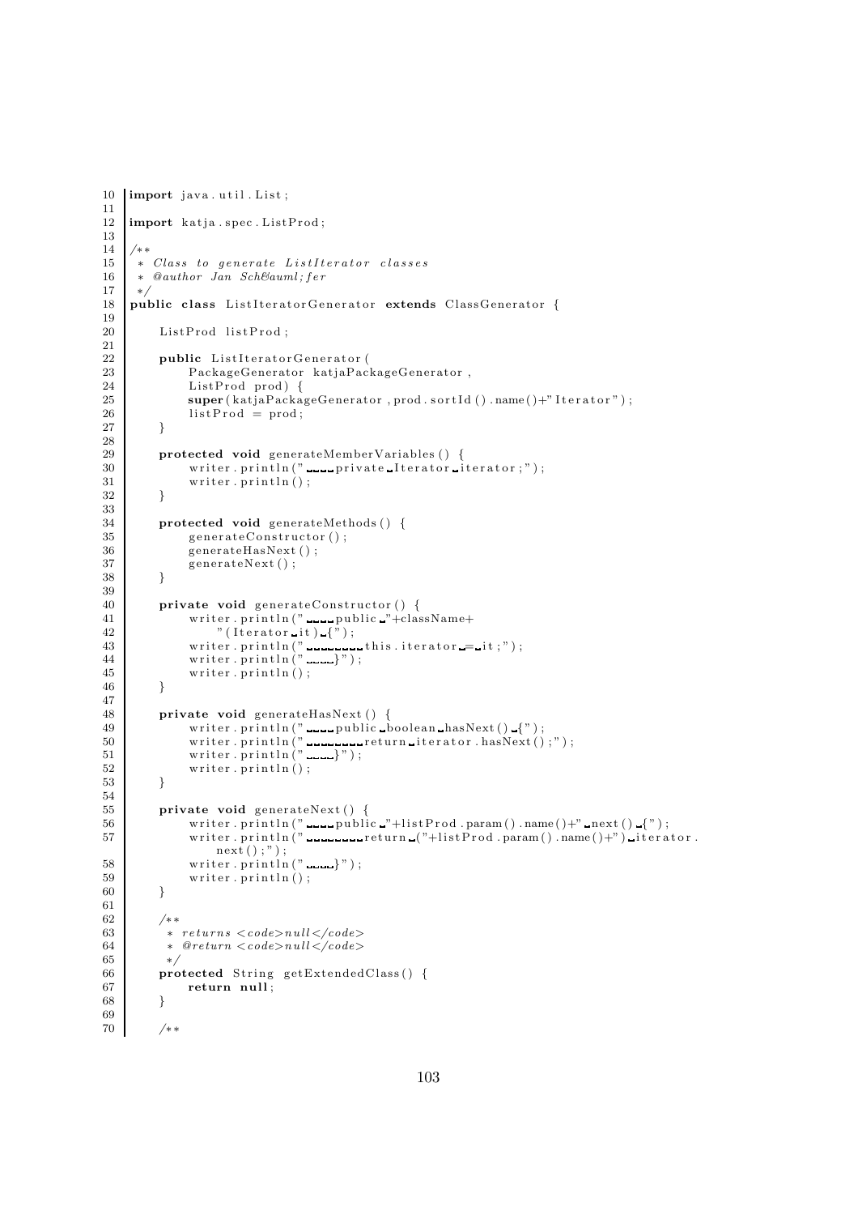```java
10 import java.util.List;
11
12 import katja.spec.ListProd;
13
14 /**
15  * Class to generate ListIterator classes
16  * @author Jan Sch&auml;fer
17  */
18 public class ListIteratorGenerator extends ClassGenerator {
19
20     ListProd listProd;
21
22     public ListIteratorGenerator(
23         PackageGenerator katjaPackageGenerator,
24         ListProd prod) {
25         super(katjaPackageGenerator, prod.sortId().name()+"Iterator");
26         listProd = prod;
27     }
28
29     protected void generateMemberVariables() {
30         writer.println("    private Iterator iterator;");
31         writer.println();
32     }
33
34     protected void generateMethods() {
35         generateConstructor();
36         generateHasNext();
37         generateNext();
38     }
39
40     private void generateConstructor() {
41         writer.println("    public "+className+
42             "(Iterator it) {");
43         writer.println("        this.iterator = it;");
44         writer.println("    }");
45         writer.println();
46     }
47
48     private void generateHasNext() {
49         writer.println("    public boolean hasNext() {");
50         writer.println("        return iterator.hasNext();");
51         writer.println("    }");
52         writer.println();
53     }
54
55     private void generateNext() {
56         writer.println("    public "+listProd.param().name()+" next() {");
57         writer.println("        return ("+listProd.param().name()+") iterator.
               next();");
58         writer.println("    }");
59         writer.println();
60     }
61
62     /**
63      * returns <code>null</code>
64      * @return <code>null</code>
65      */
66     protected String getExtendedClass() {
67         return null;
68     }
69
70     /**
```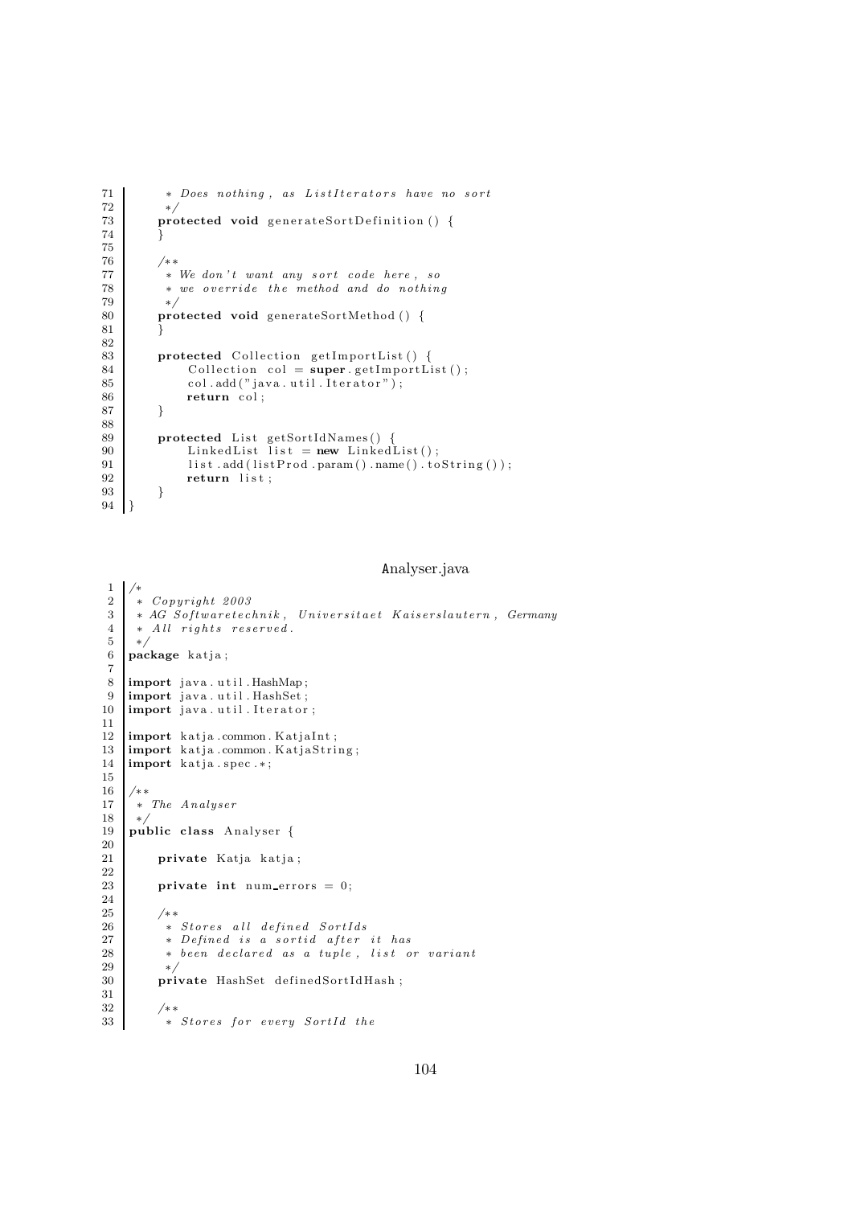```java
         * Does nothing, as ListIterators have no sort
         */
        protected void generateSortDefinition() {
        }

        /**
         * We don't want any sort code here, so
         * we override the method and do nothing
         */
        protected void generateSortMethod() {
        }

        protected Collection getImportList() {
            Collection col = super.getImportList();
            col.add("java.util.Iterator");
            return col;
        }

        protected List getSortIdNames() {
            LinkedList list = new LinkedList();
            list.add(listProd.param().name().toString());
            return list;
        }
}
```

Analyser.java

```java
/*
 * Copyright 2003
 * AG Softwaretechnik, Universitaet Kaiserslautern, Germany
 * All rights reserved.
 */
package katja;

import java.util.HashMap;
import java.util.HashSet;
import java.util.Iterator;

import katja.common.KatjaInt;
import katja.common.KatjaString;
import katja.spec.*;

/**
 * The Analyser
 */
public class Analyser {

    private Katja katja;

    private int num_errors = 0;

    /**
     * Stores all defined SortIds
     * Defined is a sortid after it has
     * been declared as a tuple, list or variant
     */
    private HashSet definedSortIdHash;

    /**
     * Stores for every SortId the
```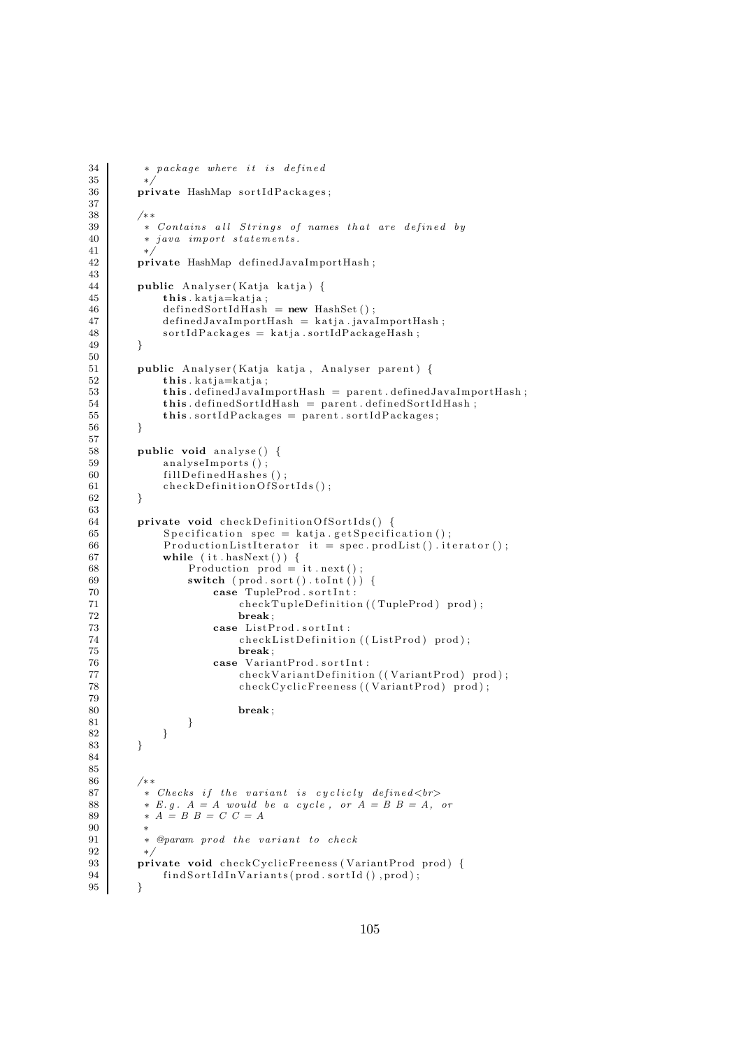```java
34       * package where it is defined
35       */
36      private HashMap sortIdPackages;
37
38      /**
39       * Contains all Strings of names that are defined by
40       * java import statements.
41       */
42      private HashMap definedJavaImportHash;
43
44      public Analyser(Katja katja) {
45          this.katja=katja;
46          definedSortIdHash = new HashSet();
47          definedJavaImportHash = katja.javaImportHash;
48          sortIdPackages = katja.sortIdPackageHash;
49      }
50
51      public Analyser(Katja katja, Analyser parent) {
52          this.katja=katja;
53          this.definedJavaImportHash = parent.definedJavaImportHash;
54          this.definedSortIdHash = parent.definedSortIdHash;
55          this.sortIdPackages = parent.sortIdPackages;
56      }
57
58      public void analyse() {
59          analyseImports();
60          fillDefinedHashes();
61          checkDefinitionOfSortIds();
62      }
63
64      private void checkDefinitionOfSortIds() {
65          Specification spec = katja.getSpecification();
66          ProductionListIterator it = spec.prodList().iterator();
67          while (it.hasNext()) {
68              Production prod = it.next();
69              switch (prod.sort().toInt()) {
70                  case TupleProd.sortInt:
71                      checkTupleDefinition((TupleProd) prod);
72                      break;
73                  case ListProd.sortInt:
74                      checkListDefinition((ListProd) prod);
75                      break;
76                  case VariantProd.sortInt:
77                      checkVariantDefinition((VariantProd) prod);
78                      checkCyclicFreeness((VariantProd) prod);
79
80                      break;
81              }
82          }
83      }
84
85
86      /**
87       * Checks if the variant is cyclicly defined<br>
88       * E.g. A = A would be a cycle, or A = B B = A, or
89       * A = B B = C C = A
90       *
91       * @param prod the variant to check
92       */
93      private void checkCyclicFreeness(VariantProd prod) {
94          findSortIdInVariants(prod.sortId(),prod);
95      }
```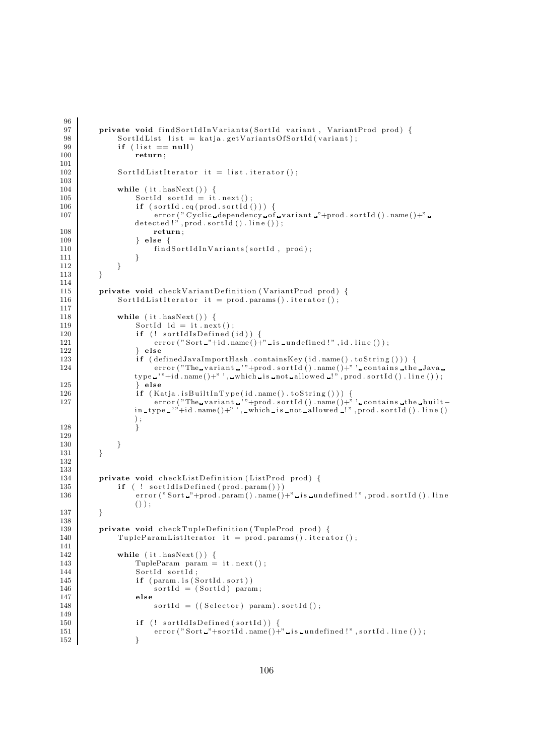```
96
97      private void findSortIdInVariants(SortId variant, VariantProd prod) {
98          SortIdList list = katja.getVariantsOfSortId(variant);
99          if (list == null)
100             return;
101
102         SortIdListIterator it = list.iterator();
103
104         while (it.hasNext()) {
105             SortId sortId = it.next();
106             if (sortId.eq(prod.sortId())) {
107                 error("Cyclic dependency of variant "+prod.sortId().name()+"
                    detected!",prod.sortId().line());
108                 return;
109             } else {
110                 findSortIdInVariants(sortId, prod);
111             }
112         }
113     }
114
115     private void checkVariantDefinition(VariantProd prod) {
116         SortIdListIterator it = prod.params().iterator();
117
118         while (it.hasNext()) {
119             SortId id = it.next();
120             if (! sortIdIsDefined(id)) {
121                 error("Sort "+id.name()+" is undefined!",id.line());
122             } else
123             if (definedJavaImportHash.containsKey(id.name().toString())) {
124                 error("The variant '"+prod.sortId().name()+"' contains the Java
                type '"+id.name()+"', which is not allowed !",prod.sortId().line());
125             } else
126             if (Katja.isBuiltInType(id.name().toString())) {
127                 error("The variant '"+prod.sortId().name()+"' contains the built-
                in type '"+id.name()+"', which is not allowed !",prod.sortId().line()
                );
128             }
129
130         }
131     }
132
133
134     private void checkListDefinition(ListProd prod) {
135         if ( ! sortIdIsDefined(prod.param()))
136             error("Sort "+prod.param().name()+" is undefined!",prod.sortId().line
                ());
137     }
138
139     private void checkTupleDefinition(TupleProd prod) {
140         TupleParamListIterator it = prod.params().iterator();
141
142         while (it.hasNext()) {
143             TupleParam param = it.next();
144             SortId sortId;
145             if (param.is(SortId.sort))
146                 sortId = (SortId) param;
147             else
148                 sortId = ((Selector) param).sortId();
149
150             if (! sortIdIsDefined(sortId)) {
151                 error("Sort "+sortId.name()+" is undefined!",sortId.line());
152             }
```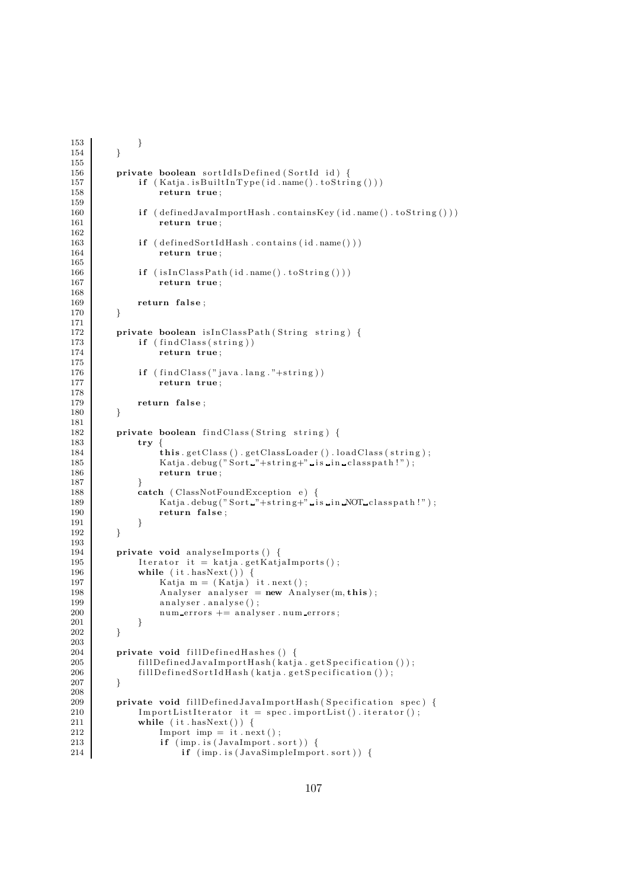```
153            }
154        }
155
156        private boolean sortIdIsDefined(SortId id) {
157            if (Katja.isBuiltInType(id.name().toString()))
158                return true;
159
160            if (definedJavaImportHash.containsKey(id.name().toString()))
161                return true;
162
163            if (definedSortIdHash.contains(id.name()))
164                return true;
165
166            if (isInClassPath(id.name().toString()))
167                return true;
168
169            return false;
170        }
171
172        private boolean isInClassPath(String string) {
173            if (findClass(string))
174                return true;
175
176            if (findClass("java.lang."+string))
177                return true;
178
179            return false;
180        }
181
182        private boolean findClass(String string) {
183            try {
184                this.getClass().getClassLoader().loadClass(string);
185                Katja.debug("Sort "+string+" is in classpath!");
186                return true;
187            }
188            catch (ClassNotFoundException e) {
189                Katja.debug("Sort "+string+" is in NOT classpath!");
190                return false;
191            }
192        }
193
194        private void analyseImports() {
195            Iterator it = katja.getKatjaImports();
196            while (it.hasNext()) {
197                Katja m = (Katja) it.next();
198                Analyser analyser = new Analyser(m, this);
199                analyser.analyse();
200                num_errors += analyser.num_errors;
201            }
202        }
203
204        private void fillDefinedHashes() {
205            fillDefinedJavaImportHash(katja.getSpecification());
206            fillDefinedSortIdHash(katja.getSpecification());
207        }
208
209        private void fillDefinedJavaImportHash(Specification spec) {
210            ImportListIterator it = spec.importList().iterator();
211            while (it.hasNext()) {
212                Import imp = it.next();
213                if (imp.is(JavaImport.sort)) {
214                    if (imp.is(JavaSimpleImport.sort)) {
```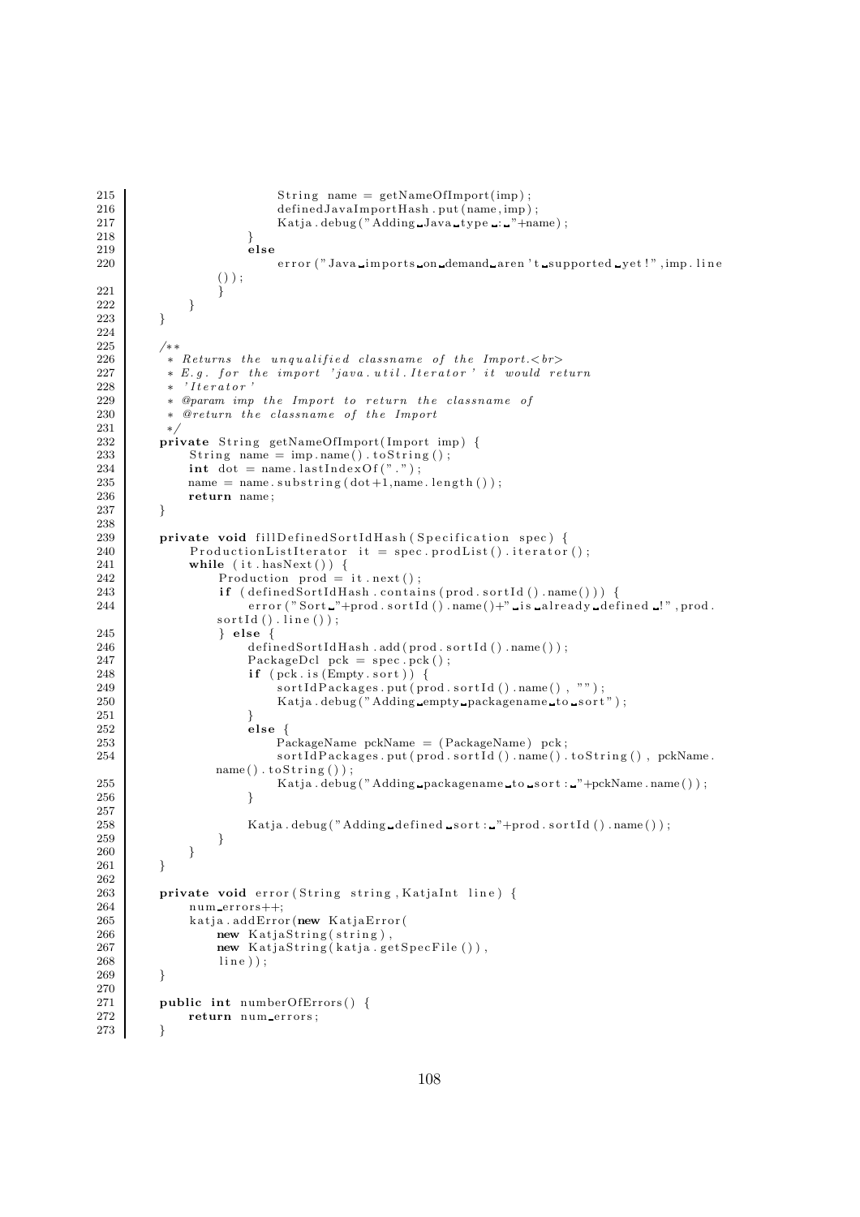```
215                     String name = getNameOfImport(imp);
216                     definedJavaImportHash.put(name,imp);
217                     Katja.debug("Adding Java type : "+name);
218                 }
219                 else
220                     error("Java imports on demand aren't supported yet!",imp.line
                ());
221             }
222         }
223     }
224 
225     /**
226      * Returns the unqualified classname of the Import.<br>
227      * E.g. for the import 'java.util.Iterator' it would return
228      * 'Iterator'
229      * @param imp the Import to return the classname of
230      * @return the classname of the Import
231      */
232     private String getNameOfImport(Import imp) {
233         String name = imp.name().toString();
234         int dot = name.lastIndexOf(".");
235         name = name.substring(dot+1,name.length());
236         return name;
237     }
238 
239     private void fillDefinedSortIdHash(Specification spec) {
240         ProductionListIterator it = spec.prodList().iterator();
241         while (it.hasNext()) {
242             Production prod = it.next();
243             if (definedSortIdHash.contains(prod.sortId().name())) {
244                 error("Sort "+prod.sortId().name()+" is already defined !",prod.
                sortId().line());
245             } else {
246                 definedSortIdHash.add(prod.sortId().name());
247                 PackageDcl pck = spec.pck();
248                 if (pck.is(Empty.sort)) {
249                     sortIdPackages.put(prod.sortId().name(), "");
250                     Katja.debug("Adding empty packagename to sort");
251                 }
252                 else {
253                     PackageName pckName = (PackageName) pck;
254                     sortIdPackages.put(prod.sortId().name().toString(), pckName.
                name().toString());
255                     Katja.debug("Adding packagename to sort: "+pckName.name());
256                 }
257 
258                 Katja.debug("Adding defined sort: "+prod.sortId().name());
259             }
260         }
261     }
262 
263     private void error(String string,KatjaInt line) {
264         num_errors++;
265         katja.addError(new KatjaError(
266             new KatjaString(string),
267             new KatjaString(katja.getSpecFile()),
268             line));
269     }
270 
271     public int numberOfErrors() {
272         return num_errors;
273     }
```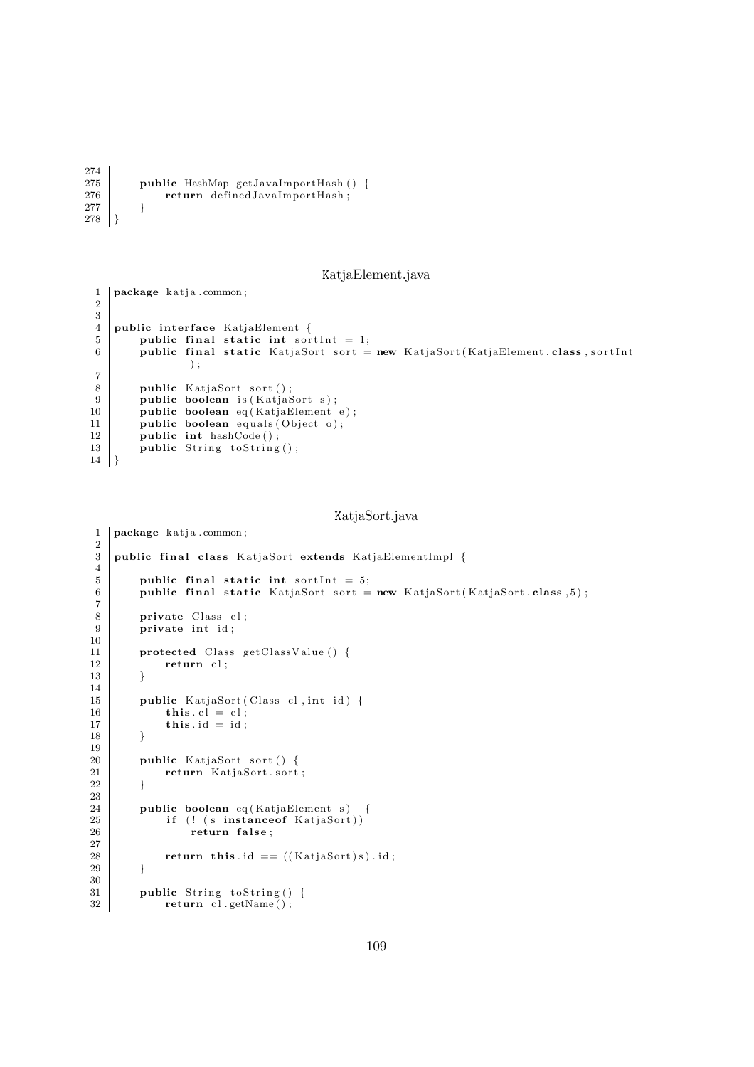```java
274
275     public HashMap getJavaImportHash() {
276         return definedJavaImportHash;
277     }
278 }
```

KatjaElement.java

```java
1  package katja.common;
2
3
4  public interface KatjaElement {
5      public final static int sortInt = 1;
6      public final static KatjaSort sort = new KatjaSort(KatjaElement.class, sortInt
           );
7
8      public KatjaSort sort();
9      public boolean is(KatjaSort s);
10     public boolean eq(KatjaElement e);
11     public boolean equals(Object o);
12     public int hashCode();
13     public String toString();
14 }
```

KatjaSort.java

```java
1  package katja.common;
2
3  public final class KatjaSort extends KatjaElementImpl {
4
5      public final static int sortInt = 5;
6      public final static KatjaSort sort = new KatjaSort(KatjaSort.class,5);
7
8      private Class cl;
9      private int id;
10
11     protected Class getClassValue() {
12         return cl;
13     }
14
15     public KatjaSort(Class cl,int id) {
16         this.cl = cl;
17         this.id = id;
18     }
19
20     public KatjaSort sort() {
21         return KatjaSort.sort;
22     }
23
24     public boolean eq(KatjaElement s)  {
25         if (! (s instanceof KatjaSort))
26             return false;
27
28         return this.id == ((KatjaSort)s).id;
29     }
30
31     public String toString() {
32         return cl.getName();
```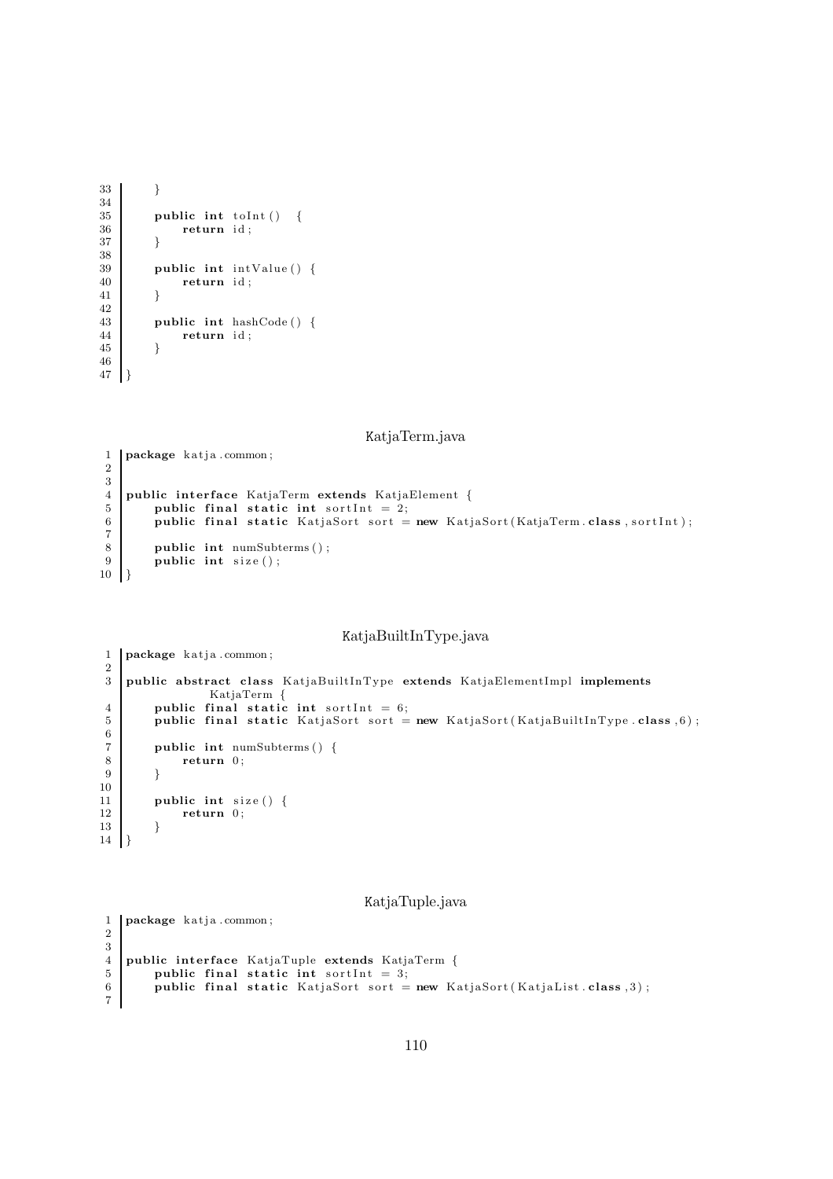```
    }

    public int toInt()  {
        return id;
    }

    public int intValue() {
        return id;
    }

    public int hashCode() {
        return id;
    }

}
```

KatjaTerm.java

```
package katja.common;


public interface KatjaTerm extends KatjaElement {
    public final static int sortInt = 2;
    public final static KatjaSort sort = new KatjaSort(KatjaTerm.class, sortInt);

    public int numSubterms();
    public int size();
}
```

KatjaBuiltInType.java

```
package katja.common;

public abstract class KatjaBuiltInType extends KatjaElementImpl implements
            KatjaTerm {
    public final static int sortInt = 6;
    public final static KatjaSort sort = new KatjaSort(KatjaBuiltInType.class,6);

    public int numSubterms() {
        return 0;
    }

    public int size() {
        return 0;
    }
}
```

KatjaTuple.java

```
package katja.common;


public interface KatjaTuple extends KatjaTerm {
    public final static int sortInt = 3;
    public final static KatjaSort sort = new KatjaSort(KatjaList.class,3);

```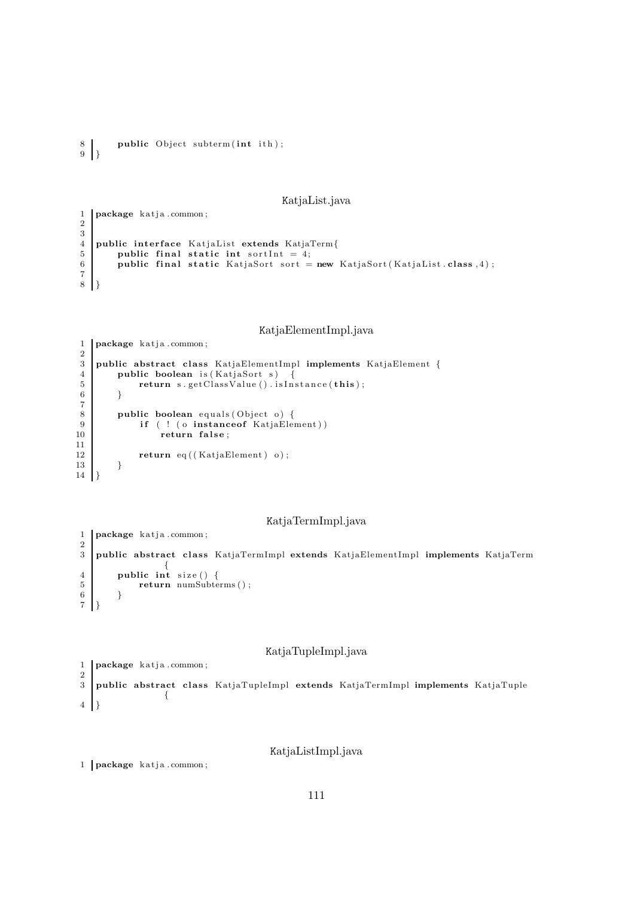```
8       public Object subterm(int ith);
9   }
```

KatjaList.java

```
1   package katja.common;
2
3
4   public interface KatjaList extends KatjaTerm{
5       public final static int sortInt = 4;
6       public final static KatjaSort sort = new KatjaSort(KatjaList.class,4);
7
8   }
```

KatjaElementImpl.java

```
1   package katja.common;
2
3   public abstract class KatjaElementImpl implements KatjaElement {
4       public boolean is(KatjaSort s)  {
5           return s.getClassValue().isInstance(this);
6       }
7
8       public boolean equals(Object o) {
9           if ( ! (o instanceof KatjaElement))
10              return false;
11
12          return eq((KatjaElement) o);
13      }
14  }
```

KatjaTermImpl.java

```
1   package katja.common;
2
3   public abstract class KatjaTermImpl extends KatjaElementImpl implements KatjaTerm
            {
4       public int size() {
5           return numSubterms();
6       }
7   }
```

KatjaTupleImpl.java

```
1   package katja.common;
2
3   public abstract class KatjaTupleImpl extends KatjaTermImpl implements KatjaTuple
            {
4   }
```

KatjaListImpl.java

```
1   package katja.common;
```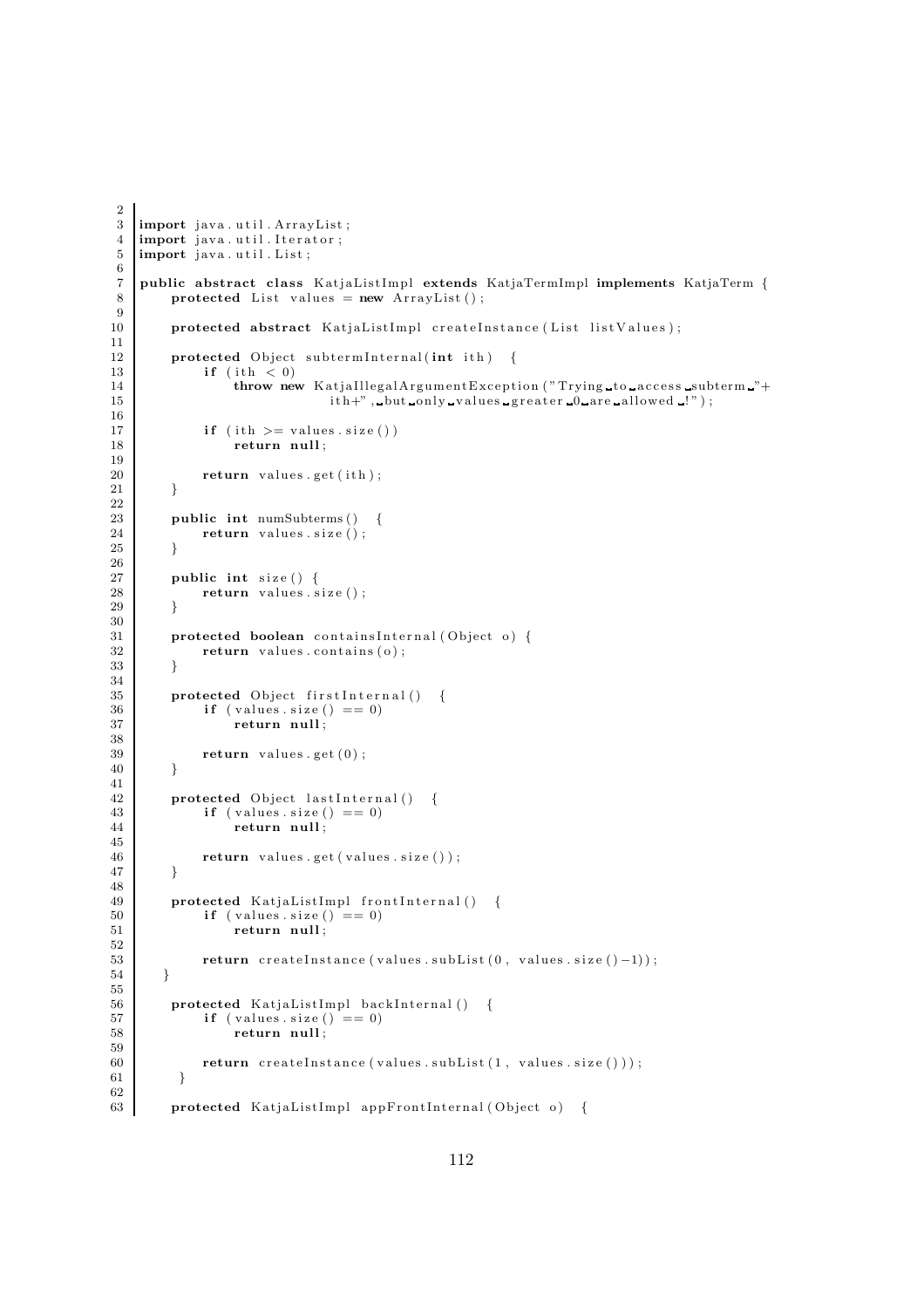```java
import java.util.ArrayList;
import java.util.Iterator;
import java.util.List;

public abstract class KatjaListImpl extends KatjaTermImpl implements KatjaTerm {
    protected List values = new ArrayList();

    protected abstract KatjaListImpl createInstance(List listValues);

    protected Object subtermInternal(int ith) {
        if (ith < 0)
            throw new KatjaIllegalArgumentException("Trying to access subterm "+
                        ith+", but only values greater 0 are allowed !");

        if (ith >= values.size())
            return null;

        return values.get(ith);
    }

    public int numSubterms() {
        return values.size();
    }

    public int size() {
        return values.size();
    }

    protected boolean containsInternal(Object o) {
        return values.contains(o);
    }

    protected Object firstInternal() {
        if (values.size() == 0)
            return null;

        return values.get(0);
    }

    protected Object lastInternal() {
        if (values.size() == 0)
            return null;

        return values.get(values.size());
    }

    protected KatjaListImpl frontInternal() {
        if (values.size() == 0)
            return null;

        return createInstance(values.subList(0, values.size()-1));
   }

    protected KatjaListImpl backInternal() {
        if (values.size() == 0)
            return null;

        return createInstance(values.subList(1, values.size()));
     }

    protected KatjaListImpl appFrontInternal(Object o) {
```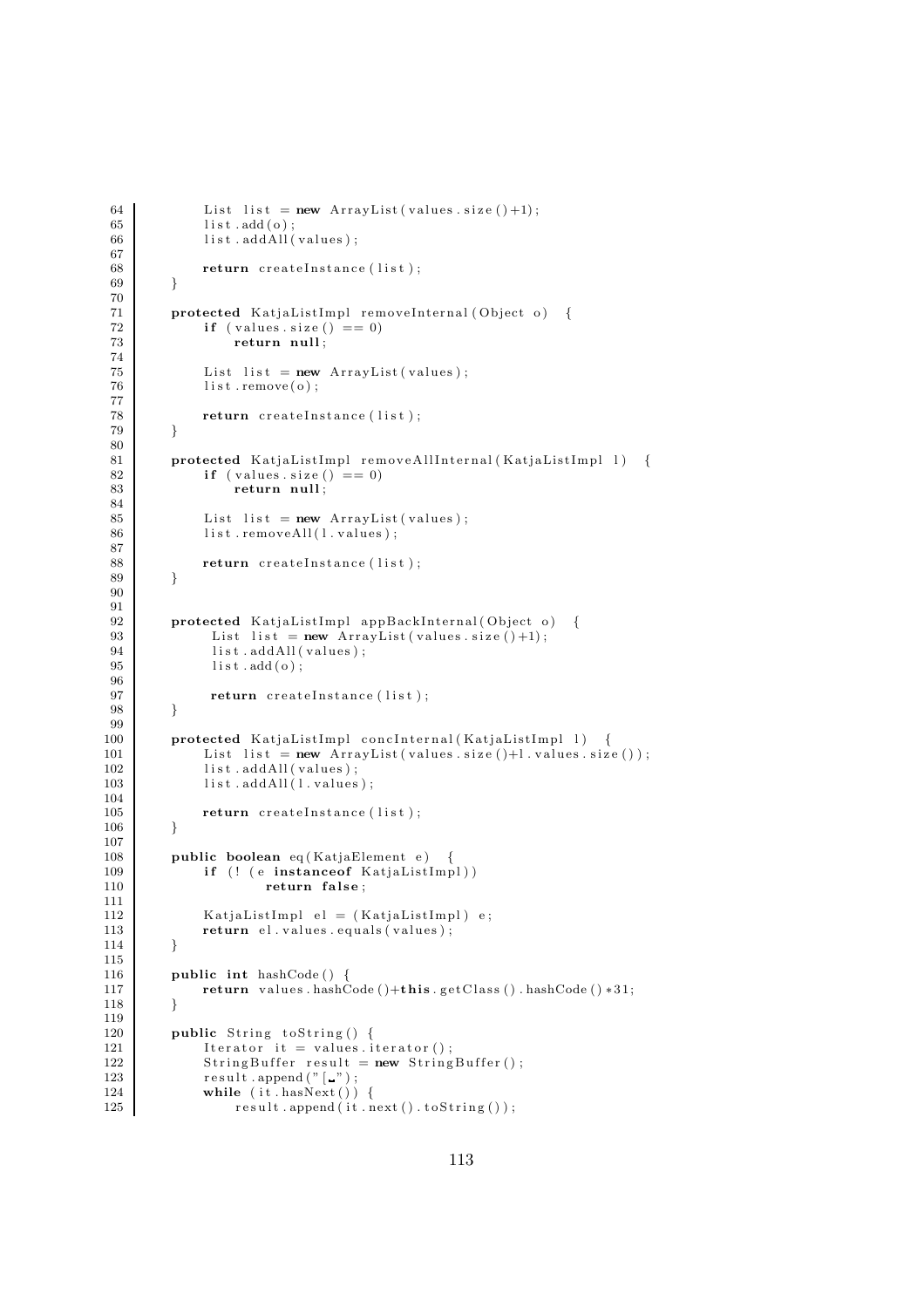```
64          List list = new ArrayList(values.size()+1);
65          list.add(o);
66          list.addAll(values);
67
68          return createInstance(list);
69      }
70
71      protected KatjaListImpl removeInternal(Object o) {
72          if (values.size() == 0)
73              return null;
74
75          List list = new ArrayList(values);
76          list.remove(o);
77
78          return createInstance(list);
79      }
80
81      protected KatjaListImpl removeAllInternal(KatjaListImpl l) {
82          if (values.size() == 0)
83              return null;
84
85          List list = new ArrayList(values);
86          list.removeAll(l.values);
87
88          return createInstance(list);
89      }
90
91
92      protected KatjaListImpl appBackInternal(Object o) {
93           List list = new ArrayList(values.size()+1);
94           list.addAll(values);
95           list.add(o);
96
97           return createInstance(list);
98      }
99
100     protected KatjaListImpl concInternal(KatjaListImpl l) {
101         List list = new ArrayList(values.size()+l.values.size());
102         list.addAll(values);
103         list.addAll(l.values);
104
105         return createInstance(list);
106     }
107
108     public boolean eq(KatjaElement e) {
109         if (! (e instanceof KatjaListImpl))
110                 return false;
111
112         KatjaListImpl el = (KatjaListImpl) e;
113         return el.values.equals(values);
114     }
115
116     public int hashCode() {
117         return values.hashCode()+this.getClass().hashCode()*31;
118     }
119
120     public String toString() {
121         Iterator it = values.iterator();
122         StringBuffer result = new StringBuffer();
123         result.append("[ ");
124         while (it.hasNext()) {
125             result.append(it.next().toString());
```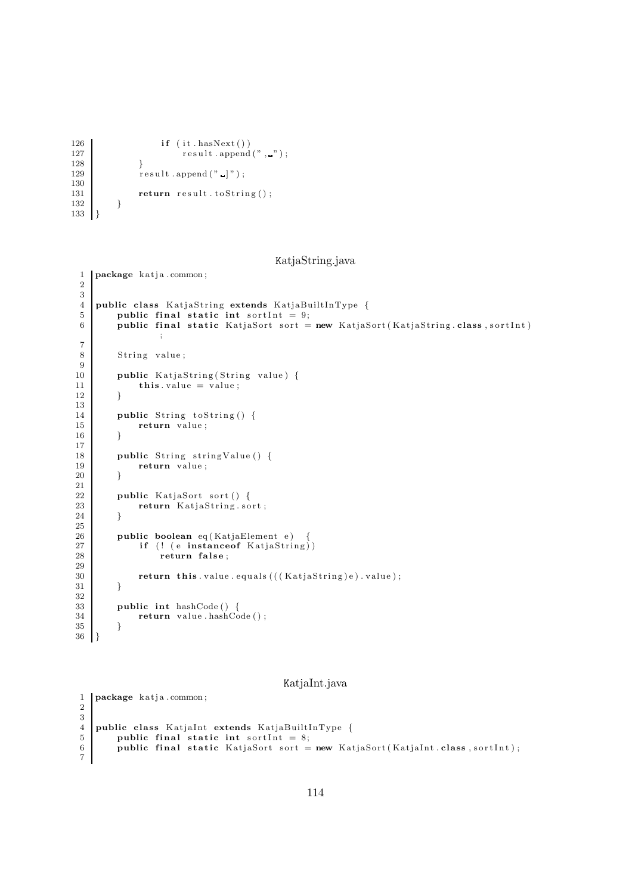```
            if (it.hasNext())
                result.append(", ");
        }
        result.append(" ]");

        return result.toString();
    }
}
```

KatjaString.java

```
package katja.common;


public class KatjaString extends KatjaBuiltInType {
    public final static int sortInt = 9;
    public final static KatjaSort sort = new KatjaSort(KatjaString.class, sortInt)
        ;

    String value;

    public KatjaString(String value) {
        this.value = value;
    }

    public String toString() {
        return value;
    }

    public String stringValue() {
        return value;
    }

    public KatjaSort sort() {
        return KatjaString.sort;
    }

    public boolean eq(KatjaElement e) {
        if (! (e instanceof KatjaString))
            return false;

        return this.value.equals(((KatjaString)e).value);
    }

    public int hashCode() {
        return value.hashCode();
    }
}
```

KatjaInt.java

```
package katja.common;


public class KatjaInt extends KatjaBuiltInType {
    public final static int sortInt = 8;
    public final static KatjaSort sort = new KatjaSort(KatjaInt.class, sortInt);

```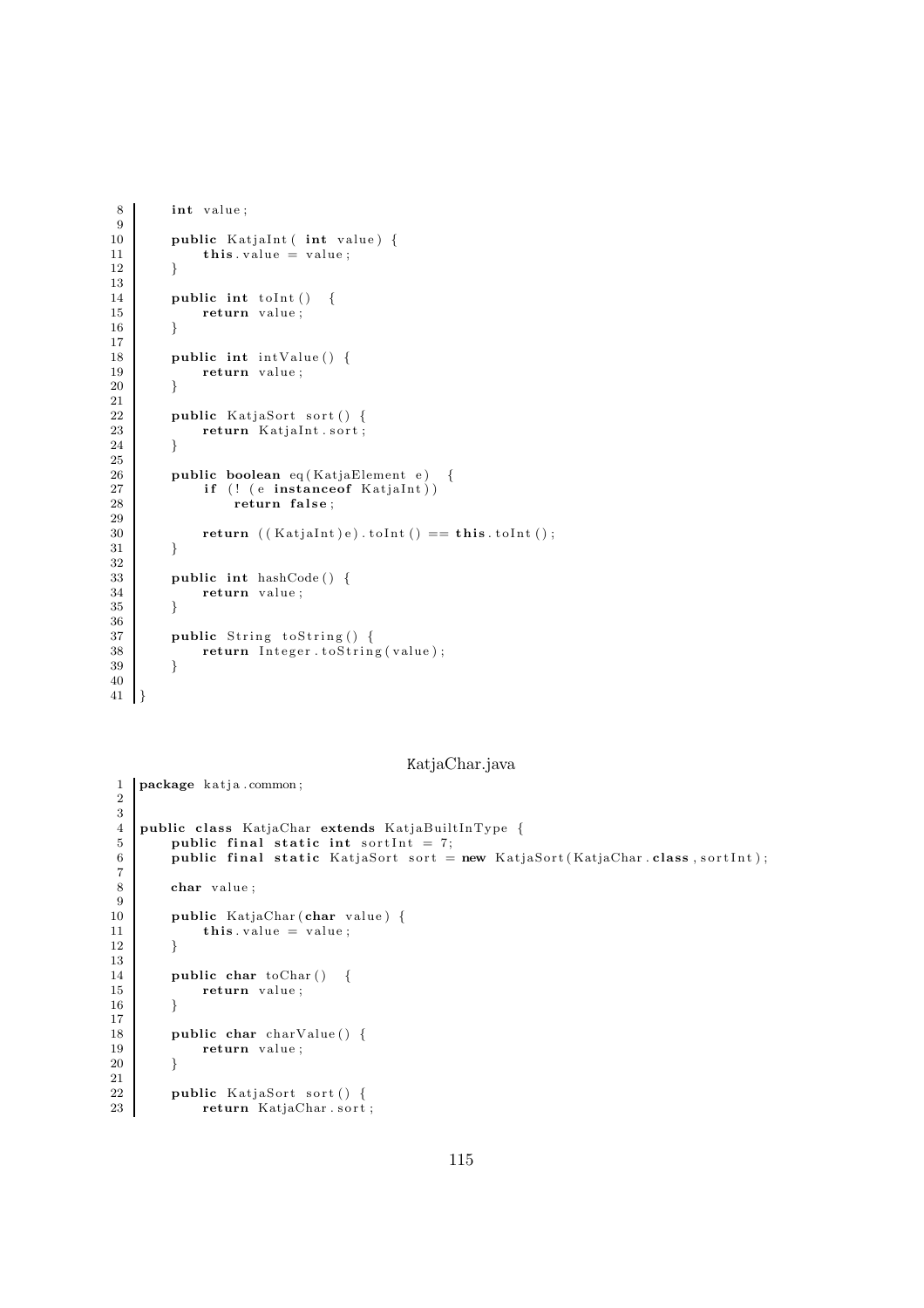```java
    int value;

    public KatjaInt( int value) {
        this.value = value;
    }

    public int toInt()  {
        return value;
    }

    public int intValue() {
        return value;
    }

    public KatjaSort sort() {
        return KatjaInt.sort;
    }

    public boolean eq(KatjaElement e)  {
        if (! (e instanceof KatjaInt))
            return false;

        return ((KatjaInt)e).toInt() == this.toInt();
    }

    public int hashCode() {
        return value;
    }

    public String toString() {
        return Integer.toString(value);
    }

}
```

KatjaChar.java

```java
package katja.common;


public class KatjaChar extends KatjaBuiltInType {
    public final static int sortInt = 7;
    public final static KatjaSort sort = new KatjaSort(KatjaChar.class, sortInt);

    char value;

    public KatjaChar(char value) {
        this.value = value;
    }

    public char toChar()  {
        return value;
    }

    public char charValue() {
        return value;
    }

    public KatjaSort sort() {
        return KatjaChar.sort;
```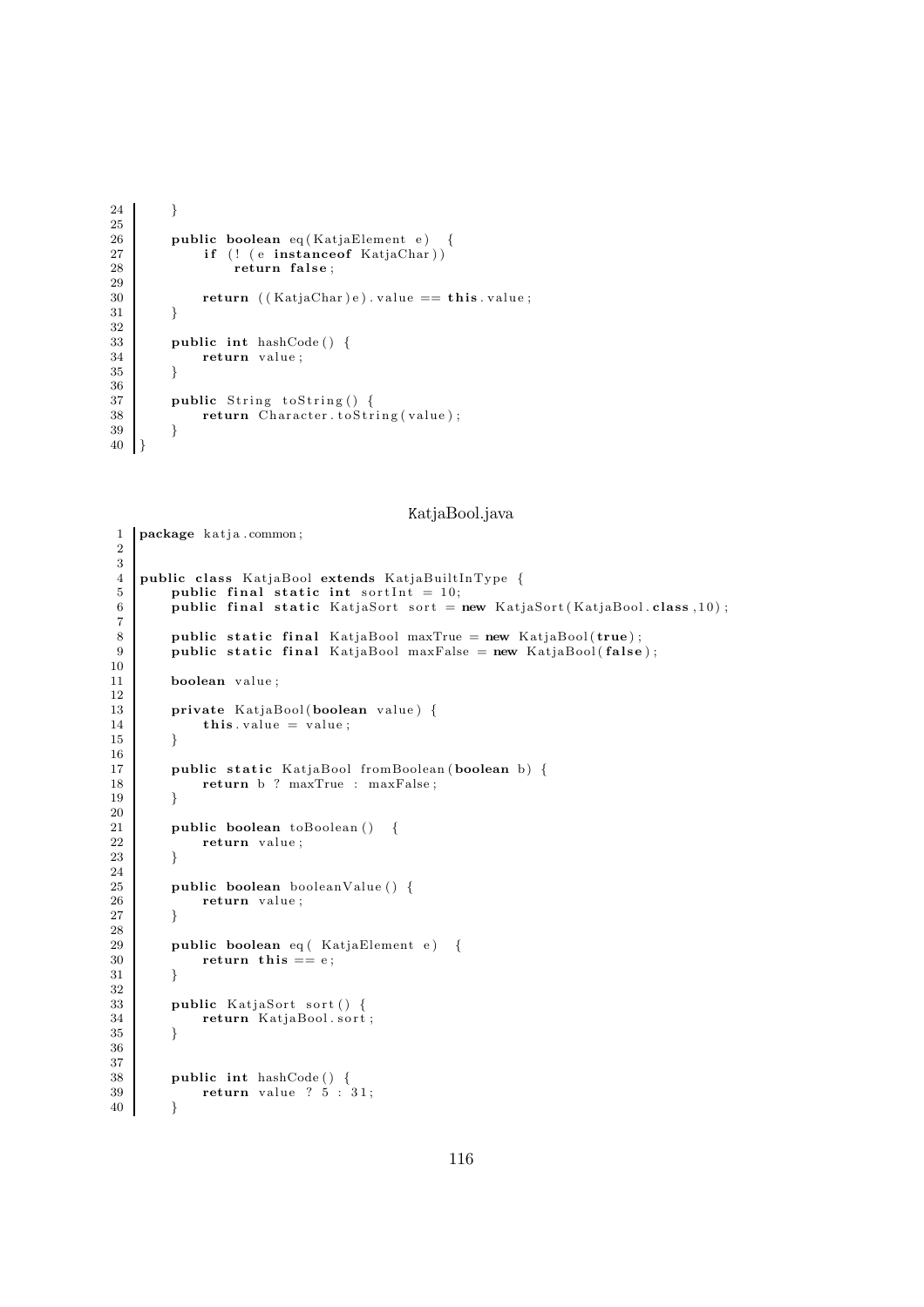```
24      }
25
26      public boolean eq(KatjaElement e)  {
27          if (! (e instanceof KatjaChar))
28              return false;
29
30          return ((KatjaChar)e).value == this.value;
31      }
32
33      public int hashCode() {
34          return value;
35      }
36
37      public String toString() {
38          return Character.toString(value);
39      }
40  }
```

KatjaBool.java

```
1   package katja.common;
2
3
4   public class KatjaBool extends KatjaBuiltInType {
5       public final static int sortInt = 10;
6       public final static KatjaSort sort = new KatjaSort(KatjaBool.class,10);
7
8       public static final KatjaBool maxTrue = new KatjaBool(true);
9       public static final KatjaBool maxFalse = new KatjaBool(false);
10
11      boolean value;
12
13      private KatjaBool(boolean value) {
14          this.value = value;
15      }
16
17      public static KatjaBool fromBoolean(boolean b) {
18          return b ? maxTrue : maxFalse;
19      }
20
21      public boolean toBoolean()  {
22          return value;
23      }
24
25      public boolean booleanValue() {
26          return value;
27      }
28
29      public boolean eq( KatjaElement e)  {
30          return this == e;
31      }
32
33      public KatjaSort sort() {
34          return KatjaBool.sort;
35      }
36
37
38      public int hashCode() {
39          return value ? 5 : 31;
40      }
```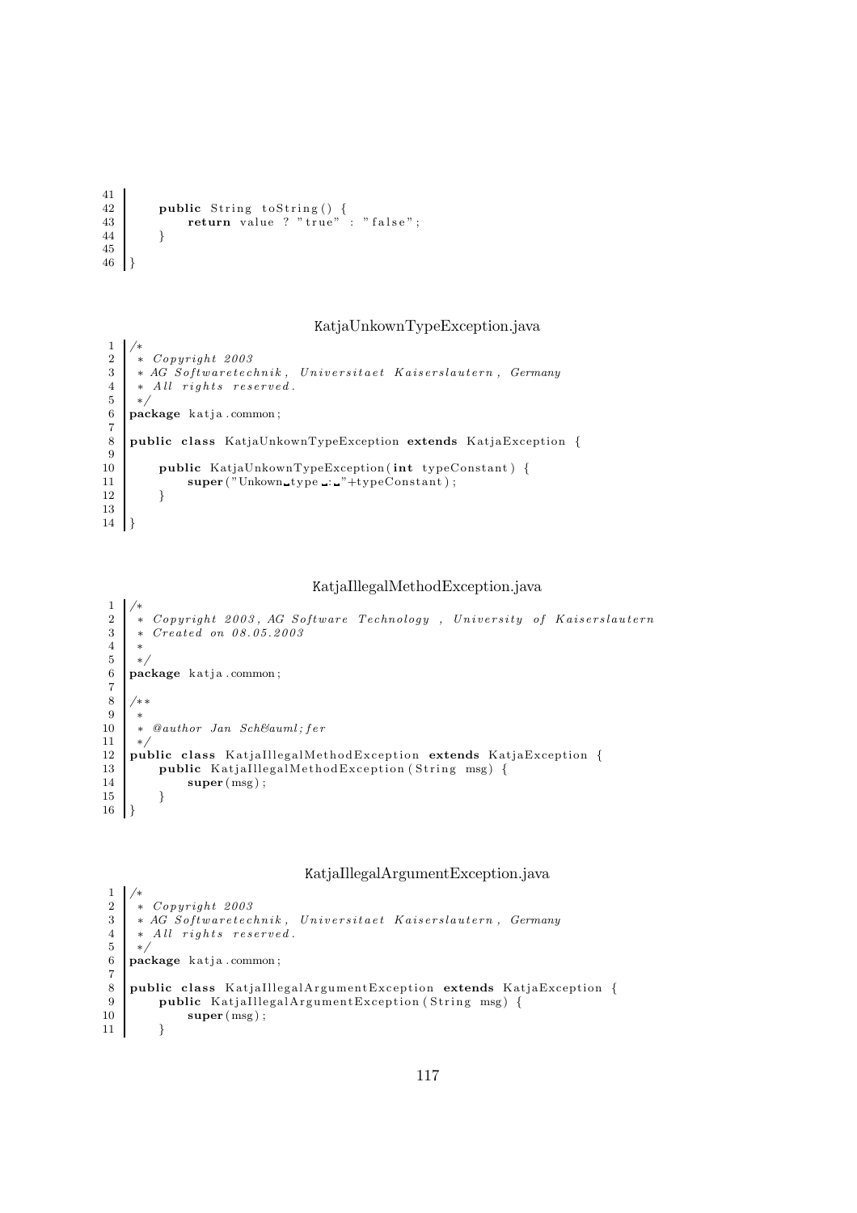```
    public String toString() {
        return value ? "true" : "false";
    }

}
```

KatjaUnkownTypeException.java

```
/*
 * Copyright 2003
 * AG Softwaretechnik, Universitaet Kaiserslautern, Germany
 * All rights reserved.
 */
package katja.common;

public class KatjaUnkownTypeException extends KatjaException {

    public KatjaUnkownTypeException(int typeConstant) {
        super("Unkown type : "+typeConstant);
    }

}
```

KatjaIllegalMethodException.java

```
/*
 * Copyright 2003, AG Software Technology , University of Kaiserslautern
 * Created on 08.05.2003
 *
 */
package katja.common;

/**
 *
 * @author Jan Sch&auml;fer
 */
public class KatjaIllegalMethodException extends KatjaException {
    public KatjaIllegalMethodException(String msg) {
        super(msg);
    }
}
```

KatjaIllegalArgumentException.java

```
/*
 * Copyright 2003
 * AG Softwaretechnik, Universitaet Kaiserslautern, Germany
 * All rights reserved.
 */
package katja.common;

public class KatjaIllegalArgumentException extends KatjaException {
    public KatjaIllegalArgumentException(String msg) {
        super(msg);
    }
```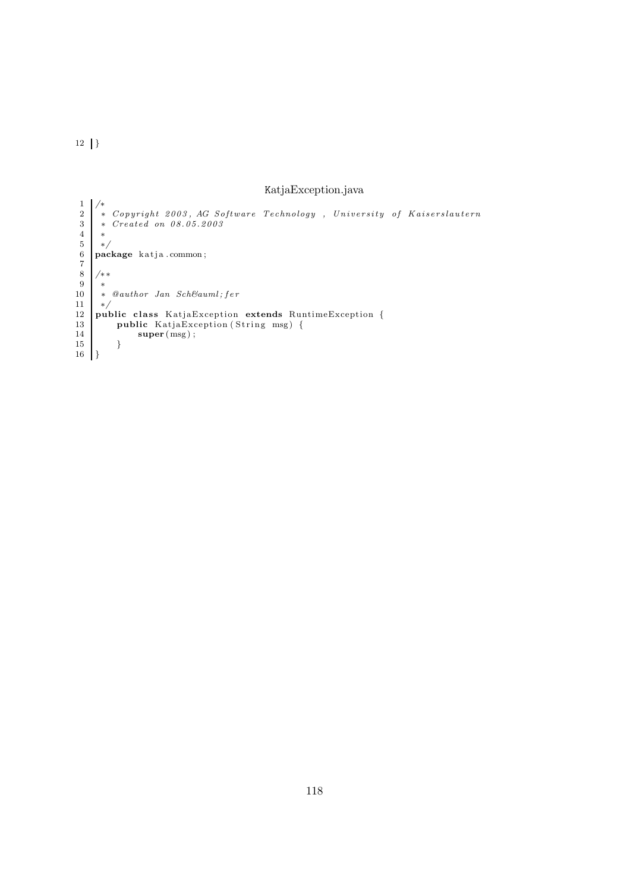```
12 }
```

KatjaException.java

```java
/*
 * Copyright 2003, AG Software Technology , University of Kaiserslautern
 * Created on 08.05.2003
 *
 */
package katja.common;

/**
 *
 * @author Jan Sch&auml;fer
 */
public class KatjaException extends RuntimeException {
    public KatjaException(String msg) {
        super(msg);
    }
}
```